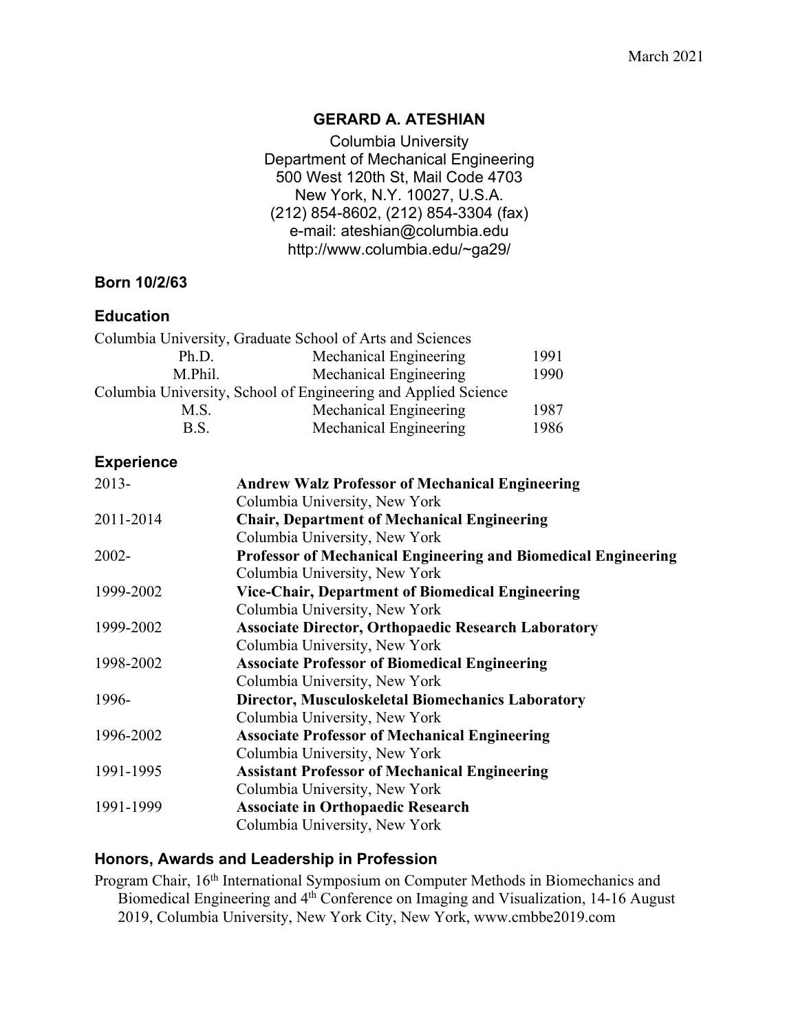March 2021

# GERARD A. ATESHIAN

Columbia University
Department of Mechanical Engineering
500 West 120th St, Mail Code 4703
New York, N.Y. 10027, U.S.A.
(212) 854-8602, (212) 854-3304 (fax)
e-mail: ateshian@columbia.edu
http://www.columbia.edu/~ga29/

**Born 10/2/63**

## Education

Columbia University, Graduate School of Arts and Sciences

| | | |
|---|---|---|
| Ph.D. | Mechanical Engineering | 1991 |
| M.Phil. | Mechanical Engineering | 1990 |

Columbia University, School of Engineering and Applied Science

| | | |
|---|---|---|
| M.S. | Mechanical Engineering | 1987 |
| B.S. | Mechanical Engineering | 1986 |

## Experience

| | |
|---|---|
| 2013- | **Andrew Walz Professor of Mechanical Engineering**<br>Columbia University, New York |
| 2011-2014 | **Chair, Department of Mechanical Engineering**<br>Columbia University, New York |
| 2002- | **Professor of Mechanical Engineering and Biomedical Engineering**<br>Columbia University, New York |
| 1999-2002 | **Vice-Chair, Department of Biomedical Engineering**<br>Columbia University, New York |
| 1999-2002 | **Associate Director, Orthopaedic Research Laboratory**<br>Columbia University, New York |
| 1998-2002 | **Associate Professor of Biomedical Engineering**<br>Columbia University, New York |
| 1996- | **Director, Musculoskeletal Biomechanics Laboratory**<br>Columbia University, New York |
| 1996-2002 | **Associate Professor of Mechanical Engineering**<br>Columbia University, New York |
| 1991-1995 | **Assistant Professor of Mechanical Engineering**<br>Columbia University, New York |
| 1991-1999 | **Associate in Orthopaedic Research**<br>Columbia University, New York |

## Honors, Awards and Leadership in Profession

Program Chair, 16th International Symposium on Computer Methods in Biomechanics and Biomedical Engineering and 4th Conference on Imaging and Visualization, 14-16 August 2019, Columbia University, New York City, New York, www.cmbbe2019.com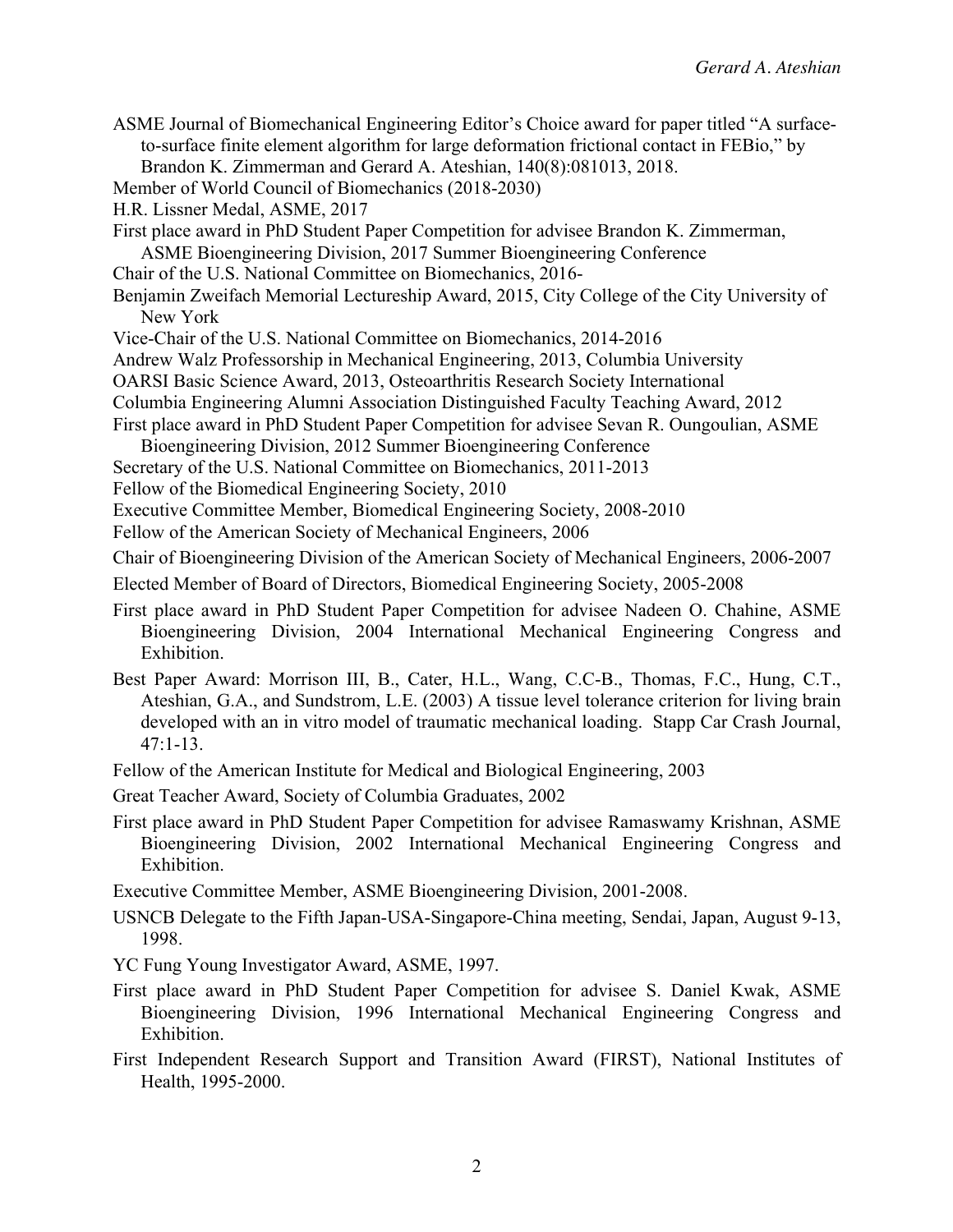ASME Journal of Biomechanical Engineering Editor's Choice award for paper titled "A surface-to-surface finite element algorithm for large deformation frictional contact in FEBio," by Brandon K. Zimmerman and Gerard A. Ateshian, 140(8):081013, 2018.

Member of World Council of Biomechanics (2018-2030)

H.R. Lissner Medal, ASME, 2017

First place award in PhD Student Paper Competition for advisee Brandon K. Zimmerman, ASME Bioengineering Division, 2017 Summer Bioengineering Conference

Chair of the U.S. National Committee on Biomechanics, 2016-

Benjamin Zweifach Memorial Lectureship Award, 2015, City College of the City University of New York

Vice-Chair of the U.S. National Committee on Biomechanics, 2014-2016

Andrew Walz Professorship in Mechanical Engineering, 2013, Columbia University

OARSI Basic Science Award, 2013, Osteoarthritis Research Society International

Columbia Engineering Alumni Association Distinguished Faculty Teaching Award, 2012

First place award in PhD Student Paper Competition for advisee Sevan R. Oungoulian, ASME Bioengineering Division, 2012 Summer Bioengineering Conference

Secretary of the U.S. National Committee on Biomechanics, 2011-2013

Fellow of the Biomedical Engineering Society, 2010

Executive Committee Member, Biomedical Engineering Society, 2008-2010

Fellow of the American Society of Mechanical Engineers, 2006

Chair of Bioengineering Division of the American Society of Mechanical Engineers, 2006-2007

Elected Member of Board of Directors, Biomedical Engineering Society, 2005-2008

First place award in PhD Student Paper Competition for advisee Nadeen O. Chahine, ASME Bioengineering Division, 2004 International Mechanical Engineering Congress and Exhibition.

Best Paper Award: Morrison III, B., Cater, H.L., Wang, C.C-B., Thomas, F.C., Hung, C.T., Ateshian, G.A., and Sundstrom, L.E. (2003) A tissue level tolerance criterion for living brain developed with an in vitro model of traumatic mechanical loading. Stapp Car Crash Journal, 47:1-13.

Fellow of the American Institute for Medical and Biological Engineering, 2003

Great Teacher Award, Society of Columbia Graduates, 2002

First place award in PhD Student Paper Competition for advisee Ramaswamy Krishnan, ASME Bioengineering Division, 2002 International Mechanical Engineering Congress and Exhibition.

Executive Committee Member, ASME Bioengineering Division, 2001-2008.

USNCB Delegate to the Fifth Japan-USA-Singapore-China meeting, Sendai, Japan, August 9-13, 1998.

YC Fung Young Investigator Award, ASME, 1997.

First place award in PhD Student Paper Competition for advisee S. Daniel Kwak, ASME Bioengineering Division, 1996 International Mechanical Engineering Congress and Exhibition.

First Independent Research Support and Transition Award (FIRST), National Institutes of Health, 1995-2000.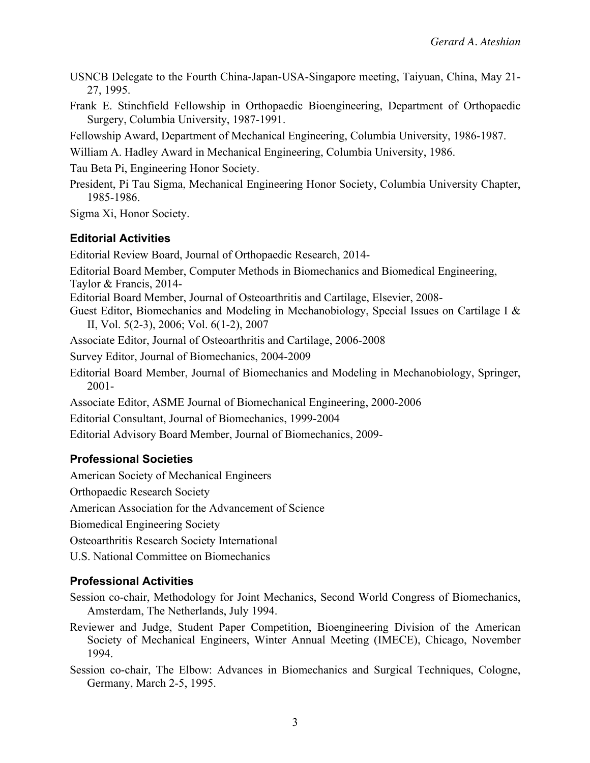USNCB Delegate to the Fourth China-Japan-USA-Singapore meeting, Taiyuan, China, May 21-27, 1995.

Frank E. Stinchfield Fellowship in Orthopaedic Bioengineering, Department of Orthopaedic Surgery, Columbia University, 1987-1991.

Fellowship Award, Department of Mechanical Engineering, Columbia University, 1986-1987.

William A. Hadley Award in Mechanical Engineering, Columbia University, 1986.

Tau Beta Pi, Engineering Honor Society.

President, Pi Tau Sigma, Mechanical Engineering Honor Society, Columbia University Chapter, 1985-1986.

Sigma Xi, Honor Society.

## Editorial Activities

Editorial Review Board, Journal of Orthopaedic Research, 2014-

Editorial Board Member, Computer Methods in Biomechanics and Biomedical Engineering, Taylor & Francis, 2014-

Editorial Board Member, Journal of Osteoarthritis and Cartilage, Elsevier, 2008-

Guest Editor, Biomechanics and Modeling in Mechanobiology, Special Issues on Cartilage I & II, Vol. 5(2-3), 2006; Vol. 6(1-2), 2007

Associate Editor, Journal of Osteoarthritis and Cartilage, 2006-2008

Survey Editor, Journal of Biomechanics, 2004-2009

Editorial Board Member, Journal of Biomechanics and Modeling in Mechanobiology, Springer, 2001-

Associate Editor, ASME Journal of Biomechanical Engineering, 2000-2006

Editorial Consultant, Journal of Biomechanics, 1999-2004

Editorial Advisory Board Member, Journal of Biomechanics, 2009-

## Professional Societies

American Society of Mechanical Engineers

Orthopaedic Research Society

American Association for the Advancement of Science

Biomedical Engineering Society

Osteoarthritis Research Society International

U.S. National Committee on Biomechanics

## Professional Activities

Session co-chair, Methodology for Joint Mechanics, Second World Congress of Biomechanics, Amsterdam, The Netherlands, July 1994.

Reviewer and Judge, Student Paper Competition, Bioengineering Division of the American Society of Mechanical Engineers, Winter Annual Meeting (IMECE), Chicago, November 1994.

Session co-chair, The Elbow: Advances in Biomechanics and Surgical Techniques, Cologne, Germany, March 2-5, 1995.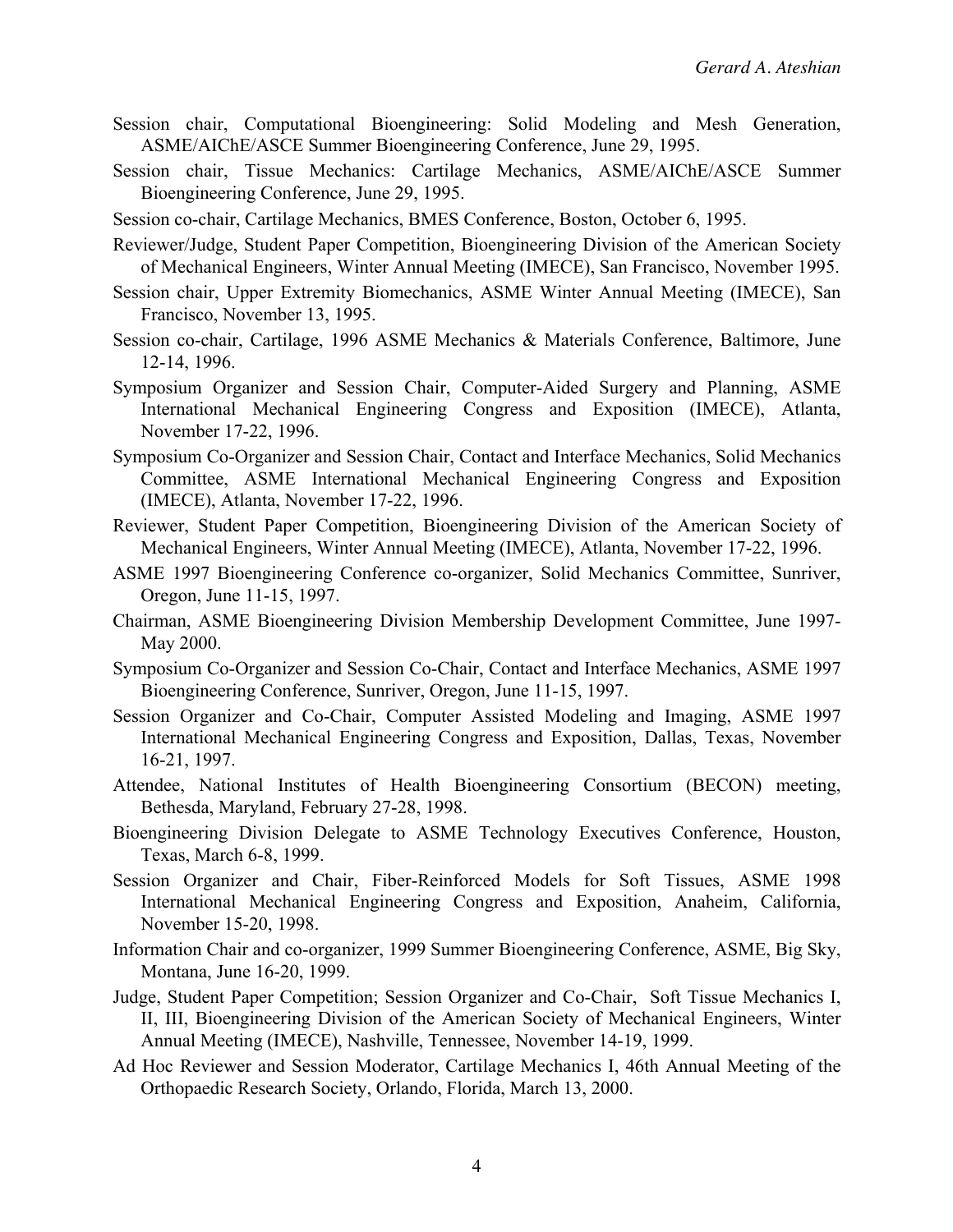Session chair, Computational Bioengineering: Solid Modeling and Mesh Generation, ASME/AIChE/ASCE Summer Bioengineering Conference, June 29, 1995.

Session chair, Tissue Mechanics: Cartilage Mechanics, ASME/AIChE/ASCE Summer Bioengineering Conference, June 29, 1995.

Session co-chair, Cartilage Mechanics, BMES Conference, Boston, October 6, 1995.

Reviewer/Judge, Student Paper Competition, Bioengineering Division of the American Society of Mechanical Engineers, Winter Annual Meeting (IMECE), San Francisco, November 1995.

Session chair, Upper Extremity Biomechanics, ASME Winter Annual Meeting (IMECE), San Francisco, November 13, 1995.

Session co-chair, Cartilage, 1996 ASME Mechanics & Materials Conference, Baltimore, June 12-14, 1996.

Symposium Organizer and Session Chair, Computer-Aided Surgery and Planning, ASME International Mechanical Engineering Congress and Exposition (IMECE), Atlanta, November 17-22, 1996.

Symposium Co-Organizer and Session Chair, Contact and Interface Mechanics, Solid Mechanics Committee, ASME International Mechanical Engineering Congress and Exposition (IMECE), Atlanta, November 17-22, 1996.

Reviewer, Student Paper Competition, Bioengineering Division of the American Society of Mechanical Engineers, Winter Annual Meeting (IMECE), Atlanta, November 17-22, 1996.

ASME 1997 Bioengineering Conference co-organizer, Solid Mechanics Committee, Sunriver, Oregon, June 11-15, 1997.

Chairman, ASME Bioengineering Division Membership Development Committee, June 1997-May 2000.

Symposium Co-Organizer and Session Co-Chair, Contact and Interface Mechanics, ASME 1997 Bioengineering Conference, Sunriver, Oregon, June 11-15, 1997.

Session Organizer and Co-Chair, Computer Assisted Modeling and Imaging, ASME 1997 International Mechanical Engineering Congress and Exposition, Dallas, Texas, November 16-21, 1997.

Attendee, National Institutes of Health Bioengineering Consortium (BECON) meeting, Bethesda, Maryland, February 27-28, 1998.

Bioengineering Division Delegate to ASME Technology Executives Conference, Houston, Texas, March 6-8, 1999.

Session Organizer and Chair, Fiber-Reinforced Models for Soft Tissues, ASME 1998 International Mechanical Engineering Congress and Exposition, Anaheim, California, November 15-20, 1998.

Information Chair and co-organizer, 1999 Summer Bioengineering Conference, ASME, Big Sky, Montana, June 16-20, 1999.

Judge, Student Paper Competition; Session Organizer and Co-Chair, Soft Tissue Mechanics I, II, III, Bioengineering Division of the American Society of Mechanical Engineers, Winter Annual Meeting (IMECE), Nashville, Tennessee, November 14-19, 1999.

Ad Hoc Reviewer and Session Moderator, Cartilage Mechanics I, 46th Annual Meeting of the Orthopaedic Research Society, Orlando, Florida, March 13, 2000.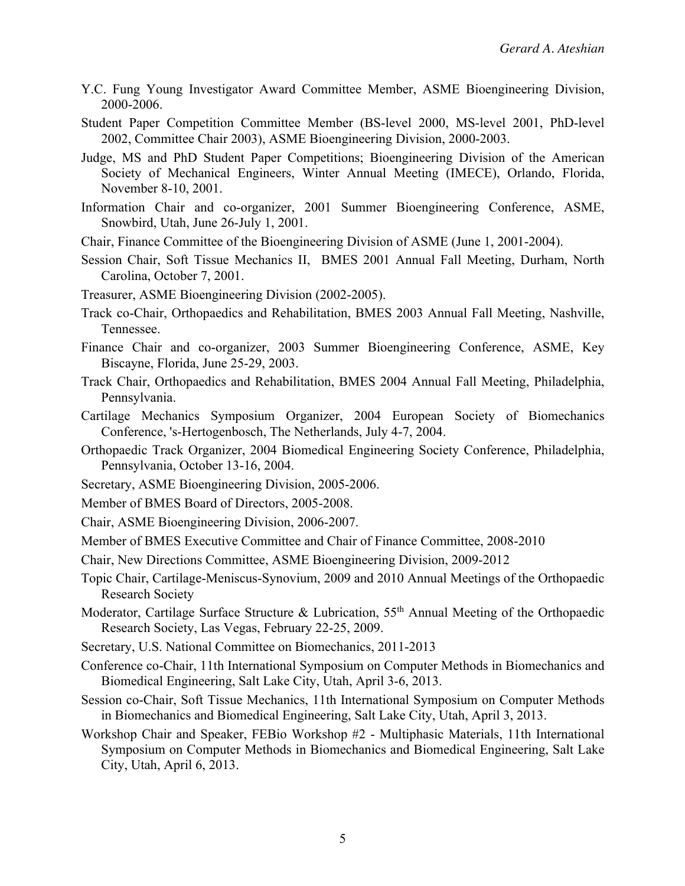Y.C. Fung Young Investigator Award Committee Member, ASME Bioengineering Division, 2000-2006.

Student Paper Competition Committee Member (BS-level 2000, MS-level 2001, PhD-level 2002, Committee Chair 2003), ASME Bioengineering Division, 2000-2003.

Judge, MS and PhD Student Paper Competitions; Bioengineering Division of the American Society of Mechanical Engineers, Winter Annual Meeting (IMECE), Orlando, Florida, November 8-10, 2001.

Information Chair and co-organizer, 2001 Summer Bioengineering Conference, ASME, Snowbird, Utah, June 26-July 1, 2001.

Chair, Finance Committee of the Bioengineering Division of ASME (June 1, 2001-2004).

Session Chair, Soft Tissue Mechanics II, BMES 2001 Annual Fall Meeting, Durham, North Carolina, October 7, 2001.

Treasurer, ASME Bioengineering Division (2002-2005).

Track co-Chair, Orthopaedics and Rehabilitation, BMES 2003 Annual Fall Meeting, Nashville, Tennessee.

Finance Chair and co-organizer, 2003 Summer Bioengineering Conference, ASME, Key Biscayne, Florida, June 25-29, 2003.

Track Chair, Orthopaedics and Rehabilitation, BMES 2004 Annual Fall Meeting, Philadelphia, Pennsylvania.

Cartilage Mechanics Symposium Organizer, 2004 European Society of Biomechanics Conference, 's-Hertogenbosch, The Netherlands, July 4-7, 2004.

Orthopaedic Track Organizer, 2004 Biomedical Engineering Society Conference, Philadelphia, Pennsylvania, October 13-16, 2004.

Secretary, ASME Bioengineering Division, 2005-2006.

Member of BMES Board of Directors, 2005-2008.

Chair, ASME Bioengineering Division, 2006-2007.

Member of BMES Executive Committee and Chair of Finance Committee, 2008-2010

Chair, New Directions Committee, ASME Bioengineering Division, 2009-2012

Topic Chair, Cartilage-Meniscus-Synovium, 2009 and 2010 Annual Meetings of the Orthopaedic Research Society

Moderator, Cartilage Surface Structure & Lubrication, 55th Annual Meeting of the Orthopaedic Research Society, Las Vegas, February 22-25, 2009.

Secretary, U.S. National Committee on Biomechanics, 2011-2013

Conference co-Chair, 11th International Symposium on Computer Methods in Biomechanics and Biomedical Engineering, Salt Lake City, Utah, April 3-6, 2013.

Session co-Chair, Soft Tissue Mechanics, 11th International Symposium on Computer Methods in Biomechanics and Biomedical Engineering, Salt Lake City, Utah, April 3, 2013.

Workshop Chair and Speaker, FEBio Workshop #2 - Multiphasic Materials, 11th International Symposium on Computer Methods in Biomechanics and Biomedical Engineering, Salt Lake City, Utah, April 6, 2013.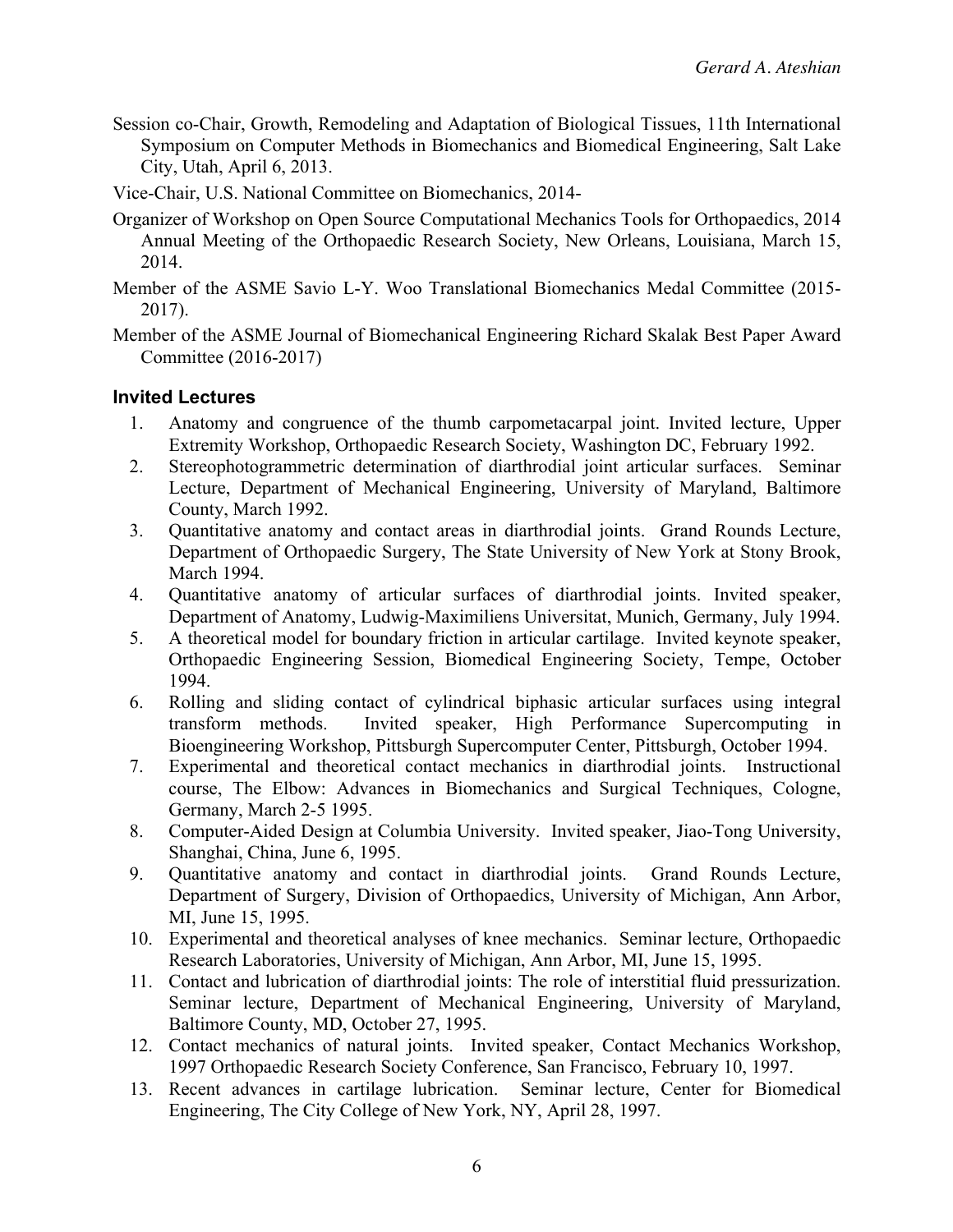Session co-Chair, Growth, Remodeling and Adaptation of Biological Tissues, 11th International Symposium on Computer Methods in Biomechanics and Biomedical Engineering, Salt Lake City, Utah, April 6, 2013.

Vice-Chair, U.S. National Committee on Biomechanics, 2014-

Organizer of Workshop on Open Source Computational Mechanics Tools for Orthopaedics, 2014 Annual Meeting of the Orthopaedic Research Society, New Orleans, Louisiana, March 15, 2014.

Member of the ASME Savio L-Y. Woo Translational Biomechanics Medal Committee (2015-2017).

Member of the ASME Journal of Biomechanical Engineering Richard Skalak Best Paper Award Committee (2016-2017)

## Invited Lectures

1. Anatomy and congruence of the thumb carpometacarpal joint. Invited lecture, Upper Extremity Workshop, Orthopaedic Research Society, Washington DC, February 1992.
2. Stereophotogrammetric determination of diarthrodial joint articular surfaces. Seminar Lecture, Department of Mechanical Engineering, University of Maryland, Baltimore County, March 1992.
3. Quantitative anatomy and contact areas in diarthrodial joints. Grand Rounds Lecture, Department of Orthopaedic Surgery, The State University of New York at Stony Brook, March 1994.
4. Quantitative anatomy of articular surfaces of diarthrodial joints. Invited speaker, Department of Anatomy, Ludwig-Maximiliens Universitat, Munich, Germany, July 1994.
5. A theoretical model for boundary friction in articular cartilage. Invited keynote speaker, Orthopaedic Engineering Session, Biomedical Engineering Society, Tempe, October 1994.
6. Rolling and sliding contact of cylindrical biphasic articular surfaces using integral transform methods. Invited speaker, High Performance Supercomputing in Bioengineering Workshop, Pittsburgh Supercomputer Center, Pittsburgh, October 1994.
7. Experimental and theoretical contact mechanics in diarthrodial joints. Instructional course, The Elbow: Advances in Biomechanics and Surgical Techniques, Cologne, Germany, March 2-5 1995.
8. Computer-Aided Design at Columbia University. Invited speaker, Jiao-Tong University, Shanghai, China, June 6, 1995.
9. Quantitative anatomy and contact in diarthrodial joints. Grand Rounds Lecture, Department of Surgery, Division of Orthopaedics, University of Michigan, Ann Arbor, MI, June 15, 1995.
10. Experimental and theoretical analyses of knee mechanics. Seminar lecture, Orthopaedic Research Laboratories, University of Michigan, Ann Arbor, MI, June 15, 1995.
11. Contact and lubrication of diarthrodial joints: The role of interstitial fluid pressurization. Seminar lecture, Department of Mechanical Engineering, University of Maryland, Baltimore County, MD, October 27, 1995.
12. Contact mechanics of natural joints. Invited speaker, Contact Mechanics Workshop, 1997 Orthopaedic Research Society Conference, San Francisco, February 10, 1997.
13. Recent advances in cartilage lubrication. Seminar lecture, Center for Biomedical Engineering, The City College of New York, NY, April 28, 1997.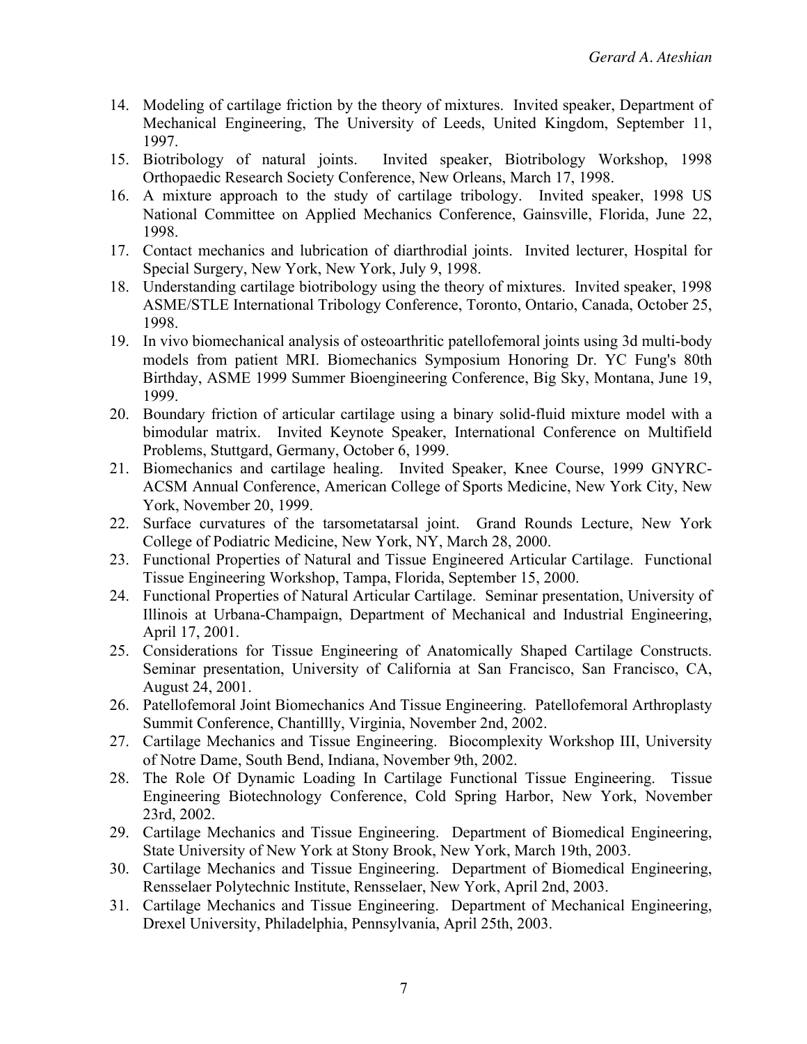14. Modeling of cartilage friction by the theory of mixtures. Invited speaker, Department of Mechanical Engineering, The University of Leeds, United Kingdom, September 11, 1997.
15. Biotribology of natural joints. Invited speaker, Biotribology Workshop, 1998 Orthopaedic Research Society Conference, New Orleans, March 17, 1998.
16. A mixture approach to the study of cartilage tribology. Invited speaker, 1998 US National Committee on Applied Mechanics Conference, Gainsville, Florida, June 22, 1998.
17. Contact mechanics and lubrication of diarthrodial joints. Invited lecturer, Hospital for Special Surgery, New York, New York, July 9, 1998.
18. Understanding cartilage biotribology using the theory of mixtures. Invited speaker, 1998 ASME/STLE International Tribology Conference, Toronto, Ontario, Canada, October 25, 1998.
19. In vivo biomechanical analysis of osteoarthritic patellofemoral joints using 3d multi-body models from patient MRI. Biomechanics Symposium Honoring Dr. YC Fung's 80th Birthday, ASME 1999 Summer Bioengineering Conference, Big Sky, Montana, June 19, 1999.
20. Boundary friction of articular cartilage using a binary solid-fluid mixture model with a bimodular matrix. Invited Keynote Speaker, International Conference on Multifield Problems, Stuttgard, Germany, October 6, 1999.
21. Biomechanics and cartilage healing. Invited Speaker, Knee Course, 1999 GNYRC-ACSM Annual Conference, American College of Sports Medicine, New York City, New York, November 20, 1999.
22. Surface curvatures of the tarsometatarsal joint. Grand Rounds Lecture, New York College of Podiatric Medicine, New York, NY, March 28, 2000.
23. Functional Properties of Natural and Tissue Engineered Articular Cartilage. Functional Tissue Engineering Workshop, Tampa, Florida, September 15, 2000.
24. Functional Properties of Natural Articular Cartilage. Seminar presentation, University of Illinois at Urbana-Champaign, Department of Mechanical and Industrial Engineering, April 17, 2001.
25. Considerations for Tissue Engineering of Anatomically Shaped Cartilage Constructs. Seminar presentation, University of California at San Francisco, San Francisco, CA, August 24, 2001.
26. Patellofemoral Joint Biomechanics And Tissue Engineering. Patellofemoral Arthroplasty Summit Conference, Chantillly, Virginia, November 2nd, 2002.
27. Cartilage Mechanics and Tissue Engineering. Biocomplexity Workshop III, University of Notre Dame, South Bend, Indiana, November 9th, 2002.
28. The Role Of Dynamic Loading In Cartilage Functional Tissue Engineering. Tissue Engineering Biotechnology Conference, Cold Spring Harbor, New York, November 23rd, 2002.
29. Cartilage Mechanics and Tissue Engineering. Department of Biomedical Engineering, State University of New York at Stony Brook, New York, March 19th, 2003.
30. Cartilage Mechanics and Tissue Engineering. Department of Biomedical Engineering, Rensselaer Polytechnic Institute, Rensselaer, New York, April 2nd, 2003.
31. Cartilage Mechanics and Tissue Engineering. Department of Mechanical Engineering, Drexel University, Philadelphia, Pennsylvania, April 25th, 2003.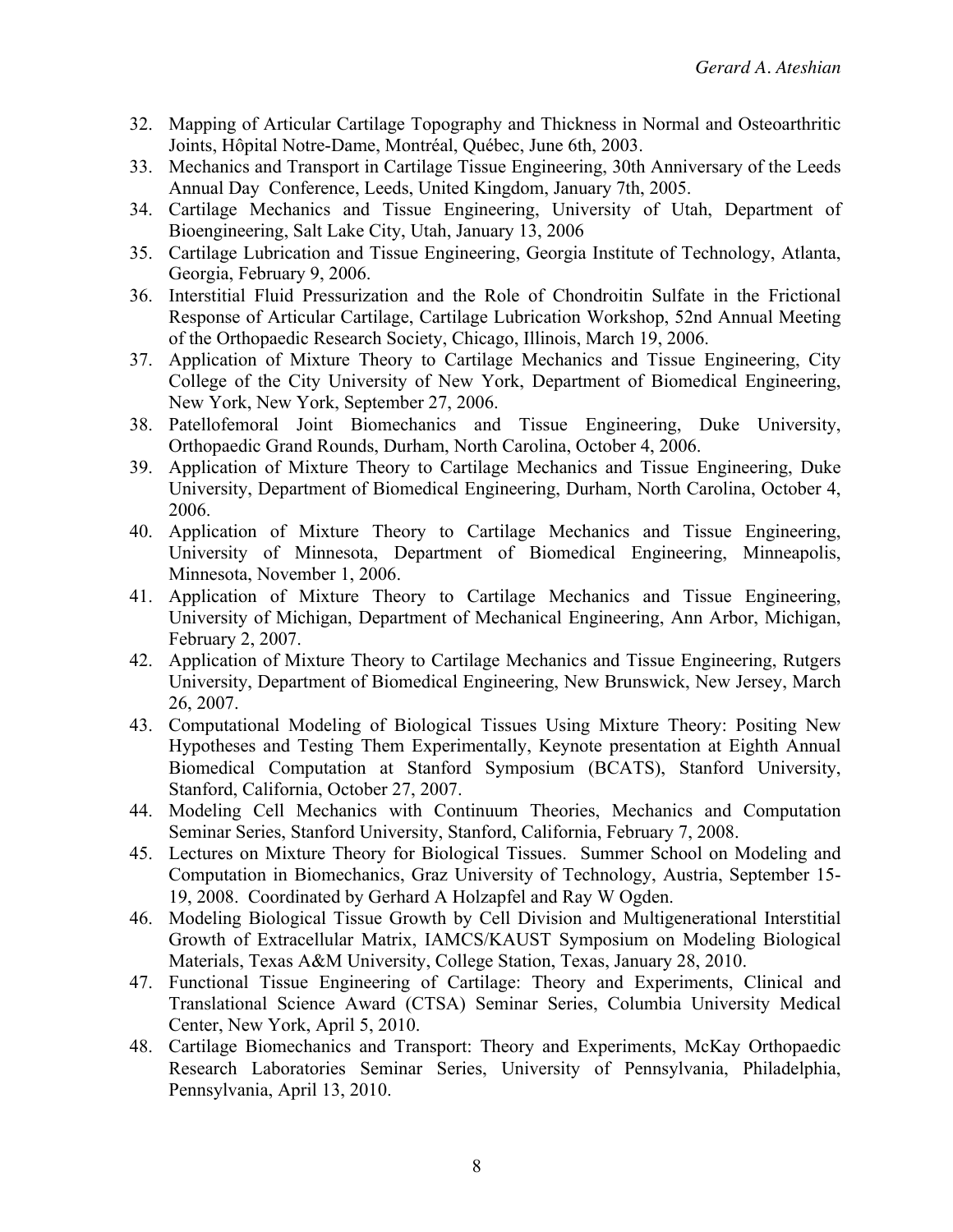32. Mapping of Articular Cartilage Topography and Thickness in Normal and Osteoarthritic Joints, Hôpital Notre-Dame, Montréal, Québec, June 6th, 2003.
33. Mechanics and Transport in Cartilage Tissue Engineering, 30th Anniversary of the Leeds Annual Day Conference, Leeds, United Kingdom, January 7th, 2005.
34. Cartilage Mechanics and Tissue Engineering, University of Utah, Department of Bioengineering, Salt Lake City, Utah, January 13, 2006
35. Cartilage Lubrication and Tissue Engineering, Georgia Institute of Technology, Atlanta, Georgia, February 9, 2006.
36. Interstitial Fluid Pressurization and the Role of Chondroitin Sulfate in the Frictional Response of Articular Cartilage, Cartilage Lubrication Workshop, 52nd Annual Meeting of the Orthopaedic Research Society, Chicago, Illinois, March 19, 2006.
37. Application of Mixture Theory to Cartilage Mechanics and Tissue Engineering, City College of the City University of New York, Department of Biomedical Engineering, New York, New York, September 27, 2006.
38. Patellofemoral Joint Biomechanics and Tissue Engineering, Duke University, Orthopaedic Grand Rounds, Durham, North Carolina, October 4, 2006.
39. Application of Mixture Theory to Cartilage Mechanics and Tissue Engineering, Duke University, Department of Biomedical Engineering, Durham, North Carolina, October 4, 2006.
40. Application of Mixture Theory to Cartilage Mechanics and Tissue Engineering, University of Minnesota, Department of Biomedical Engineering, Minneapolis, Minnesota, November 1, 2006.
41. Application of Mixture Theory to Cartilage Mechanics and Tissue Engineering, University of Michigan, Department of Mechanical Engineering, Ann Arbor, Michigan, February 2, 2007.
42. Application of Mixture Theory to Cartilage Mechanics and Tissue Engineering, Rutgers University, Department of Biomedical Engineering, New Brunswick, New Jersey, March 26, 2007.
43. Computational Modeling of Biological Tissues Using Mixture Theory: Positing New Hypotheses and Testing Them Experimentally, Keynote presentation at Eighth Annual Biomedical Computation at Stanford Symposium (BCATS), Stanford University, Stanford, California, October 27, 2007.
44. Modeling Cell Mechanics with Continuum Theories, Mechanics and Computation Seminar Series, Stanford University, Stanford, California, February 7, 2008.
45. Lectures on Mixture Theory for Biological Tissues. Summer School on Modeling and Computation in Biomechanics, Graz University of Technology, Austria, September 15-19, 2008. Coordinated by Gerhard A Holzapfel and Ray W Ogden.
46. Modeling Biological Tissue Growth by Cell Division and Multigenerational Interstitial Growth of Extracellular Matrix, IAMCS/KAUST Symposium on Modeling Biological Materials, Texas A&M University, College Station, Texas, January 28, 2010.
47. Functional Tissue Engineering of Cartilage: Theory and Experiments, Clinical and Translational Science Award (CTSA) Seminar Series, Columbia University Medical Center, New York, April 5, 2010.
48. Cartilage Biomechanics and Transport: Theory and Experiments, McKay Orthopaedic Research Laboratories Seminar Series, University of Pennsylvania, Philadelphia, Pennsylvania, April 13, 2010.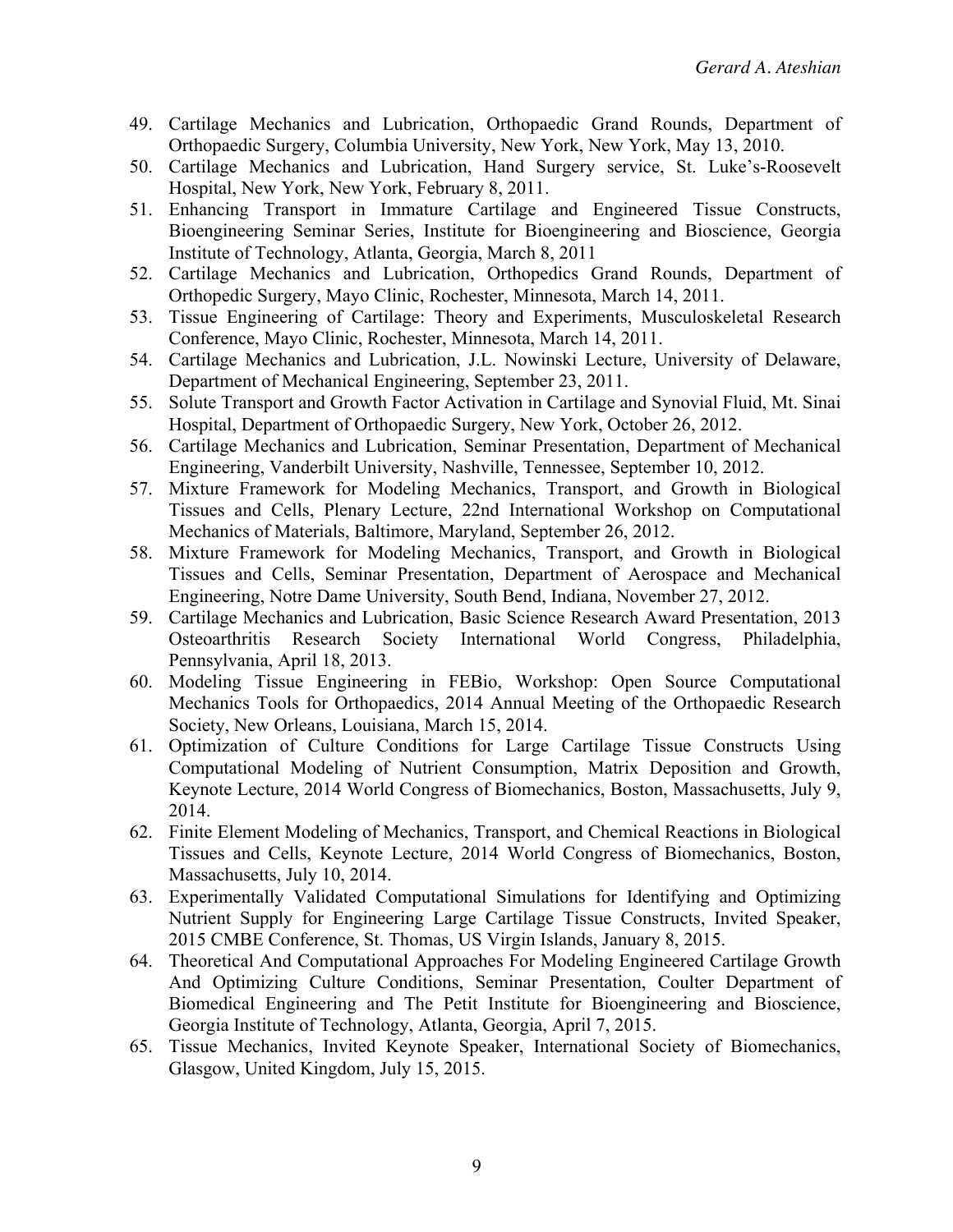49. Cartilage Mechanics and Lubrication, Orthopaedic Grand Rounds, Department of Orthopaedic Surgery, Columbia University, New York, New York, May 13, 2010.
50. Cartilage Mechanics and Lubrication, Hand Surgery service, St. Luke's-Roosevelt Hospital, New York, New York, February 8, 2011.
51. Enhancing Transport in Immature Cartilage and Engineered Tissue Constructs, Bioengineering Seminar Series, Institute for Bioengineering and Bioscience, Georgia Institute of Technology, Atlanta, Georgia, March 8, 2011
52. Cartilage Mechanics and Lubrication, Orthopedics Grand Rounds, Department of Orthopedic Surgery, Mayo Clinic, Rochester, Minnesota, March 14, 2011.
53. Tissue Engineering of Cartilage: Theory and Experiments, Musculoskeletal Research Conference, Mayo Clinic, Rochester, Minnesota, March 14, 2011.
54. Cartilage Mechanics and Lubrication, J.L. Nowinski Lecture, University of Delaware, Department of Mechanical Engineering, September 23, 2011.
55. Solute Transport and Growth Factor Activation in Cartilage and Synovial Fluid, Mt. Sinai Hospital, Department of Orthopaedic Surgery, New York, October 26, 2012.
56. Cartilage Mechanics and Lubrication, Seminar Presentation, Department of Mechanical Engineering, Vanderbilt University, Nashville, Tennessee, September 10, 2012.
57. Mixture Framework for Modeling Mechanics, Transport, and Growth in Biological Tissues and Cells, Plenary Lecture, 22nd International Workshop on Computational Mechanics of Materials, Baltimore, Maryland, September 26, 2012.
58. Mixture Framework for Modeling Mechanics, Transport, and Growth in Biological Tissues and Cells, Seminar Presentation, Department of Aerospace and Mechanical Engineering, Notre Dame University, South Bend, Indiana, November 27, 2012.
59. Cartilage Mechanics and Lubrication, Basic Science Research Award Presentation, 2013 Osteoarthritis Research Society International World Congress, Philadelphia, Pennsylvania, April 18, 2013.
60. Modeling Tissue Engineering in FEBio, Workshop: Open Source Computational Mechanics Tools for Orthopaedics, 2014 Annual Meeting of the Orthopaedic Research Society, New Orleans, Louisiana, March 15, 2014.
61. Optimization of Culture Conditions for Large Cartilage Tissue Constructs Using Computational Modeling of Nutrient Consumption, Matrix Deposition and Growth, Keynote Lecture, 2014 World Congress of Biomechanics, Boston, Massachusetts, July 9, 2014.
62. Finite Element Modeling of Mechanics, Transport, and Chemical Reactions in Biological Tissues and Cells, Keynote Lecture, 2014 World Congress of Biomechanics, Boston, Massachusetts, July 10, 2014.
63. Experimentally Validated Computational Simulations for Identifying and Optimizing Nutrient Supply for Engineering Large Cartilage Tissue Constructs, Invited Speaker, 2015 CMBE Conference, St. Thomas, US Virgin Islands, January 8, 2015.
64. Theoretical And Computational Approaches For Modeling Engineered Cartilage Growth And Optimizing Culture Conditions, Seminar Presentation, Coulter Department of Biomedical Engineering and The Petit Institute for Bioengineering and Bioscience, Georgia Institute of Technology, Atlanta, Georgia, April 7, 2015.
65. Tissue Mechanics, Invited Keynote Speaker, International Society of Biomechanics, Glasgow, United Kingdom, July 15, 2015.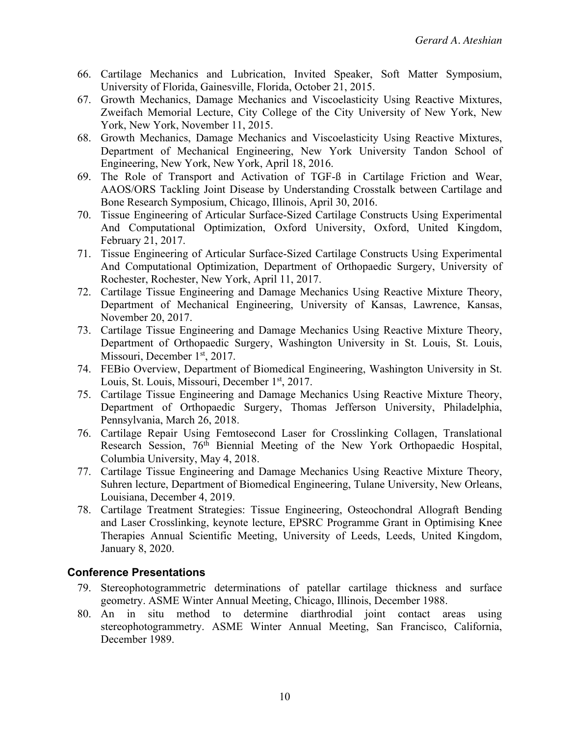66. Cartilage Mechanics and Lubrication, Invited Speaker, Soft Matter Symposium, University of Florida, Gainesville, Florida, October 21, 2015.
67. Growth Mechanics, Damage Mechanics and Viscoelasticity Using Reactive Mixtures, Zweifach Memorial Lecture, City College of the City University of New York, New York, New York, November 11, 2015.
68. Growth Mechanics, Damage Mechanics and Viscoelasticity Using Reactive Mixtures, Department of Mechanical Engineering, New York University Tandon School of Engineering, New York, New York, April 18, 2016.
69. The Role of Transport and Activation of TGF-ß in Cartilage Friction and Wear, AAOS/ORS Tackling Joint Disease by Understanding Crosstalk between Cartilage and Bone Research Symposium, Chicago, Illinois, April 30, 2016.
70. Tissue Engineering of Articular Surface-Sized Cartilage Constructs Using Experimental And Computational Optimization, Oxford University, Oxford, United Kingdom, February 21, 2017.
71. Tissue Engineering of Articular Surface-Sized Cartilage Constructs Using Experimental And Computational Optimization, Department of Orthopaedic Surgery, University of Rochester, Rochester, New York, April 11, 2017.
72. Cartilage Tissue Engineering and Damage Mechanics Using Reactive Mixture Theory, Department of Mechanical Engineering, University of Kansas, Lawrence, Kansas, November 20, 2017.
73. Cartilage Tissue Engineering and Damage Mechanics Using Reactive Mixture Theory, Department of Orthopaedic Surgery, Washington University in St. Louis, St. Louis, Missouri, December 1st, 2017.
74. FEBio Overview, Department of Biomedical Engineering, Washington University in St. Louis, St. Louis, Missouri, December 1st, 2017.
75. Cartilage Tissue Engineering and Damage Mechanics Using Reactive Mixture Theory, Department of Orthopaedic Surgery, Thomas Jefferson University, Philadelphia, Pennsylvania, March 26, 2018.
76. Cartilage Repair Using Femtosecond Laser for Crosslinking Collagen, Translational Research Session, 76th Biennial Meeting of the New York Orthopaedic Hospital, Columbia University, May 4, 2018.
77. Cartilage Tissue Engineering and Damage Mechanics Using Reactive Mixture Theory, Suhren lecture, Department of Biomedical Engineering, Tulane University, New Orleans, Louisiana, December 4, 2019.
78. Cartilage Treatment Strategies: Tissue Engineering, Osteochondral Allograft Bending and Laser Crosslinking, keynote lecture, EPSRC Programme Grant in Optimising Knee Therapies Annual Scientific Meeting, University of Leeds, Leeds, United Kingdom, January 8, 2020.

## Conference Presentations

79. Stereophotogrammetric determinations of patellar cartilage thickness and surface geometry. ASME Winter Annual Meeting, Chicago, Illinois, December 1988.
80. An in situ method to determine diarthrodial joint contact areas using stereophotogrammetry. ASME Winter Annual Meeting, San Francisco, California, December 1989.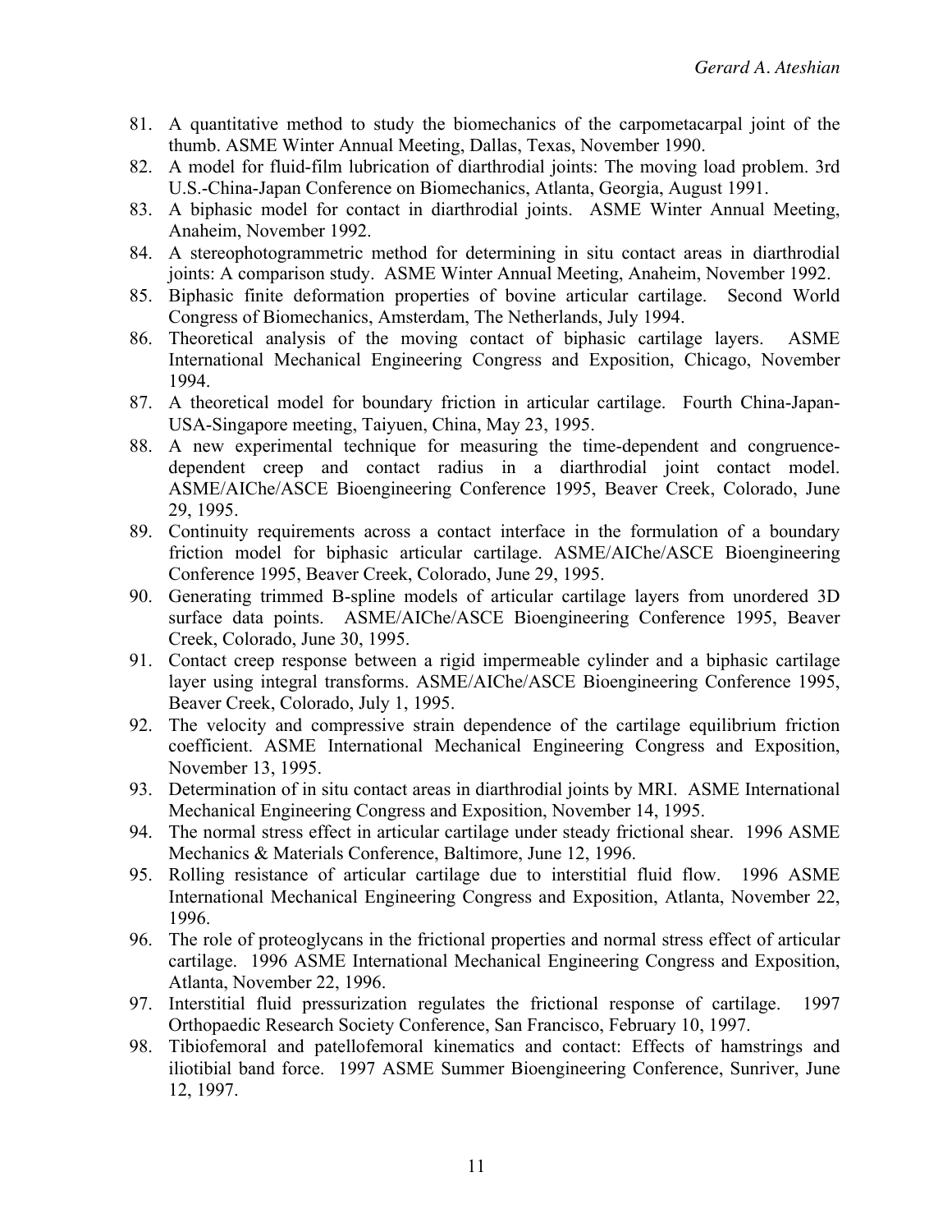81. A quantitative method to study the biomechanics of the carpometacarpal joint of the thumb. ASME Winter Annual Meeting, Dallas, Texas, November 1990.
82. A model for fluid-film lubrication of diarthrodial joints: The moving load problem. 3rd U.S.-China-Japan Conference on Biomechanics, Atlanta, Georgia, August 1991.
83. A biphasic model for contact in diarthrodial joints. ASME Winter Annual Meeting, Anaheim, November 1992.
84. A stereophotogrammetric method for determining in situ contact areas in diarthrodial joints: A comparison study. ASME Winter Annual Meeting, Anaheim, November 1992.
85. Biphasic finite deformation properties of bovine articular cartilage. Second World Congress of Biomechanics, Amsterdam, The Netherlands, July 1994.
86. Theoretical analysis of the moving contact of biphasic cartilage layers. ASME International Mechanical Engineering Congress and Exposition, Chicago, November 1994.
87. A theoretical model for boundary friction in articular cartilage. Fourth China-Japan-USA-Singapore meeting, Taiyuen, China, May 23, 1995.
88. A new experimental technique for measuring the time-dependent and congruence-dependent creep and contact radius in a diarthrodial joint contact model. ASME/AIChe/ASCE Bioengineering Conference 1995, Beaver Creek, Colorado, June 29, 1995.
89. Continuity requirements across a contact interface in the formulation of a boundary friction model for biphasic articular cartilage. ASME/AIChe/ASCE Bioengineering Conference 1995, Beaver Creek, Colorado, June 29, 1995.
90. Generating trimmed B-spline models of articular cartilage layers from unordered 3D surface data points. ASME/AIChe/ASCE Bioengineering Conference 1995, Beaver Creek, Colorado, June 30, 1995.
91. Contact creep response between a rigid impermeable cylinder and a biphasic cartilage layer using integral transforms. ASME/AIChe/ASCE Bioengineering Conference 1995, Beaver Creek, Colorado, July 1, 1995.
92. The velocity and compressive strain dependence of the cartilage equilibrium friction coefficient. ASME International Mechanical Engineering Congress and Exposition, November 13, 1995.
93. Determination of in situ contact areas in diarthrodial joints by MRI. ASME International Mechanical Engineering Congress and Exposition, November 14, 1995.
94. The normal stress effect in articular cartilage under steady frictional shear. 1996 ASME Mechanics & Materials Conference, Baltimore, June 12, 1996.
95. Rolling resistance of articular cartilage due to interstitial fluid flow. 1996 ASME International Mechanical Engineering Congress and Exposition, Atlanta, November 22, 1996.
96. The role of proteoglycans in the frictional properties and normal stress effect of articular cartilage. 1996 ASME International Mechanical Engineering Congress and Exposition, Atlanta, November 22, 1996.
97. Interstitial fluid pressurization regulates the frictional response of cartilage. 1997 Orthopaedic Research Society Conference, San Francisco, February 10, 1997.
98. Tibiofemoral and patellofemoral kinematics and contact: Effects of hamstrings and iliotibial band force. 1997 ASME Summer Bioengineering Conference, Sunriver, June 12, 1997.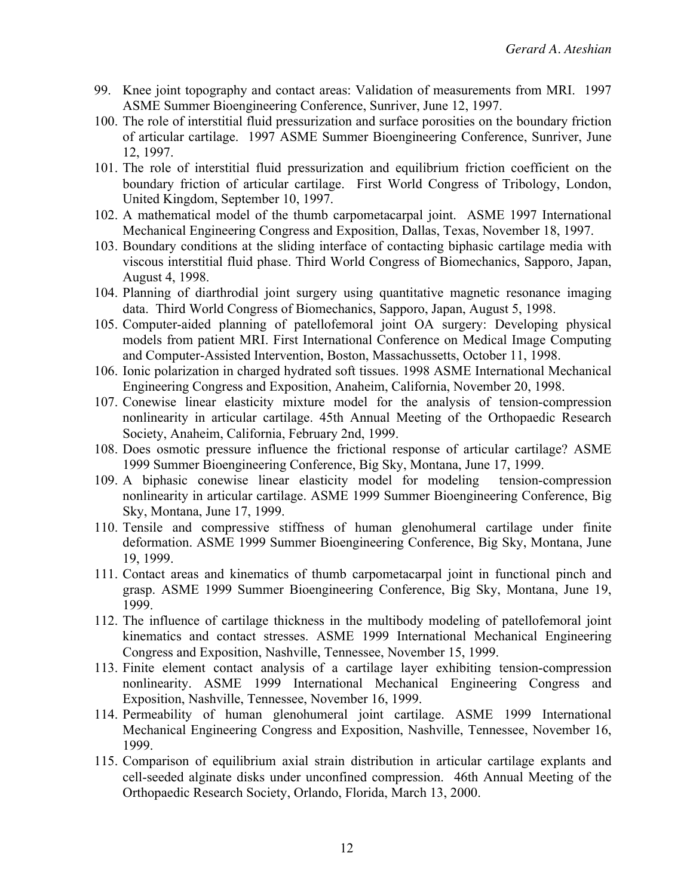99. Knee joint topography and contact areas: Validation of measurements from MRI. 1997 ASME Summer Bioengineering Conference, Sunriver, June 12, 1997.
100. The role of interstitial fluid pressurization and surface porosities on the boundary friction of articular cartilage. 1997 ASME Summer Bioengineering Conference, Sunriver, June 12, 1997.
101. The role of interstitial fluid pressurization and equilibrium friction coefficient on the boundary friction of articular cartilage. First World Congress of Tribology, London, United Kingdom, September 10, 1997.
102. A mathematical model of the thumb carpometacarpal joint. ASME 1997 International Mechanical Engineering Congress and Exposition, Dallas, Texas, November 18, 1997.
103. Boundary conditions at the sliding interface of contacting biphasic cartilage media with viscous interstitial fluid phase. Third World Congress of Biomechanics, Sapporo, Japan, August 4, 1998.
104. Planning of diarthrodial joint surgery using quantitative magnetic resonance imaging data. Third World Congress of Biomechanics, Sapporo, Japan, August 5, 1998.
105. Computer-aided planning of patellofemoral joint OA surgery: Developing physical models from patient MRI. First International Conference on Medical Image Computing and Computer-Assisted Intervention, Boston, Massachussetts, October 11, 1998.
106. Ionic polarization in charged hydrated soft tissues. 1998 ASME International Mechanical Engineering Congress and Exposition, Anaheim, California, November 20, 1998.
107. Conewise linear elasticity mixture model for the analysis of tension-compression nonlinearity in articular cartilage. 45th Annual Meeting of the Orthopaedic Research Society, Anaheim, California, February 2nd, 1999.
108. Does osmotic pressure influence the frictional response of articular cartilage? ASME 1999 Summer Bioengineering Conference, Big Sky, Montana, June 17, 1999.
109. A biphasic conewise linear elasticity model for modeling tension-compression nonlinearity in articular cartilage. ASME 1999 Summer Bioengineering Conference, Big Sky, Montana, June 17, 1999.
110. Tensile and compressive stiffness of human glenohumeral cartilage under finite deformation. ASME 1999 Summer Bioengineering Conference, Big Sky, Montana, June 19, 1999.
111. Contact areas and kinematics of thumb carpometacarpal joint in functional pinch and grasp. ASME 1999 Summer Bioengineering Conference, Big Sky, Montana, June 19, 1999.
112. The influence of cartilage thickness in the multibody modeling of patellofemoral joint kinematics and contact stresses. ASME 1999 International Mechanical Engineering Congress and Exposition, Nashville, Tennessee, November 15, 1999.
113. Finite element contact analysis of a cartilage layer exhibiting tension-compression nonlinearity. ASME 1999 International Mechanical Engineering Congress and Exposition, Nashville, Tennessee, November 16, 1999.
114. Permeability of human glenohumeral joint cartilage. ASME 1999 International Mechanical Engineering Congress and Exposition, Nashville, Tennessee, November 16, 1999.
115. Comparison of equilibrium axial strain distribution in articular cartilage explants and cell-seeded alginate disks under unconfined compression. 46th Annual Meeting of the Orthopaedic Research Society, Orlando, Florida, March 13, 2000.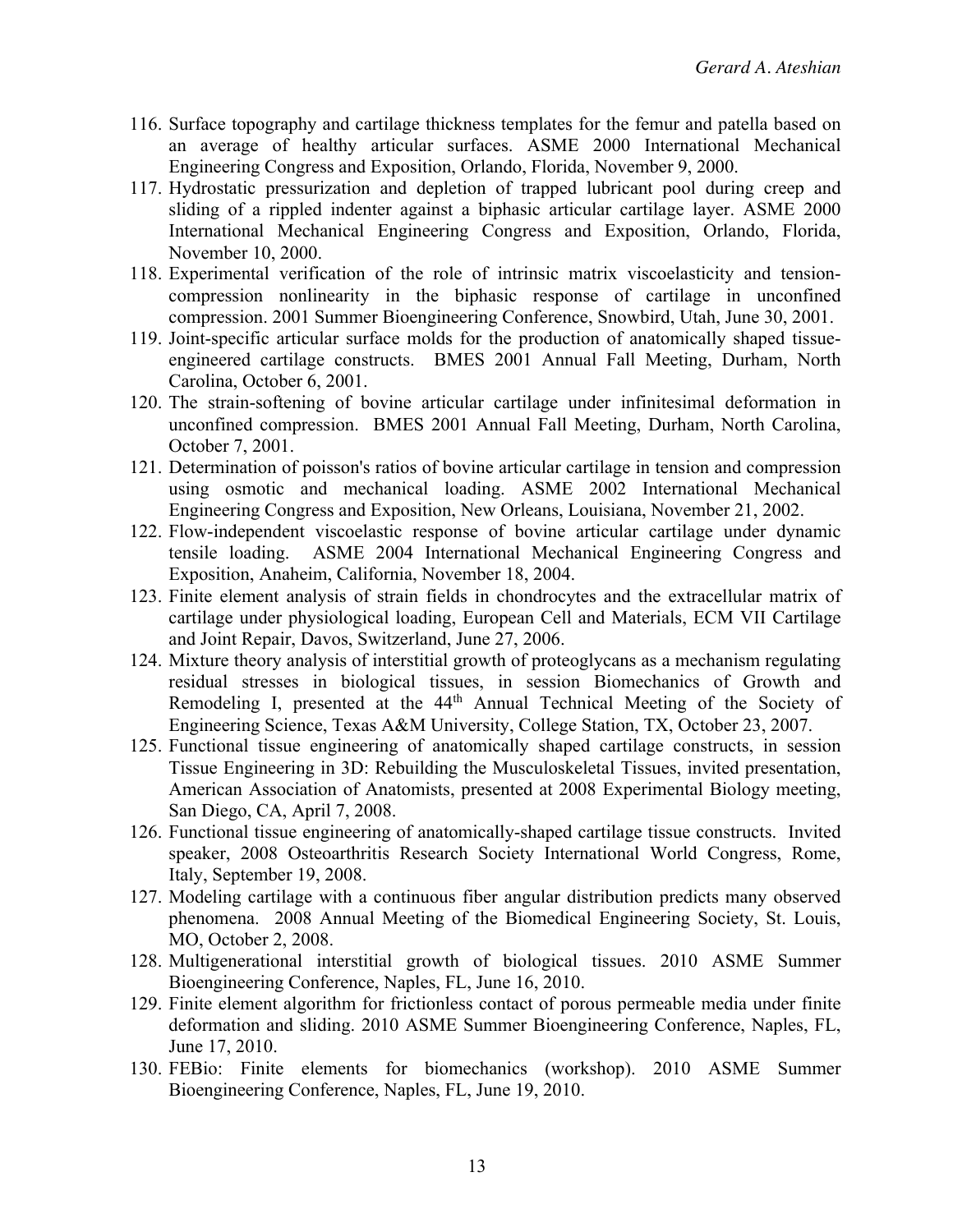116. Surface topography and cartilage thickness templates for the femur and patella based on an average of healthy articular surfaces. ASME 2000 International Mechanical Engineering Congress and Exposition, Orlando, Florida, November 9, 2000.
117. Hydrostatic pressurization and depletion of trapped lubricant pool during creep and sliding of a rippled indenter against a biphasic articular cartilage layer. ASME 2000 International Mechanical Engineering Congress and Exposition, Orlando, Florida, November 10, 2000.
118. Experimental verification of the role of intrinsic matrix viscoelasticity and tension-compression nonlinearity in the biphasic response of cartilage in unconfined compression. 2001 Summer Bioengineering Conference, Snowbird, Utah, June 30, 2001.
119. Joint-specific articular surface molds for the production of anatomically shaped tissue-engineered cartilage constructs. BMES 2001 Annual Fall Meeting, Durham, North Carolina, October 6, 2001.
120. The strain-softening of bovine articular cartilage under infinitesimal deformation in unconfined compression. BMES 2001 Annual Fall Meeting, Durham, North Carolina, October 7, 2001.
121. Determination of poisson's ratios of bovine articular cartilage in tension and compression using osmotic and mechanical loading. ASME 2002 International Mechanical Engineering Congress and Exposition, New Orleans, Louisiana, November 21, 2002.
122. Flow-independent viscoelastic response of bovine articular cartilage under dynamic tensile loading. ASME 2004 International Mechanical Engineering Congress and Exposition, Anaheim, California, November 18, 2004.
123. Finite element analysis of strain fields in chondrocytes and the extracellular matrix of cartilage under physiological loading, European Cell and Materials, ECM VII Cartilage and Joint Repair, Davos, Switzerland, June 27, 2006.
124. Mixture theory analysis of interstitial growth of proteoglycans as a mechanism regulating residual stresses in biological tissues, in session Biomechanics of Growth and Remodeling I, presented at the 44th Annual Technical Meeting of the Society of Engineering Science, Texas A&M University, College Station, TX, October 23, 2007.
125. Functional tissue engineering of anatomically shaped cartilage constructs, in session Tissue Engineering in 3D: Rebuilding the Musculoskeletal Tissues, invited presentation, American Association of Anatomists, presented at 2008 Experimental Biology meeting, San Diego, CA, April 7, 2008.
126. Functional tissue engineering of anatomically-shaped cartilage tissue constructs. Invited speaker, 2008 Osteoarthritis Research Society International World Congress, Rome, Italy, September 19, 2008.
127. Modeling cartilage with a continuous fiber angular distribution predicts many observed phenomena. 2008 Annual Meeting of the Biomedical Engineering Society, St. Louis, MO, October 2, 2008.
128. Multigenerational interstitial growth of biological tissues. 2010 ASME Summer Bioengineering Conference, Naples, FL, June 16, 2010.
129. Finite element algorithm for frictionless contact of porous permeable media under finite deformation and sliding. 2010 ASME Summer Bioengineering Conference, Naples, FL, June 17, 2010.
130. FEBio: Finite elements for biomechanics (workshop). 2010 ASME Summer Bioengineering Conference, Naples, FL, June 19, 2010.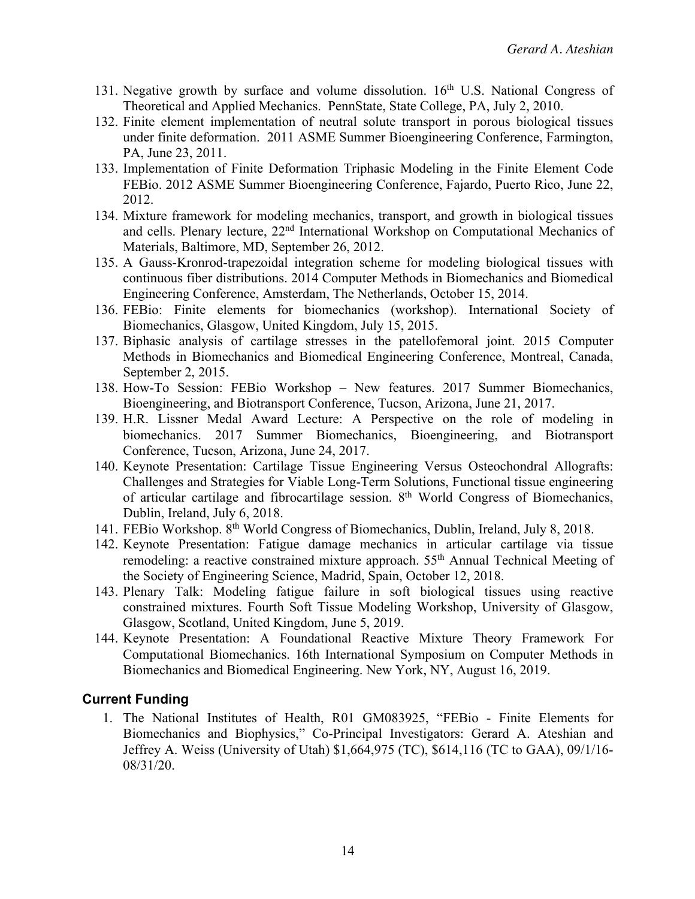131. Negative growth by surface and volume dissolution. 16th U.S. National Congress of Theoretical and Applied Mechanics. PennState, State College, PA, July 2, 2010.
132. Finite element implementation of neutral solute transport in porous biological tissues under finite deformation. 2011 ASME Summer Bioengineering Conference, Farmington, PA, June 23, 2011.
133. Implementation of Finite Deformation Triphasic Modeling in the Finite Element Code FEBio. 2012 ASME Summer Bioengineering Conference, Fajardo, Puerto Rico, June 22, 2012.
134. Mixture framework for modeling mechanics, transport, and growth in biological tissues and cells. Plenary lecture, 22nd International Workshop on Computational Mechanics of Materials, Baltimore, MD, September 26, 2012.
135. A Gauss-Kronrod-trapezoidal integration scheme for modeling biological tissues with continuous fiber distributions. 2014 Computer Methods in Biomechanics and Biomedical Engineering Conference, Amsterdam, The Netherlands, October 15, 2014.
136. FEBio: Finite elements for biomechanics (workshop). International Society of Biomechanics, Glasgow, United Kingdom, July 15, 2015.
137. Biphasic analysis of cartilage stresses in the patellofemoral joint. 2015 Computer Methods in Biomechanics and Biomedical Engineering Conference, Montreal, Canada, September 2, 2015.
138. How-To Session: FEBio Workshop – New features. 2017 Summer Biomechanics, Bioengineering, and Biotransport Conference, Tucson, Arizona, June 21, 2017.
139. H.R. Lissner Medal Award Lecture: A Perspective on the role of modeling in biomechanics. 2017 Summer Biomechanics, Bioengineering, and Biotransport Conference, Tucson, Arizona, June 24, 2017.
140. Keynote Presentation: Cartilage Tissue Engineering Versus Osteochondral Allografts: Challenges and Strategies for Viable Long-Term Solutions, Functional tissue engineering of articular cartilage and fibrocartilage session. 8th World Congress of Biomechanics, Dublin, Ireland, July 6, 2018.
141. FEBio Workshop. 8th World Congress of Biomechanics, Dublin, Ireland, July 8, 2018.
142. Keynote Presentation: Fatigue damage mechanics in articular cartilage via tissue remodeling: a reactive constrained mixture approach. 55th Annual Technical Meeting of the Society of Engineering Science, Madrid, Spain, October 12, 2018.
143. Plenary Talk: Modeling fatigue failure in soft biological tissues using reactive constrained mixtures. Fourth Soft Tissue Modeling Workshop, University of Glasgow, Glasgow, Scotland, United Kingdom, June 5, 2019.
144. Keynote Presentation: A Foundational Reactive Mixture Theory Framework For Computational Biomechanics. 16th International Symposium on Computer Methods in Biomechanics and Biomedical Engineering. New York, NY, August 16, 2019.

## Current Funding

1. The National Institutes of Health, R01 GM083925, "FEBio - Finite Elements for Biomechanics and Biophysics," Co-Principal Investigators: Gerard A. Ateshian and Jeffrey A. Weiss (University of Utah) $1,664,975 (TC), $614,116 (TC to GAA), 09/1/16-08/31/20.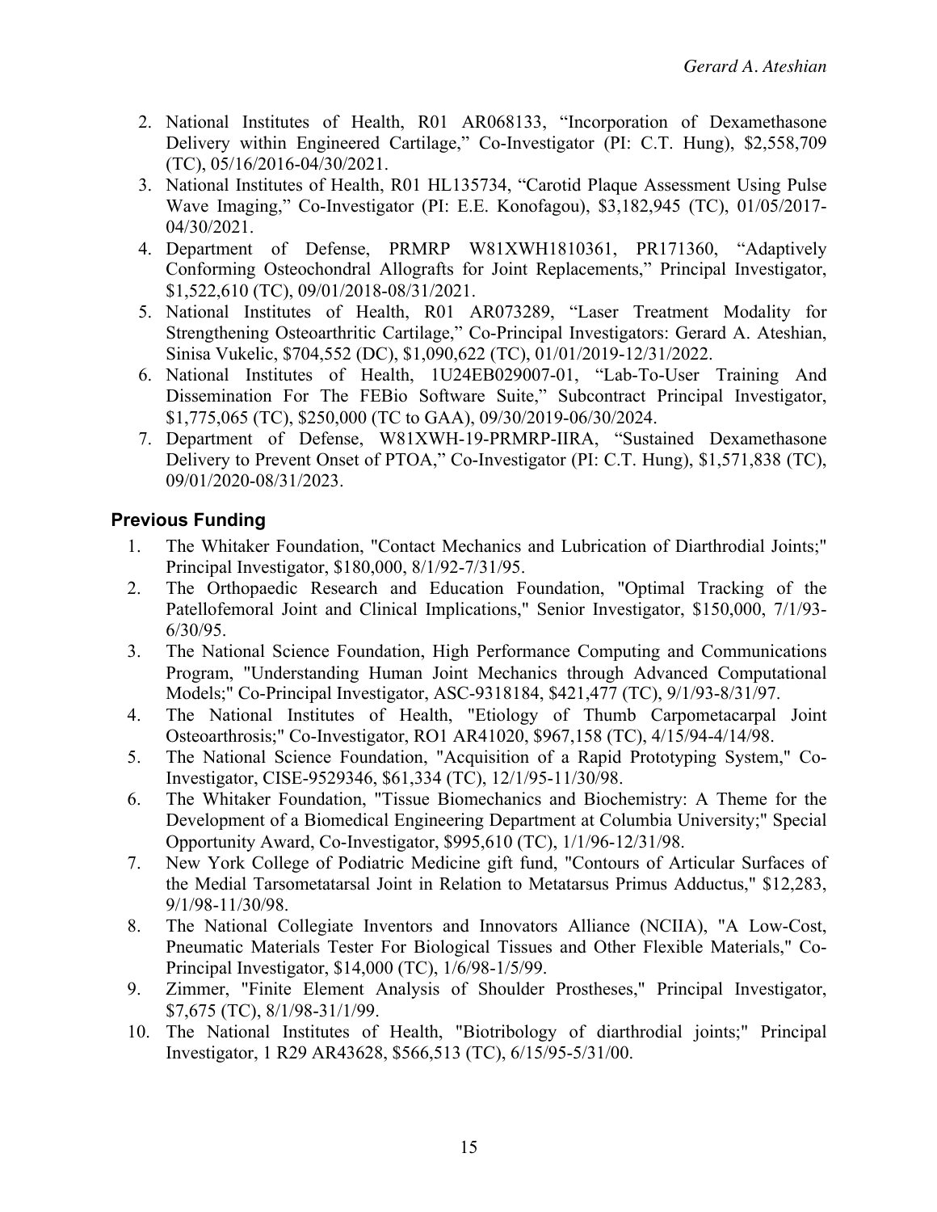2. National Institutes of Health, R01 AR068133, "Incorporation of Dexamethasone Delivery within Engineered Cartilage," Co-Investigator (PI: C.T. Hung), $2,558,709 (TC), 05/16/2016-04/30/2021.
3. National Institutes of Health, R01 HL135734, "Carotid Plaque Assessment Using Pulse Wave Imaging," Co-Investigator (PI: E.E. Konofagou), $3,182,945 (TC), 01/05/2017-04/30/2021.
4. Department of Defense, PRMRP W81XWH1810361, PR171360, "Adaptively Conforming Osteochondral Allografts for Joint Replacements," Principal Investigator, $1,522,610 (TC), 09/01/2018-08/31/2021.
5. National Institutes of Health, R01 AR073289, "Laser Treatment Modality for Strengthening Osteoarthritic Cartilage," Co-Principal Investigators: Gerard A. Ateshian, Sinisa Vukelic, $704,552 (DC), $1,090,622 (TC), 01/01/2019-12/31/2022.
6. National Institutes of Health, 1U24EB029007-01, "Lab-To-User Training And Dissemination For The FEBio Software Suite," Subcontract Principal Investigator, $1,775,065 (TC), $250,000 (TC to GAA), 09/30/2019-06/30/2024.
7. Department of Defense, W81XWH-19-PRMRP-IIRA, "Sustained Dexamethasone Delivery to Prevent Onset of PTOA," Co-Investigator (PI: C.T. Hung), $1,571,838 (TC), 09/01/2020-08/31/2023.

### Previous Funding

1. The Whitaker Foundation, "Contact Mechanics and Lubrication of Diarthrodial Joints;" Principal Investigator, $180,000, 8/1/92-7/31/95.
2. The Orthopaedic Research and Education Foundation, "Optimal Tracking of the Patellofemoral Joint and Clinical Implications," Senior Investigator, $150,000, 7/1/93-6/30/95.
3. The National Science Foundation, High Performance Computing and Communications Program, "Understanding Human Joint Mechanics through Advanced Computational Models;" Co-Principal Investigator, ASC-9318184, $421,477 (TC), 9/1/93-8/31/97.
4. The National Institutes of Health, "Etiology of Thumb Carpometacarpal Joint Osteoarthrosis;" Co-Investigator, RO1 AR41020, $967,158 (TC), 4/15/94-4/14/98.
5. The National Science Foundation, "Acquisition of a Rapid Prototyping System," Co-Investigator, CISE-9529346, $61,334 (TC), 12/1/95-11/30/98.
6. The Whitaker Foundation, "Tissue Biomechanics and Biochemistry: A Theme for the Development of a Biomedical Engineering Department at Columbia University;" Special Opportunity Award, Co-Investigator, $995,610 (TC), 1/1/96-12/31/98.
7. New York College of Podiatric Medicine gift fund, "Contours of Articular Surfaces of the Medial Tarsometatarsal Joint in Relation to Metatarsus Primus Adductus," $12,283, 9/1/98-11/30/98.
8. The National Collegiate Inventors and Innovators Alliance (NCIIA), "A Low-Cost, Pneumatic Materials Tester For Biological Tissues and Other Flexible Materials," Co-Principal Investigator, $14,000 (TC), 1/6/98-1/5/99.
9. Zimmer, "Finite Element Analysis of Shoulder Prostheses," Principal Investigator, $7,675 (TC), 8/1/98-31/1/99.
10. The National Institutes of Health, "Biotribology of diarthrodial joints;" Principal Investigator, 1 R29 AR43628, $566,513 (TC), 6/15/95-5/31/00.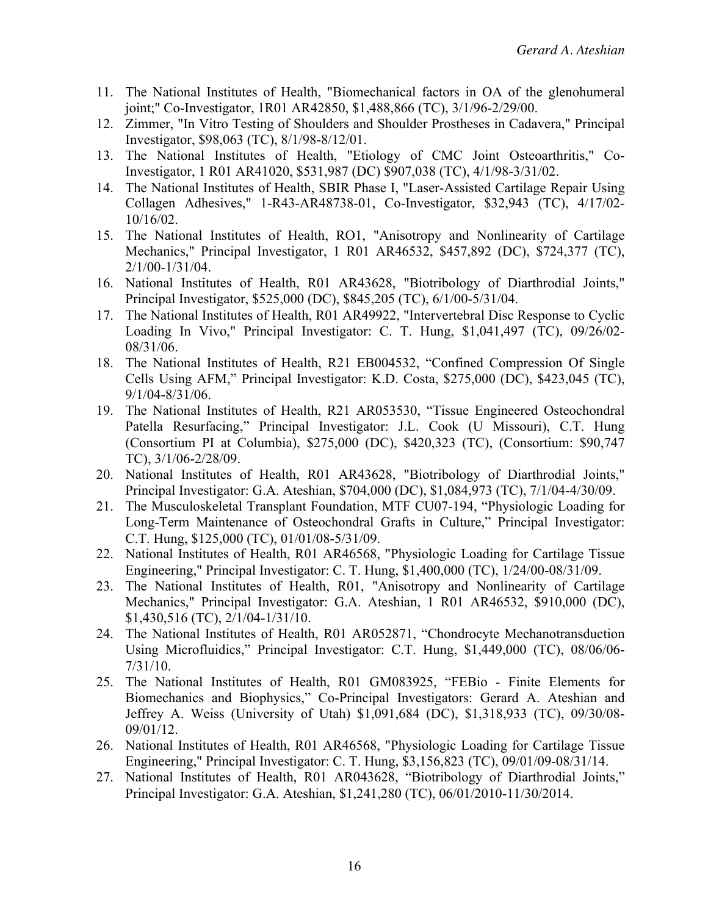11. The National Institutes of Health, "Biomechanical factors in OA of the glenohumeral joint;" Co-Investigator, 1R01 AR42850, $1,488,866 (TC), 3/1/96-2/29/00.
12. Zimmer, "In Vitro Testing of Shoulders and Shoulder Prostheses in Cadavera," Principal Investigator, $98,063 (TC), 8/1/98-8/12/01.
13. The National Institutes of Health, "Etiology of CMC Joint Osteoarthritis," Co-Investigator, 1 R01 AR41020, $531,987 (DC) $907,038 (TC), 4/1/98-3/31/02.
14. The National Institutes of Health, SBIR Phase I, "Laser-Assisted Cartilage Repair Using Collagen Adhesives," 1-R43-AR48738-01, Co-Investigator, $32,943 (TC), 4/17/02-10/16/02.
15. The National Institutes of Health, RO1, "Anisotropy and Nonlinearity of Cartilage Mechanics," Principal Investigator, 1 R01 AR46532, $457,892 (DC), $724,377 (TC), 2/1/00-1/31/04.
16. National Institutes of Health, R01 AR43628, "Biotribology of Diarthrodial Joints," Principal Investigator, $525,000 (DC), $845,205 (TC), 6/1/00-5/31/04.
17. The National Institutes of Health, R01 AR49922, "Intervertebral Disc Response to Cyclic Loading In Vivo," Principal Investigator: C. T. Hung, $1,041,497 (TC), 09/26/02-08/31/06.
18. The National Institutes of Health, R21 EB004532, "Confined Compression Of Single Cells Using AFM," Principal Investigator: K.D. Costa, $275,000 (DC), $423,045 (TC), 9/1/04-8/31/06.
19. The National Institutes of Health, R21 AR053530, "Tissue Engineered Osteochondral Patella Resurfacing," Principal Investigator: J.L. Cook (U Missouri), C.T. Hung (Consortium PI at Columbia), $275,000 (DC), $420,323 (TC), (Consortium: $90,747 TC), 3/1/06-2/28/09.
20. National Institutes of Health, R01 AR43628, "Biotribology of Diarthrodial Joints," Principal Investigator: G.A. Ateshian, $704,000 (DC), $1,084,973 (TC), 7/1/04-4/30/09.
21. The Musculoskeletal Transplant Foundation, MTF CU07-194, "Physiologic Loading for Long-Term Maintenance of Osteochondral Grafts in Culture," Principal Investigator: C.T. Hung, $125,000 (TC), 01/01/08-5/31/09.
22. National Institutes of Health, R01 AR46568, "Physiologic Loading for Cartilage Tissue Engineering," Principal Investigator: C. T. Hung, $1,400,000 (TC), 1/24/00-08/31/09.
23. The National Institutes of Health, R01, "Anisotropy and Nonlinearity of Cartilage Mechanics," Principal Investigator: G.A. Ateshian, 1 R01 AR46532, $910,000 (DC), $1,430,516 (TC), 2/1/04-1/31/10.
24. The National Institutes of Health, R01 AR052871, "Chondrocyte Mechanotransduction Using Microfluidics," Principal Investigator: C.T. Hung, $1,449,000 (TC), 08/06/06-7/31/10.
25. The National Institutes of Health, R01 GM083925, "FEBio - Finite Elements for Biomechanics and Biophysics," Co-Principal Investigators: Gerard A. Ateshian and Jeffrey A. Weiss (University of Utah) $1,091,684 (DC), $1,318,933 (TC), 09/30/08-09/01/12.
26. National Institutes of Health, R01 AR46568, "Physiologic Loading for Cartilage Tissue Engineering," Principal Investigator: C. T. Hung, $3,156,823 (TC), 09/01/09-08/31/14.
27. National Institutes of Health, R01 AR043628, "Biotribology of Diarthrodial Joints," Principal Investigator: G.A. Ateshian, $1,241,280 (TC), 06/01/2010-11/30/2014.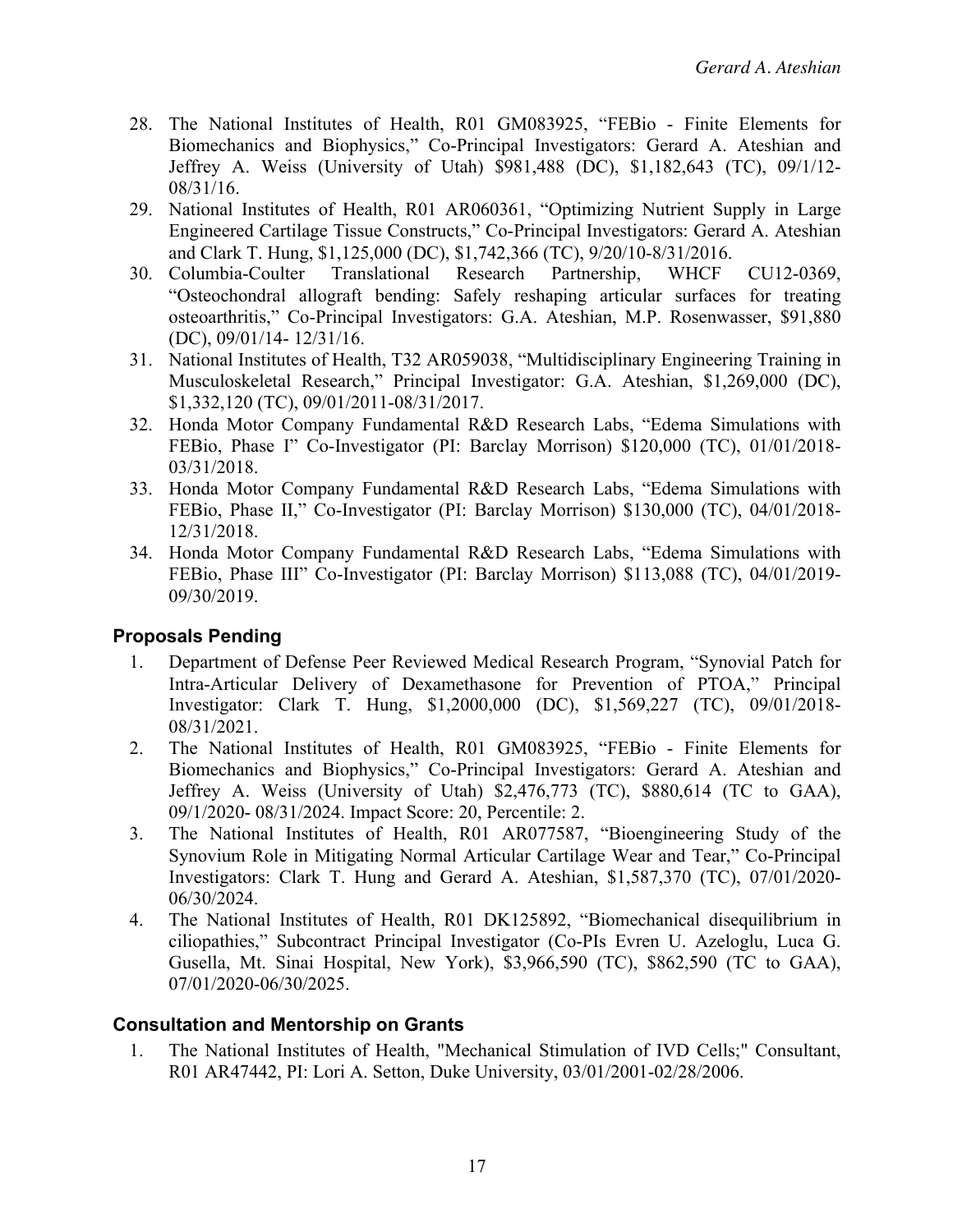28. The National Institutes of Health, R01 GM083925, "FEBio - Finite Elements for Biomechanics and Biophysics," Co-Principal Investigators: Gerard A. Ateshian and Jeffrey A. Weiss (University of Utah) $981,488 (DC), $1,182,643 (TC), 09/1/12-08/31/16.
29. National Institutes of Health, R01 AR060361, "Optimizing Nutrient Supply in Large Engineered Cartilage Tissue Constructs," Co-Principal Investigators: Gerard A. Ateshian and Clark T. Hung, $1,125,000 (DC), $1,742,366 (TC), 9/20/10-8/31/2016.
30. Columbia-Coulter Translational Research Partnership, WHCF CU12-0369, "Osteochondral allograft bending: Safely reshaping articular surfaces for treating osteoarthritis," Co-Principal Investigators: G.A. Ateshian, M.P. Rosenwasser, $91,880 (DC), 09/01/14- 12/31/16.
31. National Institutes of Health, T32 AR059038, "Multidisciplinary Engineering Training in Musculoskeletal Research," Principal Investigator: G.A. Ateshian, $1,269,000 (DC), $1,332,120 (TC), 09/01/2011-08/31/2017.
32. Honda Motor Company Fundamental R&D Research Labs, "Edema Simulations with FEBio, Phase I" Co-Investigator (PI: Barclay Morrison) $120,000 (TC), 01/01/2018-03/31/2018.
33. Honda Motor Company Fundamental R&D Research Labs, "Edema Simulations with FEBio, Phase II," Co-Investigator (PI: Barclay Morrison) $130,000 (TC), 04/01/2018-12/31/2018.
34. Honda Motor Company Fundamental R&D Research Labs, "Edema Simulations with FEBio, Phase III" Co-Investigator (PI: Barclay Morrison) $113,088 (TC), 04/01/2019-09/30/2019.

## Proposals Pending

1. Department of Defense Peer Reviewed Medical Research Program, "Synovial Patch for Intra-Articular Delivery of Dexamethasone for Prevention of PTOA," Principal Investigator: Clark T. Hung, $1,2000,000 (DC), $1,569,227 (TC), 09/01/2018-08/31/2021.
2. The National Institutes of Health, R01 GM083925, "FEBio - Finite Elements for Biomechanics and Biophysics," Co-Principal Investigators: Gerard A. Ateshian and Jeffrey A. Weiss (University of Utah) $2,476,773 (TC), $880,614 (TC to GAA), 09/1/2020- 08/31/2024. Impact Score: 20, Percentile: 2.
3. The National Institutes of Health, R01 AR077587, "Bioengineering Study of the Synovium Role in Mitigating Normal Articular Cartilage Wear and Tear," Co-Principal Investigators: Clark T. Hung and Gerard A. Ateshian, $1,587,370 (TC), 07/01/2020-06/30/2024.
4. The National Institutes of Health, R01 DK125892, "Biomechanical disequilibrium in ciliopathies," Subcontract Principal Investigator (Co-PIs Evren U. Azeloglu, Luca G. Gusella, Mt. Sinai Hospital, New York), $3,966,590 (TC), $862,590 (TC to GAA), 07/01/2020-06/30/2025.

## Consultation and Mentorship on Grants

1. The National Institutes of Health, "Mechanical Stimulation of IVD Cells;" Consultant, R01 AR47442, PI: Lori A. Setton, Duke University, 03/01/2001-02/28/2006.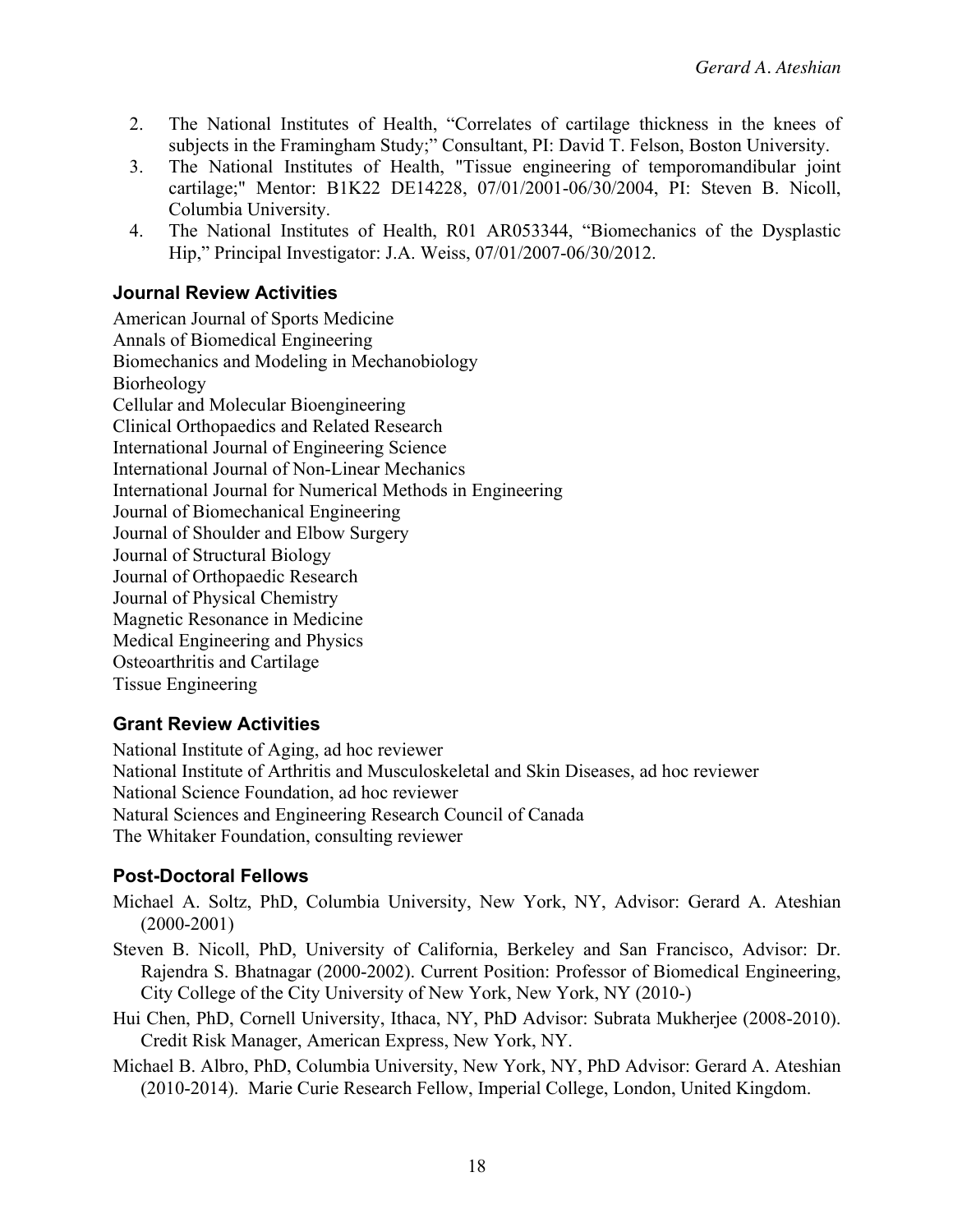2. The National Institutes of Health, "Correlates of cartilage thickness in the knees of subjects in the Framingham Study;" Consultant, PI: David T. Felson, Boston University.
3. The National Institutes of Health, "Tissue engineering of temporomandibular joint cartilage;" Mentor: B1K22 DE14228, 07/01/2001-06/30/2004, PI: Steven B. Nicoll, Columbia University.
4. The National Institutes of Health, R01 AR053344, "Biomechanics of the Dysplastic Hip," Principal Investigator: J.A. Weiss, 07/01/2007-06/30/2012.

## Journal Review Activities

American Journal of Sports Medicine
Annals of Biomedical Engineering
Biomechanics and Modeling in Mechanobiology
Biorheology
Cellular and Molecular Bioengineering
Clinical Orthopaedics and Related Research
International Journal of Engineering Science
International Journal of Non-Linear Mechanics
International Journal for Numerical Methods in Engineering
Journal of Biomechanical Engineering
Journal of Shoulder and Elbow Surgery
Journal of Structural Biology
Journal of Orthopaedic Research
Journal of Physical Chemistry
Magnetic Resonance in Medicine
Medical Engineering and Physics
Osteoarthritis and Cartilage
Tissue Engineering

## Grant Review Activities

National Institute of Aging, ad hoc reviewer
National Institute of Arthritis and Musculoskeletal and Skin Diseases, ad hoc reviewer
National Science Foundation, ad hoc reviewer
Natural Sciences and Engineering Research Council of Canada
The Whitaker Foundation, consulting reviewer

## Post-Doctoral Fellows

Michael A. Soltz, PhD, Columbia University, New York, NY, Advisor: Gerard A. Ateshian (2000-2001)

Steven B. Nicoll, PhD, University of California, Berkeley and San Francisco, Advisor: Dr. Rajendra S. Bhatnagar (2000-2002). Current Position: Professor of Biomedical Engineering, City College of the City University of New York, New York, NY (2010-)

Hui Chen, PhD, Cornell University, Ithaca, NY, PhD Advisor: Subrata Mukherjee (2008-2010). Credit Risk Manager, American Express, New York, NY.

Michael B. Albro, PhD, Columbia University, New York, NY, PhD Advisor: Gerard A. Ateshian (2010-2014). Marie Curie Research Fellow, Imperial College, London, United Kingdom.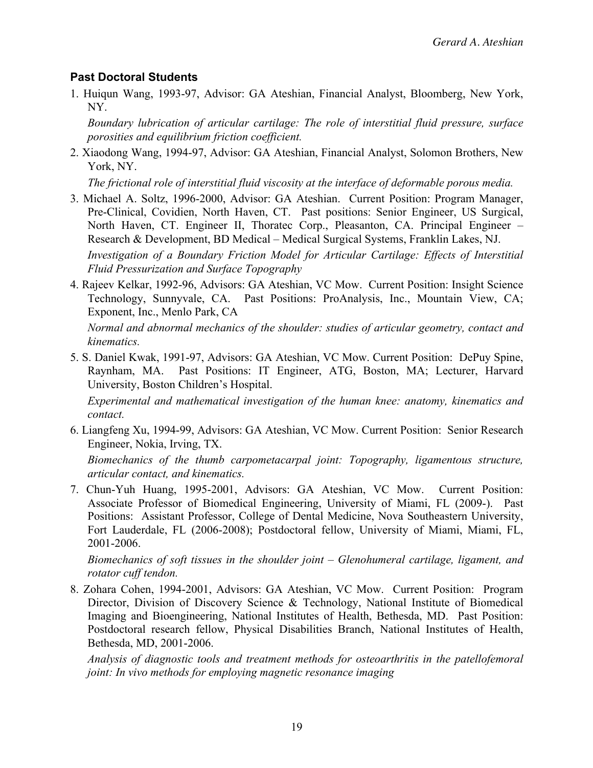### Past Doctoral Students

1. Huiqun Wang, 1993-97, Advisor: GA Ateshian, Financial Analyst, Bloomberg, New York, NY.

   *Boundary lubrication of articular cartilage: The role of interstitial fluid pressure, surface porosities and equilibrium friction coefficient.*

2. Xiaodong Wang, 1994-97, Advisor: GA Ateshian, Financial Analyst, Solomon Brothers, New York, NY.

   *The frictional role of interstitial fluid viscosity at the interface of deformable porous media.*

3. Michael A. Soltz, 1996-2000, Advisor: GA Ateshian. Current Position: Program Manager, Pre-Clinical, Covidien, North Haven, CT. Past positions: Senior Engineer, US Surgical, North Haven, CT. Engineer II, Thoratec Corp., Pleasanton, CA. Principal Engineer – Research & Development, BD Medical – Medical Surgical Systems, Franklin Lakes, NJ.

   *Investigation of a Boundary Friction Model for Articular Cartilage: Effects of Interstitial Fluid Pressurization and Surface Topography*

4. Rajeev Kelkar, 1992-96, Advisors: GA Ateshian, VC Mow. Current Position: Insight Science Technology, Sunnyvale, CA. Past Positions: ProAnalysis, Inc., Mountain View, CA; Exponent, Inc., Menlo Park, CA

   *Normal and abnormal mechanics of the shoulder: studies of articular geometry, contact and kinematics.*

5. S. Daniel Kwak, 1991-97, Advisors: GA Ateshian, VC Mow. Current Position: DePuy Spine, Raynham, MA. Past Positions: IT Engineer, ATG, Boston, MA; Lecturer, Harvard University, Boston Children's Hospital.

   *Experimental and mathematical investigation of the human knee: anatomy, kinematics and contact.*

6. Liangfeng Xu, 1994-99, Advisors: GA Ateshian, VC Mow. Current Position: Senior Research Engineer, Nokia, Irving, TX.

   *Biomechanics of the thumb carpometacarpal joint: Topography, ligamentous structure, articular contact, and kinematics.*

7. Chun-Yuh Huang, 1995-2001, Advisors: GA Ateshian, VC Mow. Current Position: Associate Professor of Biomedical Engineering, University of Miami, FL (2009-). Past Positions: Assistant Professor, College of Dental Medicine, Nova Southeastern University, Fort Lauderdale, FL (2006-2008); Postdoctoral fellow, University of Miami, Miami, FL, 2001-2006.

   *Biomechanics of soft tissues in the shoulder joint – Glenohumeral cartilage, ligament, and rotator cuff tendon.*

8. Zohara Cohen, 1994-2001, Advisors: GA Ateshian, VC Mow. Current Position: Program Director, Division of Discovery Science & Technology, National Institute of Biomedical Imaging and Bioengineering, National Institutes of Health, Bethesda, MD. Past Position: Postdoctoral research fellow, Physical Disabilities Branch, National Institutes of Health, Bethesda, MD, 2001-2006.

   *Analysis of diagnostic tools and treatment methods for osteoarthritis in the patellofemoral joint: In vivo methods for employing magnetic resonance imaging*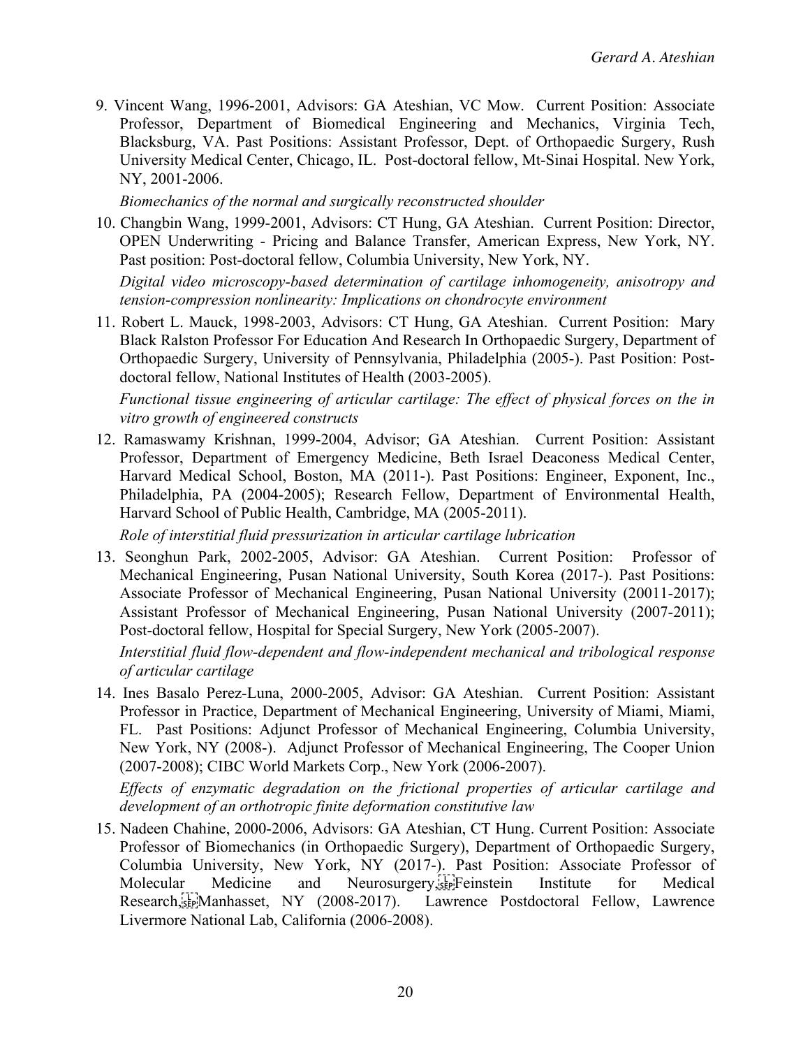9. Vincent Wang, 1996-2001, Advisors: GA Ateshian, VC Mow. Current Position: Associate Professor, Department of Biomedical Engineering and Mechanics, Virginia Tech, Blacksburg, VA. Past Positions: Assistant Professor, Dept. of Orthopaedic Surgery, Rush University Medical Center, Chicago, IL. Post-doctoral fellow, Mt-Sinai Hospital. New York, NY, 2001-2006.

   *Biomechanics of the normal and surgically reconstructed shoulder*

10. Changbin Wang, 1999-2001, Advisors: CT Hung, GA Ateshian. Current Position: Director, OPEN Underwriting - Pricing and Balance Transfer, American Express, New York, NY. Past position: Post-doctoral fellow, Columbia University, New York, NY.

    *Digital video microscopy-based determination of cartilage inhomogeneity, anisotropy and tension-compression nonlinearity: Implications on chondrocyte environment*

11. Robert L. Mauck, 1998-2003, Advisors: CT Hung, GA Ateshian. Current Position: Mary Black Ralston Professor For Education And Research In Orthopaedic Surgery, Department of Orthopaedic Surgery, University of Pennsylvania, Philadelphia (2005-). Past Position: Post-doctoral fellow, National Institutes of Health (2003-2005).

    *Functional tissue engineering of articular cartilage: The effect of physical forces on the in vitro growth of engineered constructs*

12. Ramaswamy Krishnan, 1999-2004, Advisor; GA Ateshian. Current Position: Assistant Professor, Department of Emergency Medicine, Beth Israel Deaconess Medical Center, Harvard Medical School, Boston, MA (2011-). Past Positions: Engineer, Exponent, Inc., Philadelphia, PA (2004-2005); Research Fellow, Department of Environmental Health, Harvard School of Public Health, Cambridge, MA (2005-2011).

    *Role of interstitial fluid pressurization in articular cartilage lubrication*

13. Seonghun Park, 2002-2005, Advisor: GA Ateshian. Current Position: Professor of Mechanical Engineering, Pusan National University, South Korea (2017-). Past Positions: Associate Professor of Mechanical Engineering, Pusan National University (20011-2017); Assistant Professor of Mechanical Engineering, Pusan National University (2007-2011); Post-doctoral fellow, Hospital for Special Surgery, New York (2005-2007).

    *Interstitial fluid flow-dependent and flow-independent mechanical and tribological response of articular cartilage*

14. Ines Basalo Perez-Luna, 2000-2005, Advisor: GA Ateshian. Current Position: Assistant Professor in Practice, Department of Mechanical Engineering, University of Miami, Miami, FL. Past Positions: Adjunct Professor of Mechanical Engineering, Columbia University, New York, NY (2008-). Adjunct Professor of Mechanical Engineering, The Cooper Union (2007-2008); CIBC World Markets Corp., New York (2006-2007).

    *Effects of enzymatic degradation on the frictional properties of articular cartilage and development of an orthotropic finite deformation constitutive law*

15. Nadeen Chahine, 2000-2006, Advisors: GA Ateshian, CT Hung. Current Position: Associate Professor of Biomechanics (in Orthopaedic Surgery), Department of Orthopaedic Surgery, Columbia University, New York, NY (2017-). Past Position: Associate Professor of Molecular Medicine and Neurosurgery, Feinstein Institute for Medical Research, Manhasset, NY (2008-2017). Lawrence Postdoctoral Fellow, Lawrence Livermore National Lab, California (2006-2008).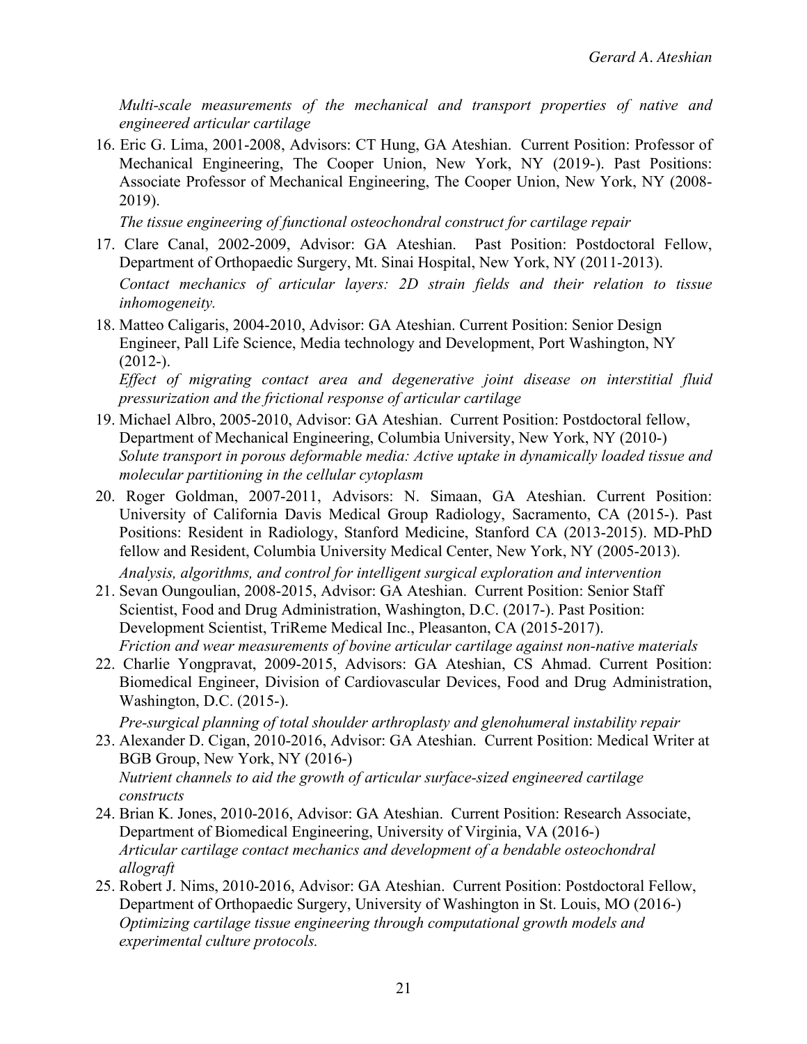*Multi-scale measurements of the mechanical and transport properties of native and engineered articular cartilage*

16. Eric G. Lima, 2001-2008, Advisors: CT Hung, GA Ateshian. Current Position: Professor of Mechanical Engineering, The Cooper Union, New York, NY (2019-). Past Positions: Associate Professor of Mechanical Engineering, The Cooper Union, New York, NY (2008-2019).
    *The tissue engineering of functional osteochondral construct for cartilage repair*
17. Clare Canal, 2002-2009, Advisor: GA Ateshian. Past Position: Postdoctoral Fellow, Department of Orthopaedic Surgery, Mt. Sinai Hospital, New York, NY (2011-2013).
    *Contact mechanics of articular layers: 2D strain fields and their relation to tissue inhomogeneity.*
18. Matteo Caligaris, 2004-2010, Advisor: GA Ateshian. Current Position: Senior Design Engineer, Pall Life Science, Media technology and Development, Port Washington, NY (2012-).
    *Effect of migrating contact area and degenerative joint disease on interstitial fluid pressurization and the frictional response of articular cartilage*
19. Michael Albro, 2005-2010, Advisor: GA Ateshian. Current Position: Postdoctoral fellow, Department of Mechanical Engineering, Columbia University, New York, NY (2010-)
    *Solute transport in porous deformable media: Active uptake in dynamically loaded tissue and molecular partitioning in the cellular cytoplasm*
20. Roger Goldman, 2007-2011, Advisors: N. Simaan, GA Ateshian. Current Position: University of California Davis Medical Group Radiology, Sacramento, CA (2015-). Past Positions: Resident in Radiology, Stanford Medicine, Stanford CA (2013-2015). MD-PhD fellow and Resident, Columbia University Medical Center, New York, NY (2005-2013).
    *Analysis, algorithms, and control for intelligent surgical exploration and intervention*
21. Sevan Oungoulian, 2008-2015, Advisor: GA Ateshian. Current Position: Senior Staff Scientist, Food and Drug Administration, Washington, D.C. (2017-). Past Position: Development Scientist, TriReme Medical Inc., Pleasanton, CA (2015-2017).
    *Friction and wear measurements of bovine articular cartilage against non-native materials*
22. Charlie Yongpravat, 2009-2015, Advisors: GA Ateshian, CS Ahmad. Current Position: Biomedical Engineer, Division of Cardiovascular Devices, Food and Drug Administration, Washington, D.C. (2015-).
    *Pre-surgical planning of total shoulder arthroplasty and glenohumeral instability repair*
23. Alexander D. Cigan, 2010-2016, Advisor: GA Ateshian. Current Position: Medical Writer at BGB Group, New York, NY (2016-)
    *Nutrient channels to aid the growth of articular surface-sized engineered cartilage constructs*
24. Brian K. Jones, 2010-2016, Advisor: GA Ateshian. Current Position: Research Associate, Department of Biomedical Engineering, University of Virginia, VA (2016-)
    *Articular cartilage contact mechanics and development of a bendable osteochondral allograft*
25. Robert J. Nims, 2010-2016, Advisor: GA Ateshian. Current Position: Postdoctoral Fellow, Department of Orthopaedic Surgery, University of Washington in St. Louis, MO (2016-)
    *Optimizing cartilage tissue engineering through computational growth models and experimental culture protocols.*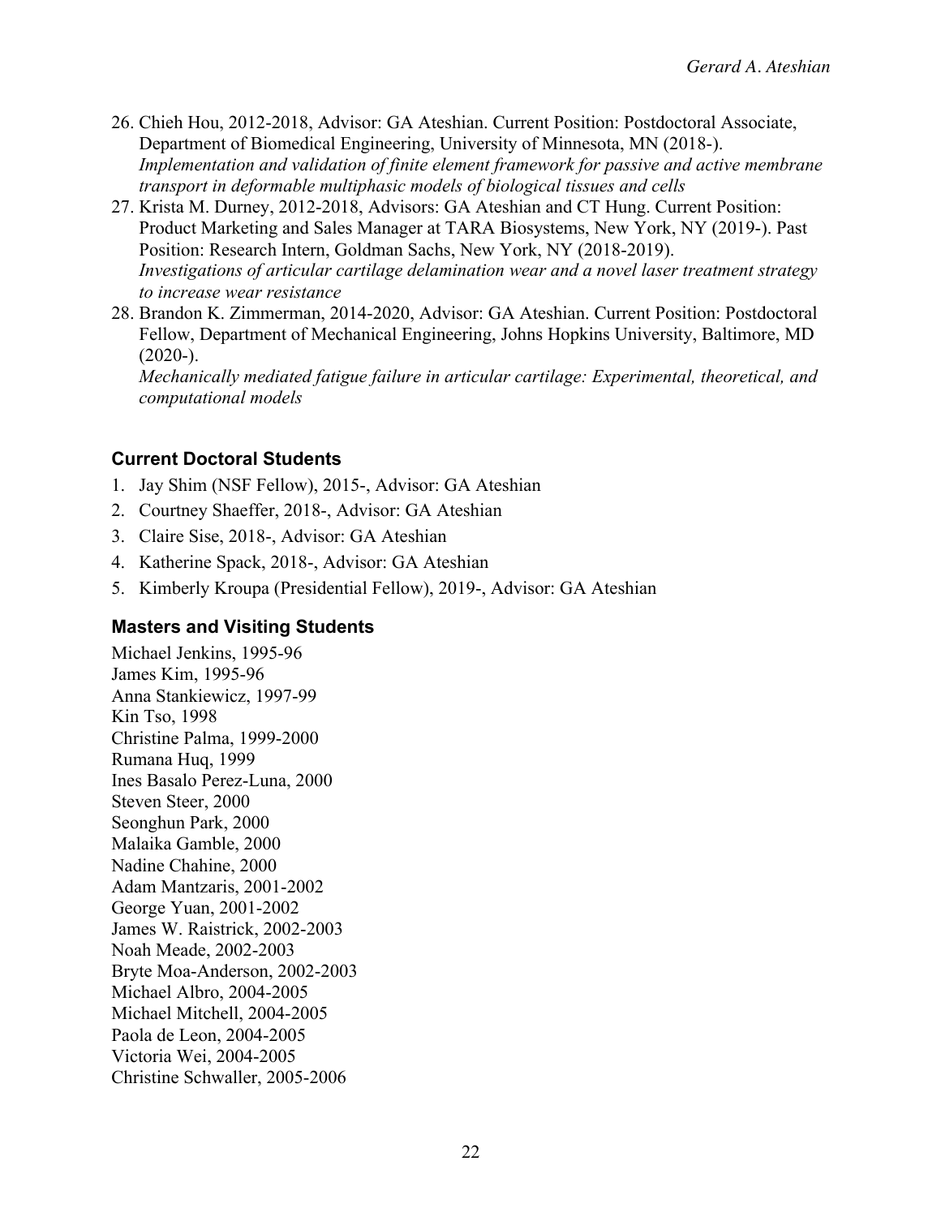26. Chieh Hou, 2012-2018, Advisor: GA Ateshian. Current Position: Postdoctoral Associate, Department of Biomedical Engineering, University of Minnesota, MN (2018-).
    *Implementation and validation of finite element framework for passive and active membrane transport in deformable multiphasic models of biological tissues and cells*
27. Krista M. Durney, 2012-2018, Advisors: GA Ateshian and CT Hung. Current Position: Product Marketing and Sales Manager at TARA Biosystems, New York, NY (2019-). Past Position: Research Intern, Goldman Sachs, New York, NY (2018-2019).
    *Investigations of articular cartilage delamination wear and a novel laser treatment strategy to increase wear resistance*
28. Brandon K. Zimmerman, 2014-2020, Advisor: GA Ateshian. Current Position: Postdoctoral Fellow, Department of Mechanical Engineering, Johns Hopkins University, Baltimore, MD (2020-).
    *Mechanically mediated fatigue failure in articular cartilage: Experimental, theoretical, and computational models*

### Current Doctoral Students

1. Jay Shim (NSF Fellow), 2015-, Advisor: GA Ateshian
2. Courtney Shaeffer, 2018-, Advisor: GA Ateshian
3. Claire Sise, 2018-, Advisor: GA Ateshian
4. Katherine Spack, 2018-, Advisor: GA Ateshian
5. Kimberly Kroupa (Presidential Fellow), 2019-, Advisor: GA Ateshian

### Masters and Visiting Students

Michael Jenkins, 1995-96
James Kim, 1995-96
Anna Stankiewicz, 1997-99
Kin Tso, 1998
Christine Palma, 1999-2000
Rumana Huq, 1999
Ines Basalo Perez-Luna, 2000
Steven Steer, 2000
Seonghun Park, 2000
Malaika Gamble, 2000
Nadine Chahine, 2000
Adam Mantzaris, 2001-2002
George Yuan, 2001-2002
James W. Raistrick, 2002-2003
Noah Meade, 2002-2003
Bryte Moa-Anderson, 2002-2003
Michael Albro, 2004-2005
Michael Mitchell, 2004-2005
Paola de Leon, 2004-2005
Victoria Wei, 2004-2005
Christine Schwaller, 2005-2006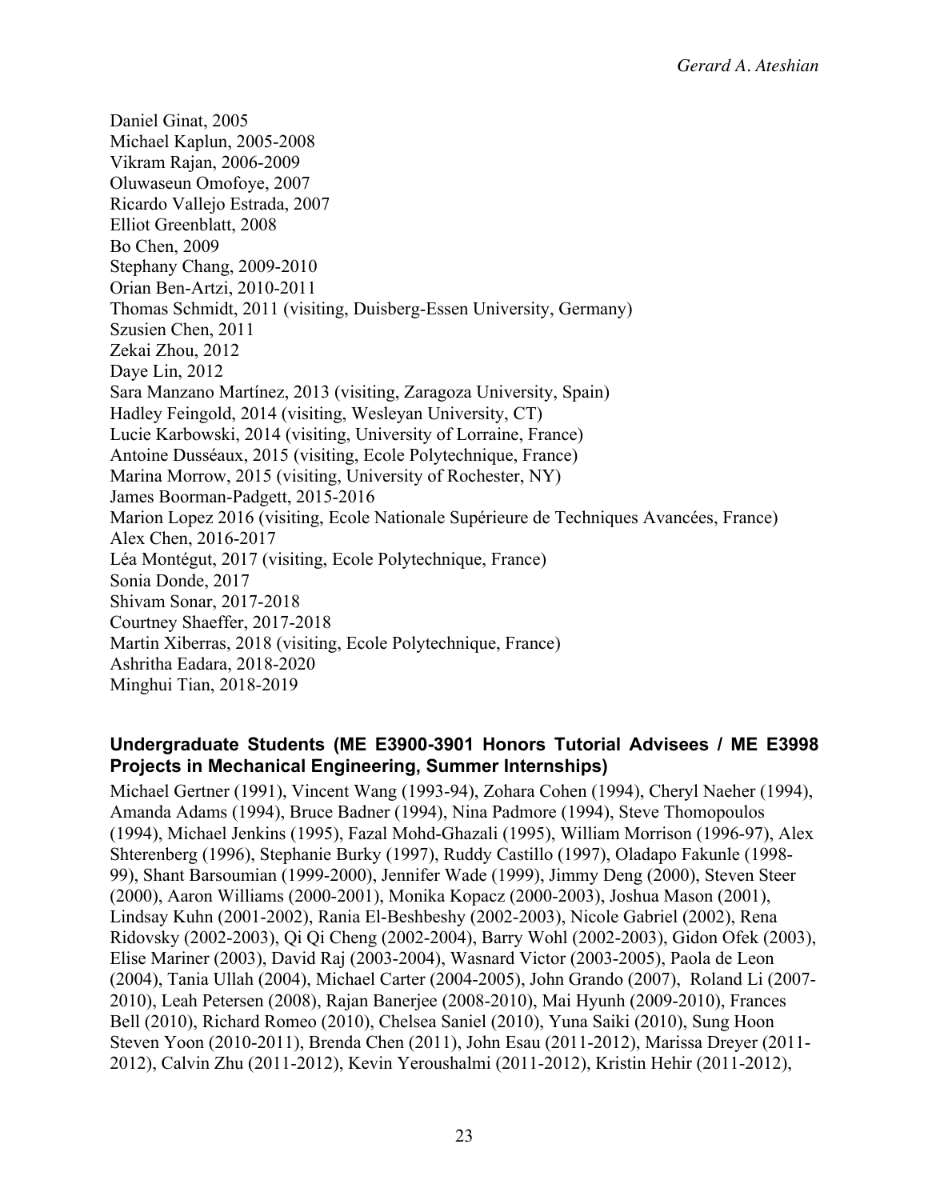Daniel Ginat, 2005
Michael Kaplun, 2005-2008
Vikram Rajan, 2006-2009
Oluwaseun Omofoye, 2007
Ricardo Vallejo Estrada, 2007
Elliot Greenblatt, 2008
Bo Chen, 2009
Stephany Chang, 2009-2010
Orian Ben-Artzi, 2010-2011
Thomas Schmidt, 2011 (visiting, Duisberg-Essen University, Germany)
Szusien Chen, 2011
Zekai Zhou, 2012
Daye Lin, 2012
Sara Manzano Martínez, 2013 (visiting, Zaragoza University, Spain)
Hadley Feingold, 2014 (visiting, Wesleyan University, CT)
Lucie Karbowski, 2014 (visiting, University of Lorraine, France)
Antoine Dusséaux, 2015 (visiting, Ecole Polytechnique, France)
Marina Morrow, 2015 (visiting, University of Rochester, NY)
James Boorman-Padgett, 2015-2016
Marion Lopez 2016 (visiting, Ecole Nationale Supérieure de Techniques Avancées, France)
Alex Chen, 2016-2017
Léa Montégut, 2017 (visiting, Ecole Polytechnique, France)
Sonia Donde, 2017
Shivam Sonar, 2017-2018
Courtney Shaeffer, 2017-2018
Martin Xiberras, 2018 (visiting, Ecole Polytechnique, France)
Ashritha Eadara, 2018-2020
Minghui Tian, 2018-2019

### Undergraduate Students (ME E3900-3901 Honors Tutorial Advisees / ME E3998 Projects in Mechanical Engineering, Summer Internships)

Michael Gertner (1991), Vincent Wang (1993-94), Zohara Cohen (1994), Cheryl Naeher (1994), Amanda Adams (1994), Bruce Badner (1994), Nina Padmore (1994), Steve Thomopoulos (1994), Michael Jenkins (1995), Fazal Mohd-Ghazali (1995), William Morrison (1996-97), Alex Shterenberg (1996), Stephanie Burky (1997), Ruddy Castillo (1997), Oladapo Fakunle (1998-99), Shant Barsoumian (1999-2000), Jennifer Wade (1999), Jimmy Deng (2000), Steven Steer (2000), Aaron Williams (2000-2001), Monika Kopacz (2000-2003), Joshua Mason (2001), Lindsay Kuhn (2001-2002), Rania El-Beshbeshy (2002-2003), Nicole Gabriel (2002), Rena Ridovsky (2002-2003), Qi Qi Cheng (2002-2004), Barry Wohl (2002-2003), Gidon Ofek (2003), Elise Mariner (2003), David Raj (2003-2004), Wasnard Victor (2003-2005), Paola de Leon (2004), Tania Ullah (2004), Michael Carter (2004-2005), John Grando (2007), Roland Li (2007-2010), Leah Petersen (2008), Rajan Banerjee (2008-2010), Mai Hyunh (2009-2010), Frances Bell (2010), Richard Romeo (2010), Chelsea Saniel (2010), Yuna Saiki (2010), Sung Hoon Steven Yoon (2010-2011), Brenda Chen (2011), John Esau (2011-2012), Marissa Dreyer (2011-2012), Calvin Zhu (2011-2012), Kevin Yeroushalmi (2011-2012), Kristin Hehir (2011-2012),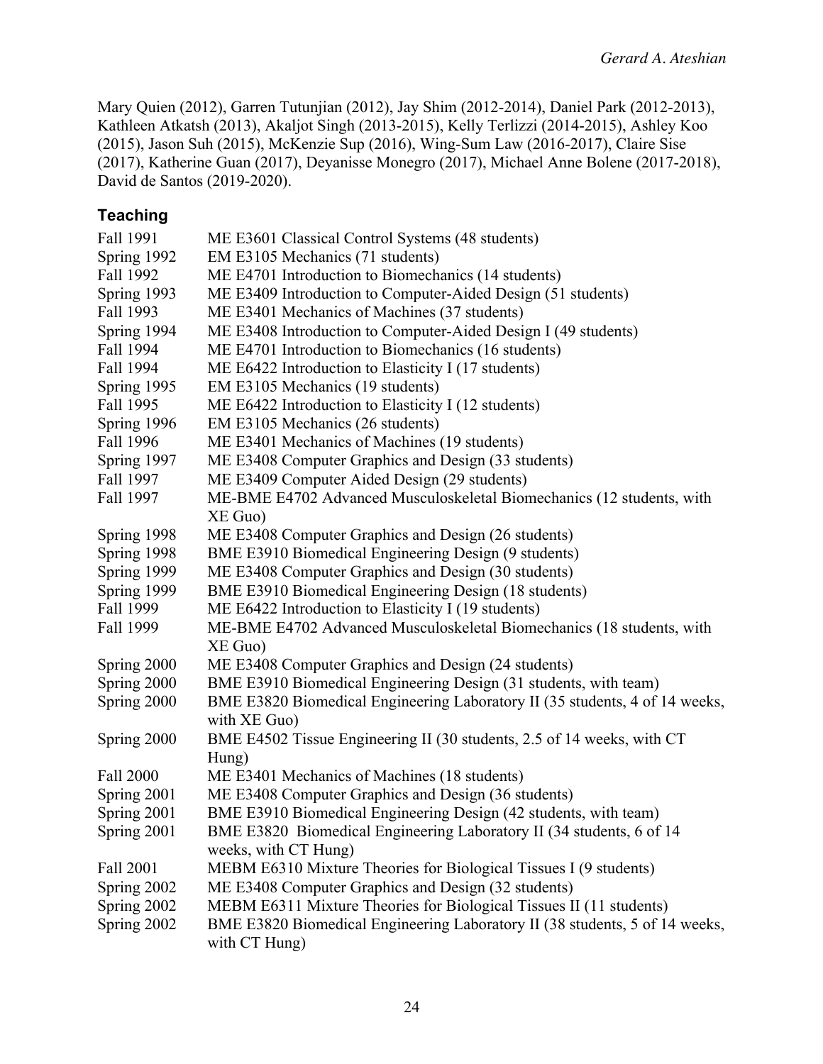Mary Quien (2012), Garren Tutunjian (2012), Jay Shim (2012-2014), Daniel Park (2012-2013), Kathleen Atkatsh (2013), Akaljot Singh (2013-2015), Kelly Terlizzi (2014-2015), Ashley Koo (2015), Jason Suh (2015), McKenzie Sup (2016), Wing-Sum Law (2016-2017), Claire Sise (2017), Katherine Guan (2017), Deyanisse Monegro (2017), Michael Anne Bolene (2017-2018), David de Santos (2019-2020).

## Teaching

| | |
|---|---|
| Fall 1991 | ME E3601 Classical Control Systems (48 students) |
| Spring 1992 | EM E3105 Mechanics (71 students) |
| Fall 1992 | ME E4701 Introduction to Biomechanics (14 students) |
| Spring 1993 | ME E3409 Introduction to Computer-Aided Design (51 students) |
| Fall 1993 | ME E3401 Mechanics of Machines (37 students) |
| Spring 1994 | ME E3408 Introduction to Computer-Aided Design I (49 students) |
| Fall 1994 | ME E4701 Introduction to Biomechanics (16 students) |
| Fall 1994 | ME E6422 Introduction to Elasticity I (17 students) |
| Spring 1995 | EM E3105 Mechanics (19 students) |
| Fall 1995 | ME E6422 Introduction to Elasticity I (12 students) |
| Spring 1996 | EM E3105 Mechanics (26 students) |
| Fall 1996 | ME E3401 Mechanics of Machines (19 students) |
| Spring 1997 | ME E3408 Computer Graphics and Design (33 students) |
| Fall 1997 | ME E3409 Computer Aided Design (29 students) |
| Fall 1997 | ME-BME E4702 Advanced Musculoskeletal Biomechanics (12 students, with XE Guo) |
| Spring 1998 | ME E3408 Computer Graphics and Design (26 students) |
| Spring 1998 | BME E3910 Biomedical Engineering Design (9 students) |
| Spring 1999 | ME E3408 Computer Graphics and Design (30 students) |
| Spring 1999 | BME E3910 Biomedical Engineering Design (18 students) |
| Fall 1999 | ME E6422 Introduction to Elasticity I (19 students) |
| Fall 1999 | ME-BME E4702 Advanced Musculoskeletal Biomechanics (18 students, with XE Guo) |
| Spring 2000 | ME E3408 Computer Graphics and Design (24 students) |
| Spring 2000 | BME E3910 Biomedical Engineering Design (31 students, with team) |
| Spring 2000 | BME E3820 Biomedical Engineering Laboratory II (35 students, 4 of 14 weeks, with XE Guo) |
| Spring 2000 | BME E4502 Tissue Engineering II (30 students, 2.5 of 14 weeks, with CT Hung) |
| Fall 2000 | ME E3401 Mechanics of Machines (18 students) |
| Spring 2001 | ME E3408 Computer Graphics and Design (36 students) |
| Spring 2001 | BME E3910 Biomedical Engineering Design (42 students, with team) |
| Spring 2001 | BME E3820 Biomedical Engineering Laboratory II (34 students, 6 of 14 weeks, with CT Hung) |
| Fall 2001 | MEBM E6310 Mixture Theories for Biological Tissues I (9 students) |
| Spring 2002 | ME E3408 Computer Graphics and Design (32 students) |
| Spring 2002 | MEBM E6311 Mixture Theories for Biological Tissues II (11 students) |
| Spring 2002 | BME E3820 Biomedical Engineering Laboratory II (38 students, 5 of 14 weeks, with CT Hung) |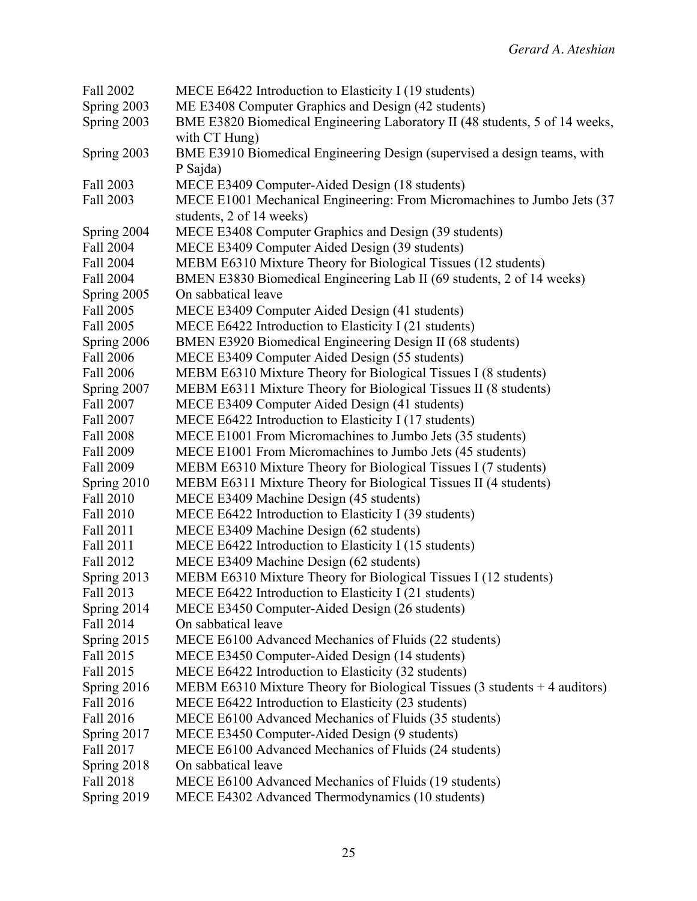| | |
|---|---|
| Fall 2002 | MECE E6422 Introduction to Elasticity I (19 students) |
| Spring 2003 | ME E3408 Computer Graphics and Design (42 students) |
| Spring 2003 | BME E3820 Biomedical Engineering Laboratory II (48 students, 5 of 14 weeks, with CT Hung) |
| Spring 2003 | BME E3910 Biomedical Engineering Design (supervised a design teams, with P Sajda) |
| Fall 2003 | MECE E3409 Computer-Aided Design (18 students) |
| Fall 2003 | MECE E1001 Mechanical Engineering: From Micromachines to Jumbo Jets (37 students, 2 of 14 weeks) |
| Spring 2004 | MECE E3408 Computer Graphics and Design (39 students) |
| Fall 2004 | MECE E3409 Computer Aided Design (39 students) |
| Fall 2004 | MEBM E6310 Mixture Theory for Biological Tissues (12 students) |
| Fall 2004 | BMEN E3830 Biomedical Engineering Lab II (69 students, 2 of 14 weeks) |
| Spring 2005 | On sabbatical leave |
| Fall 2005 | MECE E3409 Computer Aided Design (41 students) |
| Fall 2005 | MECE E6422 Introduction to Elasticity I (21 students) |
| Spring 2006 | BMEN E3920 Biomedical Engineering Design II (68 students) |
| Fall 2006 | MECE E3409 Computer Aided Design (55 students) |
| Fall 2006 | MEBM E6310 Mixture Theory for Biological Tissues I (8 students) |
| Spring 2007 | MEBM E6311 Mixture Theory for Biological Tissues II (8 students) |
| Fall 2007 | MECE E3409 Computer Aided Design (41 students) |
| Fall 2007 | MECE E6422 Introduction to Elasticity I (17 students) |
| Fall 2008 | MECE E1001 From Micromachines to Jumbo Jets (35 students) |
| Fall 2009 | MECE E1001 From Micromachines to Jumbo Jets (45 students) |
| Fall 2009 | MEBM E6310 Mixture Theory for Biological Tissues I (7 students) |
| Spring 2010 | MEBM E6311 Mixture Theory for Biological Tissues II (4 students) |
| Fall 2010 | MECE E3409 Machine Design (45 students) |
| Fall 2010 | MECE E6422 Introduction to Elasticity I (39 students) |
| Fall 2011 | MECE E3409 Machine Design (62 students) |
| Fall 2011 | MECE E6422 Introduction to Elasticity I (15 students) |
| Fall 2012 | MECE E3409 Machine Design (62 students) |
| Spring 2013 | MEBM E6310 Mixture Theory for Biological Tissues I (12 students) |
| Fall 2013 | MECE E6422 Introduction to Elasticity I (21 students) |
| Spring 2014 | MECE E3450 Computer-Aided Design (26 students) |
| Fall 2014 | On sabbatical leave |
| Spring 2015 | MECE E6100 Advanced Mechanics of Fluids (22 students) |
| Fall 2015 | MECE E3450 Computer-Aided Design (14 students) |
| Fall 2015 | MECE E6422 Introduction to Elasticity (32 students) |
| Spring 2016 | MEBM E6310 Mixture Theory for Biological Tissues (3 students + 4 auditors) |
| Fall 2016 | MECE E6422 Introduction to Elasticity (23 students) |
| Fall 2016 | MECE E6100 Advanced Mechanics of Fluids (35 students) |
| Spring 2017 | MECE E3450 Computer-Aided Design (9 students) |
| Fall 2017 | MECE E6100 Advanced Mechanics of Fluids (24 students) |
| Spring 2018 | On sabbatical leave |
| Fall 2018 | MECE E6100 Advanced Mechanics of Fluids (19 students) |
| Spring 2019 | MECE E4302 Advanced Thermodynamics (10 students) |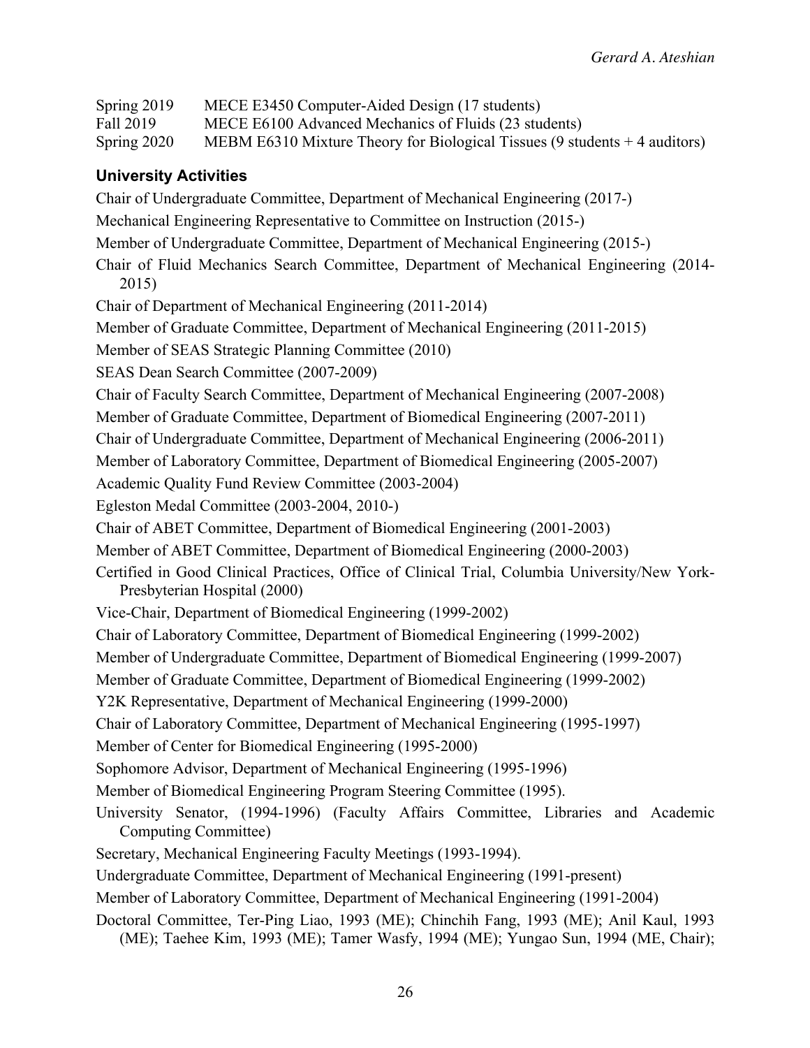Spring 2019 MECE E3450 Computer-Aided Design (17 students)
Fall 2019 MECE E6100 Advanced Mechanics of Fluids (23 students)
Spring 2020 MEBM E6310 Mixture Theory for Biological Tissues (9 students + 4 auditors)

### University Activities

Chair of Undergraduate Committee, Department of Mechanical Engineering (2017-)

Mechanical Engineering Representative to Committee on Instruction (2015-)

Member of Undergraduate Committee, Department of Mechanical Engineering (2015-)

Chair of Fluid Mechanics Search Committee, Department of Mechanical Engineering (2014-2015)

Chair of Department of Mechanical Engineering (2011-2014)

Member of Graduate Committee, Department of Mechanical Engineering (2011-2015)

Member of SEAS Strategic Planning Committee (2010)

SEAS Dean Search Committee (2007-2009)

Chair of Faculty Search Committee, Department of Mechanical Engineering (2007-2008)

Member of Graduate Committee, Department of Biomedical Engineering (2007-2011)

Chair of Undergraduate Committee, Department of Mechanical Engineering (2006-2011)

Member of Laboratory Committee, Department of Biomedical Engineering (2005-2007)

Academic Quality Fund Review Committee (2003-2004)

Egleston Medal Committee (2003-2004, 2010-)

Chair of ABET Committee, Department of Biomedical Engineering (2001-2003)

Member of ABET Committee, Department of Biomedical Engineering (2000-2003)

Certified in Good Clinical Practices, Office of Clinical Trial, Columbia University/New York-Presbyterian Hospital (2000)

Vice-Chair, Department of Biomedical Engineering (1999-2002)

Chair of Laboratory Committee, Department of Biomedical Engineering (1999-2002)

Member of Undergraduate Committee, Department of Biomedical Engineering (1999-2007)

Member of Graduate Committee, Department of Biomedical Engineering (1999-2002)

Y2K Representative, Department of Mechanical Engineering (1999-2000)

Chair of Laboratory Committee, Department of Mechanical Engineering (1995-1997)

Member of Center for Biomedical Engineering (1995-2000)

Sophomore Advisor, Department of Mechanical Engineering (1995-1996)

Member of Biomedical Engineering Program Steering Committee (1995).

University Senator, (1994-1996) (Faculty Affairs Committee, Libraries and Academic Computing Committee)

Secretary, Mechanical Engineering Faculty Meetings (1993-1994).

Undergraduate Committee, Department of Mechanical Engineering (1991-present)

Member of Laboratory Committee, Department of Mechanical Engineering (1991-2004)

Doctoral Committee, Ter-Ping Liao, 1993 (ME); Chinchih Fang, 1993 (ME); Anil Kaul, 1993 (ME); Taehee Kim, 1993 (ME); Tamer Wasfy, 1994 (ME); Yungao Sun, 1994 (ME, Chair);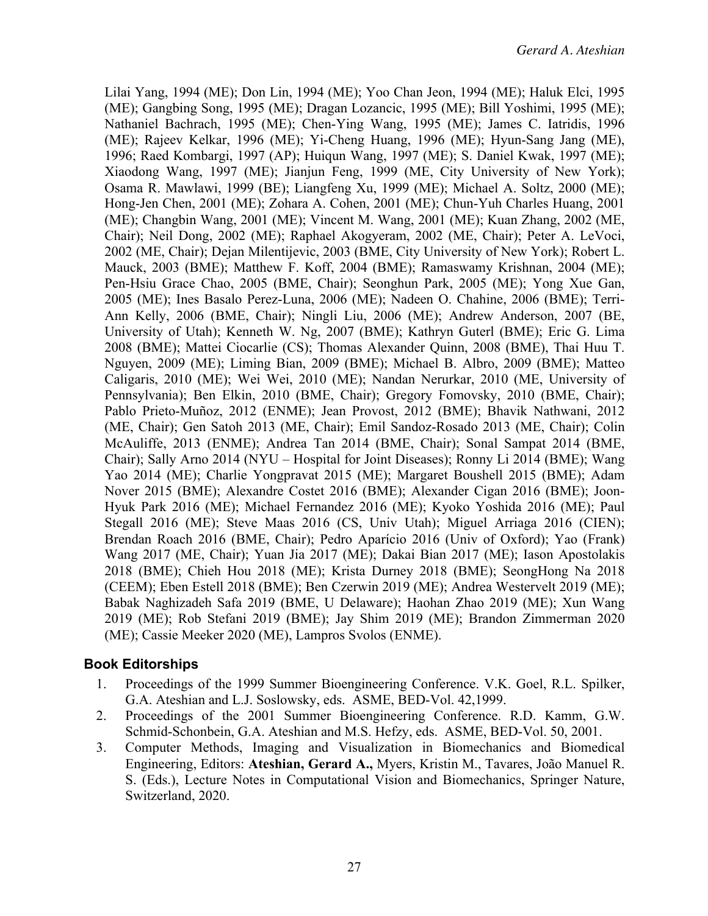Lilai Yang, 1994 (ME); Don Lin, 1994 (ME); Yoo Chan Jeon, 1994 (ME); Haluk Elci, 1995 (ME); Gangbing Song, 1995 (ME); Dragan Lozancic, 1995 (ME); Bill Yoshimi, 1995 (ME); Nathaniel Bachrach, 1995 (ME); Chen-Ying Wang, 1995 (ME); James C. Iatridis, 1996 (ME); Rajeev Kelkar, 1996 (ME); Yi-Cheng Huang, 1996 (ME); Hyun-Sang Jang (ME), 1996; Raed Kombargi, 1997 (AP); Huiqun Wang, 1997 (ME); S. Daniel Kwak, 1997 (ME); Xiaodong Wang, 1997 (ME); Jianjun Feng, 1999 (ME, City University of New York); Osama R. Mawlawi, 1999 (BE); Liangfeng Xu, 1999 (ME); Michael A. Soltz, 2000 (ME); Hong-Jen Chen, 2001 (ME); Zohara A. Cohen, 2001 (ME); Chun-Yuh Charles Huang, 2001 (ME); Changbin Wang, 2001 (ME); Vincent M. Wang, 2001 (ME); Kuan Zhang, 2002 (ME, Chair); Neil Dong, 2002 (ME); Raphael Akogyeram, 2002 (ME, Chair); Peter A. LeVoci, 2002 (ME, Chair); Dejan Milentijevic, 2003 (BME, City University of New York); Robert L. Mauck, 2003 (BME); Matthew F. Koff, 2004 (BME); Ramaswamy Krishnan, 2004 (ME); Pen-Hsiu Grace Chao, 2005 (BME, Chair); Seonghun Park, 2005 (ME); Yong Xue Gan, 2005 (ME); Ines Basalo Perez-Luna, 2006 (ME); Nadeen O. Chahine, 2006 (BME); Terri-Ann Kelly, 2006 (BME, Chair); Ningli Liu, 2006 (ME); Andrew Anderson, 2007 (BE, University of Utah); Kenneth W. Ng, 2007 (BME); Kathryn Guterl (BME); Eric G. Lima 2008 (BME); Mattei Ciocarlie (CS); Thomas Alexander Quinn, 2008 (BME), Thai Huu T. Nguyen, 2009 (ME); Liming Bian, 2009 (BME); Michael B. Albro, 2009 (BME); Matteo Caligaris, 2010 (ME); Wei Wei, 2010 (ME); Nandan Nerurkar, 2010 (ME, University of Pennsylvania); Ben Elkin, 2010 (BME, Chair); Gregory Fomovsky, 2010 (BME, Chair); Pablo Prieto-Muñoz, 2012 (ENME); Jean Provost, 2012 (BME); Bhavik Nathwani, 2012 (ME, Chair); Gen Satoh 2013 (ME, Chair); Emil Sandoz-Rosado 2013 (ME, Chair); Colin McAuliffe, 2013 (ENME); Andrea Tan 2014 (BME, Chair); Sonal Sampat 2014 (BME, Chair); Sally Arno 2014 (NYU – Hospital for Joint Diseases); Ronny Li 2014 (BME); Wang Yao 2014 (ME); Charlie Yongpravat 2015 (ME); Margaret Boushell 2015 (BME); Adam Nover 2015 (BME); Alexandre Costet 2016 (BME); Alexander Cigan 2016 (BME); Joon-Hyuk Park 2016 (ME); Michael Fernandez 2016 (ME); Kyoko Yoshida 2016 (ME); Paul Stegall 2016 (ME); Steve Maas 2016 (CS, Univ Utah); Miguel Arriaga 2016 (CIEN); Brendan Roach 2016 (BME, Chair); Pedro Aparício 2016 (Univ of Oxford); Yao (Frank) Wang 2017 (ME, Chair); Yuan Jia 2017 (ME); Dakai Bian 2017 (ME); Iason Apostolakis 2018 (BME); Chieh Hou 2018 (ME); Krista Durney 2018 (BME); SeongHong Na 2018 (CEEM); Eben Estell 2018 (BME); Ben Czerwin 2019 (ME); Andrea Westervelt 2019 (ME); Babak Naghizadeh Safa 2019 (BME, U Delaware); Haohan Zhao 2019 (ME); Xun Wang 2019 (ME); Rob Stefani 2019 (BME); Jay Shim 2019 (ME); Brandon Zimmerman 2020 (ME); Cassie Meeker 2020 (ME), Lampros Svolos (ENME).

## Book Editorships

1. Proceedings of the 1999 Summer Bioengineering Conference. V.K. Goel, R.L. Spilker, G.A. Ateshian and L.J. Soslowsky, eds. ASME, BED-Vol. 42,1999.
2. Proceedings of the 2001 Summer Bioengineering Conference. R.D. Kamm, G.W. Schmid-Schonbein, G.A. Ateshian and M.S. Hefzy, eds. ASME, BED-Vol. 50, 2001.
3. Computer Methods, Imaging and Visualization in Biomechanics and Biomedical Engineering, Editors: **Ateshian, Gerard A.,** Myers, Kristin M., Tavares, João Manuel R. S. (Eds.), Lecture Notes in Computational Vision and Biomechanics, Springer Nature, Switzerland, 2020.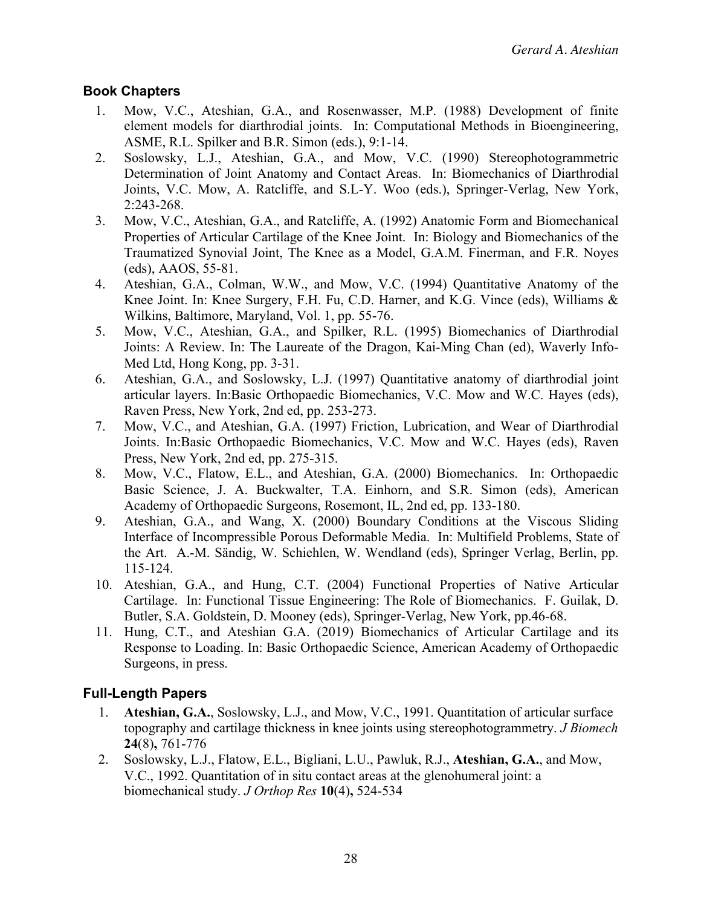## Book Chapters

1. Mow, V.C., Ateshian, G.A., and Rosenwasser, M.P. (1988) Development of finite element models for diarthrodial joints. In: Computational Methods in Bioengineering, ASME, R.L. Spilker and B.R. Simon (eds.), 9:1-14.
2. Soslowsky, L.J., Ateshian, G.A., and Mow, V.C. (1990) Stereophotogrammetric Determination of Joint Anatomy and Contact Areas. In: Biomechanics of Diarthrodial Joints, V.C. Mow, A. Ratcliffe, and S.L-Y. Woo (eds.), Springer-Verlag, New York, 2:243-268.
3. Mow, V.C., Ateshian, G.A., and Ratcliffe, A. (1992) Anatomic Form and Biomechanical Properties of Articular Cartilage of the Knee Joint. In: Biology and Biomechanics of the Traumatized Synovial Joint, The Knee as a Model, G.A.M. Finerman, and F.R. Noyes (eds), AAOS, 55-81.
4. Ateshian, G.A., Colman, W.W., and Mow, V.C. (1994) Quantitative Anatomy of the Knee Joint. In: Knee Surgery, F.H. Fu, C.D. Harner, and K.G. Vince (eds), Williams & Wilkins, Baltimore, Maryland, Vol. 1, pp. 55-76.
5. Mow, V.C., Ateshian, G.A., and Spilker, R.L. (1995) Biomechanics of Diarthrodial Joints: A Review. In: The Laureate of the Dragon, Kai-Ming Chan (ed), Waverly Info-Med Ltd, Hong Kong, pp. 3-31.
6. Ateshian, G.A., and Soslowsky, L.J. (1997) Quantitative anatomy of diarthrodial joint articular layers. In:Basic Orthopaedic Biomechanics, V.C. Mow and W.C. Hayes (eds), Raven Press, New York, 2nd ed, pp. 253-273.
7. Mow, V.C., and Ateshian, G.A. (1997) Friction, Lubrication, and Wear of Diarthrodial Joints. In:Basic Orthopaedic Biomechanics, V.C. Mow and W.C. Hayes (eds), Raven Press, New York, 2nd ed, pp. 275-315.
8. Mow, V.C., Flatow, E.L., and Ateshian, G.A. (2000) Biomechanics. In: Orthopaedic Basic Science, J. A. Buckwalter, T.A. Einhorn, and S.R. Simon (eds), American Academy of Orthopaedic Surgeons, Rosemont, IL, 2nd ed, pp. 133-180.
9. Ateshian, G.A., and Wang, X. (2000) Boundary Conditions at the Viscous Sliding Interface of Incompressible Porous Deformable Media. In: Multifield Problems, State of the Art. A.-M. Sändig, W. Schiehlen, W. Wendland (eds), Springer Verlag, Berlin, pp. 115-124.
10. Ateshian, G.A., and Hung, C.T. (2004) Functional Properties of Native Articular Cartilage. In: Functional Tissue Engineering: The Role of Biomechanics. F. Guilak, D. Butler, S.A. Goldstein, D. Mooney (eds), Springer-Verlag, New York, pp.46-68.
11. Hung, C.T., and Ateshian G.A. (2019) Biomechanics of Articular Cartilage and its Response to Loading. In: Basic Orthopaedic Science, American Academy of Orthopaedic Surgeons, in press.

## Full-Length Papers

1. **Ateshian, G.A.**, Soslowsky, L.J., and Mow, V.C., 1991. Quantitation of articular surface topography and cartilage thickness in knee joints using stereophotogrammetry. *J Biomech* **24**(8)**,** 761-776
2. Soslowsky, L.J., Flatow, E.L., Bigliani, L.U., Pawluk, R.J., **Ateshian, G.A.**, and Mow, V.C., 1992. Quantitation of in situ contact areas at the glenohumeral joint: a biomechanical study. *J Orthop Res* **10**(4)**,** 524-534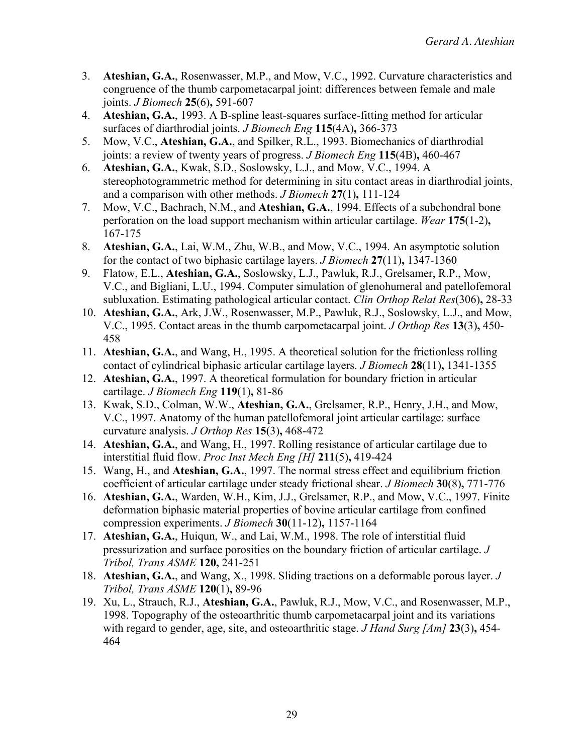3. **Ateshian, G.A.**, Rosenwasser, M.P., and Mow, V.C., 1992. Curvature characteristics and congruence of the thumb carpometacarpal joint: differences between female and male joints. *J Biomech* **25**(6)**,** 591-607
4. **Ateshian, G.A.**, 1993. A B-spline least-squares surface-fitting method for articular surfaces of diarthrodial joints. *J Biomech Eng* **115**(4A)**,** 366-373
5. Mow, V.C., **Ateshian, G.A.**, and Spilker, R.L., 1993. Biomechanics of diarthrodial joints: a review of twenty years of progress. *J Biomech Eng* **115**(4B)**,** 460-467
6. **Ateshian, G.A.**, Kwak, S.D., Soslowsky, L.J., and Mow, V.C., 1994. A stereophotogrammetric method for determining in situ contact areas in diarthrodial joints, and a comparison with other methods. *J Biomech* **27**(1)**,** 111-124
7. Mow, V.C., Bachrach, N.M., and **Ateshian, G.A.**, 1994. Effects of a subchondral bone perforation on the load support mechanism within articular cartilage. *Wear* **175**(1-2)**,** 167-175
8. **Ateshian, G.A.**, Lai, W.M., Zhu, W.B., and Mow, V.C., 1994. An asymptotic solution for the contact of two biphasic cartilage layers. *J Biomech* **27**(11)**,** 1347-1360
9. Flatow, E.L., **Ateshian, G.A.**, Soslowsky, L.J., Pawluk, R.J., Grelsamer, R.P., Mow, V.C., and Bigliani, L.U., 1994. Computer simulation of glenohumeral and patellofemoral subluxation. Estimating pathological articular contact. *Clin Orthop Relat Res*(306)**,** 28-33
10. **Ateshian, G.A.**, Ark, J.W., Rosenwasser, M.P., Pawluk, R.J., Soslowsky, L.J., and Mow, V.C., 1995. Contact areas in the thumb carpometacarpal joint. *J Orthop Res* **13**(3)**,** 450-458
11. **Ateshian, G.A.**, and Wang, H., 1995. A theoretical solution for the frictionless rolling contact of cylindrical biphasic articular cartilage layers. *J Biomech* **28**(11)**,** 1341-1355
12. **Ateshian, G.A.**, 1997. A theoretical formulation for boundary friction in articular cartilage. *J Biomech Eng* **119**(1)**,** 81-86
13. Kwak, S.D., Colman, W.W., **Ateshian, G.A.**, Grelsamer, R.P., Henry, J.H., and Mow, V.C., 1997. Anatomy of the human patellofemoral joint articular cartilage: surface curvature analysis. *J Orthop Res* **15**(3)**,** 468-472
14. **Ateshian, G.A.**, and Wang, H., 1997. Rolling resistance of articular cartilage due to interstitial fluid flow. *Proc Inst Mech Eng [H]* **211**(5)**,** 419-424
15. Wang, H., and **Ateshian, G.A.**, 1997. The normal stress effect and equilibrium friction coefficient of articular cartilage under steady frictional shear. *J Biomech* **30**(8)**,** 771-776
16. **Ateshian, G.A.**, Warden, W.H., Kim, J.J., Grelsamer, R.P., and Mow, V.C., 1997. Finite deformation biphasic material properties of bovine articular cartilage from confined compression experiments. *J Biomech* **30**(11-12)**,** 1157-1164
17. **Ateshian, G.A.**, Huiqun, W., and Lai, W.M., 1998. The role of interstitial fluid pressurization and surface porosities on the boundary friction of articular cartilage. *J Tribol, Trans ASME* **120,** 241-251
18. **Ateshian, G.A.**, and Wang, X., 1998. Sliding tractions on a deformable porous layer. *J Tribol, Trans ASME* **120**(1)**,** 89-96
19. Xu, L., Strauch, R.J., **Ateshian, G.A.**, Pawluk, R.J., Mow, V.C., and Rosenwasser, M.P., 1998. Topography of the osteoarthritic thumb carpometacarpal joint and its variations with regard to gender, age, site, and osteoarthritic stage. *J Hand Surg [Am]* **23**(3)**,** 454-464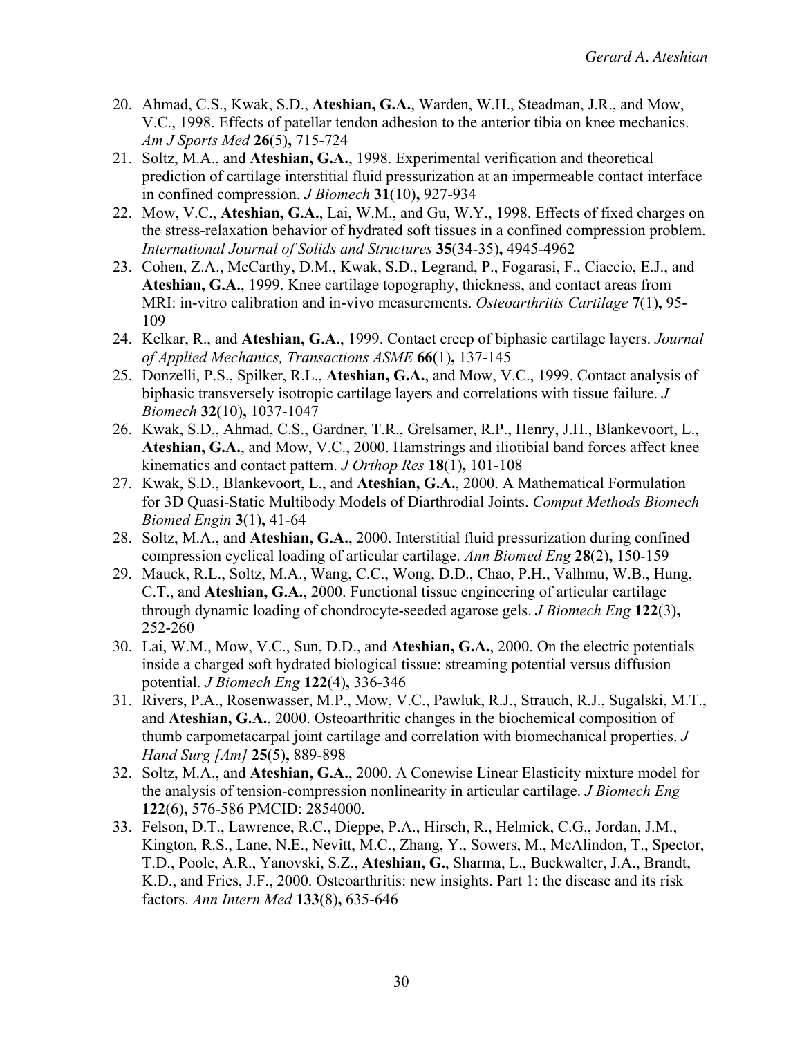20. Ahmad, C.S., Kwak, S.D., **Ateshian, G.A.**, Warden, W.H., Steadman, J.R., and Mow, V.C., 1998. Effects of patellar tendon adhesion to the anterior tibia on knee mechanics. *Am J Sports Med* **26**(5)**,** 715-724
21. Soltz, M.A., and **Ateshian, G.A.**, 1998. Experimental verification and theoretical prediction of cartilage interstitial fluid pressurization at an impermeable contact interface in confined compression. *J Biomech* **31**(10)**,** 927-934
22. Mow, V.C., **Ateshian, G.A.**, Lai, W.M., and Gu, W.Y., 1998. Effects of fixed charges on the stress-relaxation behavior of hydrated soft tissues in a confined compression problem. *International Journal of Solids and Structures* **35**(34-35)**,** 4945-4962
23. Cohen, Z.A., McCarthy, D.M., Kwak, S.D., Legrand, P., Fogarasi, F., Ciaccio, E.J., and **Ateshian, G.A.**, 1999. Knee cartilage topography, thickness, and contact areas from MRI: in-vitro calibration and in-vivo measurements. *Osteoarthritis Cartilage* **7**(1)**,** 95-109
24. Kelkar, R., and **Ateshian, G.A.**, 1999. Contact creep of biphasic cartilage layers. *Journal of Applied Mechanics, Transactions ASME* **66**(1)**,** 137-145
25. Donzelli, P.S., Spilker, R.L., **Ateshian, G.A.**, and Mow, V.C., 1999. Contact analysis of biphasic transversely isotropic cartilage layers and correlations with tissue failure. *J Biomech* **32**(10)**,** 1037-1047
26. Kwak, S.D., Ahmad, C.S., Gardner, T.R., Grelsamer, R.P., Henry, J.H., Blankevoort, L., **Ateshian, G.A.**, and Mow, V.C., 2000. Hamstrings and iliotibial band forces affect knee kinematics and contact pattern. *J Orthop Res* **18**(1)**,** 101-108
27. Kwak, S.D., Blankevoort, L., and **Ateshian, G.A.**, 2000. A Mathematical Formulation for 3D Quasi-Static Multibody Models of Diarthrodial Joints. *Comput Methods Biomech Biomed Engin* **3**(1)**,** 41-64
28. Soltz, M.A., and **Ateshian, G.A.**, 2000. Interstitial fluid pressurization during confined compression cyclical loading of articular cartilage. *Ann Biomed Eng* **28**(2)**,** 150-159
29. Mauck, R.L., Soltz, M.A., Wang, C.C., Wong, D.D., Chao, P.H., Valhmu, W.B., Hung, C.T., and **Ateshian, G.A.**, 2000. Functional tissue engineering of articular cartilage through dynamic loading of chondrocyte-seeded agarose gels. *J Biomech Eng* **122**(3)**,** 252-260
30. Lai, W.M., Mow, V.C., Sun, D.D., and **Ateshian, G.A.**, 2000. On the electric potentials inside a charged soft hydrated biological tissue: streaming potential versus diffusion potential. *J Biomech Eng* **122**(4)**,** 336-346
31. Rivers, P.A., Rosenwasser, M.P., Mow, V.C., Pawluk, R.J., Strauch, R.J., Sugalski, M.T., and **Ateshian, G.A.**, 2000. Osteoarthritic changes in the biochemical composition of thumb carpometacarpal joint cartilage and correlation with biomechanical properties. *J Hand Surg [Am]* **25**(5)**,** 889-898
32. Soltz, M.A., and **Ateshian, G.A.**, 2000. A Conewise Linear Elasticity mixture model for the analysis of tension-compression nonlinearity in articular cartilage. *J Biomech Eng* **122**(6)**,** 576-586 PMCID: 2854000.
33. Felson, D.T., Lawrence, R.C., Dieppe, P.A., Hirsch, R., Helmick, C.G., Jordan, J.M., Kington, R.S., Lane, N.E., Nevitt, M.C., Zhang, Y., Sowers, M., McAlindon, T., Spector, T.D., Poole, A.R., Yanovski, S.Z., **Ateshian, G.**, Sharma, L., Buckwalter, J.A., Brandt, K.D., and Fries, J.F., 2000. Osteoarthritis: new insights. Part 1: the disease and its risk factors. *Ann Intern Med* **133**(8)**,** 635-646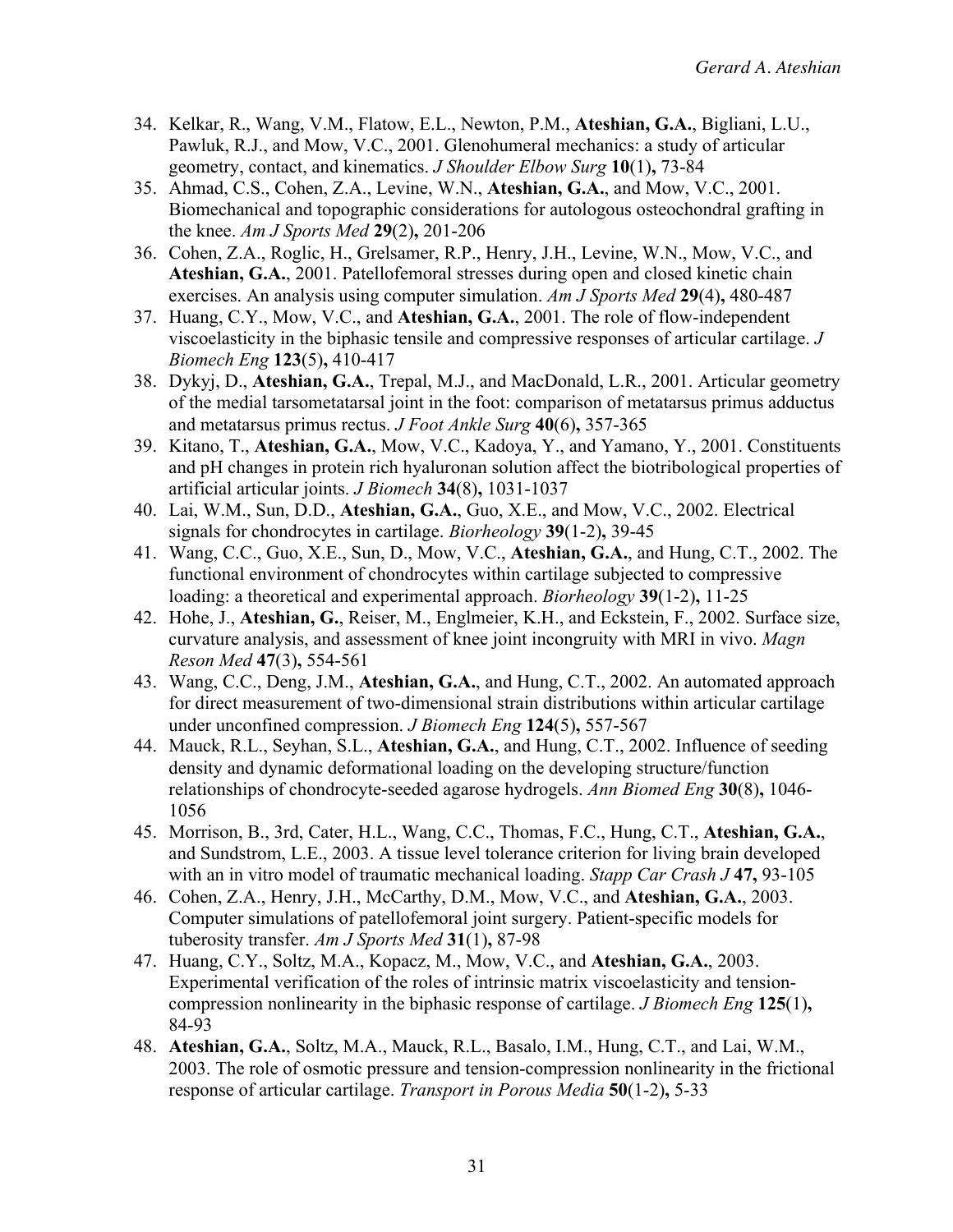34. Kelkar, R., Wang, V.M., Flatow, E.L., Newton, P.M., **Ateshian, G.A.**, Bigliani, L.U., Pawluk, R.J., and Mow, V.C., 2001. Glenohumeral mechanics: a study of articular geometry, contact, and kinematics. *J Shoulder Elbow Surg* **10**(1)**,** 73-84
35. Ahmad, C.S., Cohen, Z.A., Levine, W.N., **Ateshian, G.A.**, and Mow, V.C., 2001. Biomechanical and topographic considerations for autologous osteochondral grafting in the knee. *Am J Sports Med* **29**(2)**,** 201-206
36. Cohen, Z.A., Roglic, H., Grelsamer, R.P., Henry, J.H., Levine, W.N., Mow, V.C., and **Ateshian, G.A.**, 2001. Patellofemoral stresses during open and closed kinetic chain exercises. An analysis using computer simulation. *Am J Sports Med* **29**(4)**,** 480-487
37. Huang, C.Y., Mow, V.C., and **Ateshian, G.A.**, 2001. The role of flow-independent viscoelasticity in the biphasic tensile and compressive responses of articular cartilage. *J Biomech Eng* **123**(5)**,** 410-417
38. Dykyj, D., **Ateshian, G.A.**, Trepal, M.J., and MacDonald, L.R., 2001. Articular geometry of the medial tarsometatarsal joint in the foot: comparison of metatarsus primus adductus and metatarsus primus rectus. *J Foot Ankle Surg* **40**(6)**,** 357-365
39. Kitano, T., **Ateshian, G.A.**, Mow, V.C., Kadoya, Y., and Yamano, Y., 2001. Constituents and pH changes in protein rich hyaluronan solution affect the biotribological properties of artificial articular joints. *J Biomech* **34**(8)**,** 1031-1037
40. Lai, W.M., Sun, D.D., **Ateshian, G.A.**, Guo, X.E., and Mow, V.C., 2002. Electrical signals for chondrocytes in cartilage. *Biorheology* **39**(1-2)**,** 39-45
41. Wang, C.C., Guo, X.E., Sun, D., Mow, V.C., **Ateshian, G.A.**, and Hung, C.T., 2002. The functional environment of chondrocytes within cartilage subjected to compressive loading: a theoretical and experimental approach. *Biorheology* **39**(1-2)**,** 11-25
42. Hohe, J., **Ateshian, G.**, Reiser, M., Englmeier, K.H., and Eckstein, F., 2002. Surface size, curvature analysis, and assessment of knee joint incongruity with MRI in vivo. *Magn Reson Med* **47**(3)**,** 554-561
43. Wang, C.C., Deng, J.M., **Ateshian, G.A.**, and Hung, C.T., 2002. An automated approach for direct measurement of two-dimensional strain distributions within articular cartilage under unconfined compression. *J Biomech Eng* **124**(5)**,** 557-567
44. Mauck, R.L., Seyhan, S.L., **Ateshian, G.A.**, and Hung, C.T., 2002. Influence of seeding density and dynamic deformational loading on the developing structure/function relationships of chondrocyte-seeded agarose hydrogels. *Ann Biomed Eng* **30**(8)**,** 1046-1056
45. Morrison, B., 3rd, Cater, H.L., Wang, C.C., Thomas, F.C., Hung, C.T., **Ateshian, G.A.**, and Sundstrom, L.E., 2003. A tissue level tolerance criterion for living brain developed with an in vitro model of traumatic mechanical loading. *Stapp Car Crash J* **47,** 93-105
46. Cohen, Z.A., Henry, J.H., McCarthy, D.M., Mow, V.C., and **Ateshian, G.A.**, 2003. Computer simulations of patellofemoral joint surgery. Patient-specific models for tuberosity transfer. *Am J Sports Med* **31**(1)**,** 87-98
47. Huang, C.Y., Soltz, M.A., Kopacz, M., Mow, V.C., and **Ateshian, G.A.**, 2003. Experimental verification of the roles of intrinsic matrix viscoelasticity and tension-compression nonlinearity in the biphasic response of cartilage. *J Biomech Eng* **125**(1)**,** 84-93
48. **Ateshian, G.A.**, Soltz, M.A., Mauck, R.L., Basalo, I.M., Hung, C.T., and Lai, W.M., 2003. The role of osmotic pressure and tension-compression nonlinearity in the frictional response of articular cartilage. *Transport in Porous Media* **50**(1-2)**,** 5-33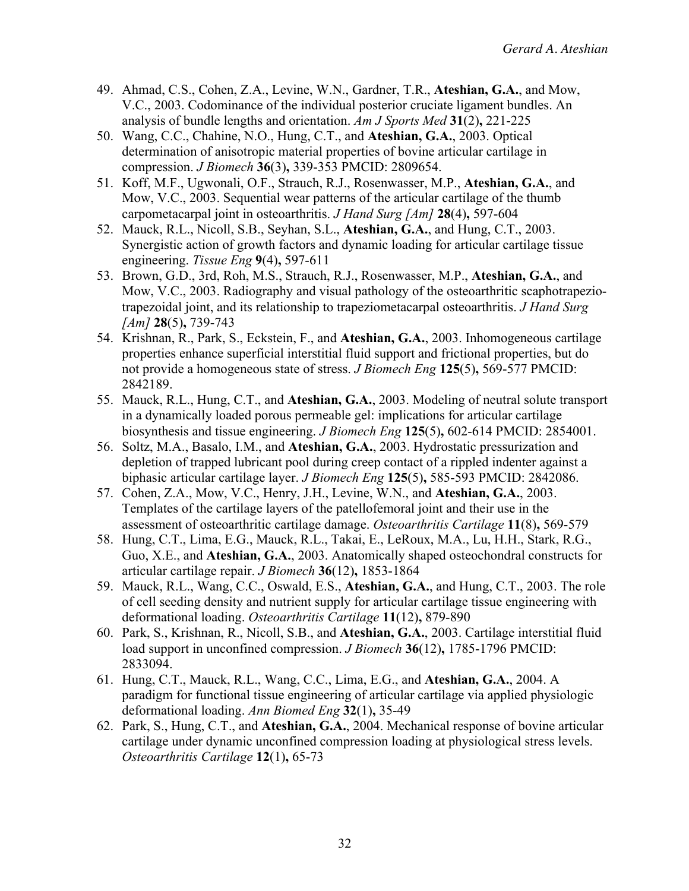49. Ahmad, C.S., Cohen, Z.A., Levine, W.N., Gardner, T.R., **Ateshian, G.A.**, and Mow, V.C., 2003. Codominance of the individual posterior cruciate ligament bundles. An analysis of bundle lengths and orientation. *Am J Sports Med* **31**(2)**,** 221-225
50. Wang, C.C., Chahine, N.O., Hung, C.T., and **Ateshian, G.A.**, 2003. Optical determination of anisotropic material properties of bovine articular cartilage in compression. *J Biomech* **36**(3)**,** 339-353 PMCID: 2809654.
51. Koff, M.F., Ugwonali, O.F., Strauch, R.J., Rosenwasser, M.P., **Ateshian, G.A.**, and Mow, V.C., 2003. Sequential wear patterns of the articular cartilage of the thumb carpometacarpal joint in osteoarthritis. *J Hand Surg [Am]* **28**(4)**,** 597-604
52. Mauck, R.L., Nicoll, S.B., Seyhan, S.L., **Ateshian, G.A.**, and Hung, C.T., 2003. Synergistic action of growth factors and dynamic loading for articular cartilage tissue engineering. *Tissue Eng* **9**(4)**,** 597-611
53. Brown, G.D., 3rd, Roh, M.S., Strauch, R.J., Rosenwasser, M.P., **Ateshian, G.A.**, and Mow, V.C., 2003. Radiography and visual pathology of the osteoarthritic scaphotrapezio-trapezoidal joint, and its relationship to trapeziometacarpal osteoarthritis. *J Hand Surg [Am]* **28**(5)**,** 739-743
54. Krishnan, R., Park, S., Eckstein, F., and **Ateshian, G.A.**, 2003. Inhomogeneous cartilage properties enhance superficial interstitial fluid support and frictional properties, but do not provide a homogeneous state of stress. *J Biomech Eng* **125**(5)**,** 569-577 PMCID: 2842189.
55. Mauck, R.L., Hung, C.T., and **Ateshian, G.A.**, 2003. Modeling of neutral solute transport in a dynamically loaded porous permeable gel: implications for articular cartilage biosynthesis and tissue engineering. *J Biomech Eng* **125**(5)**,** 602-614 PMCID: 2854001.
56. Soltz, M.A., Basalo, I.M., and **Ateshian, G.A.**, 2003. Hydrostatic pressurization and depletion of trapped lubricant pool during creep contact of a rippled indenter against a biphasic articular cartilage layer. *J Biomech Eng* **125**(5)**,** 585-593 PMCID: 2842086.
57. Cohen, Z.A., Mow, V.C., Henry, J.H., Levine, W.N., and **Ateshian, G.A.**, 2003. Templates of the cartilage layers of the patellofemoral joint and their use in the assessment of osteoarthritic cartilage damage. *Osteoarthritis Cartilage* **11**(8)**,** 569-579
58. Hung, C.T., Lima, E.G., Mauck, R.L., Takai, E., LeRoux, M.A., Lu, H.H., Stark, R.G., Guo, X.E., and **Ateshian, G.A.**, 2003. Anatomically shaped osteochondral constructs for articular cartilage repair. *J Biomech* **36**(12)**,** 1853-1864
59. Mauck, R.L., Wang, C.C., Oswald, E.S., **Ateshian, G.A.**, and Hung, C.T., 2003. The role of cell seeding density and nutrient supply for articular cartilage tissue engineering with deformational loading. *Osteoarthritis Cartilage* **11**(12)**,** 879-890
60. Park, S., Krishnan, R., Nicoll, S.B., and **Ateshian, G.A.**, 2003. Cartilage interstitial fluid load support in unconfined compression. *J Biomech* **36**(12)**,** 1785-1796 PMCID: 2833094.
61. Hung, C.T., Mauck, R.L., Wang, C.C., Lima, E.G., and **Ateshian, G.A.**, 2004. A paradigm for functional tissue engineering of articular cartilage via applied physiologic deformational loading. *Ann Biomed Eng* **32**(1)**,** 35-49
62. Park, S., Hung, C.T., and **Ateshian, G.A.**, 2004. Mechanical response of bovine articular cartilage under dynamic unconfined compression loading at physiological stress levels. *Osteoarthritis Cartilage* **12**(1)**,** 65-73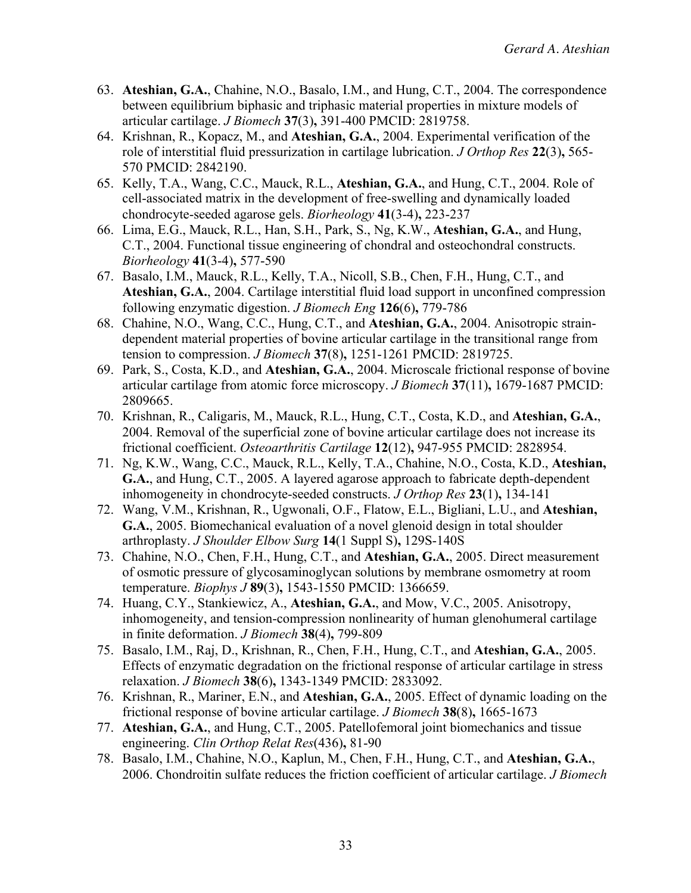63. **Ateshian, G.A.**, Chahine, N.O., Basalo, I.M., and Hung, C.T., 2004. The correspondence between equilibrium biphasic and triphasic material properties in mixture models of articular cartilage. *J Biomech* **37**(3)**,** 391-400 PMCID: 2819758.
64. Krishnan, R., Kopacz, M., and **Ateshian, G.A.**, 2004. Experimental verification of the role of interstitial fluid pressurization in cartilage lubrication. *J Orthop Res* **22**(3)**,** 565-570 PMCID: 2842190.
65. Kelly, T.A., Wang, C.C., Mauck, R.L., **Ateshian, G.A.**, and Hung, C.T., 2004. Role of cell-associated matrix in the development of free-swelling and dynamically loaded chondrocyte-seeded agarose gels. *Biorheology* **41**(3-4)**,** 223-237
66. Lima, E.G., Mauck, R.L., Han, S.H., Park, S., Ng, K.W., **Ateshian, G.A.**, and Hung, C.T., 2004. Functional tissue engineering of chondral and osteochondral constructs. *Biorheology* **41**(3-4)**,** 577-590
67. Basalo, I.M., Mauck, R.L., Kelly, T.A., Nicoll, S.B., Chen, F.H., Hung, C.T., and **Ateshian, G.A.**, 2004. Cartilage interstitial fluid load support in unconfined compression following enzymatic digestion. *J Biomech Eng* **126**(6)**,** 779-786
68. Chahine, N.O., Wang, C.C., Hung, C.T., and **Ateshian, G.A.**, 2004. Anisotropic strain-dependent material properties of bovine articular cartilage in the transitional range from tension to compression. *J Biomech* **37**(8)**,** 1251-1261 PMCID: 2819725.
69. Park, S., Costa, K.D., and **Ateshian, G.A.**, 2004. Microscale frictional response of bovine articular cartilage from atomic force microscopy. *J Biomech* **37**(11)**,** 1679-1687 PMCID: 2809665.
70. Krishnan, R., Caligaris, M., Mauck, R.L., Hung, C.T., Costa, K.D., and **Ateshian, G.A.**, 2004. Removal of the superficial zone of bovine articular cartilage does not increase its frictional coefficient. *Osteoarthritis Cartilage* **12**(12)**,** 947-955 PMCID: 2828954.
71. Ng, K.W., Wang, C.C., Mauck, R.L., Kelly, T.A., Chahine, N.O., Costa, K.D., **Ateshian, G.A.**, and Hung, C.T., 2005. A layered agarose approach to fabricate depth-dependent inhomogeneity in chondrocyte-seeded constructs. *J Orthop Res* **23**(1)**,** 134-141
72. Wang, V.M., Krishnan, R., Ugwonali, O.F., Flatow, E.L., Bigliani, L.U., and **Ateshian, G.A.**, 2005. Biomechanical evaluation of a novel glenoid design in total shoulder arthroplasty. *J Shoulder Elbow Surg* **14**(1 Suppl S)**,** 129S-140S
73. Chahine, N.O., Chen, F.H., Hung, C.T., and **Ateshian, G.A.**, 2005. Direct measurement of osmotic pressure of glycosaminoglycan solutions by membrane osmometry at room temperature. *Biophys J* **89**(3)**,** 1543-1550 PMCID: 1366659.
74. Huang, C.Y., Stankiewicz, A., **Ateshian, G.A.**, and Mow, V.C., 2005. Anisotropy, inhomogeneity, and tension-compression nonlinearity of human glenohumeral cartilage in finite deformation. *J Biomech* **38**(4)**,** 799-809
75. Basalo, I.M., Raj, D., Krishnan, R., Chen, F.H., Hung, C.T., and **Ateshian, G.A.**, 2005. Effects of enzymatic degradation on the frictional response of articular cartilage in stress relaxation. *J Biomech* **38**(6)**,** 1343-1349 PMCID: 2833092.
76. Krishnan, R., Mariner, E.N., and **Ateshian, G.A.**, 2005. Effect of dynamic loading on the frictional response of bovine articular cartilage. *J Biomech* **38**(8)**,** 1665-1673
77. **Ateshian, G.A.**, and Hung, C.T., 2005. Patellofemoral joint biomechanics and tissue engineering. *Clin Orthop Relat Res*(436)**,** 81-90
78. Basalo, I.M., Chahine, N.O., Kaplun, M., Chen, F.H., Hung, C.T., and **Ateshian, G.A.**, 2006. Chondroitin sulfate reduces the friction coefficient of articular cartilage. *J Biomech*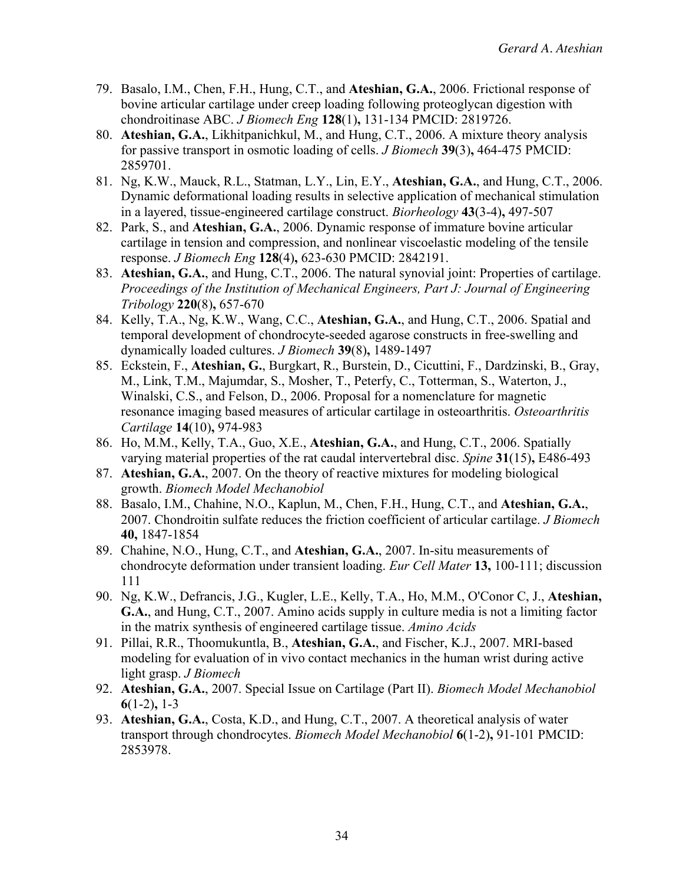79. Basalo, I.M., Chen, F.H., Hung, C.T., and **Ateshian, G.A.**, 2006. Frictional response of bovine articular cartilage under creep loading following proteoglycan digestion with chondroitinase ABC. *J Biomech Eng* **128**(1)**,** 131-134 PMCID: 2819726.
80. **Ateshian, G.A.**, Likhitpanichkul, M., and Hung, C.T., 2006. A mixture theory analysis for passive transport in osmotic loading of cells. *J Biomech* **39**(3)**,** 464-475 PMCID: 2859701.
81. Ng, K.W., Mauck, R.L., Statman, L.Y., Lin, E.Y., **Ateshian, G.A.**, and Hung, C.T., 2006. Dynamic deformational loading results in selective application of mechanical stimulation in a layered, tissue-engineered cartilage construct. *Biorheology* **43**(3-4)**,** 497-507
82. Park, S., and **Ateshian, G.A.**, 2006. Dynamic response of immature bovine articular cartilage in tension and compression, and nonlinear viscoelastic modeling of the tensile response. *J Biomech Eng* **128**(4)**,** 623-630 PMCID: 2842191.
83. **Ateshian, G.A.**, and Hung, C.T., 2006. The natural synovial joint: Properties of cartilage. *Proceedings of the Institution of Mechanical Engineers, Part J: Journal of Engineering Tribology* **220**(8)**,** 657-670
84. Kelly, T.A., Ng, K.W., Wang, C.C., **Ateshian, G.A.**, and Hung, C.T., 2006. Spatial and temporal development of chondrocyte-seeded agarose constructs in free-swelling and dynamically loaded cultures. *J Biomech* **39**(8)**,** 1489-1497
85. Eckstein, F., **Ateshian, G.**, Burgkart, R., Burstein, D., Cicuttini, F., Dardzinski, B., Gray, M., Link, T.M., Majumdar, S., Mosher, T., Peterfy, C., Totterman, S., Waterton, J., Winalski, C.S., and Felson, D., 2006. Proposal for a nomenclature for magnetic resonance imaging based measures of articular cartilage in osteoarthritis. *Osteoarthritis Cartilage* **14**(10)**,** 974-983
86. Ho, M.M., Kelly, T.A., Guo, X.E., **Ateshian, G.A.**, and Hung, C.T., 2006. Spatially varying material properties of the rat caudal intervertebral disc. *Spine* **31**(15)**,** E486-493
87. **Ateshian, G.A.**, 2007. On the theory of reactive mixtures for modeling biological growth. *Biomech Model Mechanobiol*
88. Basalo, I.M., Chahine, N.O., Kaplun, M., Chen, F.H., Hung, C.T., and **Ateshian, G.A.**, 2007. Chondroitin sulfate reduces the friction coefficient of articular cartilage. *J Biomech* **40,** 1847-1854
89. Chahine, N.O., Hung, C.T., and **Ateshian, G.A.**, 2007. In-situ measurements of chondrocyte deformation under transient loading. *Eur Cell Mater* **13,** 100-111; discussion 111
90. Ng, K.W., Defrancis, J.G., Kugler, L.E., Kelly, T.A., Ho, M.M., O'Conor C, J., **Ateshian, G.A.**, and Hung, C.T., 2007. Amino acids supply in culture media is not a limiting factor in the matrix synthesis of engineered cartilage tissue. *Amino Acids*
91. Pillai, R.R., Thoomukuntla, B., **Ateshian, G.A.**, and Fischer, K.J., 2007. MRI-based modeling for evaluation of in vivo contact mechanics in the human wrist during active light grasp. *J Biomech*
92. **Ateshian, G.A.**, 2007. Special Issue on Cartilage (Part II). *Biomech Model Mechanobiol* **6**(1-2)**,** 1-3
93. **Ateshian, G.A.**, Costa, K.D., and Hung, C.T., 2007. A theoretical analysis of water transport through chondrocytes. *Biomech Model Mechanobiol* **6**(1-2)**,** 91-101 PMCID: 2853978.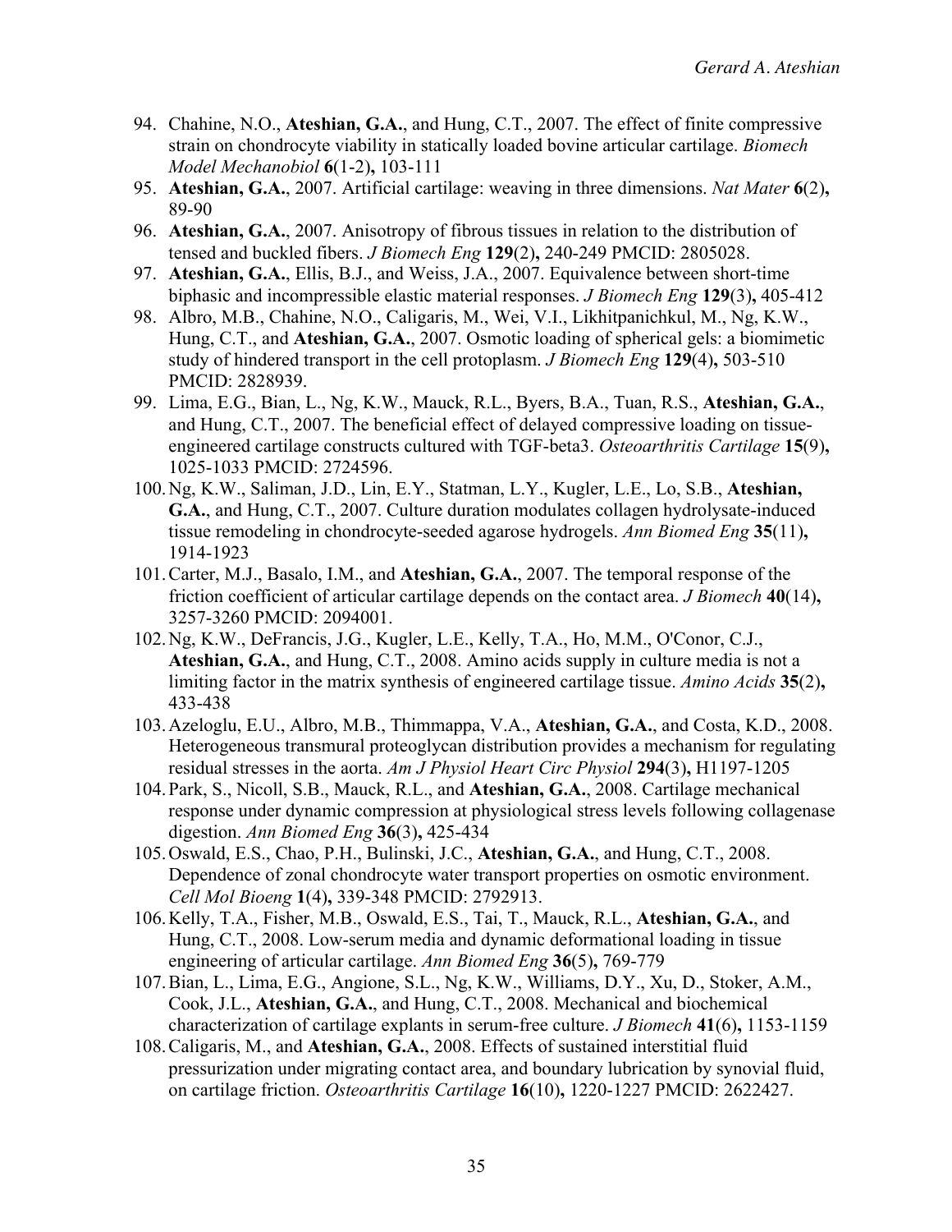94. Chahine, N.O., **Ateshian, G.A.**, and Hung, C.T., 2007. The effect of finite compressive strain on chondrocyte viability in statically loaded bovine articular cartilage. *Biomech Model Mechanobiol* **6**(1-2)**,** 103-111
95. **Ateshian, G.A.**, 2007. Artificial cartilage: weaving in three dimensions. *Nat Mater* **6**(2)**,** 89-90
96. **Ateshian, G.A.**, 2007. Anisotropy of fibrous tissues in relation to the distribution of tensed and buckled fibers. *J Biomech Eng* **129**(2)**,** 240-249 PMCID: 2805028.
97. **Ateshian, G.A.**, Ellis, B.J., and Weiss, J.A., 2007. Equivalence between short-time biphasic and incompressible elastic material responses. *J Biomech Eng* **129**(3)**,** 405-412
98. Albro, M.B., Chahine, N.O., Caligaris, M., Wei, V.I., Likhitpanichkul, M., Ng, K.W., Hung, C.T., and **Ateshian, G.A.**, 2007. Osmotic loading of spherical gels: a biomimetic study of hindered transport in the cell protoplasm. *J Biomech Eng* **129**(4)**,** 503-510 PMCID: 2828939.
99. Lima, E.G., Bian, L., Ng, K.W., Mauck, R.L., Byers, B.A., Tuan, R.S., **Ateshian, G.A.**, and Hung, C.T., 2007. The beneficial effect of delayed compressive loading on tissue-engineered cartilage constructs cultured with TGF-beta3. *Osteoarthritis Cartilage* **15**(9)**,** 1025-1033 PMCID: 2724596.
100. Ng, K.W., Saliman, J.D., Lin, E.Y., Statman, L.Y., Kugler, L.E., Lo, S.B., **Ateshian, G.A.**, and Hung, C.T., 2007. Culture duration modulates collagen hydrolysate-induced tissue remodeling in chondrocyte-seeded agarose hydrogels. *Ann Biomed Eng* **35**(11)**,** 1914-1923
101. Carter, M.J., Basalo, I.M., and **Ateshian, G.A.**, 2007. The temporal response of the friction coefficient of articular cartilage depends on the contact area. *J Biomech* **40**(14)**,** 3257-3260 PMCID: 2094001.
102. Ng, K.W., DeFrancis, J.G., Kugler, L.E., Kelly, T.A., Ho, M.M., O'Conor, C.J., **Ateshian, G.A.**, and Hung, C.T., 2008. Amino acids supply in culture media is not a limiting factor in the matrix synthesis of engineered cartilage tissue. *Amino Acids* **35**(2)**,** 433-438
103. Azeloglu, E.U., Albro, M.B., Thimmappa, V.A., **Ateshian, G.A.**, and Costa, K.D., 2008. Heterogeneous transmural proteoglycan distribution provides a mechanism for regulating residual stresses in the aorta. *Am J Physiol Heart Circ Physiol* **294**(3)**,** H1197-1205
104. Park, S., Nicoll, S.B., Mauck, R.L., and **Ateshian, G.A.**, 2008. Cartilage mechanical response under dynamic compression at physiological stress levels following collagenase digestion. *Ann Biomed Eng* **36**(3)**,** 425-434
105. Oswald, E.S., Chao, P.H., Bulinski, J.C., **Ateshian, G.A.**, and Hung, C.T., 2008. Dependence of zonal chondrocyte water transport properties on osmotic environment. *Cell Mol Bioeng* **1**(4)**,** 339-348 PMCID: 2792913.
106. Kelly, T.A., Fisher, M.B., Oswald, E.S., Tai, T., Mauck, R.L., **Ateshian, G.A.**, and Hung, C.T., 2008. Low-serum media and dynamic deformational loading in tissue engineering of articular cartilage. *Ann Biomed Eng* **36**(5)**,** 769-779
107. Bian, L., Lima, E.G., Angione, S.L., Ng, K.W., Williams, D.Y., Xu, D., Stoker, A.M., Cook, J.L., **Ateshian, G.A.**, and Hung, C.T., 2008. Mechanical and biochemical characterization of cartilage explants in serum-free culture. *J Biomech* **41**(6)**,** 1153-1159
108. Caligaris, M., and **Ateshian, G.A.**, 2008. Effects of sustained interstitial fluid pressurization under migrating contact area, and boundary lubrication by synovial fluid, on cartilage friction. *Osteoarthritis Cartilage* **16**(10)**,** 1220-1227 PMCID: 2622427.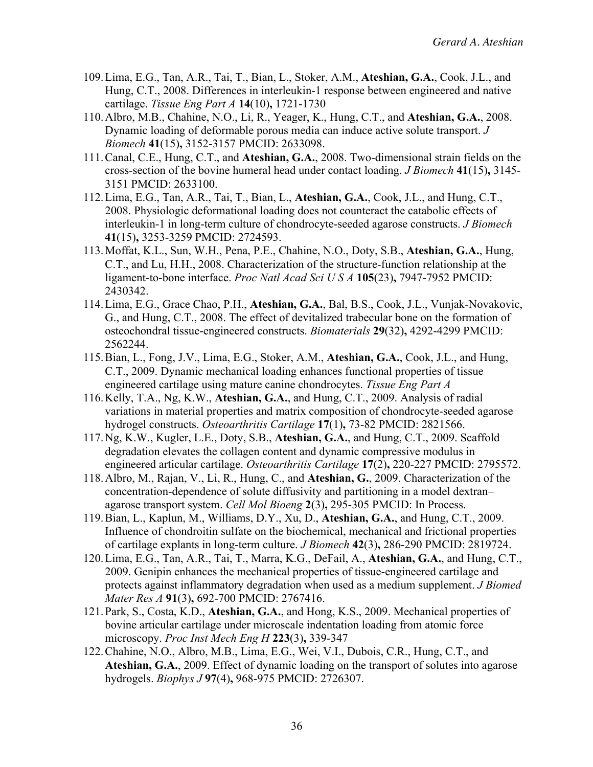109. Lima, E.G., Tan, A.R., Tai, T., Bian, L., Stoker, A.M., **Ateshian, G.A.**, Cook, J.L., and Hung, C.T., 2008. Differences in interleukin-1 response between engineered and native cartilage. *Tissue Eng Part A* **14**(10)**,** 1721-1730
110. Albro, M.B., Chahine, N.O., Li, R., Yeager, K., Hung, C.T., and **Ateshian, G.A.**, 2008. Dynamic loading of deformable porous media can induce active solute transport. *J Biomech* **41**(15)**,** 3152-3157 PMCID: 2633098.
111. Canal, C.E., Hung, C.T., and **Ateshian, G.A.**, 2008. Two-dimensional strain fields on the cross-section of the bovine humeral head under contact loading. *J Biomech* **41**(15)**,** 3145-3151 PMCID: 2633100.
112. Lima, E.G., Tan, A.R., Tai, T., Bian, L., **Ateshian, G.A.**, Cook, J.L., and Hung, C.T., 2008. Physiologic deformational loading does not counteract the catabolic effects of interleukin-1 in long-term culture of chondrocyte-seeded agarose constructs. *J Biomech* **41**(15)**,** 3253-3259 PMCID: 2724593.
113. Moffat, K.L., Sun, W.H., Pena, P.E., Chahine, N.O., Doty, S.B., **Ateshian, G.A.**, Hung, C.T., and Lu, H.H., 2008. Characterization of the structure-function relationship at the ligament-to-bone interface. *Proc Natl Acad Sci U S A* **105**(23)**,** 7947-7952 PMCID: 2430342.
114. Lima, E.G., Grace Chao, P.H., **Ateshian, G.A.**, Bal, B.S., Cook, J.L., Vunjak-Novakovic, G., and Hung, C.T., 2008. The effect of devitalized trabecular bone on the formation of osteochondral tissue-engineered constructs. *Biomaterials* **29**(32)**,** 4292-4299 PMCID: 2562244.
115. Bian, L., Fong, J.V., Lima, E.G., Stoker, A.M., **Ateshian, G.A.**, Cook, J.L., and Hung, C.T., 2009. Dynamic mechanical loading enhances functional properties of tissue engineered cartilage using mature canine chondrocytes. *Tissue Eng Part A*
116. Kelly, T.A., Ng, K.W., **Ateshian, G.A.**, and Hung, C.T., 2009. Analysis of radial variations in material properties and matrix composition of chondrocyte-seeded agarose hydrogel constructs. *Osteoarthritis Cartilage* **17**(1)**,** 73-82 PMCID: 2821566.
117. Ng, K.W., Kugler, L.E., Doty, S.B., **Ateshian, G.A.**, and Hung, C.T., 2009. Scaffold degradation elevates the collagen content and dynamic compressive modulus in engineered articular cartilage. *Osteoarthritis Cartilage* **17**(2)**,** 220-227 PMCID: 2795572.
118. Albro, M., Rajan, V., Li, R., Hung, C., and **Ateshian, G.**, 2009. Characterization of the concentration-dependence of solute diffusivity and partitioning in a model dextran–agarose transport system. *Cell Mol Bioeng* **2**(3)**,** 295-305 PMCID: In Process.
119. Bian, L., Kaplun, M., Williams, D.Y., Xu, D., **Ateshian, G.A.**, and Hung, C.T., 2009. Influence of chondroitin sulfate on the biochemical, mechanical and frictional properties of cartilage explants in long-term culture. *J Biomech* **42**(3)**,** 286-290 PMCID: 2819724.
120. Lima, E.G., Tan, A.R., Tai, T., Marra, K.G., DeFail, A., **Ateshian, G.A.**, and Hung, C.T., 2009. Genipin enhances the mechanical properties of tissue-engineered cartilage and protects against inflammatory degradation when used as a medium supplement. *J Biomed Mater Res A* **91**(3)**,** 692-700 PMCID: 2767416.
121. Park, S., Costa, K.D., **Ateshian, G.A.**, and Hong, K.S., 2009. Mechanical properties of bovine articular cartilage under microscale indentation loading from atomic force microscopy. *Proc Inst Mech Eng H* **223**(3)**,** 339-347
122. Chahine, N.O., Albro, M.B., Lima, E.G., Wei, V.I., Dubois, C.R., Hung, C.T., and **Ateshian, G.A.**, 2009. Effect of dynamic loading on the transport of solutes into agarose hydrogels. *Biophys J* **97**(4)**,** 968-975 PMCID: 2726307.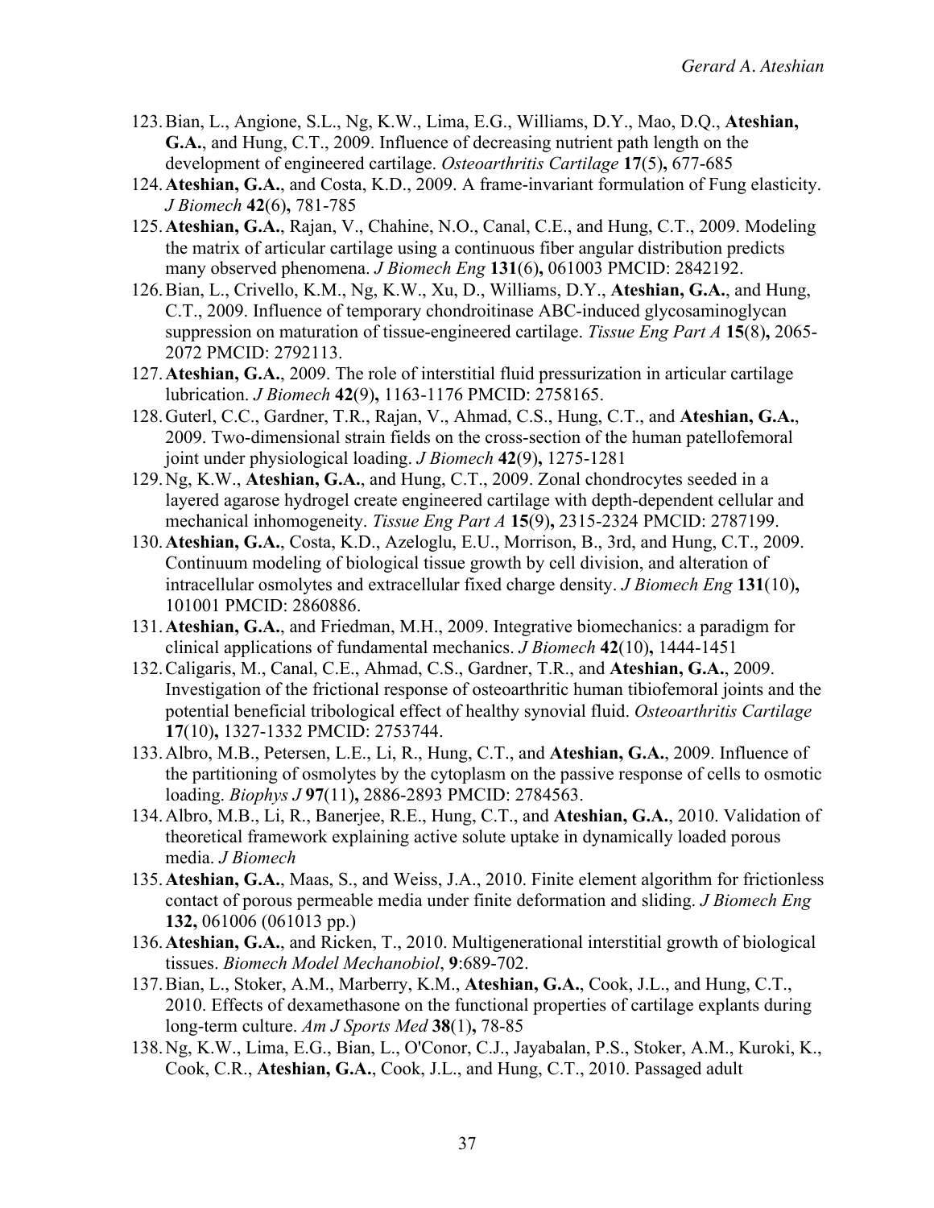123. Bian, L., Angione, S.L., Ng, K.W., Lima, E.G., Williams, D.Y., Mao, D.Q., **Ateshian, G.A.**, and Hung, C.T., 2009. Influence of decreasing nutrient path length on the development of engineered cartilage. *Osteoarthritis Cartilage* **17**(5)**,** 677-685
124. **Ateshian, G.A.**, and Costa, K.D., 2009. A frame-invariant formulation of Fung elasticity. *J Biomech* **42**(6)**,** 781-785
125. **Ateshian, G.A.**, Rajan, V., Chahine, N.O., Canal, C.E., and Hung, C.T., 2009. Modeling the matrix of articular cartilage using a continuous fiber angular distribution predicts many observed phenomena. *J Biomech Eng* **131**(6)**,** 061003 PMCID: 2842192.
126. Bian, L., Crivello, K.M., Ng, K.W., Xu, D., Williams, D.Y., **Ateshian, G.A.**, and Hung, C.T., 2009. Influence of temporary chondroitinase ABC-induced glycosaminoglycan suppression on maturation of tissue-engineered cartilage. *Tissue Eng Part A* **15**(8)**,** 2065-2072 PMCID: 2792113.
127. **Ateshian, G.A.**, 2009. The role of interstitial fluid pressurization in articular cartilage lubrication. *J Biomech* **42**(9)**,** 1163-1176 PMCID: 2758165.
128. Guterl, C.C., Gardner, T.R., Rajan, V., Ahmad, C.S., Hung, C.T., and **Ateshian, G.A.**, 2009. Two-dimensional strain fields on the cross-section of the human patellofemoral joint under physiological loading. *J Biomech* **42**(9)**,** 1275-1281
129. Ng, K.W., **Ateshian, G.A.**, and Hung, C.T., 2009. Zonal chondrocytes seeded in a layered agarose hydrogel create engineered cartilage with depth-dependent cellular and mechanical inhomogeneity. *Tissue Eng Part A* **15**(9)**,** 2315-2324 PMCID: 2787199.
130. **Ateshian, G.A.**, Costa, K.D., Azeloglu, E.U., Morrison, B., 3rd, and Hung, C.T., 2009. Continuum modeling of biological tissue growth by cell division, and alteration of intracellular osmolytes and extracellular fixed charge density. *J Biomech Eng* **131**(10)**,** 101001 PMCID: 2860886.
131. **Ateshian, G.A.**, and Friedman, M.H., 2009. Integrative biomechanics: a paradigm for clinical applications of fundamental mechanics. *J Biomech* **42**(10)**,** 1444-1451
132. Caligaris, M., Canal, C.E., Ahmad, C.S., Gardner, T.R., and **Ateshian, G.A.**, 2009. Investigation of the frictional response of osteoarthritic human tibiofemoral joints and the potential beneficial tribological effect of healthy synovial fluid. *Osteoarthritis Cartilage* **17**(10)**,** 1327-1332 PMCID: 2753744.
133. Albro, M.B., Petersen, L.E., Li, R., Hung, C.T., and **Ateshian, G.A.**, 2009. Influence of the partitioning of osmolytes by the cytoplasm on the passive response of cells to osmotic loading. *Biophys J* **97**(11)**,** 2886-2893 PMCID: 2784563.
134. Albro, M.B., Li, R., Banerjee, R.E., Hung, C.T., and **Ateshian, G.A.**, 2010. Validation of theoretical framework explaining active solute uptake in dynamically loaded porous media. *J Biomech*
135. **Ateshian, G.A.**, Maas, S., and Weiss, J.A., 2010. Finite element algorithm for frictionless contact of porous permeable media under finite deformation and sliding. *J Biomech Eng* **132,** 061006 (061013 pp.)
136. **Ateshian, G.A.**, and Ricken, T., 2010. Multigenerational interstitial growth of biological tissues. *Biomech Model Mechanobiol*, **9**:689-702.
137. Bian, L., Stoker, A.M., Marberry, K.M., **Ateshian, G.A.**, Cook, J.L., and Hung, C.T., 2010. Effects of dexamethasone on the functional properties of cartilage explants during long-term culture. *Am J Sports Med* **38**(1)**,** 78-85
138. Ng, K.W., Lima, E.G., Bian, L., O'Conor, C.J., Jayabalan, P.S., Stoker, A.M., Kuroki, K., Cook, C.R., **Ateshian, G.A.**, Cook, J.L., and Hung, C.T., 2010. Passaged adult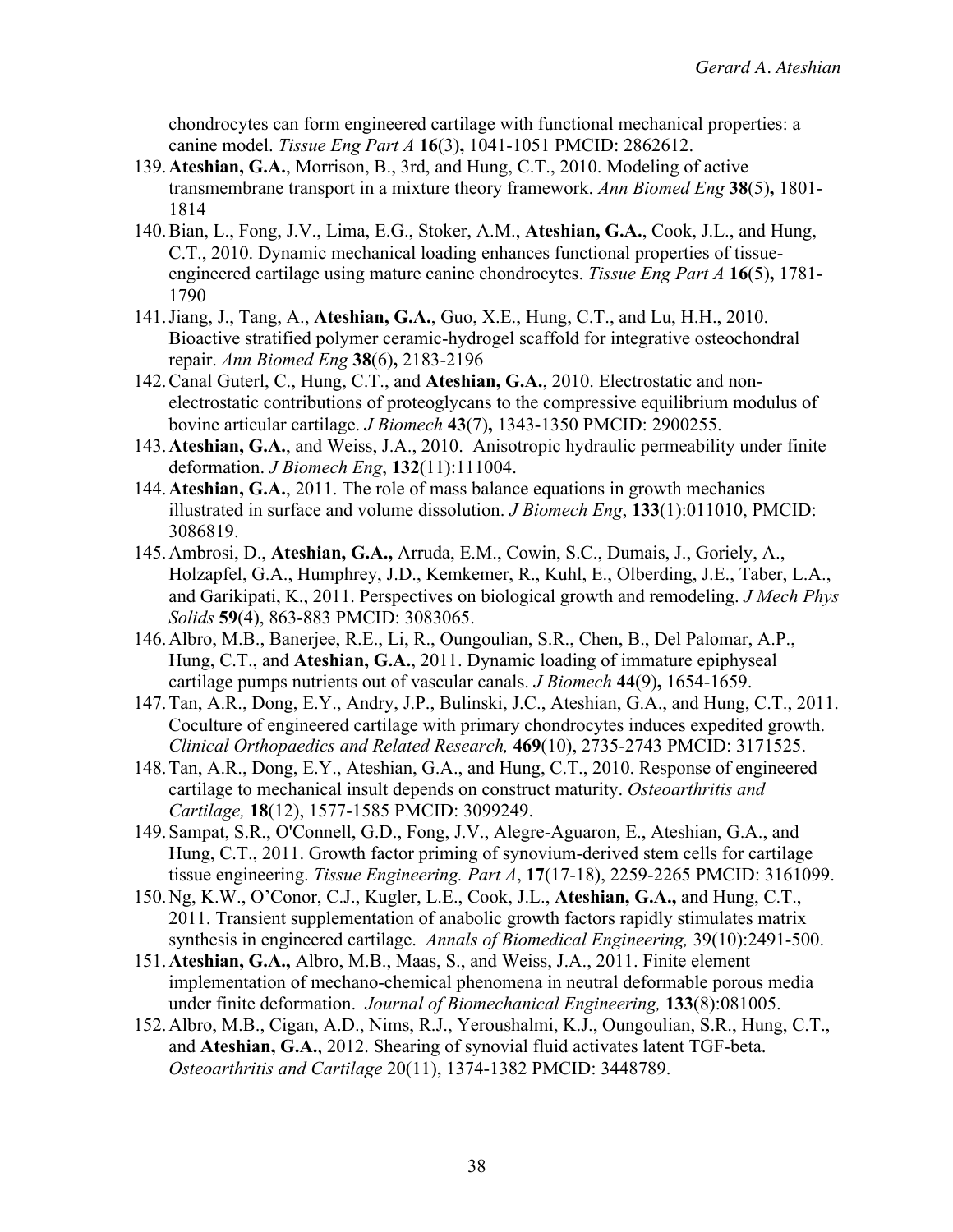chondrocytes can form engineered cartilage with functional mechanical properties: a canine model. *Tissue Eng Part A* **16**(3)**,** 1041-1051 PMCID: 2862612.

139. **Ateshian, G.A.**, Morrison, B., 3rd, and Hung, C.T., 2010. Modeling of active transmembrane transport in a mixture theory framework. *Ann Biomed Eng* **38**(5)**,** 1801-1814
140. Bian, L., Fong, J.V., Lima, E.G., Stoker, A.M., **Ateshian, G.A.**, Cook, J.L., and Hung, C.T., 2010. Dynamic mechanical loading enhances functional properties of tissue-engineered cartilage using mature canine chondrocytes. *Tissue Eng Part A* **16**(5)**,** 1781-1790
141. Jiang, J., Tang, A., **Ateshian, G.A.**, Guo, X.E., Hung, C.T., and Lu, H.H., 2010. Bioactive stratified polymer ceramic-hydrogel scaffold for integrative osteochondral repair. *Ann Biomed Eng* **38**(6)**,** 2183-2196
142. Canal Guterl, C., Hung, C.T., and **Ateshian, G.A.**, 2010. Electrostatic and non-electrostatic contributions of proteoglycans to the compressive equilibrium modulus of bovine articular cartilage. *J Biomech* **43**(7)**,** 1343-1350 PMCID: 2900255.
143. **Ateshian, G.A.**, and Weiss, J.A., 2010. Anisotropic hydraulic permeability under finite deformation. *J Biomech Eng*, **132**(11):111004.
144. **Ateshian, G.A.**, 2011. The role of mass balance equations in growth mechanics illustrated in surface and volume dissolution. *J Biomech Eng*, **133**(1):011010, PMCID: 3086819.
145. Ambrosi, D., **Ateshian, G.A.,** Arruda, E.M., Cowin, S.C., Dumais, J., Goriely, A., Holzapfel, G.A., Humphrey, J.D., Kemkemer, R., Kuhl, E., Olberding, J.E., Taber, L.A., and Garikipati, K., 2011. Perspectives on biological growth and remodeling. *J Mech Phys Solids* **59**(4), 863-883 PMCID: 3083065.
146. Albro, M.B., Banerjee, R.E., Li, R., Oungoulian, S.R., Chen, B., Del Palomar, A.P., Hung, C.T., and **Ateshian, G.A.**, 2011. Dynamic loading of immature epiphyseal cartilage pumps nutrients out of vascular canals. *J Biomech* **44**(9)**,** 1654-1659.
147. Tan, A.R., Dong, E.Y., Andry, J.P., Bulinski, J.C., Ateshian, G.A., and Hung, C.T., 2011. Coculture of engineered cartilage with primary chondrocytes induces expedited growth. *Clinical Orthopaedics and Related Research,* **469**(10), 2735-2743 PMCID: 3171525.
148. Tan, A.R., Dong, E.Y., Ateshian, G.A., and Hung, C.T., 2010. Response of engineered cartilage to mechanical insult depends on construct maturity. *Osteoarthritis and Cartilage,* **18**(12), 1577-1585 PMCID: 3099249.
149. Sampat, S.R., O'Connell, G.D., Fong, J.V., Alegre-Aguaron, E., Ateshian, G.A., and Hung, C.T., 2011. Growth factor priming of synovium-derived stem cells for cartilage tissue engineering. *Tissue Engineering. Part A*, **17**(17-18), 2259-2265 PMCID: 3161099.
150. Ng, K.W., O'Conor, C.J., Kugler, L.E., Cook, J.L., **Ateshian, G.A.,** and Hung, C.T., 2011. Transient supplementation of anabolic growth factors rapidly stimulates matrix synthesis in engineered cartilage. *Annals of Biomedical Engineering,* 39(10):2491-500.
151. **Ateshian, G.A.,** Albro, M.B., Maas, S., and Weiss, J.A., 2011. Finite element implementation of mechano-chemical phenomena in neutral deformable porous media under finite deformation. *Journal of Biomechanical Engineering,* **133**(8):081005.
152. Albro, M.B., Cigan, A.D., Nims, R.J., Yeroushalmi, K.J., Oungoulian, S.R., Hung, C.T., and **Ateshian, G.A.**, 2012. Shearing of synovial fluid activates latent TGF-beta. *Osteoarthritis and Cartilage* 20(11), 1374-1382 PMCID: 3448789.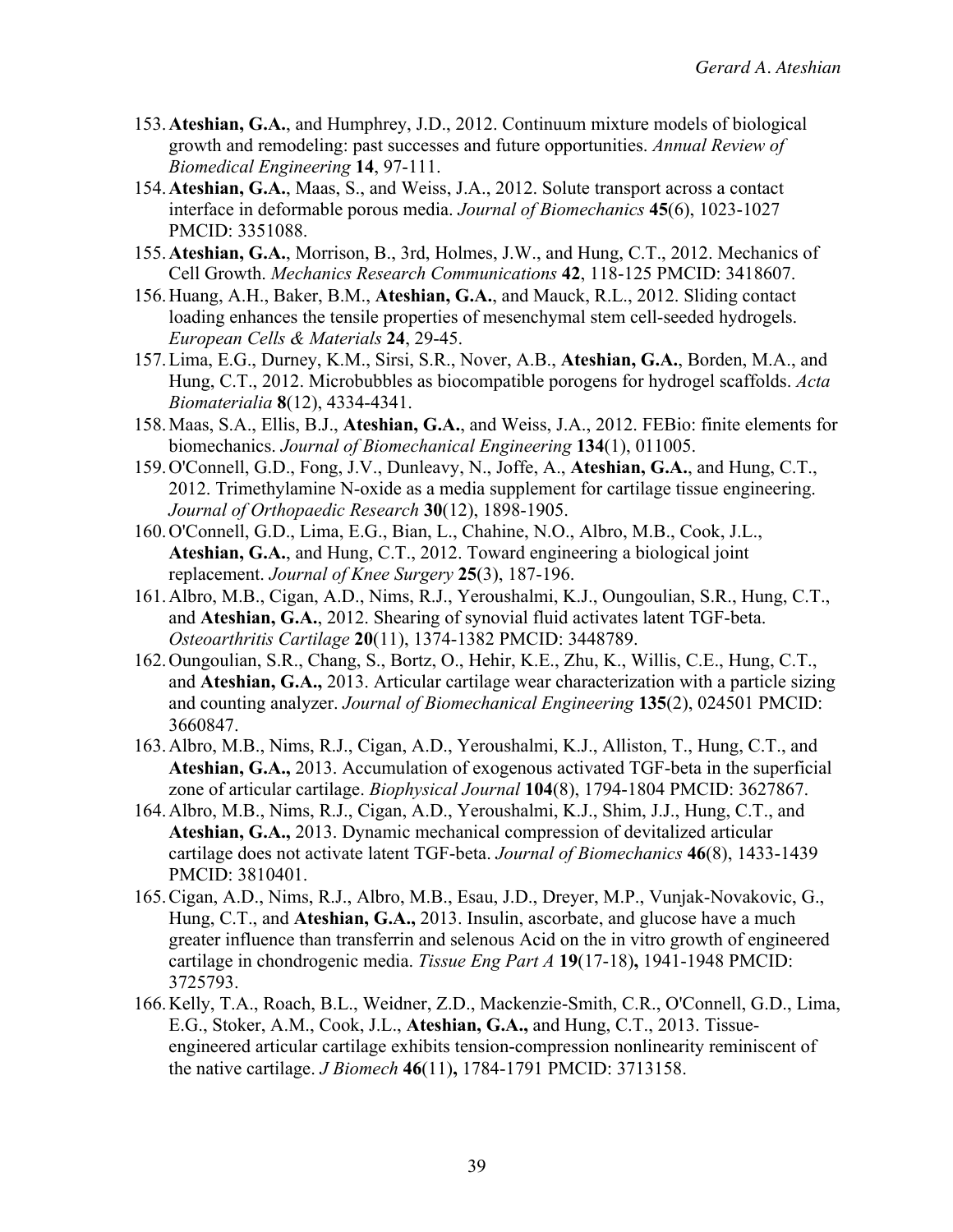153. **Ateshian, G.A.**, and Humphrey, J.D., 2012. Continuum mixture models of biological growth and remodeling: past successes and future opportunities. *Annual Review of Biomedical Engineering* **14**, 97-111.
154. **Ateshian, G.A.**, Maas, S., and Weiss, J.A., 2012. Solute transport across a contact interface in deformable porous media. *Journal of Biomechanics* **45**(6), 1023-1027 PMCID: 3351088.
155. **Ateshian, G.A.**, Morrison, B., 3rd, Holmes, J.W., and Hung, C.T., 2012. Mechanics of Cell Growth. *Mechanics Research Communications* **42**, 118-125 PMCID: 3418607.
156. Huang, A.H., Baker, B.M., **Ateshian, G.A.**, and Mauck, R.L., 2012. Sliding contact loading enhances the tensile properties of mesenchymal stem cell-seeded hydrogels. *European Cells & Materials* **24**, 29-45.
157. Lima, E.G., Durney, K.M., Sirsi, S.R., Nover, A.B., **Ateshian, G.A.**, Borden, M.A., and Hung, C.T., 2012. Microbubbles as biocompatible porogens for hydrogel scaffolds. *Acta Biomaterialia* **8**(12), 4334-4341.
158. Maas, S.A., Ellis, B.J., **Ateshian, G.A.**, and Weiss, J.A., 2012. FEBio: finite elements for biomechanics. *Journal of Biomechanical Engineering* **134**(1), 011005.
159. O'Connell, G.D., Fong, J.V., Dunleavy, N., Joffe, A., **Ateshian, G.A.**, and Hung, C.T., 2012. Trimethylamine N-oxide as a media supplement for cartilage tissue engineering. *Journal of Orthopaedic Research* **30**(12), 1898-1905.
160. O'Connell, G.D., Lima, E.G., Bian, L., Chahine, N.O., Albro, M.B., Cook, J.L., **Ateshian, G.A.**, and Hung, C.T., 2012. Toward engineering a biological joint replacement. *Journal of Knee Surgery* **25**(3), 187-196.
161. Albro, M.B., Cigan, A.D., Nims, R.J., Yeroushalmi, K.J., Oungoulian, S.R., Hung, C.T., and **Ateshian, G.A.**, 2012. Shearing of synovial fluid activates latent TGF-beta. *Osteoarthritis Cartilage* **20**(11), 1374-1382 PMCID: 3448789.
162. Oungoulian, S.R., Chang, S., Bortz, O., Hehir, K.E., Zhu, K., Willis, C.E., Hung, C.T., and **Ateshian, G.A.,** 2013. Articular cartilage wear characterization with a particle sizing and counting analyzer. *Journal of Biomechanical Engineering* **135**(2), 024501 PMCID: 3660847.
163. Albro, M.B., Nims, R.J., Cigan, A.D., Yeroushalmi, K.J., Alliston, T., Hung, C.T., and **Ateshian, G.A.,** 2013. Accumulation of exogenous activated TGF-beta in the superficial zone of articular cartilage. *Biophysical Journal* **104**(8), 1794-1804 PMCID: 3627867.
164. Albro, M.B., Nims, R.J., Cigan, A.D., Yeroushalmi, K.J., Shim, J.J., Hung, C.T., and **Ateshian, G.A.,** 2013. Dynamic mechanical compression of devitalized articular cartilage does not activate latent TGF-beta. *Journal of Biomechanics* **46**(8), 1433-1439 PMCID: 3810401.
165. Cigan, A.D., Nims, R.J., Albro, M.B., Esau, J.D., Dreyer, M.P., Vunjak-Novakovic, G., Hung, C.T., and **Ateshian, G.A.,** 2013. Insulin, ascorbate, and glucose have a much greater influence than transferrin and selenous Acid on the in vitro growth of engineered cartilage in chondrogenic media. *Tissue Eng Part A* **19**(17-18)**,** 1941-1948 PMCID: 3725793.
166. Kelly, T.A., Roach, B.L., Weidner, Z.D., Mackenzie-Smith, C.R., O'Connell, G.D., Lima, E.G., Stoker, A.M., Cook, J.L., **Ateshian, G.A.,** and Hung, C.T., 2013. Tissue-engineered articular cartilage exhibits tension-compression nonlinearity reminiscent of the native cartilage. *J Biomech* **46**(11)**,** 1784-1791 PMCID: 3713158.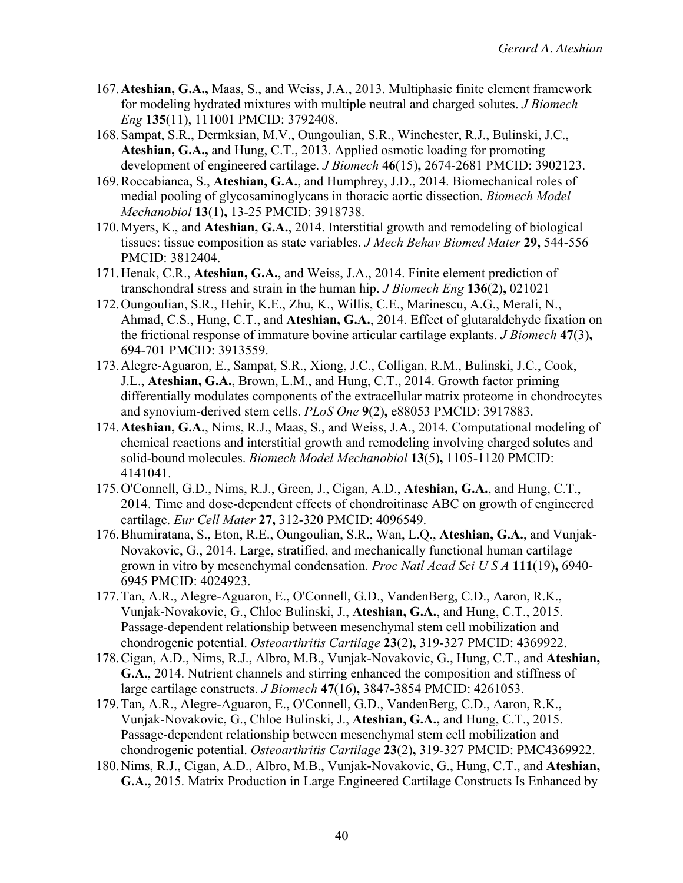167. **Ateshian, G.A.,** Maas, S., and Weiss, J.A., 2013. Multiphasic finite element framework for modeling hydrated mixtures with multiple neutral and charged solutes. *J Biomech Eng* **135**(11), 111001 PMCID: 3792408.
168. Sampat, S.R., Dermksian, M.V., Oungoulian, S.R., Winchester, R.J., Bulinski, J.C., **Ateshian, G.A.,** and Hung, C.T., 2013. Applied osmotic loading for promoting development of engineered cartilage. *J Biomech* **46**(15)**,** 2674-2681 PMCID: 3902123.
169. Roccabianca, S., **Ateshian, G.A.**, and Humphrey, J.D., 2014. Biomechanical roles of medial pooling of glycosaminoglycans in thoracic aortic dissection. *Biomech Model Mechanobiol* **13**(1)**,** 13-25 PMCID: 3918738.
170. Myers, K., and **Ateshian, G.A.**, 2014. Interstitial growth and remodeling of biological tissues: tissue composition as state variables. *J Mech Behav Biomed Mater* **29,** 544-556 PMCID: 3812404.
171. Henak, C.R., **Ateshian, G.A.**, and Weiss, J.A., 2014. Finite element prediction of transchondral stress and strain in the human hip. *J Biomech Eng* **136**(2)**,** 021021
172. Oungoulian, S.R., Hehir, K.E., Zhu, K., Willis, C.E., Marinescu, A.G., Merali, N., Ahmad, C.S., Hung, C.T., and **Ateshian, G.A.**, 2014. Effect of glutaraldehyde fixation on the frictional response of immature bovine articular cartilage explants. *J Biomech* **47**(3)**,** 694-701 PMCID: 3913559.
173. Alegre-Aguaron, E., Sampat, S.R., Xiong, J.C., Colligan, R.M., Bulinski, J.C., Cook, J.L., **Ateshian, G.A.**, Brown, L.M., and Hung, C.T., 2014. Growth factor priming differentially modulates components of the extracellular matrix proteome in chondrocytes and synovium-derived stem cells. *PLoS One* **9**(2)**,** e88053 PMCID: 3917883.
174. **Ateshian, G.A.**, Nims, R.J., Maas, S., and Weiss, J.A., 2014. Computational modeling of chemical reactions and interstitial growth and remodeling involving charged solutes and solid-bound molecules. *Biomech Model Mechanobiol* **13**(5)**,** 1105-1120 PMCID: 4141041.
175. O'Connell, G.D., Nims, R.J., Green, J., Cigan, A.D., **Ateshian, G.A.**, and Hung, C.T., 2014. Time and dose-dependent effects of chondroitinase ABC on growth of engineered cartilage. *Eur Cell Mater* **27,** 312-320 PMCID: 4096549.
176. Bhumiratana, S., Eton, R.E., Oungoulian, S.R., Wan, L.Q., **Ateshian, G.A.**, and Vunjak-Novakovic, G., 2014. Large, stratified, and mechanically functional human cartilage grown in vitro by mesenchymal condensation. *Proc Natl Acad Sci U S A* **111**(19)**,** 6940-6945 PMCID: 4024923.
177. Tan, A.R., Alegre-Aguaron, E., O'Connell, G.D., VandenBerg, C.D., Aaron, R.K., Vunjak-Novakovic, G., Chloe Bulinski, J., **Ateshian, G.A.**, and Hung, C.T., 2015. Passage-dependent relationship between mesenchymal stem cell mobilization and chondrogenic potential. *Osteoarthritis Cartilage* **23**(2)**,** 319-327 PMCID: 4369922.
178. Cigan, A.D., Nims, R.J., Albro, M.B., Vunjak-Novakovic, G., Hung, C.T., and **Ateshian, G.A.**, 2014. Nutrient channels and stirring enhanced the composition and stiffness of large cartilage constructs. *J Biomech* **47**(16)**,** 3847-3854 PMCID: 4261053.
179. Tan, A.R., Alegre-Aguaron, E., O'Connell, G.D., VandenBerg, C.D., Aaron, R.K., Vunjak-Novakovic, G., Chloe Bulinski, J., **Ateshian, G.A.,** and Hung, C.T., 2015. Passage-dependent relationship between mesenchymal stem cell mobilization and chondrogenic potential. *Osteoarthritis Cartilage* **23**(2)**,** 319-327 PMCID: PMC4369922.
180. Nims, R.J., Cigan, A.D., Albro, M.B., Vunjak-Novakovic, G., Hung, C.T., and **Ateshian, G.A.,** 2015. Matrix Production in Large Engineered Cartilage Constructs Is Enhanced by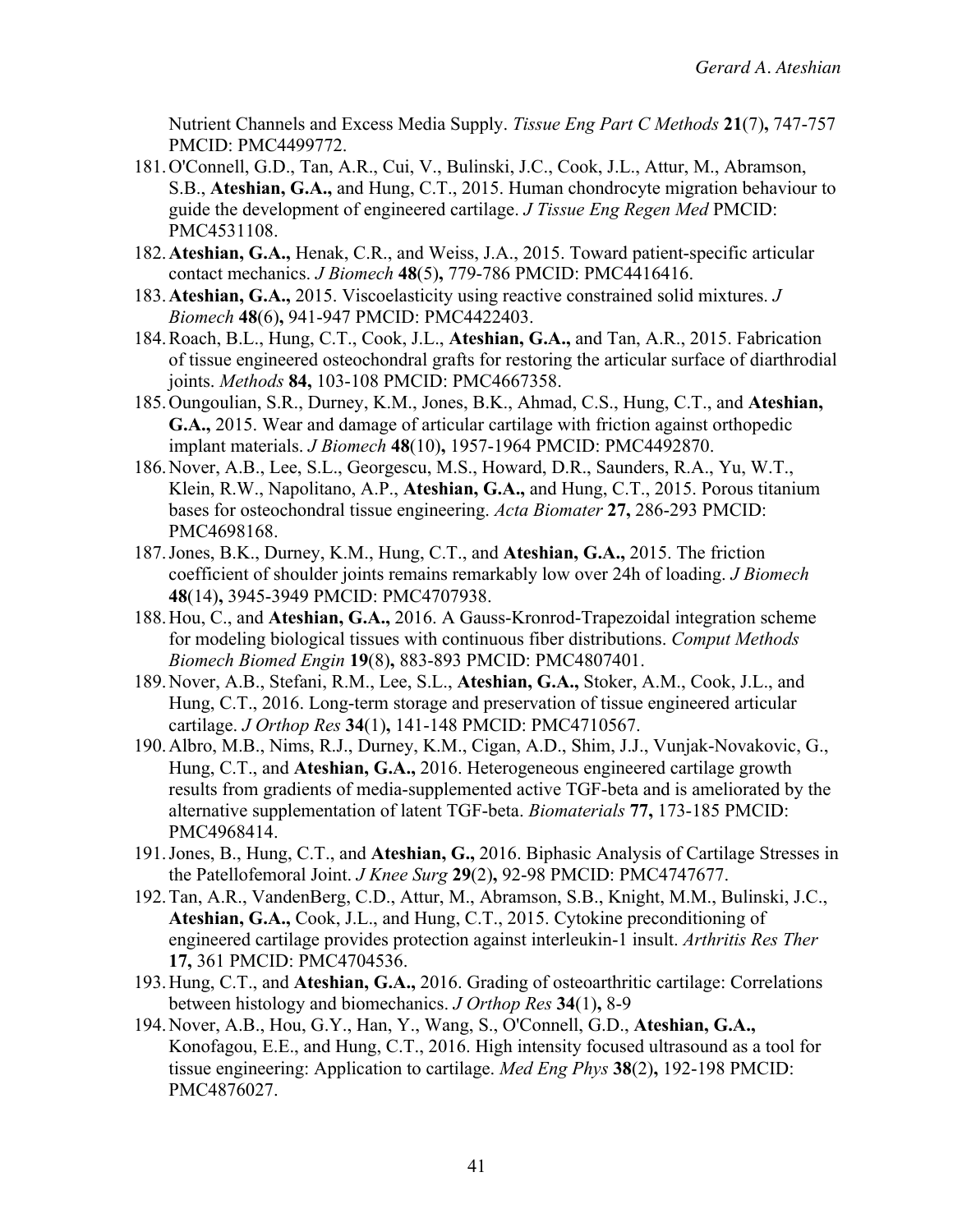Nutrient Channels and Excess Media Supply. *Tissue Eng Part C Methods* **21**(7)**,** 747-757 PMCID: PMC4499772.

181. O'Connell, G.D., Tan, A.R., Cui, V., Bulinski, J.C., Cook, J.L., Attur, M., Abramson, S.B., **Ateshian, G.A.,** and Hung, C.T., 2015. Human chondrocyte migration behaviour to guide the development of engineered cartilage. *J Tissue Eng Regen Med* PMCID: PMC4531108.
182. **Ateshian, G.A.,** Henak, C.R., and Weiss, J.A., 2015. Toward patient-specific articular contact mechanics. *J Biomech* **48**(5)**,** 779-786 PMCID: PMC4416416.
183. **Ateshian, G.A.,** 2015. Viscoelasticity using reactive constrained solid mixtures. *J Biomech* **48**(6)**,** 941-947 PMCID: PMC4422403.
184. Roach, B.L., Hung, C.T., Cook, J.L., **Ateshian, G.A.,** and Tan, A.R., 2015. Fabrication of tissue engineered osteochondral grafts for restoring the articular surface of diarthrodial joints. *Methods* **84,** 103-108 PMCID: PMC4667358.
185. Oungoulian, S.R., Durney, K.M., Jones, B.K., Ahmad, C.S., Hung, C.T., and **Ateshian, G.A.,** 2015. Wear and damage of articular cartilage with friction against orthopedic implant materials. *J Biomech* **48**(10)**,** 1957-1964 PMCID: PMC4492870.
186. Nover, A.B., Lee, S.L., Georgescu, M.S., Howard, D.R., Saunders, R.A., Yu, W.T., Klein, R.W., Napolitano, A.P., **Ateshian, G.A.,** and Hung, C.T., 2015. Porous titanium bases for osteochondral tissue engineering. *Acta Biomater* **27,** 286-293 PMCID: PMC4698168.
187. Jones, B.K., Durney, K.M., Hung, C.T., and **Ateshian, G.A.,** 2015. The friction coefficient of shoulder joints remains remarkably low over 24h of loading. *J Biomech* **48**(14)**,** 3945-3949 PMCID: PMC4707938.
188. Hou, C., and **Ateshian, G.A.,** 2016. A Gauss-Kronrod-Trapezoidal integration scheme for modeling biological tissues with continuous fiber distributions. *Comput Methods Biomech Biomed Engin* **19**(8)**,** 883-893 PMCID: PMC4807401.
189. Nover, A.B., Stefani, R.M., Lee, S.L., **Ateshian, G.A.,** Stoker, A.M., Cook, J.L., and Hung, C.T., 2016. Long-term storage and preservation of tissue engineered articular cartilage. *J Orthop Res* **34**(1)**,** 141-148 PMCID: PMC4710567.
190. Albro, M.B., Nims, R.J., Durney, K.M., Cigan, A.D., Shim, J.J., Vunjak-Novakovic, G., Hung, C.T., and **Ateshian, G.A.,** 2016. Heterogeneous engineered cartilage growth results from gradients of media-supplemented active TGF-beta and is ameliorated by the alternative supplementation of latent TGF-beta. *Biomaterials* **77,** 173-185 PMCID: PMC4968414.
191. Jones, B., Hung, C.T., and **Ateshian, G.,** 2016. Biphasic Analysis of Cartilage Stresses in the Patellofemoral Joint. *J Knee Surg* **29**(2)**,** 92-98 PMCID: PMC4747677.
192. Tan, A.R., VandenBerg, C.D., Attur, M., Abramson, S.B., Knight, M.M., Bulinski, J.C., **Ateshian, G.A.,** Cook, J.L., and Hung, C.T., 2015. Cytokine preconditioning of engineered cartilage provides protection against interleukin-1 insult. *Arthritis Res Ther* **17,** 361 PMCID: PMC4704536.
193. Hung, C.T., and **Ateshian, G.A.,** 2016. Grading of osteoarthritic cartilage: Correlations between histology and biomechanics. *J Orthop Res* **34**(1)**,** 8-9
194. Nover, A.B., Hou, G.Y., Han, Y., Wang, S., O'Connell, G.D., **Ateshian, G.A.,** Konofagou, E.E., and Hung, C.T., 2016. High intensity focused ultrasound as a tool for tissue engineering: Application to cartilage. *Med Eng Phys* **38**(2)**,** 192-198 PMCID: PMC4876027.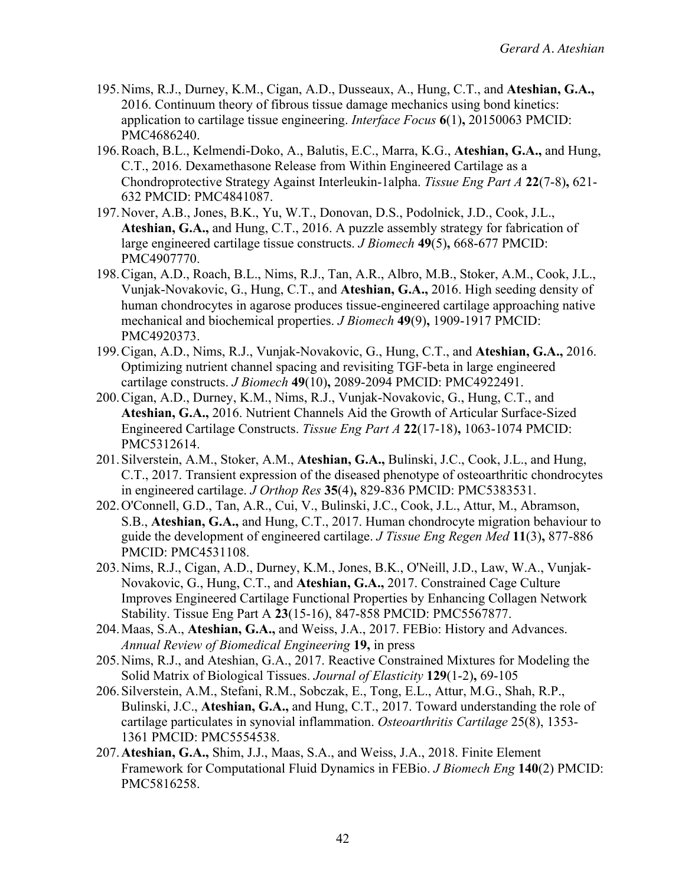195. Nims, R.J., Durney, K.M., Cigan, A.D., Dusseaux, A., Hung, C.T., and **Ateshian, G.A.,** 2016. Continuum theory of fibrous tissue damage mechanics using bond kinetics: application to cartilage tissue engineering. *Interface Focus* **6**(1)**,** 20150063 PMCID: PMC4686240.
196. Roach, B.L., Kelmendi-Doko, A., Balutis, E.C., Marra, K.G., **Ateshian, G.A.,** and Hung, C.T., 2016. Dexamethasone Release from Within Engineered Cartilage as a Chondroprotective Strategy Against Interleukin-1alpha. *Tissue Eng Part A* **22**(7-8)**,** 621-632 PMCID: PMC4841087.
197. Nover, A.B., Jones, B.K., Yu, W.T., Donovan, D.S., Podolnick, J.D., Cook, J.L., **Ateshian, G.A.,** and Hung, C.T., 2016. A puzzle assembly strategy for fabrication of large engineered cartilage tissue constructs. *J Biomech* **49**(5)**,** 668-677 PMCID: PMC4907770.
198. Cigan, A.D., Roach, B.L., Nims, R.J., Tan, A.R., Albro, M.B., Stoker, A.M., Cook, J.L., Vunjak-Novakovic, G., Hung, C.T., and **Ateshian, G.A.,** 2016. High seeding density of human chondrocytes in agarose produces tissue-engineered cartilage approaching native mechanical and biochemical properties. *J Biomech* **49**(9)**,** 1909-1917 PMCID: PMC4920373.
199. Cigan, A.D., Nims, R.J., Vunjak-Novakovic, G., Hung, C.T., and **Ateshian, G.A.,** 2016. Optimizing nutrient channel spacing and revisiting TGF-beta in large engineered cartilage constructs. *J Biomech* **49**(10)**,** 2089-2094 PMCID: PMC4922491.
200. Cigan, A.D., Durney, K.M., Nims, R.J., Vunjak-Novakovic, G., Hung, C.T., and **Ateshian, G.A.,** 2016. Nutrient Channels Aid the Growth of Articular Surface-Sized Engineered Cartilage Constructs. *Tissue Eng Part A* **22**(17-18)**,** 1063-1074 PMCID: PMC5312614.
201. Silverstein, A.M., Stoker, A.M., **Ateshian, G.A.,** Bulinski, J.C., Cook, J.L., and Hung, C.T., 2017. Transient expression of the diseased phenotype of osteoarthritic chondrocytes in engineered cartilage. *J Orthop Res* **35**(4)**,** 829-836 PMCID: PMC5383531.
202. O'Connell, G.D., Tan, A.R., Cui, V., Bulinski, J.C., Cook, J.L., Attur, M., Abramson, S.B., **Ateshian, G.A.,** and Hung, C.T., 2017. Human chondrocyte migration behaviour to guide the development of engineered cartilage. *J Tissue Eng Regen Med* **11**(3)**,** 877-886 PMCID: PMC4531108.
203. Nims, R.J., Cigan, A.D., Durney, K.M., Jones, B.K., O'Neill, J.D., Law, W.A., Vunjak-Novakovic, G., Hung, C.T., and **Ateshian, G.A.,** 2017. Constrained Cage Culture Improves Engineered Cartilage Functional Properties by Enhancing Collagen Network Stability. Tissue Eng Part A **23**(15-16), 847-858 PMCID: PMC5567877.
204. Maas, S.A., **Ateshian, G.A.,** and Weiss, J.A., 2017. FEBio: History and Advances. *Annual Review of Biomedical Engineering* **19,** in press
205. Nims, R.J., and Ateshian, G.A., 2017. Reactive Constrained Mixtures for Modeling the Solid Matrix of Biological Tissues. *Journal of Elasticity* **129**(1-2)**,** 69-105
206. Silverstein, A.M., Stefani, R.M., Sobczak, E., Tong, E.L., Attur, M.G., Shah, R.P., Bulinski, J.C., **Ateshian, G.A.,** and Hung, C.T., 2017. Toward understanding the role of cartilage particulates in synovial inflammation. *Osteoarthritis Cartilage* 25(8), 1353-1361 PMCID: PMC5554538.
207. **Ateshian, G.A.,** Shim, J.J., Maas, S.A., and Weiss, J.A., 2018. Finite Element Framework for Computational Fluid Dynamics in FEBio. *J Biomech Eng* **140**(2) PMCID: PMC5816258.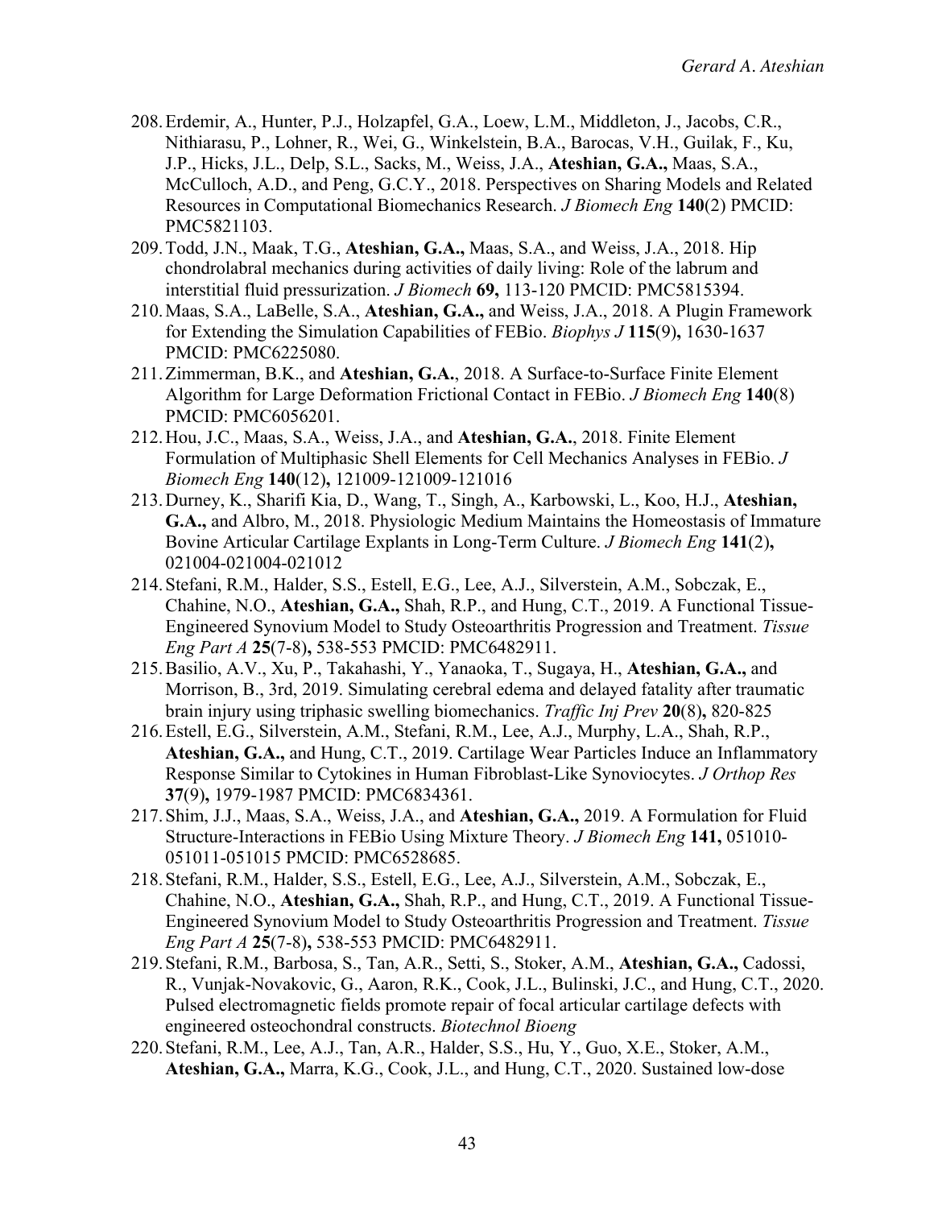208. Erdemir, A., Hunter, P.J., Holzapfel, G.A., Loew, L.M., Middleton, J., Jacobs, C.R., Nithiarasu, P., Lohner, R., Wei, G., Winkelstein, B.A., Barocas, V.H., Guilak, F., Ku, J.P., Hicks, J.L., Delp, S.L., Sacks, M., Weiss, J.A., **Ateshian, G.A.,** Maas, S.A., McCulloch, A.D., and Peng, G.C.Y., 2018. Perspectives on Sharing Models and Related Resources in Computational Biomechanics Research. *J Biomech Eng* **140**(2) PMCID: PMC5821103.
209. Todd, J.N., Maak, T.G., **Ateshian, G.A.,** Maas, S.A., and Weiss, J.A., 2018. Hip chondrolabral mechanics during activities of daily living: Role of the labrum and interstitial fluid pressurization. *J Biomech* **69,** 113-120 PMCID: PMC5815394.
210. Maas, S.A., LaBelle, S.A., **Ateshian, G.A.,** and Weiss, J.A., 2018. A Plugin Framework for Extending the Simulation Capabilities of FEBio. *Biophys J* **115**(9)**,** 1630-1637 PMCID: PMC6225080.
211. Zimmerman, B.K., and **Ateshian, G.A.**, 2018. A Surface-to-Surface Finite Element Algorithm for Large Deformation Frictional Contact in FEBio. *J Biomech Eng* **140**(8) PMCID: PMC6056201.
212. Hou, J.C., Maas, S.A., Weiss, J.A., and **Ateshian, G.A.**, 2018. Finite Element Formulation of Multiphasic Shell Elements for Cell Mechanics Analyses in FEBio. *J Biomech Eng* **140**(12)**,** 121009-121009-121016
213. Durney, K., Sharifi Kia, D., Wang, T., Singh, A., Karbowski, L., Koo, H.J., **Ateshian, G.A.,** and Albro, M., 2018. Physiologic Medium Maintains the Homeostasis of Immature Bovine Articular Cartilage Explants in Long-Term Culture. *J Biomech Eng* **141**(2)**,** 021004-021004-021012
214. Stefani, R.M., Halder, S.S., Estell, E.G., Lee, A.J., Silverstein, A.M., Sobczak, E., Chahine, N.O., **Ateshian, G.A.,** Shah, R.P., and Hung, C.T., 2019. A Functional Tissue-Engineered Synovium Model to Study Osteoarthritis Progression and Treatment. *Tissue Eng Part A* **25**(7-8)**,** 538-553 PMCID: PMC6482911.
215. Basilio, A.V., Xu, P., Takahashi, Y., Yanaoka, T., Sugaya, H., **Ateshian, G.A.,** and Morrison, B., 3rd, 2019. Simulating cerebral edema and delayed fatality after traumatic brain injury using triphasic swelling biomechanics. *Traffic Inj Prev* **20**(8)**,** 820-825
216. Estell, E.G., Silverstein, A.M., Stefani, R.M., Lee, A.J., Murphy, L.A., Shah, R.P., **Ateshian, G.A.,** and Hung, C.T., 2019. Cartilage Wear Particles Induce an Inflammatory Response Similar to Cytokines in Human Fibroblast-Like Synoviocytes. *J Orthop Res* **37**(9)**,** 1979-1987 PMCID: PMC6834361.
217. Shim, J.J., Maas, S.A., Weiss, J.A., and **Ateshian, G.A.,** 2019. A Formulation for Fluid Structure-Interactions in FEBio Using Mixture Theory. *J Biomech Eng* **141,** 051010-051011-051015 PMCID: PMC6528685.
218. Stefani, R.M., Halder, S.S., Estell, E.G., Lee, A.J., Silverstein, A.M., Sobczak, E., Chahine, N.O., **Ateshian, G.A.,** Shah, R.P., and Hung, C.T., 2019. A Functional Tissue-Engineered Synovium Model to Study Osteoarthritis Progression and Treatment. *Tissue Eng Part A* **25**(7-8)**,** 538-553 PMCID: PMC6482911.
219. Stefani, R.M., Barbosa, S., Tan, A.R., Setti, S., Stoker, A.M., **Ateshian, G.A.,** Cadossi, R., Vunjak-Novakovic, G., Aaron, R.K., Cook, J.L., Bulinski, J.C., and Hung, C.T., 2020. Pulsed electromagnetic fields promote repair of focal articular cartilage defects with engineered osteochondral constructs. *Biotechnol Bioeng*
220. Stefani, R.M., Lee, A.J., Tan, A.R., Halder, S.S., Hu, Y., Guo, X.E., Stoker, A.M., **Ateshian, G.A.,** Marra, K.G., Cook, J.L., and Hung, C.T., 2020. Sustained low-dose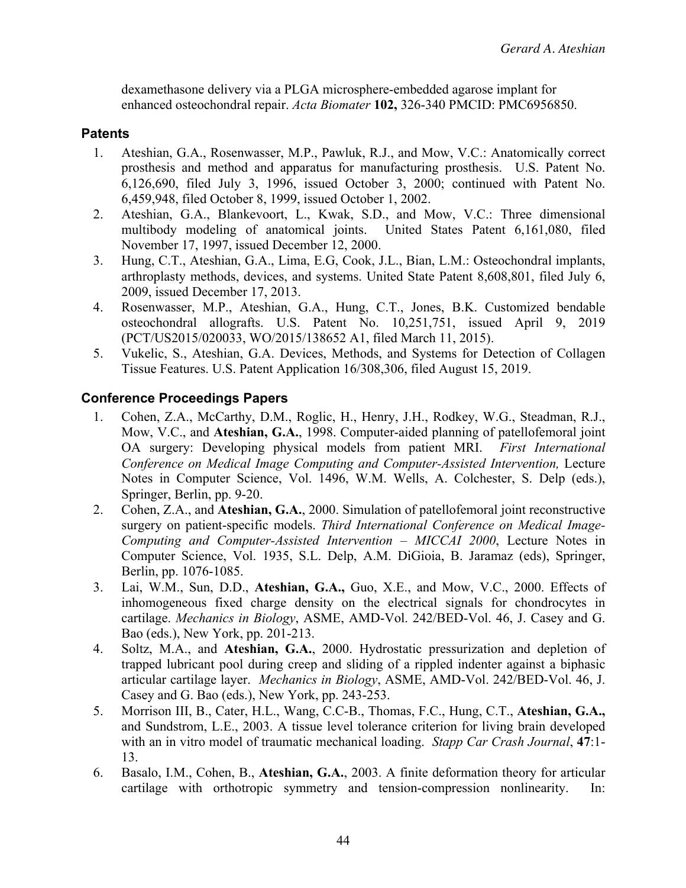dexamethasone delivery via a PLGA microsphere-embedded agarose implant for enhanced osteochondral repair. *Acta Biomater* **102,** 326-340 PMCID: PMC6956850.

## Patents

1. Ateshian, G.A., Rosenwasser, M.P., Pawluk, R.J., and Mow, V.C.: Anatomically correct prosthesis and method and apparatus for manufacturing prosthesis. U.S. Patent No. 6,126,690, filed July 3, 1996, issued October 3, 2000; continued with Patent No. 6,459,948, filed October 8, 1999, issued October 1, 2002.
2. Ateshian, G.A., Blankevoort, L., Kwak, S.D., and Mow, V.C.: Three dimensional multibody modeling of anatomical joints. United States Patent 6,161,080, filed November 17, 1997, issued December 12, 2000.
3. Hung, C.T., Ateshian, G.A., Lima, E.G, Cook, J.L., Bian, L.M.: Osteochondral implants, arthroplasty methods, devices, and systems. United State Patent 8,608,801, filed July 6, 2009, issued December 17, 2013.
4. Rosenwasser, M.P., Ateshian, G.A., Hung, C.T., Jones, B.K. Customized bendable osteochondral allografts. U.S. Patent No. 10,251,751, issued April 9, 2019 (PCT/US2015/020033, WO/2015/138652 A1, filed March 11, 2015).
5. Vukelic, S., Ateshian, G.A. Devices, Methods, and Systems for Detection of Collagen Tissue Features. U.S. Patent Application 16/308,306, filed August 15, 2019.

## Conference Proceedings Papers

1. Cohen, Z.A., McCarthy, D.M., Roglic, H., Henry, J.H., Rodkey, W.G., Steadman, R.J., Mow, V.C., and **Ateshian, G.A.**, 1998. Computer-aided planning of patellofemoral joint OA surgery: Developing physical models from patient MRI. *First International Conference on Medical Image Computing and Computer-Assisted Intervention,* Lecture Notes in Computer Science, Vol. 1496, W.M. Wells, A. Colchester, S. Delp (eds.), Springer, Berlin, pp. 9-20.
2. Cohen, Z.A., and **Ateshian, G.A.**, 2000. Simulation of patellofemoral joint reconstructive surgery on patient-specific models. *Third International Conference on Medical Image-Computing and Computer-Assisted Intervention – MICCAI 2000*, Lecture Notes in Computer Science, Vol. 1935, S.L. Delp, A.M. DiGioia, B. Jaramaz (eds), Springer, Berlin, pp. 1076-1085.
3. Lai, W.M., Sun, D.D., **Ateshian, G.A.,** Guo, X.E., and Mow, V.C., 2000. Effects of inhomogeneous fixed charge density on the electrical signals for chondrocytes in cartilage. *Mechanics in Biology*, ASME, AMD-Vol. 242/BED-Vol. 46, J. Casey and G. Bao (eds.), New York, pp. 201-213.
4. Soltz, M.A., and **Ateshian, G.A.**, 2000. Hydrostatic pressurization and depletion of trapped lubricant pool during creep and sliding of a rippled indenter against a biphasic articular cartilage layer. *Mechanics in Biology*, ASME, AMD-Vol. 242/BED-Vol. 46, J. Casey and G. Bao (eds.), New York, pp. 243-253.
5. Morrison III, B., Cater, H.L., Wang, C.C-B., Thomas, F.C., Hung, C.T., **Ateshian, G.A.,** and Sundstrom, L.E., 2003. A tissue level tolerance criterion for living brain developed with an in vitro model of traumatic mechanical loading. *Stapp Car Crash Journal*, **47**:1-13.
6. Basalo, I.M., Cohen, B., **Ateshian, G.A.**, 2003. A finite deformation theory for articular cartilage with orthotropic symmetry and tension-compression nonlinearity. In: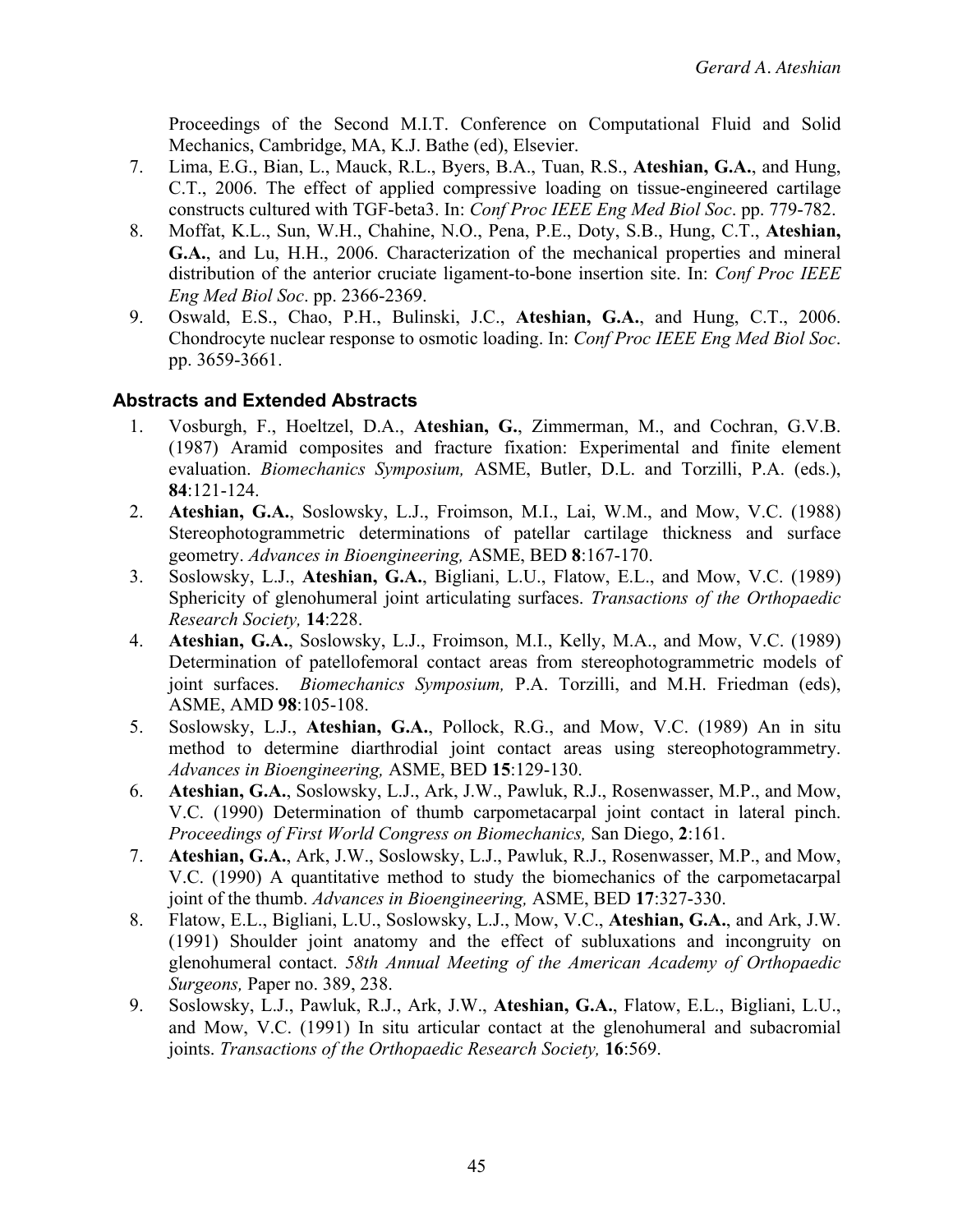Proceedings of the Second M.I.T. Conference on Computational Fluid and Solid Mechanics, Cambridge, MA, K.J. Bathe (ed), Elsevier.

7. Lima, E.G., Bian, L., Mauck, R.L., Byers, B.A., Tuan, R.S., **Ateshian, G.A.**, and Hung, C.T., 2006. The effect of applied compressive loading on tissue-engineered cartilage constructs cultured with TGF-beta3. In: *Conf Proc IEEE Eng Med Biol Soc*. pp. 779-782.
8. Moffat, K.L., Sun, W.H., Chahine, N.O., Pena, P.E., Doty, S.B., Hung, C.T., **Ateshian, G.A.**, and Lu, H.H., 2006. Characterization of the mechanical properties and mineral distribution of the anterior cruciate ligament-to-bone insertion site. In: *Conf Proc IEEE Eng Med Biol Soc*. pp. 2366-2369.
9. Oswald, E.S., Chao, P.H., Bulinski, J.C., **Ateshian, G.A.**, and Hung, C.T., 2006. Chondrocyte nuclear response to osmotic loading. In: *Conf Proc IEEE Eng Med Biol Soc*. pp. 3659-3661.

## Abstracts and Extended Abstracts

1. Vosburgh, F., Hoeltzel, D.A., **Ateshian, G.**, Zimmerman, M., and Cochran, G.V.B. (1987) Aramid composites and fracture fixation: Experimental and finite element evaluation. *Biomechanics Symposium,* ASME, Butler, D.L. and Torzilli, P.A. (eds.), **84**:121-124.
2. **Ateshian, G.A.**, Soslowsky, L.J., Froimson, M.I., Lai, W.M., and Mow, V.C. (1988) Stereophotogrammetric determinations of patellar cartilage thickness and surface geometry. *Advances in Bioengineering,* ASME, BED **8**:167-170.
3. Soslowsky, L.J., **Ateshian, G.A.**, Bigliani, L.U., Flatow, E.L., and Mow, V.C. (1989) Sphericity of glenohumeral joint articulating surfaces. *Transactions of the Orthopaedic Research Society,* **14**:228.
4. **Ateshian, G.A.**, Soslowsky, L.J., Froimson, M.I., Kelly, M.A., and Mow, V.C. (1989) Determination of patellofemoral contact areas from stereophotogrammetric models of joint surfaces. *Biomechanics Symposium,* P.A. Torzilli, and M.H. Friedman (eds), ASME, AMD **98**:105-108.
5. Soslowsky, L.J., **Ateshian, G.A.**, Pollock, R.G., and Mow, V.C. (1989) An in situ method to determine diarthrodial joint contact areas using stereophotogrammetry. *Advances in Bioengineering,* ASME, BED **15**:129-130.
6. **Ateshian, G.A.**, Soslowsky, L.J., Ark, J.W., Pawluk, R.J., Rosenwasser, M.P., and Mow, V.C. (1990) Determination of thumb carpometacarpal joint contact in lateral pinch. *Proceedings of First World Congress on Biomechanics,* San Diego, **2**:161.
7. **Ateshian, G.A.**, Ark, J.W., Soslowsky, L.J., Pawluk, R.J., Rosenwasser, M.P., and Mow, V.C. (1990) A quantitative method to study the biomechanics of the carpometacarpal joint of the thumb. *Advances in Bioengineering,* ASME, BED **17**:327-330.
8. Flatow, E.L., Bigliani, L.U., Soslowsky, L.J., Mow, V.C., **Ateshian, G.A.**, and Ark, J.W. (1991) Shoulder joint anatomy and the effect of subluxations and incongruity on glenohumeral contact. *58th Annual Meeting of the American Academy of Orthopaedic Surgeons,* Paper no. 389, 238.
9. Soslowsky, L.J., Pawluk, R.J., Ark, J.W., **Ateshian, G.A.**, Flatow, E.L., Bigliani, L.U., and Mow, V.C. (1991) In situ articular contact at the glenohumeral and subacromial joints. *Transactions of the Orthopaedic Research Society,* **16**:569.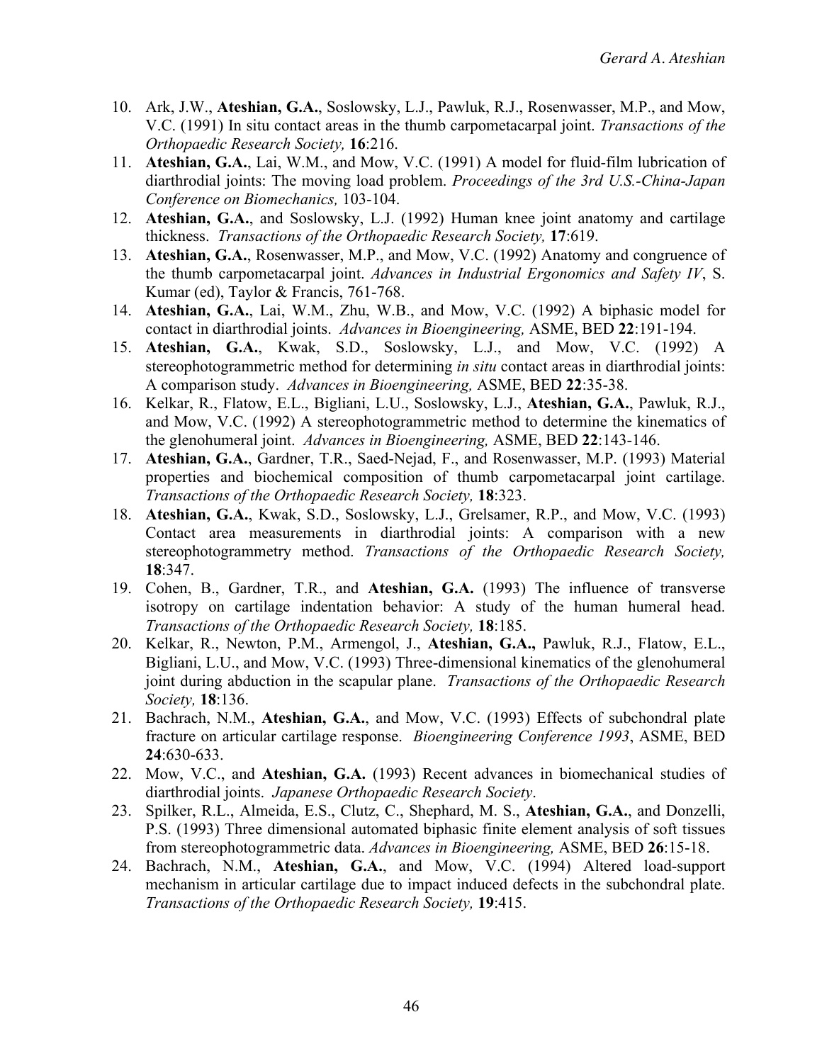10. Ark, J.W., **Ateshian, G.A.**, Soslowsky, L.J., Pawluk, R.J., Rosenwasser, M.P., and Mow, V.C. (1991) In situ contact areas in the thumb carpometacarpal joint. *Transactions of the Orthopaedic Research Society,* **16**:216.
11. **Ateshian, G.A.**, Lai, W.M., and Mow, V.C. (1991) A model for fluid-film lubrication of diarthrodial joints: The moving load problem. *Proceedings of the 3rd U.S.-China-Japan Conference on Biomechanics,* 103-104.
12. **Ateshian, G.A.**, and Soslowsky, L.J. (1992) Human knee joint anatomy and cartilage thickness. *Transactions of the Orthopaedic Research Society,* **17**:619.
13. **Ateshian, G.A.**, Rosenwasser, M.P., and Mow, V.C. (1992) Anatomy and congruence of the thumb carpometacarpal joint. *Advances in Industrial Ergonomics and Safety IV*, S. Kumar (ed), Taylor & Francis, 761-768.
14. **Ateshian, G.A.**, Lai, W.M., Zhu, W.B., and Mow, V.C. (1992) A biphasic model for contact in diarthrodial joints. *Advances in Bioengineering,* ASME, BED **22**:191-194.
15. **Ateshian, G.A.**, Kwak, S.D., Soslowsky, L.J., and Mow, V.C. (1992) A stereophotogrammetric method for determining *in situ* contact areas in diarthrodial joints: A comparison study. *Advances in Bioengineering,* ASME, BED **22**:35-38.
16. Kelkar, R., Flatow, E.L., Bigliani, L.U., Soslowsky, L.J., **Ateshian, G.A.**, Pawluk, R.J., and Mow, V.C. (1992) A stereophotogrammetric method to determine the kinematics of the glenohumeral joint. *Advances in Bioengineering,* ASME, BED **22**:143-146.
17. **Ateshian, G.A.**, Gardner, T.R., Saed-Nejad, F., and Rosenwasser, M.P. (1993) Material properties and biochemical composition of thumb carpometacarpal joint cartilage. *Transactions of the Orthopaedic Research Society,* **18**:323.
18. **Ateshian, G.A.**, Kwak, S.D., Soslowsky, L.J., Grelsamer, R.P., and Mow, V.C. (1993) Contact area measurements in diarthrodial joints: A comparison with a new stereophotogrammetry method. *Transactions of the Orthopaedic Research Society,* **18**:347.
19. Cohen, B., Gardner, T.R., and **Ateshian, G.A.** (1993) The influence of transverse isotropy on cartilage indentation behavior: A study of the human humeral head. *Transactions of the Orthopaedic Research Society,* **18**:185.
20. Kelkar, R., Newton, P.M., Armengol, J., **Ateshian, G.A.,** Pawluk, R.J., Flatow, E.L., Bigliani, L.U., and Mow, V.C. (1993) Three-dimensional kinematics of the glenohumeral joint during abduction in the scapular plane. *Transactions of the Orthopaedic Research Society,* **18**:136.
21. Bachrach, N.M., **Ateshian, G.A.**, and Mow, V.C. (1993) Effects of subchondral plate fracture on articular cartilage response. *Bioengineering Conference 1993*, ASME, BED **24**:630-633.
22. Mow, V.C., and **Ateshian, G.A.** (1993) Recent advances in biomechanical studies of diarthrodial joints. *Japanese Orthopaedic Research Society*.
23. Spilker, R.L., Almeida, E.S., Clutz, C., Shephard, M. S., **Ateshian, G.A.**, and Donzelli, P.S. (1993) Three dimensional automated biphasic finite element analysis of soft tissues from stereophotogrammetric data. *Advances in Bioengineering,* ASME, BED **26**:15-18.
24. Bachrach, N.M., **Ateshian, G.A.**, and Mow, V.C. (1994) Altered load-support mechanism in articular cartilage due to impact induced defects in the subchondral plate. *Transactions of the Orthopaedic Research Society,* **19**:415.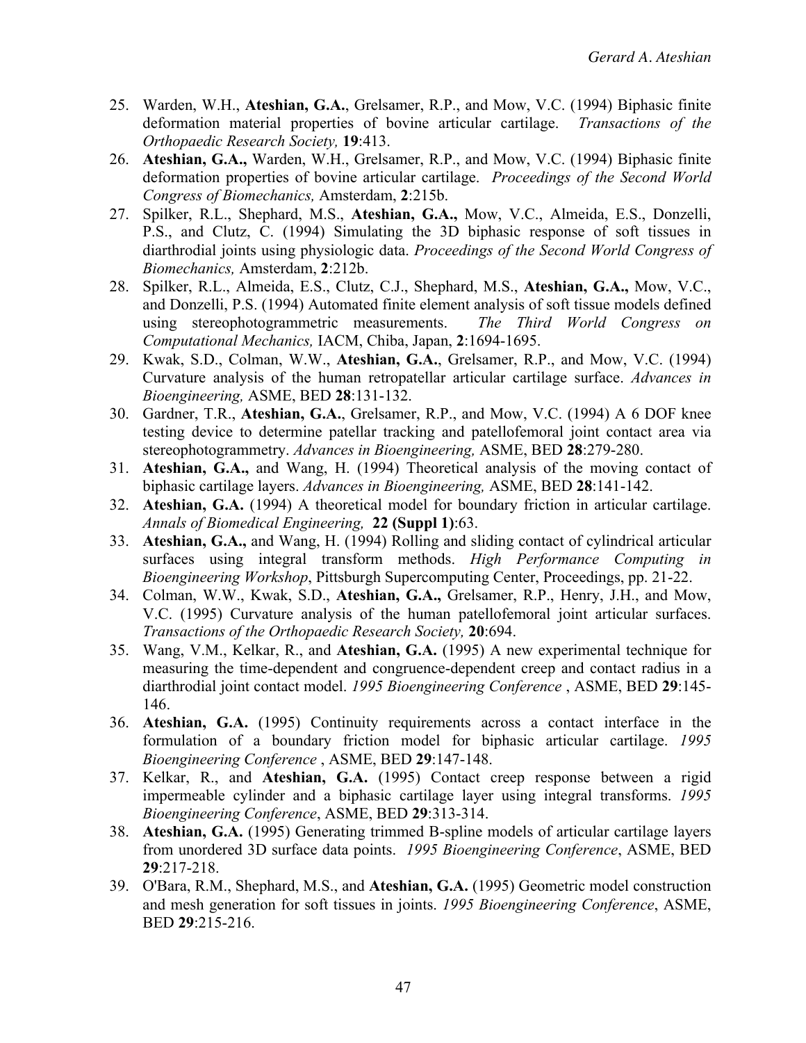25. Warden, W.H., **Ateshian, G.A.**, Grelsamer, R.P., and Mow, V.C. (1994) Biphasic finite deformation material properties of bovine articular cartilage. *Transactions of the Orthopaedic Research Society,* **19**:413.
26. **Ateshian, G.A.,** Warden, W.H., Grelsamer, R.P., and Mow, V.C. (1994) Biphasic finite deformation properties of bovine articular cartilage. *Proceedings of the Second World Congress of Biomechanics,* Amsterdam, **2**:215b.
27. Spilker, R.L., Shephard, M.S., **Ateshian, G.A.,** Mow, V.C., Almeida, E.S., Donzelli, P.S., and Clutz, C. (1994) Simulating the 3D biphasic response of soft tissues in diarthrodial joints using physiologic data. *Proceedings of the Second World Congress of Biomechanics,* Amsterdam, **2**:212b.
28. Spilker, R.L., Almeida, E.S., Clutz, C.J., Shephard, M.S., **Ateshian, G.A.,** Mow, V.C., and Donzelli, P.S. (1994) Automated finite element analysis of soft tissue models defined using stereophotogrammetric measurements. *The Third World Congress on Computational Mechanics,* IACM, Chiba, Japan, **2**:1694-1695.
29. Kwak, S.D., Colman, W.W., **Ateshian, G.A.**, Grelsamer, R.P., and Mow, V.C. (1994) Curvature analysis of the human retropatellar articular cartilage surface. *Advances in Bioengineering,* ASME, BED **28**:131-132.
30. Gardner, T.R., **Ateshian, G.A.**, Grelsamer, R.P., and Mow, V.C. (1994) A 6 DOF knee testing device to determine patellar tracking and patellofemoral joint contact area via stereophotogrammetry. *Advances in Bioengineering,* ASME, BED **28**:279-280.
31. **Ateshian, G.A.,** and Wang, H. (1994) Theoretical analysis of the moving contact of biphasic cartilage layers. *Advances in Bioengineering,* ASME, BED **28**:141-142.
32. **Ateshian, G.A.** (1994) A theoretical model for boundary friction in articular cartilage. *Annals of Biomedical Engineering,* **22 (Suppl 1)**:63.
33. **Ateshian, G.A.,** and Wang, H. (1994) Rolling and sliding contact of cylindrical articular surfaces using integral transform methods. *High Performance Computing in Bioengineering Workshop*, Pittsburgh Supercomputing Center, Proceedings, pp. 21-22.
34. Colman, W.W., Kwak, S.D., **Ateshian, G.A.,** Grelsamer, R.P., Henry, J.H., and Mow, V.C. (1995) Curvature analysis of the human patellofemoral joint articular surfaces. *Transactions of the Orthopaedic Research Society,* **20**:694.
35. Wang, V.M., Kelkar, R., and **Ateshian, G.A.** (1995) A new experimental technique for measuring the time-dependent and congruence-dependent creep and contact radius in a diarthrodial joint contact model. *1995 Bioengineering Conference* , ASME, BED **29**:145-146.
36. **Ateshian, G.A.** (1995) Continuity requirements across a contact interface in the formulation of a boundary friction model for biphasic articular cartilage. *1995 Bioengineering Conference* , ASME, BED **29**:147-148.
37. Kelkar, R., and **Ateshian, G.A.** (1995) Contact creep response between a rigid impermeable cylinder and a biphasic cartilage layer using integral transforms. *1995 Bioengineering Conference*, ASME, BED **29**:313-314.
38. **Ateshian, G.A.** (1995) Generating trimmed B-spline models of articular cartilage layers from unordered 3D surface data points. *1995 Bioengineering Conference*, ASME, BED **29**:217-218.
39. O'Bara, R.M., Shephard, M.S., and **Ateshian, G.A.** (1995) Geometric model construction and mesh generation for soft tissues in joints. *1995 Bioengineering Conference*, ASME, BED **29**:215-216.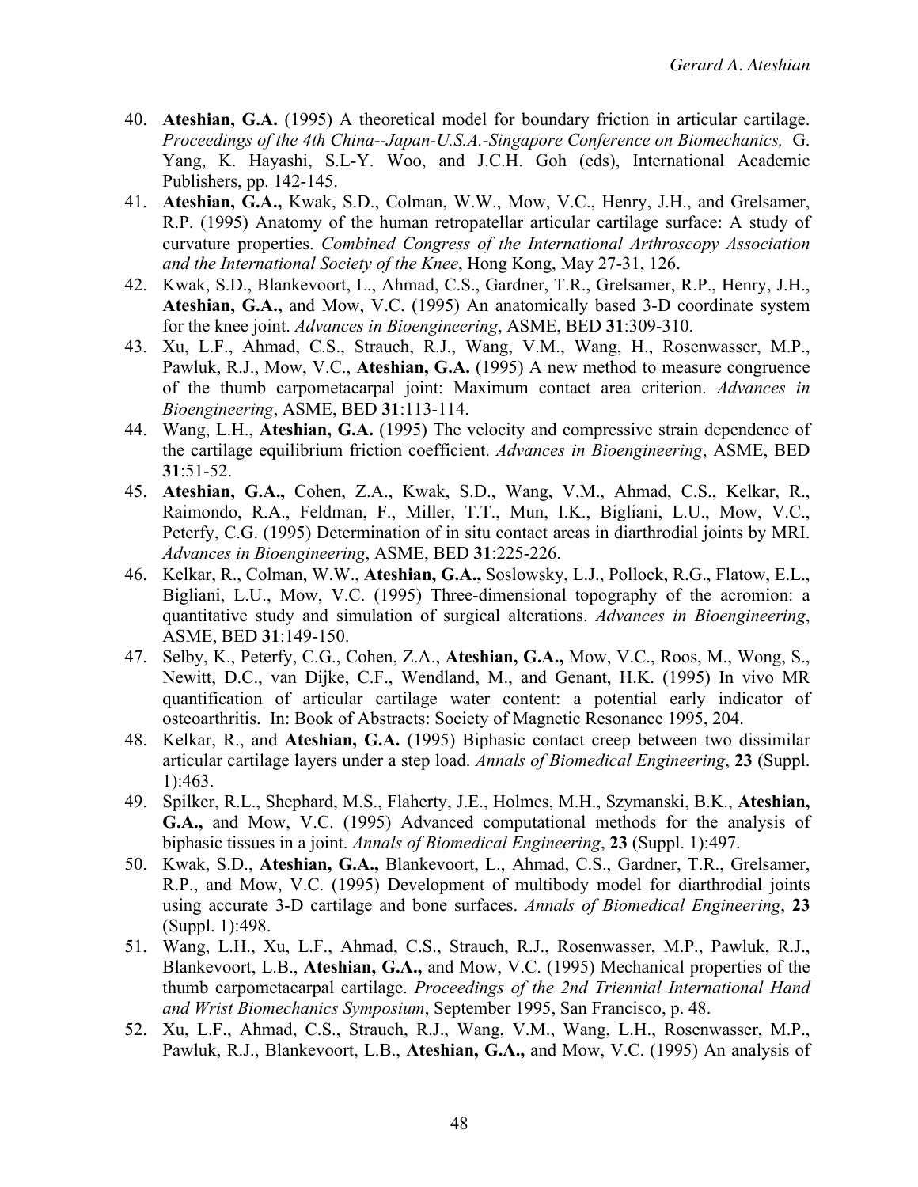40. **Ateshian, G.A.** (1995) A theoretical model for boundary friction in articular cartilage. *Proceedings of the 4th China--Japan-U.S.A.-Singapore Conference on Biomechanics,* G. Yang, K. Hayashi, S.L-Y. Woo, and J.C.H. Goh (eds), International Academic Publishers, pp. 142-145.
41. **Ateshian, G.A.,** Kwak, S.D., Colman, W.W., Mow, V.C., Henry, J.H., and Grelsamer, R.P. (1995) Anatomy of the human retropatellar articular cartilage surface: A study of curvature properties. *Combined Congress of the International Arthroscopy Association and the International Society of the Knee*, Hong Kong, May 27-31, 126.
42. Kwak, S.D., Blankevoort, L., Ahmad, C.S., Gardner, T.R., Grelsamer, R.P., Henry, J.H., **Ateshian, G.A.,** and Mow, V.C. (1995) An anatomically based 3-D coordinate system for the knee joint. *Advances in Bioengineering*, ASME, BED **31**:309-310.
43. Xu, L.F., Ahmad, C.S., Strauch, R.J., Wang, V.M., Wang, H., Rosenwasser, M.P., Pawluk, R.J., Mow, V.C., **Ateshian, G.A.** (1995) A new method to measure congruence of the thumb carpometacarpal joint: Maximum contact area criterion. *Advances in Bioengineering*, ASME, BED **31**:113-114.
44. Wang, L.H., **Ateshian, G.A.** (1995) The velocity and compressive strain dependence of the cartilage equilibrium friction coefficient. *Advances in Bioengineering*, ASME, BED **31**:51-52.
45. **Ateshian, G.A.,** Cohen, Z.A., Kwak, S.D., Wang, V.M., Ahmad, C.S., Kelkar, R., Raimondo, R.A., Feldman, F., Miller, T.T., Mun, I.K., Bigliani, L.U., Mow, V.C., Peterfy, C.G. (1995) Determination of in situ contact areas in diarthrodial joints by MRI. *Advances in Bioengineering*, ASME, BED **31**:225-226.
46. Kelkar, R., Colman, W.W., **Ateshian, G.A.,** Soslowsky, L.J., Pollock, R.G., Flatow, E.L., Bigliani, L.U., Mow, V.C. (1995) Three-dimensional topography of the acromion: a quantitative study and simulation of surgical alterations. *Advances in Bioengineering*, ASME, BED **31**:149-150.
47. Selby, K., Peterfy, C.G., Cohen, Z.A., **Ateshian, G.A.,** Mow, V.C., Roos, M., Wong, S., Newitt, D.C., van Dijke, C.F., Wendland, M., and Genant, H.K. (1995) In vivo MR quantification of articular cartilage water content: a potential early indicator of osteoarthritis. In: Book of Abstracts: Society of Magnetic Resonance 1995, 204.
48. Kelkar, R., and **Ateshian, G.A.** (1995) Biphasic contact creep between two dissimilar articular cartilage layers under a step load. *Annals of Biomedical Engineering*, **23** (Suppl. 1):463.
49. Spilker, R.L., Shephard, M.S., Flaherty, J.E., Holmes, M.H., Szymanski, B.K., **Ateshian, G.A.,** and Mow, V.C. (1995) Advanced computational methods for the analysis of biphasic tissues in a joint. *Annals of Biomedical Engineering*, **23** (Suppl. 1):497.
50. Kwak, S.D., **Ateshian, G.A.,** Blankevoort, L., Ahmad, C.S., Gardner, T.R., Grelsamer, R.P., and Mow, V.C. (1995) Development of multibody model for diarthrodial joints using accurate 3-D cartilage and bone surfaces. *Annals of Biomedical Engineering*, **23** (Suppl. 1):498.
51. Wang, L.H., Xu, L.F., Ahmad, C.S., Strauch, R.J., Rosenwasser, M.P., Pawluk, R.J., Blankevoort, L.B., **Ateshian, G.A.,** and Mow, V.C. (1995) Mechanical properties of the thumb carpometacarpal cartilage. *Proceedings of the 2nd Triennial International Hand and Wrist Biomechanics Symposium*, September 1995, San Francisco, p. 48.
52. Xu, L.F., Ahmad, C.S., Strauch, R.J., Wang, V.M., Wang, L.H., Rosenwasser, M.P., Pawluk, R.J., Blankevoort, L.B., **Ateshian, G.A.,** and Mow, V.C. (1995) An analysis of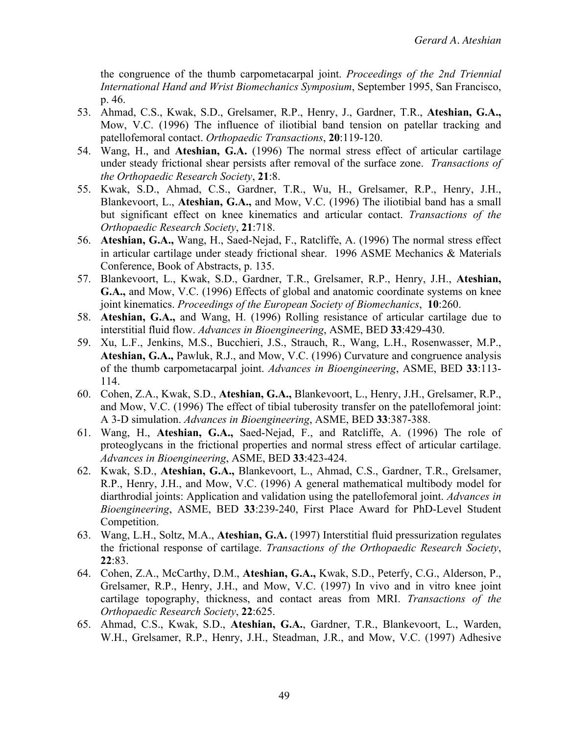the congruence of the thumb carpometacarpal joint. *Proceedings of the 2nd Triennial International Hand and Wrist Biomechanics Symposium*, September 1995, San Francisco, p. 46.

53. Ahmad, C.S., Kwak, S.D., Grelsamer, R.P., Henry, J., Gardner, T.R., **Ateshian, G.A.,** Mow, V.C. (1996) The influence of iliotibial band tension on patellar tracking and patellofemoral contact. *Orthopaedic Transactions*, **20**:119-120.
54. Wang, H., and **Ateshian, G.A.** (1996) The normal stress effect of articular cartilage under steady frictional shear persists after removal of the surface zone. *Transactions of the Orthopaedic Research Society*, **21**:8.
55. Kwak, S.D., Ahmad, C.S., Gardner, T.R., Wu, H., Grelsamer, R.P., Henry, J.H., Blankevoort, L., **Ateshian, G.A.,** and Mow, V.C. (1996) The iliotibial band has a small but significant effect on knee kinematics and articular contact. *Transactions of the Orthopaedic Research Society*, **21**:718.
56. **Ateshian, G.A.,** Wang, H., Saed-Nejad, F., Ratcliffe, A. (1996) The normal stress effect in articular cartilage under steady frictional shear. 1996 ASME Mechanics & Materials Conference, Book of Abstracts, p. 135.
57. Blankevoort, L., Kwak, S.D., Gardner, T.R., Grelsamer, R.P., Henry, J.H., **Ateshian, G.A.,** and Mow, V.C. (1996) Effects of global and anatomic coordinate systems on knee joint kinematics. *Proceedings of the European Society of Biomechanics*, **10**:260.
58. **Ateshian, G.A.,** and Wang, H. (1996) Rolling resistance of articular cartilage due to interstitial fluid flow. *Advances in Bioengineering*, ASME, BED **33**:429-430.
59. Xu, L.F., Jenkins, M.S., Bucchieri, J.S., Strauch, R., Wang, L.H., Rosenwasser, M.P., **Ateshian, G.A.,** Pawluk, R.J., and Mow, V.C. (1996) Curvature and congruence analysis of the thumb carpometacarpal joint. *Advances in Bioengineering*, ASME, BED **33**:113-114.
60. Cohen, Z.A., Kwak, S.D., **Ateshian, G.A.,** Blankevoort, L., Henry, J.H., Grelsamer, R.P., and Mow, V.C. (1996) The effect of tibial tuberosity transfer on the patellofemoral joint: A 3-D simulation. *Advances in Bioengineering*, ASME, BED **33**:387-388.
61. Wang, H., **Ateshian, G.A.,** Saed-Nejad, F., and Ratcliffe, A. (1996) The role of proteoglycans in the frictional properties and normal stress effect of articular cartilage. *Advances in Bioengineering*, ASME, BED **33**:423-424.
62. Kwak, S.D., **Ateshian, G.A.,** Blankevoort, L., Ahmad, C.S., Gardner, T.R., Grelsamer, R.P., Henry, J.H., and Mow, V.C. (1996) A general mathematical multibody model for diarthrodial joints: Application and validation using the patellofemoral joint. *Advances in Bioengineering*, ASME, BED **33**:239-240, First Place Award for PhD-Level Student Competition.
63. Wang, L.H., Soltz, M.A., **Ateshian, G.A.** (1997) Interstitial fluid pressurization regulates the frictional response of cartilage. *Transactions of the Orthopaedic Research Society*, **22**:83.
64. Cohen, Z.A., McCarthy, D.M., **Ateshian, G.A.,** Kwak, S.D., Peterfy, C.G., Alderson, P., Grelsamer, R.P., Henry, J.H., and Mow, V.C. (1997) In vivo and in vitro knee joint cartilage topography, thickness, and contact areas from MRI. *Transactions of the Orthopaedic Research Society*, **22**:625.
65. Ahmad, C.S., Kwak, S.D., **Ateshian, G.A.**, Gardner, T.R., Blankevoort, L., Warden, W.H., Grelsamer, R.P., Henry, J.H., Steadman, J.R., and Mow, V.C. (1997) Adhesive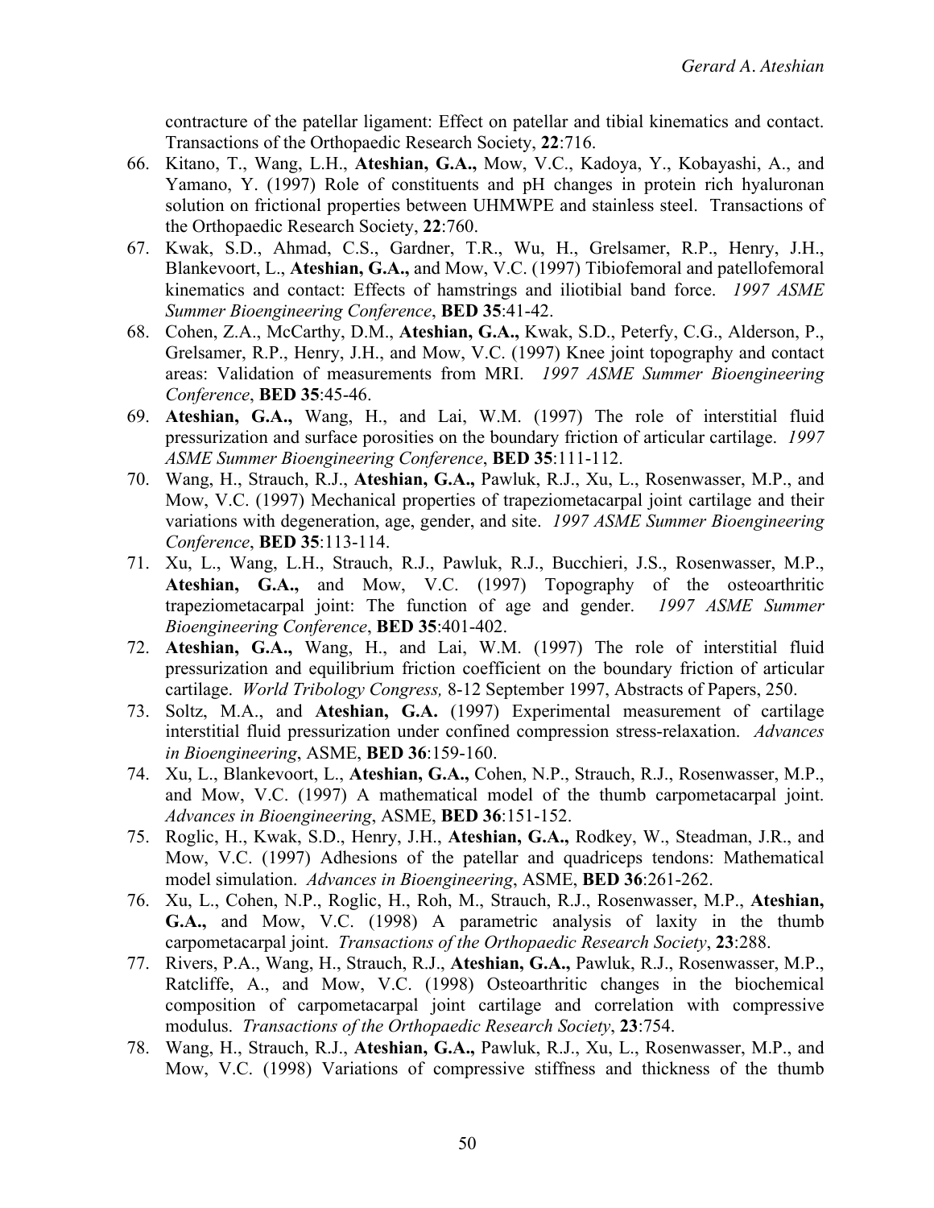contracture of the patellar ligament: Effect on patellar and tibial kinematics and contact. Transactions of the Orthopaedic Research Society, **22**:716.

66. Kitano, T., Wang, L.H., **Ateshian, G.A.,** Mow, V.C., Kadoya, Y., Kobayashi, A., and Yamano, Y. (1997) Role of constituents and pH changes in protein rich hyaluronan solution on frictional properties between UHMWPE and stainless steel. Transactions of the Orthopaedic Research Society, **22**:760.
67. Kwak, S.D., Ahmad, C.S., Gardner, T.R., Wu, H., Grelsamer, R.P., Henry, J.H., Blankevoort, L., **Ateshian, G.A.,** and Mow, V.C. (1997) Tibiofemoral and patellofemoral kinematics and contact: Effects of hamstrings and iliotibial band force. *1997 ASME Summer Bioengineering Conference*, **BED 35**:41-42.
68. Cohen, Z.A., McCarthy, D.M., **Ateshian, G.A.,** Kwak, S.D., Peterfy, C.G., Alderson, P., Grelsamer, R.P., Henry, J.H., and Mow, V.C. (1997) Knee joint topography and contact areas: Validation of measurements from MRI. *1997 ASME Summer Bioengineering Conference*, **BED 35**:45-46.
69. **Ateshian, G.A.,** Wang, H., and Lai, W.M. (1997) The role of interstitial fluid pressurization and surface porosities on the boundary friction of articular cartilage. *1997 ASME Summer Bioengineering Conference*, **BED 35**:111-112.
70. Wang, H., Strauch, R.J., **Ateshian, G.A.,** Pawluk, R.J., Xu, L., Rosenwasser, M.P., and Mow, V.C. (1997) Mechanical properties of trapeziometacarpal joint cartilage and their variations with degeneration, age, gender, and site. *1997 ASME Summer Bioengineering Conference*, **BED 35**:113-114.
71. Xu, L., Wang, L.H., Strauch, R.J., Pawluk, R.J., Bucchieri, J.S., Rosenwasser, M.P., **Ateshian, G.A.,** and Mow, V.C. (1997) Topography of the osteoarthritic trapeziometacarpal joint: The function of age and gender. *1997 ASME Summer Bioengineering Conference*, **BED 35**:401-402.
72. **Ateshian, G.A.,** Wang, H., and Lai, W.M. (1997) The role of interstitial fluid pressurization and equilibrium friction coefficient on the boundary friction of articular cartilage. *World Tribology Congress,* 8-12 September 1997, Abstracts of Papers, 250.
73. Soltz, M.A., and **Ateshian, G.A.** (1997) Experimental measurement of cartilage interstitial fluid pressurization under confined compression stress-relaxation. *Advances in Bioengineering*, ASME, **BED 36**:159-160.
74. Xu, L., Blankevoort, L., **Ateshian, G.A.,** Cohen, N.P., Strauch, R.J., Rosenwasser, M.P., and Mow, V.C. (1997) A mathematical model of the thumb carpometacarpal joint. *Advances in Bioengineering*, ASME, **BED 36**:151-152.
75. Roglic, H., Kwak, S.D., Henry, J.H., **Ateshian, G.A.,** Rodkey, W., Steadman, J.R., and Mow, V.C. (1997) Adhesions of the patellar and quadriceps tendons: Mathematical model simulation. *Advances in Bioengineering*, ASME, **BED 36**:261-262.
76. Xu, L., Cohen, N.P., Roglic, H., Roh, M., Strauch, R.J., Rosenwasser, M.P., **Ateshian, G.A.,** and Mow, V.C. (1998) A parametric analysis of laxity in the thumb carpometacarpal joint. *Transactions of the Orthopaedic Research Society*, **23**:288.
77. Rivers, P.A., Wang, H., Strauch, R.J., **Ateshian, G.A.,** Pawluk, R.J., Rosenwasser, M.P., Ratcliffe, A., and Mow, V.C. (1998) Osteoarthritic changes in the biochemical composition of carpometacarpal joint cartilage and correlation with compressive modulus. *Transactions of the Orthopaedic Research Society*, **23**:754.
78. Wang, H., Strauch, R.J., **Ateshian, G.A.,** Pawluk, R.J., Xu, L., Rosenwasser, M.P., and Mow, V.C. (1998) Variations of compressive stiffness and thickness of the thumb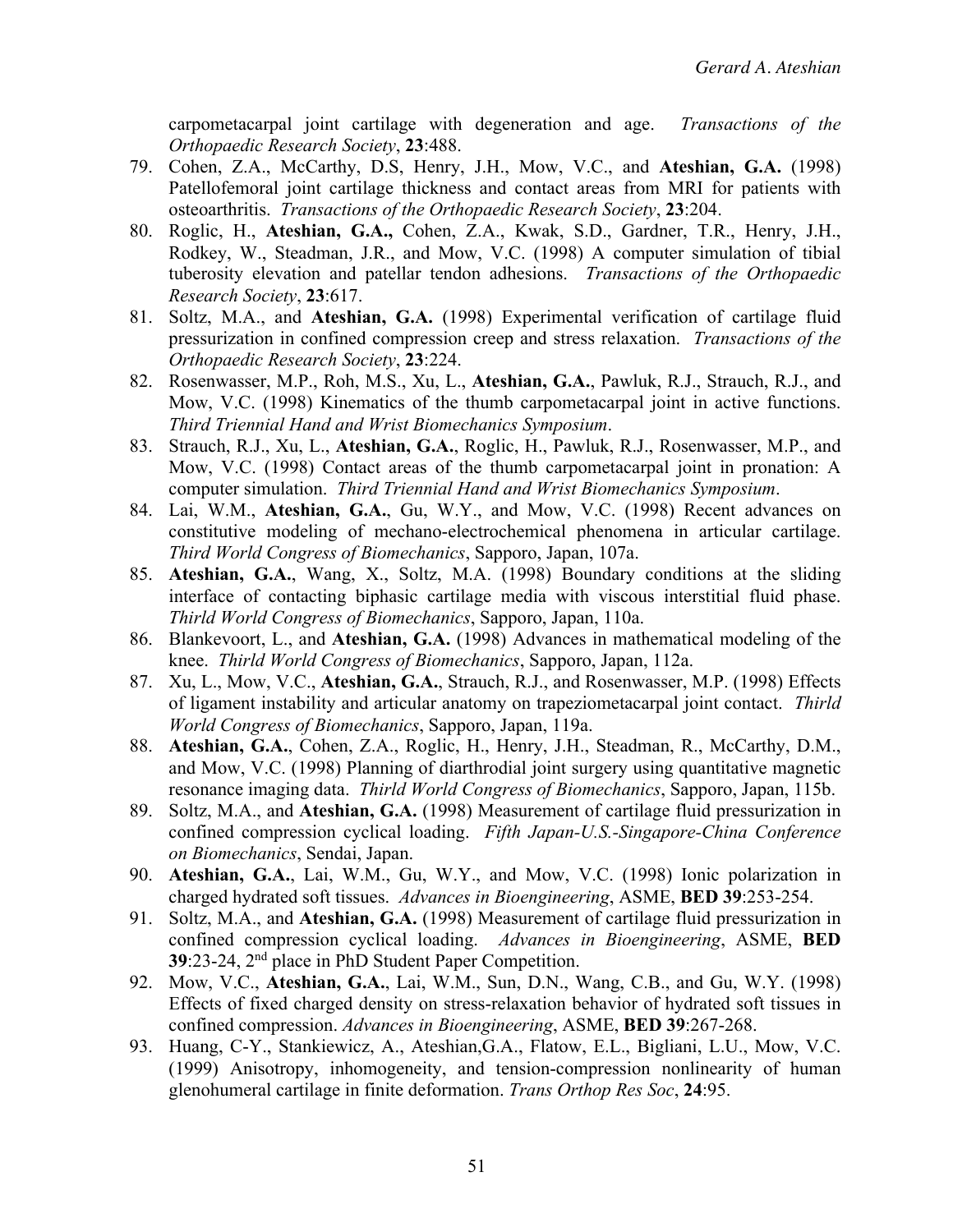carpometacarpal joint cartilage with degeneration and age. *Transactions of the Orthopaedic Research Society*, **23**:488.

79. Cohen, Z.A., McCarthy, D.S, Henry, J.H., Mow, V.C., and **Ateshian, G.A.** (1998) Patellofemoral joint cartilage thickness and contact areas from MRI for patients with osteoarthritis. *Transactions of the Orthopaedic Research Society*, **23**:204.
80. Roglic, H., **Ateshian, G.A.,** Cohen, Z.A., Kwak, S.D., Gardner, T.R., Henry, J.H., Rodkey, W., Steadman, J.R., and Mow, V.C. (1998) A computer simulation of tibial tuberosity elevation and patellar tendon adhesions. *Transactions of the Orthopaedic Research Society*, **23**:617.
81. Soltz, M.A., and **Ateshian, G.A.** (1998) Experimental verification of cartilage fluid pressurization in confined compression creep and stress relaxation. *Transactions of the Orthopaedic Research Society*, **23**:224.
82. Rosenwasser, M.P., Roh, M.S., Xu, L., **Ateshian, G.A.**, Pawluk, R.J., Strauch, R.J., and Mow, V.C. (1998) Kinematics of the thumb carpometacarpal joint in active functions. *Third Triennial Hand and Wrist Biomechanics Symposium*.
83. Strauch, R.J., Xu, L., **Ateshian, G.A.**, Roglic, H., Pawluk, R.J., Rosenwasser, M.P., and Mow, V.C. (1998) Contact areas of the thumb carpometacarpal joint in pronation: A computer simulation. *Third Triennial Hand and Wrist Biomechanics Symposium*.
84. Lai, W.M., **Ateshian, G.A.**, Gu, W.Y., and Mow, V.C. (1998) Recent advances on constitutive modeling of mechano-electrochemical phenomena in articular cartilage. *Third World Congress of Biomechanics*, Sapporo, Japan, 107a.
85. **Ateshian, G.A.**, Wang, X., Soltz, M.A. (1998) Boundary conditions at the sliding interface of contacting biphasic cartilage media with viscous interstitial fluid phase. *Thirld World Congress of Biomechanics*, Sapporo, Japan, 110a.
86. Blankevoort, L., and **Ateshian, G.A.** (1998) Advances in mathematical modeling of the knee. *Thirld World Congress of Biomechanics*, Sapporo, Japan, 112a.
87. Xu, L., Mow, V.C., **Ateshian, G.A.**, Strauch, R.J., and Rosenwasser, M.P. (1998) Effects of ligament instability and articular anatomy on trapeziometacarpal joint contact. *Thirld World Congress of Biomechanics*, Sapporo, Japan, 119a.
88. **Ateshian, G.A.**, Cohen, Z.A., Roglic, H., Henry, J.H., Steadman, R., McCarthy, D.M., and Mow, V.C. (1998) Planning of diarthrodial joint surgery using quantitative magnetic resonance imaging data. *Thirld World Congress of Biomechanics*, Sapporo, Japan, 115b.
89. Soltz, M.A., and **Ateshian, G.A.** (1998) Measurement of cartilage fluid pressurization in confined compression cyclical loading. *Fifth Japan-U.S.-Singapore-China Conference on Biomechanics*, Sendai, Japan.
90. **Ateshian, G.A.**, Lai, W.M., Gu, W.Y., and Mow, V.C. (1998) Ionic polarization in charged hydrated soft tissues. *Advances in Bioengineering*, ASME, **BED 39**:253-254.
91. Soltz, M.A., and **Ateshian, G.A.** (1998) Measurement of cartilage fluid pressurization in confined compression cyclical loading. *Advances in Bioengineering*, ASME, **BED 39**:23-24, 2nd place in PhD Student Paper Competition.
92. Mow, V.C., **Ateshian, G.A.**, Lai, W.M., Sun, D.N., Wang, C.B., and Gu, W.Y. (1998) Effects of fixed charged density on stress-relaxation behavior of hydrated soft tissues in confined compression. *Advances in Bioengineering*, ASME, **BED 39**:267-268.
93. Huang, C-Y., Stankiewicz, A., Ateshian,G.A., Flatow, E.L., Bigliani, L.U., Mow, V.C. (1999) Anisotropy, inhomogeneity, and tension-compression nonlinearity of human glenohumeral cartilage in finite deformation. *Trans Orthop Res Soc*, **24**:95.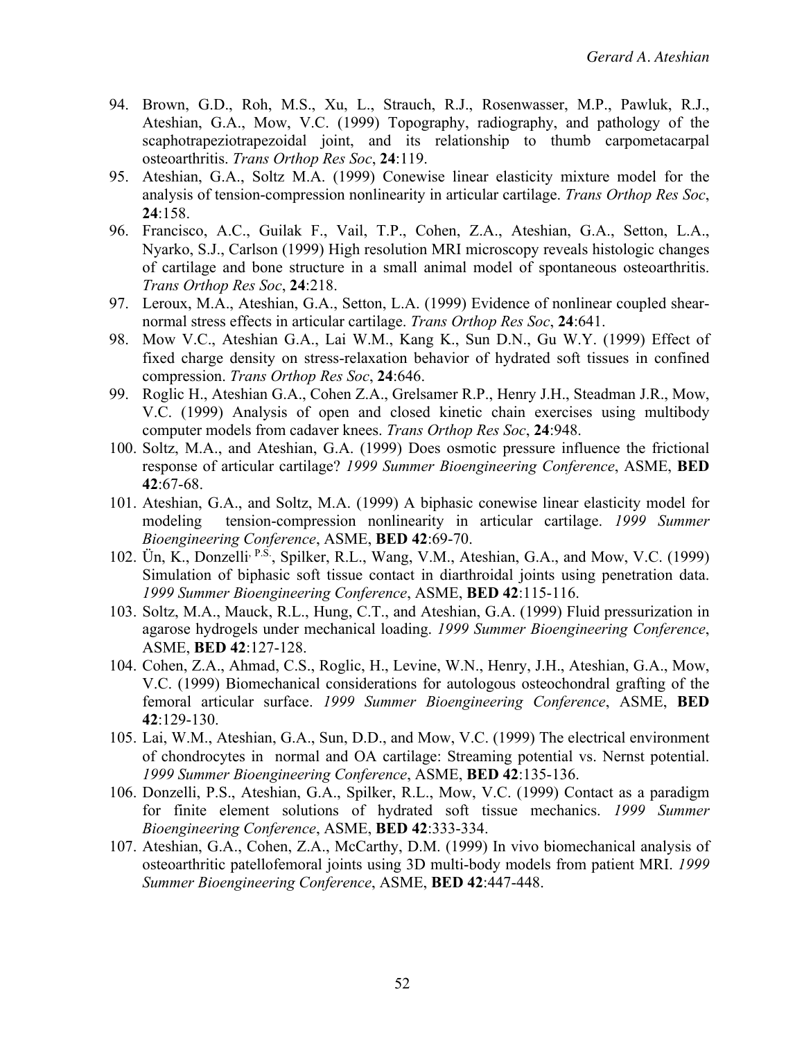94. Brown, G.D., Roh, M.S., Xu, L., Strauch, R.J., Rosenwasser, M.P., Pawluk, R.J., Ateshian, G.A., Mow, V.C. (1999) Topography, radiography, and pathology of the scaphotrapeziotrapezoidal joint, and its relationship to thumb carpometacarpal osteoarthritis. *Trans Orthop Res Soc*, **24**:119.
95. Ateshian, G.A., Soltz M.A. (1999) Conewise linear elasticity mixture model for the analysis of tension-compression nonlinearity in articular cartilage. *Trans Orthop Res Soc*, **24**:158.
96. Francisco, A.C., Guilak F., Vail, T.P., Cohen, Z.A., Ateshian, G.A., Setton, L.A., Nyarko, S.J., Carlson (1999) High resolution MRI microscopy reveals histologic changes of cartilage and bone structure in a small animal model of spontaneous osteoarthritis. *Trans Orthop Res Soc*, **24**:218.
97. Leroux, M.A., Ateshian, G.A., Setton, L.A. (1999) Evidence of nonlinear coupled shear-normal stress effects in articular cartilage. *Trans Orthop Res Soc*, **24**:641.
98. Mow V.C., Ateshian G.A., Lai W.M., Kang K., Sun D.N., Gu W.Y. (1999) Effect of fixed charge density on stress-relaxation behavior of hydrated soft tissues in confined compression. *Trans Orthop Res Soc*, **24**:646.
99. Roglic H., Ateshian G.A., Cohen Z.A., Grelsamer R.P., Henry J.H., Steadman J.R., Mow, V.C. (1999) Analysis of open and closed kinetic chain exercises using multibody computer models from cadaver knees. *Trans Orthop Res Soc*, **24**:948.
100. Soltz, M.A., and Ateshian, G.A. (1999) Does osmotic pressure influence the frictional response of articular cartilage? *1999 Summer Bioengineering Conference*, ASME, **BED 42**:67-68.
101. Ateshian, G.A., and Soltz, M.A. (1999) A biphasic conewise linear elasticity model for modeling tension-compression nonlinearity in articular cartilage. *1999 Summer Bioengineering Conference*, ASME, **BED 42**:69-70.
102. Ün, K., Donzelli, P.S., Spilker, R.L., Wang, V.M., Ateshian, G.A., and Mow, V.C. (1999) Simulation of biphasic soft tissue contact in diarthroidal joints using penetration data. *1999 Summer Bioengineering Conference*, ASME, **BED 42**:115-116.
103. Soltz, M.A., Mauck, R.L., Hung, C.T., and Ateshian, G.A. (1999) Fluid pressurization in agarose hydrogels under mechanical loading. *1999 Summer Bioengineering Conference*, ASME, **BED 42**:127-128.
104. Cohen, Z.A., Ahmad, C.S., Roglic, H., Levine, W.N., Henry, J.H., Ateshian, G.A., Mow, V.C. (1999) Biomechanical considerations for autologous osteochondral grafting of the femoral articular surface. *1999 Summer Bioengineering Conference*, ASME, **BED 42**:129-130.
105. Lai, W.M., Ateshian, G.A., Sun, D.D., and Mow, V.C. (1999) The electrical environment of chondrocytes in normal and OA cartilage: Streaming potential vs. Nernst potential. *1999 Summer Bioengineering Conference*, ASME, **BED 42**:135-136.
106. Donzelli, P.S., Ateshian, G.A., Spilker, R.L., Mow, V.C. (1999) Contact as a paradigm for finite element solutions of hydrated soft tissue mechanics. *1999 Summer Bioengineering Conference*, ASME, **BED 42**:333-334.
107. Ateshian, G.A., Cohen, Z.A., McCarthy, D.M. (1999) In vivo biomechanical analysis of osteoarthritic patellofemoral joints using 3D multi-body models from patient MRI. *1999 Summer Bioengineering Conference*, ASME, **BED 42**:447-448.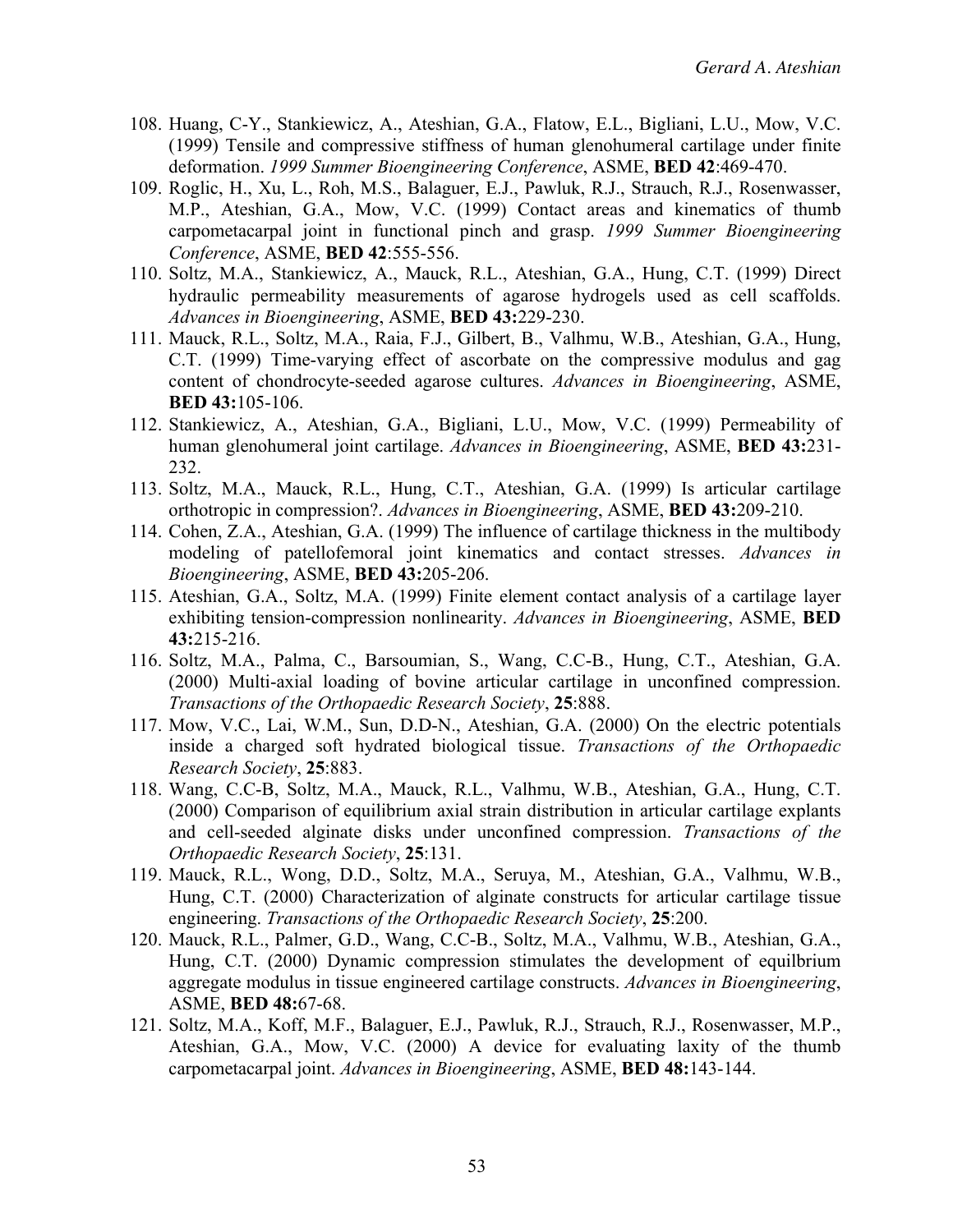108. Huang, C-Y., Stankiewicz, A., Ateshian, G.A., Flatow, E.L., Bigliani, L.U., Mow, V.C. (1999) Tensile and compressive stiffness of human glenohumeral cartilage under finite deformation. *1999 Summer Bioengineering Conference*, ASME, **BED 42**:469-470.
109. Roglic, H., Xu, L., Roh, M.S., Balaguer, E.J., Pawluk, R.J., Strauch, R.J., Rosenwasser, M.P., Ateshian, G.A., Mow, V.C. (1999) Contact areas and kinematics of thumb carpometacarpal joint in functional pinch and grasp. *1999 Summer Bioengineering Conference*, ASME, **BED 42**:555-556.
110. Soltz, M.A., Stankiewicz, A., Mauck, R.L., Ateshian, G.A., Hung, C.T. (1999) Direct hydraulic permeability measurements of agarose hydrogels used as cell scaffolds. *Advances in Bioengineering*, ASME, **BED 43:**229-230.
111. Mauck, R.L., Soltz, M.A., Raia, F.J., Gilbert, B., Valhmu, W.B., Ateshian, G.A., Hung, C.T. (1999) Time-varying effect of ascorbate on the compressive modulus and gag content of chondrocyte-seeded agarose cultures. *Advances in Bioengineering*, ASME, **BED 43:**105-106.
112. Stankiewicz, A., Ateshian, G.A., Bigliani, L.U., Mow, V.C. (1999) Permeability of human glenohumeral joint cartilage. *Advances in Bioengineering*, ASME, **BED 43:**231-232.
113. Soltz, M.A., Mauck, R.L., Hung, C.T., Ateshian, G.A. (1999) Is articular cartilage orthotropic in compression?. *Advances in Bioengineering*, ASME, **BED 43:**209-210.
114. Cohen, Z.A., Ateshian, G.A. (1999) The influence of cartilage thickness in the multibody modeling of patellofemoral joint kinematics and contact stresses. *Advances in Bioengineering*, ASME, **BED 43:**205-206.
115. Ateshian, G.A., Soltz, M.A. (1999) Finite element contact analysis of a cartilage layer exhibiting tension-compression nonlinearity. *Advances in Bioengineering*, ASME, **BED 43:**215-216.
116. Soltz, M.A., Palma, C., Barsoumian, S., Wang, C.C-B., Hung, C.T., Ateshian, G.A. (2000) Multi-axial loading of bovine articular cartilage in unconfined compression. *Transactions of the Orthopaedic Research Society*, **25**:888.
117. Mow, V.C., Lai, W.M., Sun, D.D-N., Ateshian, G.A. (2000) On the electric potentials inside a charged soft hydrated biological tissue. *Transactions of the Orthopaedic Research Society*, **25**:883.
118. Wang, C.C-B, Soltz, M.A., Mauck, R.L., Valhmu, W.B., Ateshian, G.A., Hung, C.T. (2000) Comparison of equilibrium axial strain distribution in articular cartilage explants and cell-seeded alginate disks under unconfined compression. *Transactions of the Orthopaedic Research Society*, **25**:131.
119. Mauck, R.L., Wong, D.D., Soltz, M.A., Seruya, M., Ateshian, G.A., Valhmu, W.B., Hung, C.T. (2000) Characterization of alginate constructs for articular cartilage tissue engineering. *Transactions of the Orthopaedic Research Society*, **25**:200.
120. Mauck, R.L., Palmer, G.D., Wang, C.C-B., Soltz, M.A., Valhmu, W.B., Ateshian, G.A., Hung, C.T. (2000) Dynamic compression stimulates the development of equilbrium aggregate modulus in tissue engineered cartilage constructs. *Advances in Bioengineering*, ASME, **BED 48:**67-68.
121. Soltz, M.A., Koff, M.F., Balaguer, E.J., Pawluk, R.J., Strauch, R.J., Rosenwasser, M.P., Ateshian, G.A., Mow, V.C. (2000) A device for evaluating laxity of the thumb carpometacarpal joint. *Advances in Bioengineering*, ASME, **BED 48:**143-144.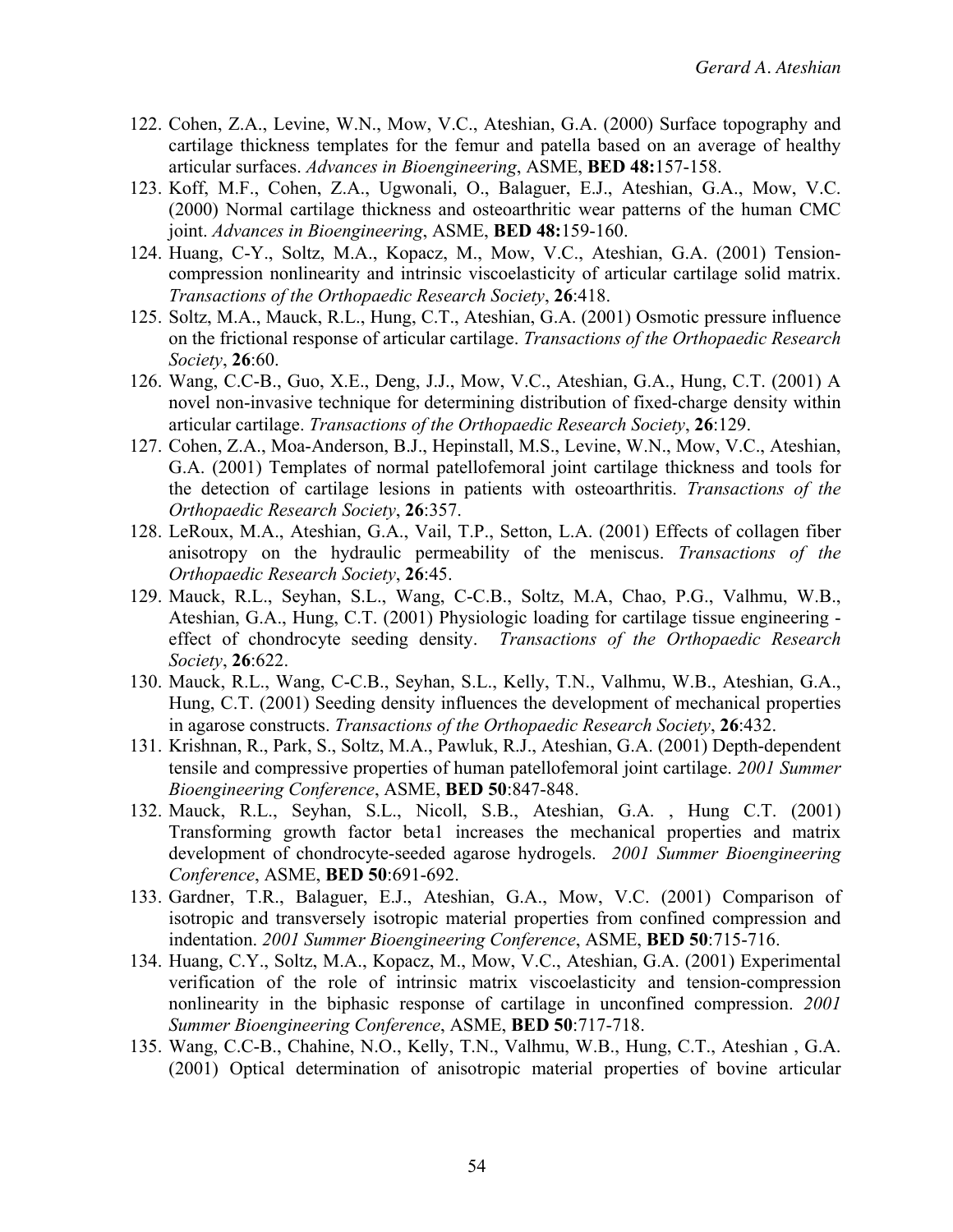122. Cohen, Z.A., Levine, W.N., Mow, V.C., Ateshian, G.A. (2000) Surface topography and cartilage thickness templates for the femur and patella based on an average of healthy articular surfaces. *Advances in Bioengineering*, ASME, **BED 48:**157-158.
123. Koff, M.F., Cohen, Z.A., Ugwonali, O., Balaguer, E.J., Ateshian, G.A., Mow, V.C. (2000) Normal cartilage thickness and osteoarthritic wear patterns of the human CMC joint. *Advances in Bioengineering*, ASME, **BED 48:**159-160.
124. Huang, C-Y., Soltz, M.A., Kopacz, M., Mow, V.C., Ateshian, G.A. (2001) Tension-compression nonlinearity and intrinsic viscoelasticity of articular cartilage solid matrix. *Transactions of the Orthopaedic Research Society*, **26**:418.
125. Soltz, M.A., Mauck, R.L., Hung, C.T., Ateshian, G.A. (2001) Osmotic pressure influence on the frictional response of articular cartilage. *Transactions of the Orthopaedic Research Society*, **26**:60.
126. Wang, C.C-B., Guo, X.E., Deng, J.J., Mow, V.C., Ateshian, G.A., Hung, C.T. (2001) A novel non-invasive technique for determining distribution of fixed-charge density within articular cartilage. *Transactions of the Orthopaedic Research Society*, **26**:129.
127. Cohen, Z.A., Moa-Anderson, B.J., Hepinstall, M.S., Levine, W.N., Mow, V.C., Ateshian, G.A. (2001) Templates of normal patellofemoral joint cartilage thickness and tools for the detection of cartilage lesions in patients with osteoarthritis. *Transactions of the Orthopaedic Research Society*, **26**:357.
128. LeRoux, M.A., Ateshian, G.A., Vail, T.P., Setton, L.A. (2001) Effects of collagen fiber anisotropy on the hydraulic permeability of the meniscus. *Transactions of the Orthopaedic Research Society*, **26**:45.
129. Mauck, R.L., Seyhan, S.L., Wang, C-C.B., Soltz, M.A, Chao, P.G., Valhmu, W.B., Ateshian, G.A., Hung, C.T. (2001) Physiologic loading for cartilage tissue engineering - effect of chondrocyte seeding density. *Transactions of the Orthopaedic Research Society*, **26**:622.
130. Mauck, R.L., Wang, C-C.B., Seyhan, S.L., Kelly, T.N., Valhmu, W.B., Ateshian, G.A., Hung, C.T. (2001) Seeding density influences the development of mechanical properties in agarose constructs. *Transactions of the Orthopaedic Research Society*, **26**:432.
131. Krishnan, R., Park, S., Soltz, M.A., Pawluk, R.J., Ateshian, G.A. (2001) Depth-dependent tensile and compressive properties of human patellofemoral joint cartilage. *2001 Summer Bioengineering Conference*, ASME, **BED 50**:847-848.
132. Mauck, R.L., Seyhan, S.L., Nicoll, S.B., Ateshian, G.A. , Hung C.T. (2001) Transforming growth factor beta1 increases the mechanical properties and matrix development of chondrocyte-seeded agarose hydrogels. *2001 Summer Bioengineering Conference*, ASME, **BED 50**:691-692.
133. Gardner, T.R., Balaguer, E.J., Ateshian, G.A., Mow, V.C. (2001) Comparison of isotropic and transversely isotropic material properties from confined compression and indentation. *2001 Summer Bioengineering Conference*, ASME, **BED 50**:715-716.
134. Huang, C.Y., Soltz, M.A., Kopacz, M., Mow, V.C., Ateshian, G.A. (2001) Experimental verification of the role of intrinsic matrix viscoelasticity and tension-compression nonlinearity in the biphasic response of cartilage in unconfined compression. *2001 Summer Bioengineering Conference*, ASME, **BED 50**:717-718.
135. Wang, C.C-B., Chahine, N.O., Kelly, T.N., Valhmu, W.B., Hung, C.T., Ateshian , G.A. (2001) Optical determination of anisotropic material properties of bovine articular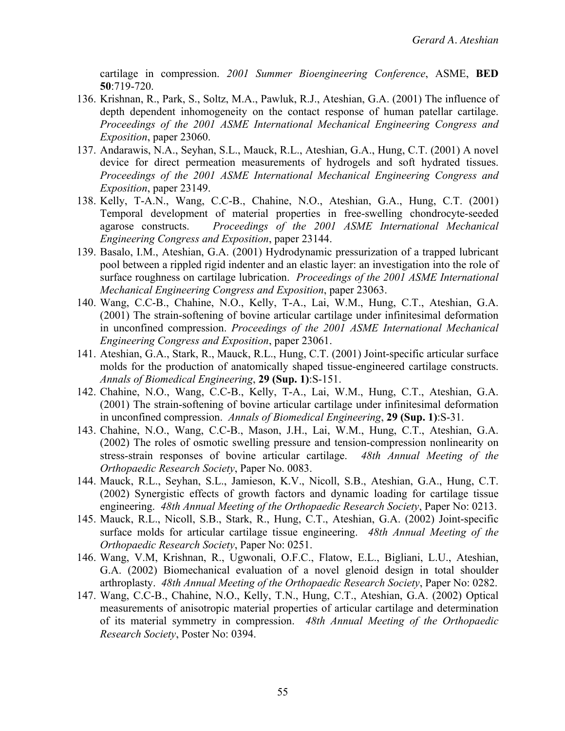cartilage in compression. *2001 Summer Bioengineering Conference*, ASME, **BED 50**:719-720.

136. Krishnan, R., Park, S., Soltz, M.A., Pawluk, R.J., Ateshian, G.A. (2001) The influence of depth dependent inhomogeneity on the contact response of human patellar cartilage. *Proceedings of the 2001 ASME International Mechanical Engineering Congress and Exposition*, paper 23060.
137. Andarawis, N.A., Seyhan, S.L., Mauck, R.L., Ateshian, G.A., Hung, C.T. (2001) A novel device for direct permeation measurements of hydrogels and soft hydrated tissues. *Proceedings of the 2001 ASME International Mechanical Engineering Congress and Exposition*, paper 23149.
138. Kelly, T-A.N., Wang, C.C-B., Chahine, N.O., Ateshian, G.A., Hung, C.T. (2001) Temporal development of material properties in free-swelling chondrocyte-seeded agarose constructs. *Proceedings of the 2001 ASME International Mechanical Engineering Congress and Exposition*, paper 23144.
139. Basalo, I.M., Ateshian, G.A. (2001) Hydrodynamic pressurization of a trapped lubricant pool between a rippled rigid indenter and an elastic layer: an investigation into the role of surface roughness on cartilage lubrication. *Proceedings of the 2001 ASME International Mechanical Engineering Congress and Exposition*, paper 23063.
140. Wang, C.C-B., Chahine, N.O., Kelly, T-A., Lai, W.M., Hung, C.T., Ateshian, G.A. (2001) The strain-softening of bovine articular cartilage under infinitesimal deformation in unconfined compression. *Proceedings of the 2001 ASME International Mechanical Engineering Congress and Exposition*, paper 23061.
141. Ateshian, G.A., Stark, R., Mauck, R.L., Hung, C.T. (2001) Joint-specific articular surface molds for the production of anatomically shaped tissue-engineered cartilage constructs. *Annals of Biomedical Engineering*, **29 (Sup. 1)**:S-151.
142. Chahine, N.O., Wang, C.C-B., Kelly, T-A., Lai, W.M., Hung, C.T., Ateshian, G.A. (2001) The strain-softening of bovine articular cartilage under infinitesimal deformation in unconfined compression. *Annals of Biomedical Engineering*, **29 (Sup. 1)**:S-31.
143. Chahine, N.O., Wang, C.C-B., Mason, J.H., Lai, W.M., Hung, C.T., Ateshian, G.A. (2002) The roles of osmotic swelling pressure and tension-compression nonlinearity on stress-strain responses of bovine articular cartilage. *48th Annual Meeting of the Orthopaedic Research Society*, Paper No. 0083.
144. Mauck, R.L., Seyhan, S.L., Jamieson, K.V., Nicoll, S.B., Ateshian, G.A., Hung, C.T. (2002) Synergistic effects of growth factors and dynamic loading for cartilage tissue engineering. *48th Annual Meeting of the Orthopaedic Research Society*, Paper No: 0213.
145. Mauck, R.L., Nicoll, S.B., Stark, R., Hung, C.T., Ateshian, G.A. (2002) Joint-specific surface molds for articular cartilage tissue engineering. *48th Annual Meeting of the Orthopaedic Research Society*, Paper No: 0251.
146. Wang, V.M, Krishnan, R., Ugwonali, O.F.C., Flatow, E.L., Bigliani, L.U., Ateshian, G.A. (2002) Biomechanical evaluation of a novel glenoid design in total shoulder arthroplasty. *48th Annual Meeting of the Orthopaedic Research Society*, Paper No: 0282.
147. Wang, C.C-B., Chahine, N.O., Kelly, T.N., Hung, C.T., Ateshian, G.A. (2002) Optical measurements of anisotropic material properties of articular cartilage and determination of its material symmetry in compression. *48th Annual Meeting of the Orthopaedic Research Society*, Poster No: 0394.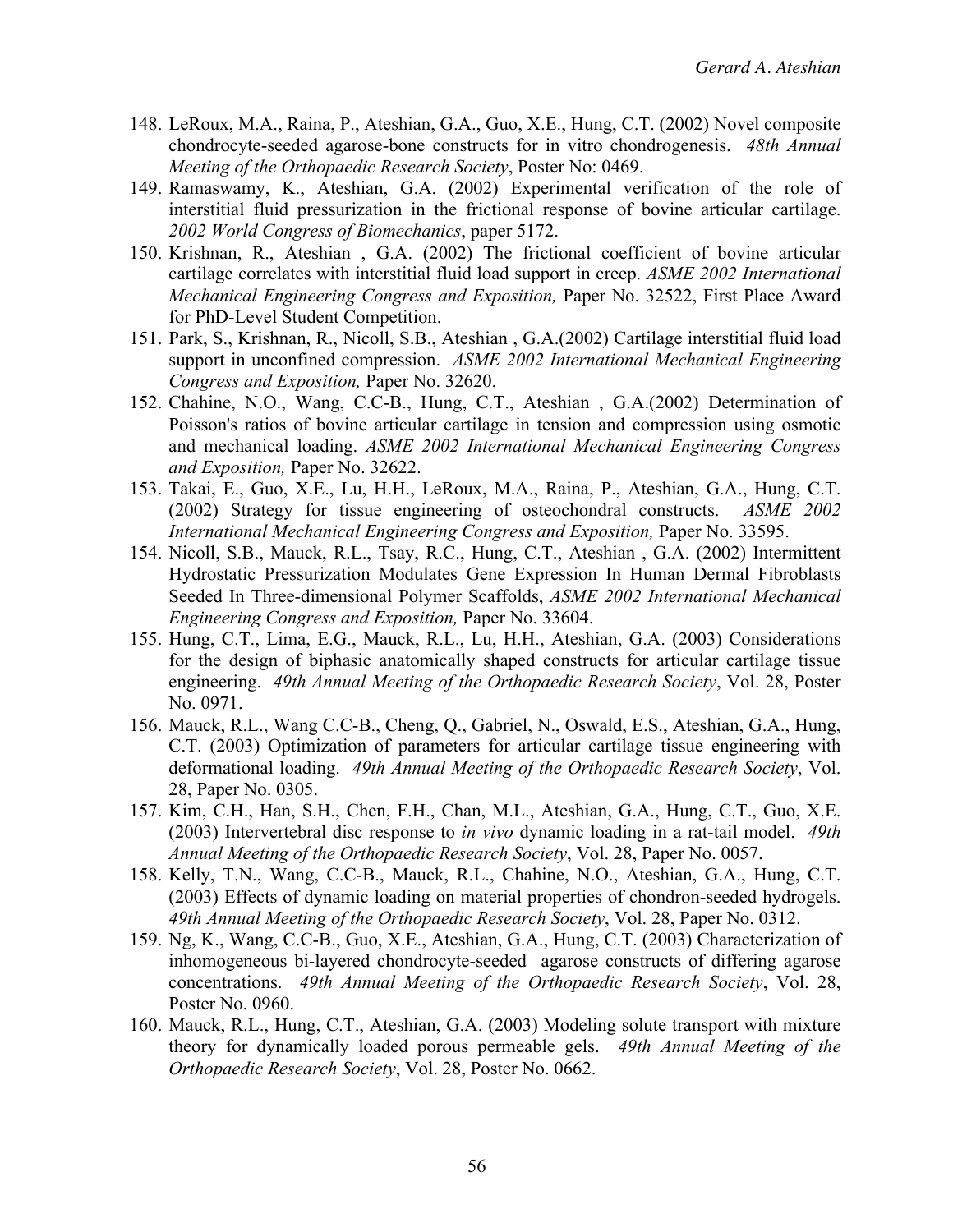148. LeRoux, M.A., Raina, P., Ateshian, G.A., Guo, X.E., Hung, C.T. (2002) Novel composite chondrocyte-seeded agarose-bone constructs for in vitro chondrogenesis. *48th Annual Meeting of the Orthopaedic Research Society*, Poster No: 0469.
149. Ramaswamy, K., Ateshian, G.A. (2002) Experimental verification of the role of interstitial fluid pressurization in the frictional response of bovine articular cartilage. *2002 World Congress of Biomechanics*, paper 5172.
150. Krishnan, R., Ateshian , G.A. (2002) The frictional coefficient of bovine articular cartilage correlates with interstitial fluid load support in creep. *ASME 2002 International Mechanical Engineering Congress and Exposition,* Paper No. 32522, First Place Award for PhD-Level Student Competition.
151. Park, S., Krishnan, R., Nicoll, S.B., Ateshian , G.A.(2002) Cartilage interstitial fluid load support in unconfined compression. *ASME 2002 International Mechanical Engineering Congress and Exposition,* Paper No. 32620.
152. Chahine, N.O., Wang, C.C-B., Hung, C.T., Ateshian , G.A.(2002) Determination of Poisson's ratios of bovine articular cartilage in tension and compression using osmotic and mechanical loading. *ASME 2002 International Mechanical Engineering Congress and Exposition,* Paper No. 32622.
153. Takai, E., Guo, X.E., Lu, H.H., LeRoux, M.A., Raina, P., Ateshian, G.A., Hung, C.T. (2002) Strategy for tissue engineering of osteochondral constructs. *ASME 2002 International Mechanical Engineering Congress and Exposition,* Paper No. 33595.
154. Nicoll, S.B., Mauck, R.L., Tsay, R.C., Hung, C.T., Ateshian , G.A. (2002) Intermittent Hydrostatic Pressurization Modulates Gene Expression In Human Dermal Fibroblasts Seeded In Three-dimensional Polymer Scaffolds, *ASME 2002 International Mechanical Engineering Congress and Exposition,* Paper No. 33604.
155. Hung, C.T., Lima, E.G., Mauck, R.L., Lu, H.H., Ateshian, G.A. (2003) Considerations for the design of biphasic anatomically shaped constructs for articular cartilage tissue engineering. *49th Annual Meeting of the Orthopaedic Research Society*, Vol. 28, Poster No. 0971.
156. Mauck, R.L., Wang C.C-B., Cheng, Q., Gabriel, N., Oswald, E.S., Ateshian, G.A., Hung, C.T. (2003) Optimization of parameters for articular cartilage tissue engineering with deformational loading. *49th Annual Meeting of the Orthopaedic Research Society*, Vol. 28, Paper No. 0305.
157. Kim, C.H., Han, S.H., Chen, F.H., Chan, M.L., Ateshian, G.A., Hung, C.T., Guo, X.E. (2003) Intervertebral disc response to *in vivo* dynamic loading in a rat-tail model. *49th Annual Meeting of the Orthopaedic Research Society*, Vol. 28, Paper No. 0057.
158. Kelly, T.N., Wang, C.C-B., Mauck, R.L., Chahine, N.O., Ateshian, G.A., Hung, C.T. (2003) Effects of dynamic loading on material properties of chondron-seeded hydrogels. *49th Annual Meeting of the Orthopaedic Research Society*, Vol. 28, Paper No. 0312.
159. Ng, K., Wang, C.C-B., Guo, X.E., Ateshian, G.A., Hung, C.T. (2003) Characterization of inhomogeneous bi-layered chondrocyte-seeded agarose constructs of differing agarose concentrations. *49th Annual Meeting of the Orthopaedic Research Society*, Vol. 28, Poster No. 0960.
160. Mauck, R.L., Hung, C.T., Ateshian, G.A. (2003) Modeling solute transport with mixture theory for dynamically loaded porous permeable gels. *49th Annual Meeting of the Orthopaedic Research Society*, Vol. 28, Poster No. 0662.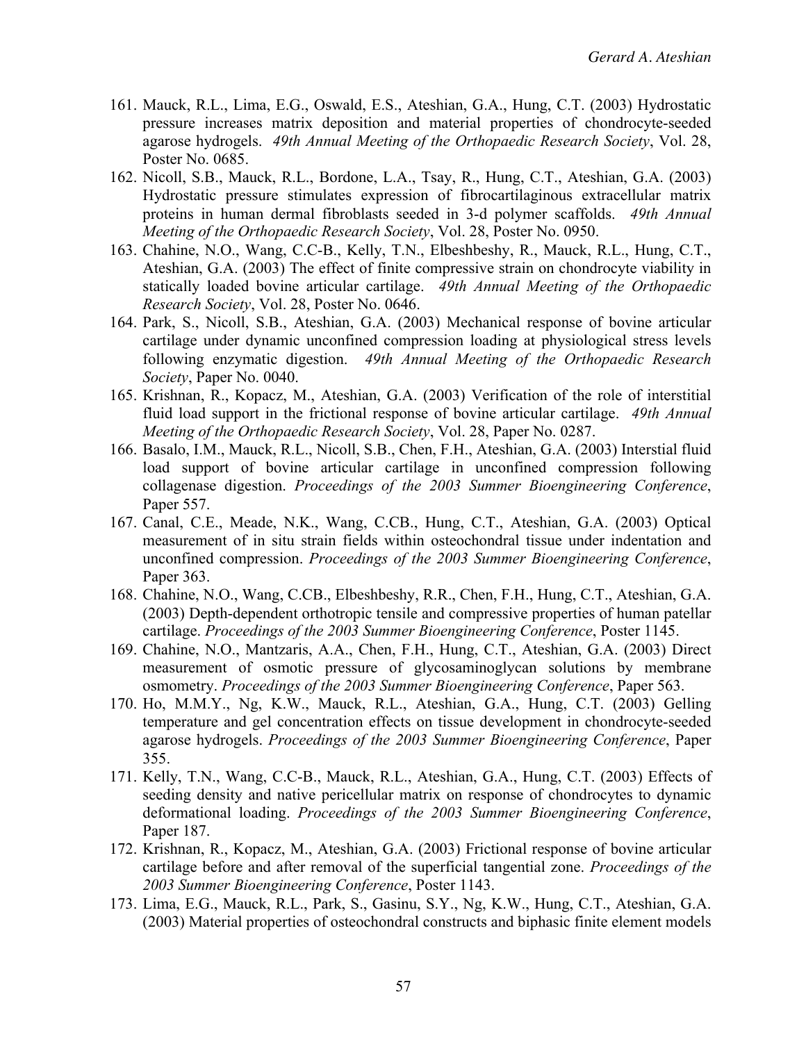161. Mauck, R.L., Lima, E.G., Oswald, E.S., Ateshian, G.A., Hung, C.T. (2003) Hydrostatic pressure increases matrix deposition and material properties of chondrocyte-seeded agarose hydrogels. *49th Annual Meeting of the Orthopaedic Research Society*, Vol. 28, Poster No. 0685.
162. Nicoll, S.B., Mauck, R.L., Bordone, L.A., Tsay, R., Hung, C.T., Ateshian, G.A. (2003) Hydrostatic pressure stimulates expression of fibrocartilaginous extracellular matrix proteins in human dermal fibroblasts seeded in 3-d polymer scaffolds. *49th Annual Meeting of the Orthopaedic Research Society*, Vol. 28, Poster No. 0950.
163. Chahine, N.O., Wang, C.C-B., Kelly, T.N., Elbeshbeshy, R., Mauck, R.L., Hung, C.T., Ateshian, G.A. (2003) The effect of finite compressive strain on chondrocyte viability in statically loaded bovine articular cartilage. *49th Annual Meeting of the Orthopaedic Research Society*, Vol. 28, Poster No. 0646.
164. Park, S., Nicoll, S.B., Ateshian, G.A. (2003) Mechanical response of bovine articular cartilage under dynamic unconfined compression loading at physiological stress levels following enzymatic digestion. *49th Annual Meeting of the Orthopaedic Research Society*, Paper No. 0040.
165. Krishnan, R., Kopacz, M., Ateshian, G.A. (2003) Verification of the role of interstitial fluid load support in the frictional response of bovine articular cartilage. *49th Annual Meeting of the Orthopaedic Research Society*, Vol. 28, Paper No. 0287.
166. Basalo, I.M., Mauck, R.L., Nicoll, S.B., Chen, F.H., Ateshian, G.A. (2003) Interstial fluid load support of bovine articular cartilage in unconfined compression following collagenase digestion. *Proceedings of the 2003 Summer Bioengineering Conference*, Paper 557.
167. Canal, C.E., Meade, N.K., Wang, C.CB., Hung, C.T., Ateshian, G.A. (2003) Optical measurement of in situ strain fields within osteochondral tissue under indentation and unconfined compression. *Proceedings of the 2003 Summer Bioengineering Conference*, Paper 363.
168. Chahine, N.O., Wang, C.CB., Elbeshbeshy, R.R., Chen, F.H., Hung, C.T., Ateshian, G.A. (2003) Depth-dependent orthotropic tensile and compressive properties of human patellar cartilage. *Proceedings of the 2003 Summer Bioengineering Conference*, Poster 1145.
169. Chahine, N.O., Mantzaris, A.A., Chen, F.H., Hung, C.T., Ateshian, G.A. (2003) Direct measurement of osmotic pressure of glycosaminoglycan solutions by membrane osmometry. *Proceedings of the 2003 Summer Bioengineering Conference*, Paper 563.
170. Ho, M.M.Y., Ng, K.W., Mauck, R.L., Ateshian, G.A., Hung, C.T. (2003) Gelling temperature and gel concentration effects on tissue development in chondrocyte-seeded agarose hydrogels. *Proceedings of the 2003 Summer Bioengineering Conference*, Paper 355.
171. Kelly, T.N., Wang, C.C-B., Mauck, R.L., Ateshian, G.A., Hung, C.T. (2003) Effects of seeding density and native pericellular matrix on response of chondrocytes to dynamic deformational loading. *Proceedings of the 2003 Summer Bioengineering Conference*, Paper 187.
172. Krishnan, R., Kopacz, M., Ateshian, G.A. (2003) Frictional response of bovine articular cartilage before and after removal of the superficial tangential zone. *Proceedings of the 2003 Summer Bioengineering Conference*, Poster 1143.
173. Lima, E.G., Mauck, R.L., Park, S., Gasinu, S.Y., Ng, K.W., Hung, C.T., Ateshian, G.A. (2003) Material properties of osteochondral constructs and biphasic finite element models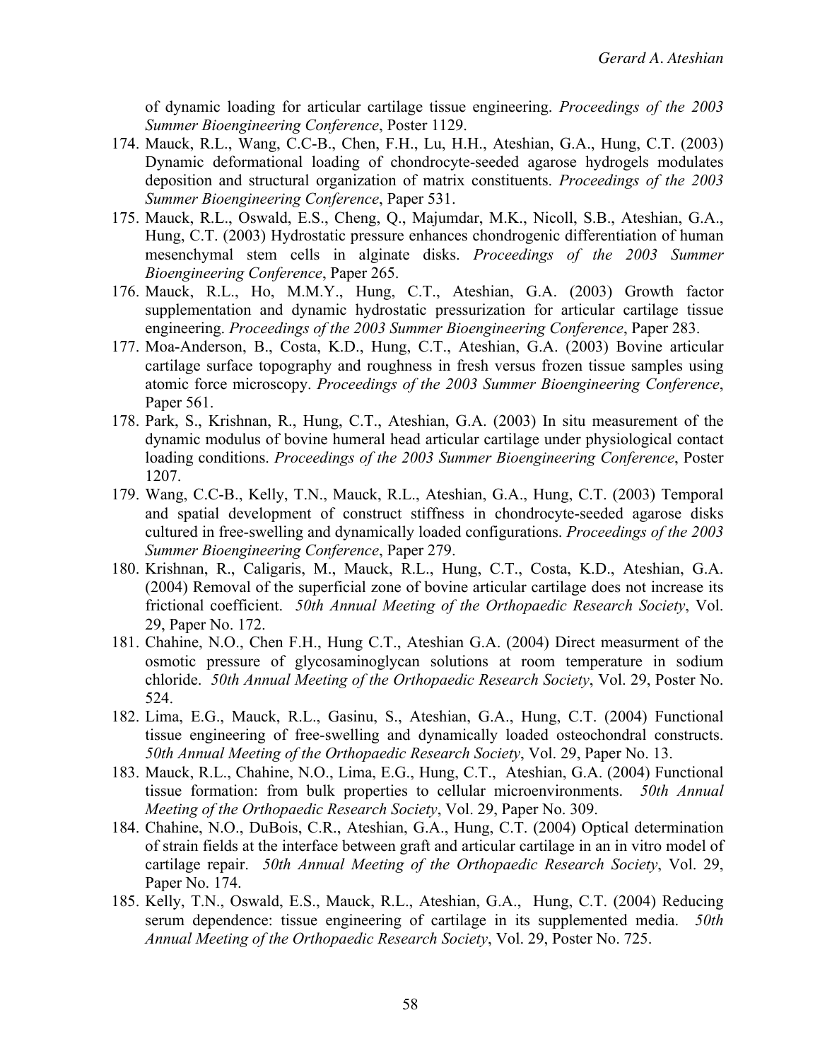of dynamic loading for articular cartilage tissue engineering. *Proceedings of the 2003 Summer Bioengineering Conference*, Poster 1129.

174. Mauck, R.L., Wang, C.C-B., Chen, F.H., Lu, H.H., Ateshian, G.A., Hung, C.T. (2003) Dynamic deformational loading of chondrocyte-seeded agarose hydrogels modulates deposition and structural organization of matrix constituents. *Proceedings of the 2003 Summer Bioengineering Conference*, Paper 531.
175. Mauck, R.L., Oswald, E.S., Cheng, Q., Majumdar, M.K., Nicoll, S.B., Ateshian, G.A., Hung, C.T. (2003) Hydrostatic pressure enhances chondrogenic differentiation of human mesenchymal stem cells in alginate disks. *Proceedings of the 2003 Summer Bioengineering Conference*, Paper 265.
176. Mauck, R.L., Ho, M.M.Y., Hung, C.T., Ateshian, G.A. (2003) Growth factor supplementation and dynamic hydrostatic pressurization for articular cartilage tissue engineering. *Proceedings of the 2003 Summer Bioengineering Conference*, Paper 283.
177. Moa-Anderson, B., Costa, K.D., Hung, C.T., Ateshian, G.A. (2003) Bovine articular cartilage surface topography and roughness in fresh versus frozen tissue samples using atomic force microscopy. *Proceedings of the 2003 Summer Bioengineering Conference*, Paper 561.
178. Park, S., Krishnan, R., Hung, C.T., Ateshian, G.A. (2003) In situ measurement of the dynamic modulus of bovine humeral head articular cartilage under physiological contact loading conditions. *Proceedings of the 2003 Summer Bioengineering Conference*, Poster 1207.
179. Wang, C.C-B., Kelly, T.N., Mauck, R.L., Ateshian, G.A., Hung, C.T. (2003) Temporal and spatial development of construct stiffness in chondrocyte-seeded agarose disks cultured in free-swelling and dynamically loaded configurations. *Proceedings of the 2003 Summer Bioengineering Conference*, Paper 279.
180. Krishnan, R., Caligaris, M., Mauck, R.L., Hung, C.T., Costa, K.D., Ateshian, G.A. (2004) Removal of the superficial zone of bovine articular cartilage does not increase its frictional coefficient. *50th Annual Meeting of the Orthopaedic Research Society*, Vol. 29, Paper No. 172.
181. Chahine, N.O., Chen F.H., Hung C.T., Ateshian G.A. (2004) Direct measurment of the osmotic pressure of glycosaminoglycan solutions at room temperature in sodium chloride. *50th Annual Meeting of the Orthopaedic Research Society*, Vol. 29, Poster No. 524.
182. Lima, E.G., Mauck, R.L., Gasinu, S., Ateshian, G.A., Hung, C.T. (2004) Functional tissue engineering of free-swelling and dynamically loaded osteochondral constructs. *50th Annual Meeting of the Orthopaedic Research Society*, Vol. 29, Paper No. 13.
183. Mauck, R.L., Chahine, N.O., Lima, E.G., Hung, C.T., Ateshian, G.A. (2004) Functional tissue formation: from bulk properties to cellular microenvironments. *50th Annual Meeting of the Orthopaedic Research Society*, Vol. 29, Paper No. 309.
184. Chahine, N.O., DuBois, C.R., Ateshian, G.A., Hung, C.T. (2004) Optical determination of strain fields at the interface between graft and articular cartilage in an in vitro model of cartilage repair. *50th Annual Meeting of the Orthopaedic Research Society*, Vol. 29, Paper No. 174.
185. Kelly, T.N., Oswald, E.S., Mauck, R.L., Ateshian, G.A., Hung, C.T. (2004) Reducing serum dependence: tissue engineering of cartilage in its supplemented media. *50th Annual Meeting of the Orthopaedic Research Society*, Vol. 29, Poster No. 725.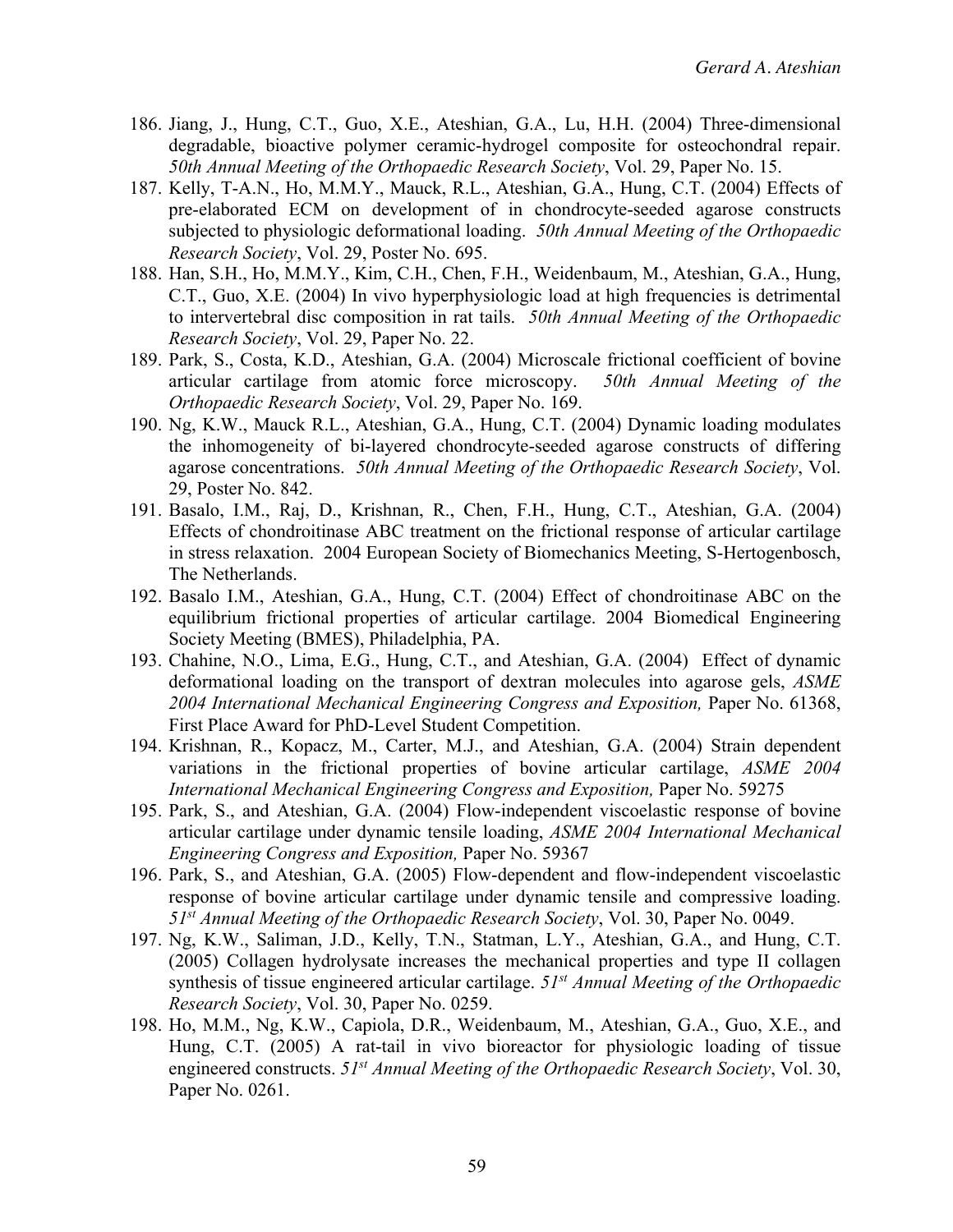186. Jiang, J., Hung, C.T., Guo, X.E., Ateshian, G.A., Lu, H.H. (2004) Three-dimensional degradable, bioactive polymer ceramic-hydrogel composite for osteochondral repair. *50th Annual Meeting of the Orthopaedic Research Society*, Vol. 29, Paper No. 15.
187. Kelly, T-A.N., Ho, M.M.Y., Mauck, R.L., Ateshian, G.A., Hung, C.T. (2004) Effects of pre-elaborated ECM on development of in chondrocyte-seeded agarose constructs subjected to physiologic deformational loading. *50th Annual Meeting of the Orthopaedic Research Society*, Vol. 29, Poster No. 695.
188. Han, S.H., Ho, M.M.Y., Kim, C.H., Chen, F.H., Weidenbaum, M., Ateshian, G.A., Hung, C.T., Guo, X.E. (2004) In vivo hyperphysiologic load at high frequencies is detrimental to intervertebral disc composition in rat tails. *50th Annual Meeting of the Orthopaedic Research Society*, Vol. 29, Paper No. 22.
189. Park, S., Costa, K.D., Ateshian, G.A. (2004) Microscale frictional coefficient of bovine articular cartilage from atomic force microscopy. *50th Annual Meeting of the Orthopaedic Research Society*, Vol. 29, Paper No. 169.
190. Ng, K.W., Mauck R.L., Ateshian, G.A., Hung, C.T. (2004) Dynamic loading modulates the inhomogeneity of bi-layered chondrocyte-seeded agarose constructs of differing agarose concentrations. *50th Annual Meeting of the Orthopaedic Research Society*, Vol. 29, Poster No. 842.
191. Basalo, I.M., Raj, D., Krishnan, R., Chen, F.H., Hung, C.T., Ateshian, G.A. (2004) Effects of chondroitinase ABC treatment on the frictional response of articular cartilage in stress relaxation. 2004 European Society of Biomechanics Meeting, S-Hertogenbosch, The Netherlands.
192. Basalo I.M., Ateshian, G.A., Hung, C.T. (2004) Effect of chondroitinase ABC on the equilibrium frictional properties of articular cartilage. 2004 Biomedical Engineering Society Meeting (BMES), Philadelphia, PA.
193. Chahine, N.O., Lima, E.G., Hung, C.T., and Ateshian, G.A. (2004) Effect of dynamic deformational loading on the transport of dextran molecules into agarose gels, *ASME 2004 International Mechanical Engineering Congress and Exposition,* Paper No. 61368, First Place Award for PhD-Level Student Competition.
194. Krishnan, R., Kopacz, M., Carter, M.J., and Ateshian, G.A. (2004) Strain dependent variations in the frictional properties of bovine articular cartilage, *ASME 2004 International Mechanical Engineering Congress and Exposition,* Paper No. 59275
195. Park, S., and Ateshian, G.A. (2004) Flow-independent viscoelastic response of bovine articular cartilage under dynamic tensile loading, *ASME 2004 International Mechanical Engineering Congress and Exposition,* Paper No. 59367
196. Park, S., and Ateshian, G.A. (2005) Flow-dependent and flow-independent viscoelastic response of bovine articular cartilage under dynamic tensile and compressive loading. *51st Annual Meeting of the Orthopaedic Research Society*, Vol. 30, Paper No. 0049.
197. Ng, K.W., Saliman, J.D., Kelly, T.N., Statman, L.Y., Ateshian, G.A., and Hung, C.T. (2005) Collagen hydrolysate increases the mechanical properties and type II collagen synthesis of tissue engineered articular cartilage. *51st Annual Meeting of the Orthopaedic Research Society*, Vol. 30, Paper No. 0259.
198. Ho, M.M., Ng, K.W., Capiola, D.R., Weidenbaum, M., Ateshian, G.A., Guo, X.E., and Hung, C.T. (2005) A rat-tail in vivo bioreactor for physiologic loading of tissue engineered constructs. *51st Annual Meeting of the Orthopaedic Research Society*, Vol. 30, Paper No. 0261.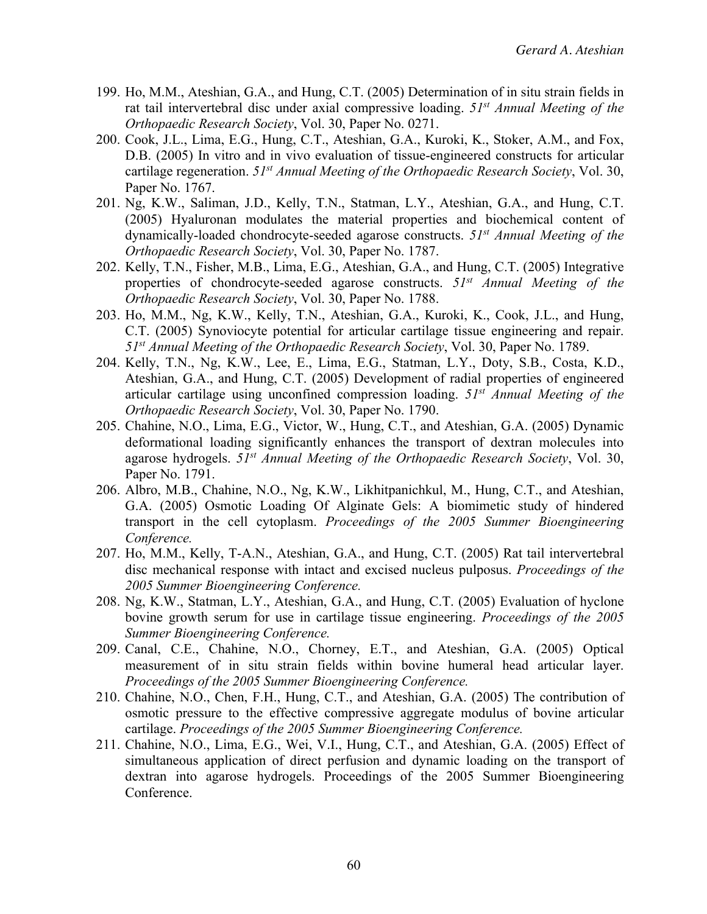199. Ho, M.M., Ateshian, G.A., and Hung, C.T. (2005) Determination of in situ strain fields in rat tail intervertebral disc under axial compressive loading. *51st Annual Meeting of the Orthopaedic Research Society*, Vol. 30, Paper No. 0271.
200. Cook, J.L., Lima, E.G., Hung, C.T., Ateshian, G.A., Kuroki, K., Stoker, A.M., and Fox, D.B. (2005) In vitro and in vivo evaluation of tissue-engineered constructs for articular cartilage regeneration. *51st Annual Meeting of the Orthopaedic Research Society*, Vol. 30, Paper No. 1767.
201. Ng, K.W., Saliman, J.D., Kelly, T.N., Statman, L.Y., Ateshian, G.A., and Hung, C.T. (2005) Hyaluronan modulates the material properties and biochemical content of dynamically-loaded chondrocyte-seeded agarose constructs. *51st Annual Meeting of the Orthopaedic Research Society*, Vol. 30, Paper No. 1787.
202. Kelly, T.N., Fisher, M.B., Lima, E.G., Ateshian, G.A., and Hung, C.T. (2005) Integrative properties of chondrocyte-seeded agarose constructs. *51st Annual Meeting of the Orthopaedic Research Society*, Vol. 30, Paper No. 1788.
203. Ho, M.M., Ng, K.W., Kelly, T.N., Ateshian, G.A., Kuroki, K., Cook, J.L., and Hung, C.T. (2005) Synoviocyte potential for articular cartilage tissue engineering and repair. *51st Annual Meeting of the Orthopaedic Research Society*, Vol. 30, Paper No. 1789.
204. Kelly, T.N., Ng, K.W., Lee, E., Lima, E.G., Statman, L.Y., Doty, S.B., Costa, K.D., Ateshian, G.A., and Hung, C.T. (2005) Development of radial properties of engineered articular cartilage using unconfined compression loading. *51st Annual Meeting of the Orthopaedic Research Society*, Vol. 30, Paper No. 1790.
205. Chahine, N.O., Lima, E.G., Victor, W., Hung, C.T., and Ateshian, G.A. (2005) Dynamic deformational loading significantly enhances the transport of dextran molecules into agarose hydrogels. *51st Annual Meeting of the Orthopaedic Research Society*, Vol. 30, Paper No. 1791.
206. Albro, M.B., Chahine, N.O., Ng, K.W., Likhitpanichkul, M., Hung, C.T., and Ateshian, G.A. (2005) Osmotic Loading Of Alginate Gels: A biomimetic study of hindered transport in the cell cytoplasm. *Proceedings of the 2005 Summer Bioengineering Conference.*
207. Ho, M.M., Kelly, T-A.N., Ateshian, G.A., and Hung, C.T. (2005) Rat tail intervertebral disc mechanical response with intact and excised nucleus pulposus. *Proceedings of the 2005 Summer Bioengineering Conference.*
208. Ng, K.W., Statman, L.Y., Ateshian, G.A., and Hung, C.T. (2005) Evaluation of hyclone bovine growth serum for use in cartilage tissue engineering. *Proceedings of the 2005 Summer Bioengineering Conference.*
209. Canal, C.E., Chahine, N.O., Chorney, E.T., and Ateshian, G.A. (2005) Optical measurement of in situ strain fields within bovine humeral head articular layer. *Proceedings of the 2005 Summer Bioengineering Conference.*
210. Chahine, N.O., Chen, F.H., Hung, C.T., and Ateshian, G.A. (2005) The contribution of osmotic pressure to the effective compressive aggregate modulus of bovine articular cartilage. *Proceedings of the 2005 Summer Bioengineering Conference.*
211. Chahine, N.O., Lima, E.G., Wei, V.I., Hung, C.T., and Ateshian, G.A. (2005) Effect of simultaneous application of direct perfusion and dynamic loading on the transport of dextran into agarose hydrogels. Proceedings of the 2005 Summer Bioengineering Conference.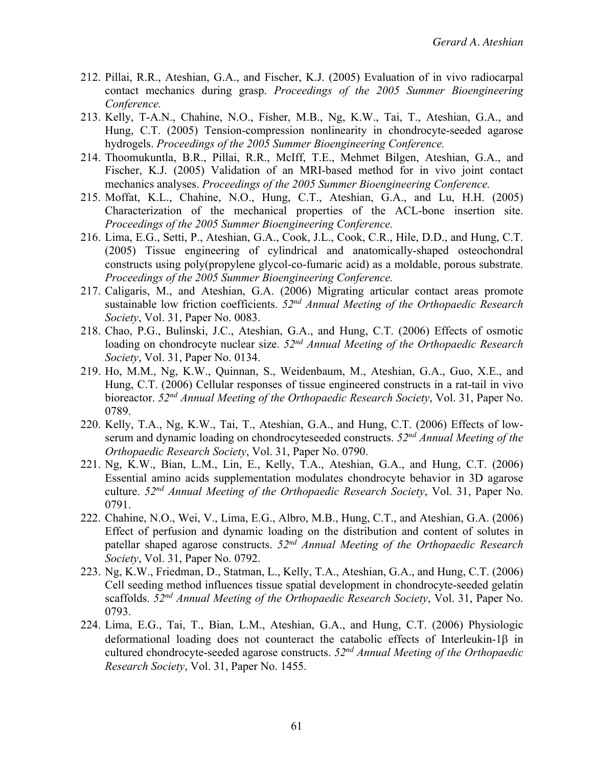212. Pillai, R.R., Ateshian, G.A., and Fischer, K.J. (2005) Evaluation of in vivo radiocarpal contact mechanics during grasp. *Proceedings of the 2005 Summer Bioengineering Conference.*
213. Kelly, T-A.N., Chahine, N.O., Fisher, M.B., Ng, K.W., Tai, T., Ateshian, G.A., and Hung, C.T. (2005) Tension-compression nonlinearity in chondrocyte-seeded agarose hydrogels. *Proceedings of the 2005 Summer Bioengineering Conference.*
214. Thoomukuntla, B.R., Pillai, R.R., McIff, T.E., Mehmet Bilgen, Ateshian, G.A., and Fischer, K.J. (2005) Validation of an MRI-based method for in vivo joint contact mechanics analyses. *Proceedings of the 2005 Summer Bioengineering Conference.*
215. Moffat, K.L., Chahine, N.O., Hung, C.T., Ateshian, G.A., and Lu, H.H. (2005) Characterization of the mechanical properties of the ACL-bone insertion site. *Proceedings of the 2005 Summer Bioengineering Conference.*
216. Lima, E.G., Setti, P., Ateshian, G.A., Cook, J.L., Cook, C.R., Hile, D.D., and Hung, C.T. (2005) Tissue engineering of cylindrical and anatomically-shaped osteochondral constructs using poly(propylene glycol-co-fumaric acid) as a moldable, porous substrate. *Proceedings of the 2005 Summer Bioengineering Conference.*
217. Caligaris, M., and Ateshian, G.A. (2006) Migrating articular contact areas promote sustainable low friction coefficients. *52nd Annual Meeting of the Orthopaedic Research Society*, Vol. 31, Paper No. 0083.
218. Chao, P.G., Bulinski, J.C., Ateshian, G.A., and Hung, C.T. (2006) Effects of osmotic loading on chondrocyte nuclear size. *52nd Annual Meeting of the Orthopaedic Research Society*, Vol. 31, Paper No. 0134.
219. Ho, M.M., Ng, K.W., Quinnan, S., Weidenbaum, M., Ateshian, G.A., Guo, X.E., and Hung, C.T. (2006) Cellular responses of tissue engineered constructs in a rat-tail in vivo bioreactor. *52nd Annual Meeting of the Orthopaedic Research Society*, Vol. 31, Paper No. 0789.
220. Kelly, T.A., Ng, K.W., Tai, T., Ateshian, G.A., and Hung, C.T. (2006) Effects of low-serum and dynamic loading on chondrocyteseeded constructs. *52nd Annual Meeting of the Orthopaedic Research Society*, Vol. 31, Paper No. 0790.
221. Ng, K.W., Bian, L.M., Lin, E., Kelly, T.A., Ateshian, G.A., and Hung, C.T. (2006) Essential amino acids supplementation modulates chondrocyte behavior in 3D agarose culture. *52nd Annual Meeting of the Orthopaedic Research Society*, Vol. 31, Paper No. 0791.
222. Chahine, N.O., Wei, V., Lima, E.G., Albro, M.B., Hung, C.T., and Ateshian, G.A. (2006) Effect of perfusion and dynamic loading on the distribution and content of solutes in patellar shaped agarose constructs. *52nd Annual Meeting of the Orthopaedic Research Society*, Vol. 31, Paper No. 0792.
223. Ng, K.W., Friedman, D., Statman, L., Kelly, T.A., Ateshian, G.A., and Hung, C.T. (2006) Cell seeding method influences tissue spatial development in chondrocyte-seeded gelatin scaffolds. *52nd Annual Meeting of the Orthopaedic Research Society*, Vol. 31, Paper No. 0793.
224. Lima, E.G., Tai, T., Bian, L.M., Ateshian, G.A., and Hung, C.T. (2006) Physiologic deformational loading does not counteract the catabolic effects of Interleukin-1β in cultured chondrocyte-seeded agarose constructs. *52nd Annual Meeting of the Orthopaedic Research Society*, Vol. 31, Paper No. 1455.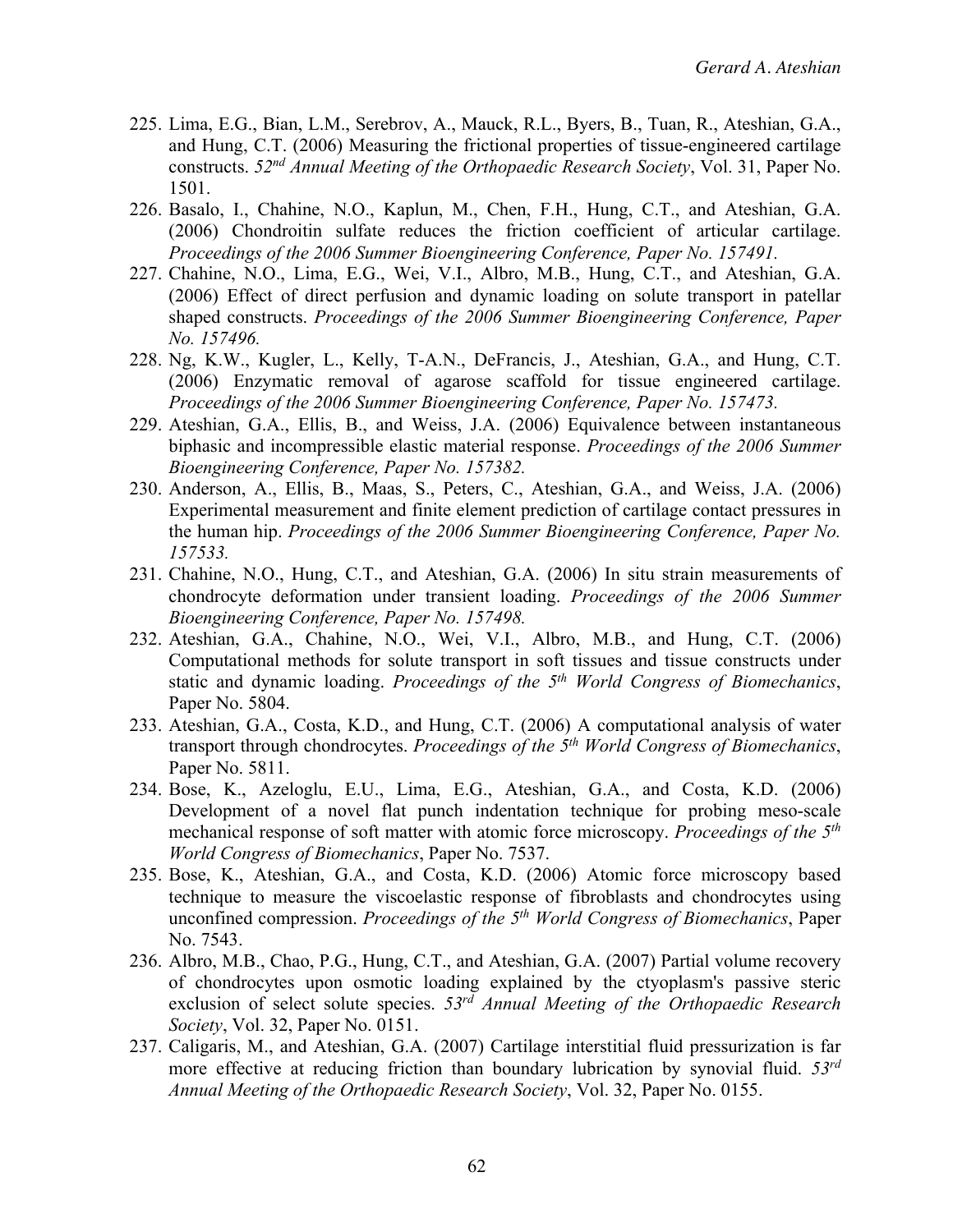225. Lima, E.G., Bian, L.M., Serebrov, A., Mauck, R.L., Byers, B., Tuan, R., Ateshian, G.A., and Hung, C.T. (2006) Measuring the frictional properties of tissue-engineered cartilage constructs. *52nd Annual Meeting of the Orthopaedic Research Society*, Vol. 31, Paper No. 1501.
226. Basalo, I., Chahine, N.O., Kaplun, M., Chen, F.H., Hung, C.T., and Ateshian, G.A. (2006) Chondroitin sulfate reduces the friction coefficient of articular cartilage. *Proceedings of the 2006 Summer Bioengineering Conference, Paper No. 157491.*
227. Chahine, N.O., Lima, E.G., Wei, V.I., Albro, M.B., Hung, C.T., and Ateshian, G.A. (2006) Effect of direct perfusion and dynamic loading on solute transport in patellar shaped constructs. *Proceedings of the 2006 Summer Bioengineering Conference, Paper No. 157496.*
228. Ng, K.W., Kugler, L., Kelly, T-A.N., DeFrancis, J., Ateshian, G.A., and Hung, C.T. (2006) Enzymatic removal of agarose scaffold for tissue engineered cartilage. *Proceedings of the 2006 Summer Bioengineering Conference, Paper No. 157473.*
229. Ateshian, G.A., Ellis, B., and Weiss, J.A. (2006) Equivalence between instantaneous biphasic and incompressible elastic material response. *Proceedings of the 2006 Summer Bioengineering Conference, Paper No. 157382.*
230. Anderson, A., Ellis, B., Maas, S., Peters, C., Ateshian, G.A., and Weiss, J.A. (2006) Experimental measurement and finite element prediction of cartilage contact pressures in the human hip. *Proceedings of the 2006 Summer Bioengineering Conference, Paper No. 157533.*
231. Chahine, N.O., Hung, C.T., and Ateshian, G.A. (2006) In situ strain measurements of chondrocyte deformation under transient loading. *Proceedings of the 2006 Summer Bioengineering Conference, Paper No. 157498.*
232. Ateshian, G.A., Chahine, N.O., Wei, V.I., Albro, M.B., and Hung, C.T. (2006) Computational methods for solute transport in soft tissues and tissue constructs under static and dynamic loading. *Proceedings of the 5th World Congress of Biomechanics*, Paper No. 5804.
233. Ateshian, G.A., Costa, K.D., and Hung, C.T. (2006) A computational analysis of water transport through chondrocytes. *Proceedings of the 5th World Congress of Biomechanics*, Paper No. 5811.
234. Bose, K., Azeloglu, E.U., Lima, E.G., Ateshian, G.A., and Costa, K.D. (2006) Development of a novel flat punch indentation technique for probing meso-scale mechanical response of soft matter with atomic force microscopy. *Proceedings of the 5th World Congress of Biomechanics*, Paper No. 7537.
235. Bose, K., Ateshian, G.A., and Costa, K.D. (2006) Atomic force microscopy based technique to measure the viscoelastic response of fibroblasts and chondrocytes using unconfined compression. *Proceedings of the 5th World Congress of Biomechanics*, Paper No. 7543.
236. Albro, M.B., Chao, P.G., Hung, C.T., and Ateshian, G.A. (2007) Partial volume recovery of chondrocytes upon osmotic loading explained by the ctyoplasm's passive steric exclusion of select solute species. *53rd Annual Meeting of the Orthopaedic Research Society*, Vol. 32, Paper No. 0151.
237. Caligaris, M., and Ateshian, G.A. (2007) Cartilage interstitial fluid pressurization is far more effective at reducing friction than boundary lubrication by synovial fluid. *53rd Annual Meeting of the Orthopaedic Research Society*, Vol. 32, Paper No. 0155.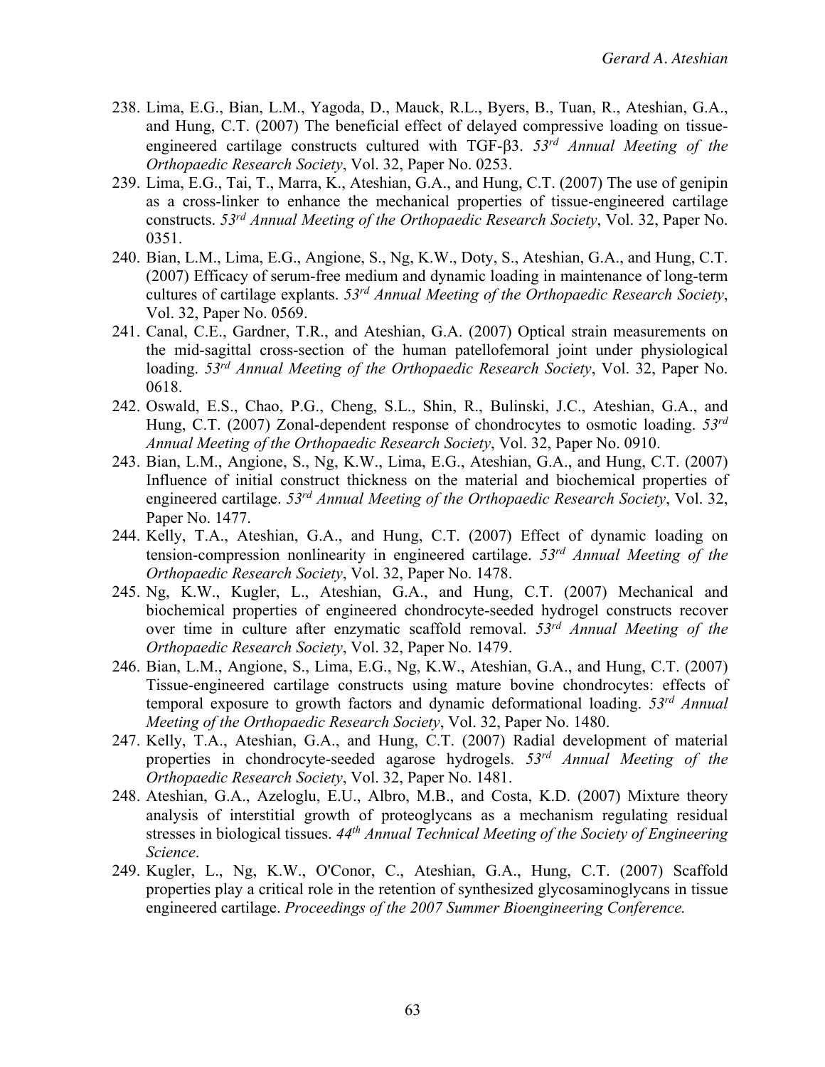238. Lima, E.G., Bian, L.M., Yagoda, D., Mauck, R.L., Byers, B., Tuan, R., Ateshian, G.A., and Hung, C.T. (2007) The beneficial effect of delayed compressive loading on tissue-engineered cartilage constructs cultured with TGF-β3. *53rd Annual Meeting of the Orthopaedic Research Society*, Vol. 32, Paper No. 0253.
239. Lima, E.G., Tai, T., Marra, K., Ateshian, G.A., and Hung, C.T. (2007) The use of genipin as a cross-linker to enhance the mechanical properties of tissue-engineered cartilage constructs. *53rd Annual Meeting of the Orthopaedic Research Society*, Vol. 32, Paper No. 0351.
240. Bian, L.M., Lima, E.G., Angione, S., Ng, K.W., Doty, S., Ateshian, G.A., and Hung, C.T. (2007) Efficacy of serum-free medium and dynamic loading in maintenance of long-term cultures of cartilage explants. *53rd Annual Meeting of the Orthopaedic Research Society*, Vol. 32, Paper No. 0569.
241. Canal, C.E., Gardner, T.R., and Ateshian, G.A. (2007) Optical strain measurements on the mid-sagittal cross-section of the human patellofemoral joint under physiological loading. *53rd Annual Meeting of the Orthopaedic Research Society*, Vol. 32, Paper No. 0618.
242. Oswald, E.S., Chao, P.G., Cheng, S.L., Shin, R., Bulinski, J.C., Ateshian, G.A., and Hung, C.T. (2007) Zonal-dependent response of chondrocytes to osmotic loading. *53rd Annual Meeting of the Orthopaedic Research Society*, Vol. 32, Paper No. 0910.
243. Bian, L.M., Angione, S., Ng, K.W., Lima, E.G., Ateshian, G.A., and Hung, C.T. (2007) Influence of initial construct thickness on the material and biochemical properties of engineered cartilage. *53rd Annual Meeting of the Orthopaedic Research Society*, Vol. 32, Paper No. 1477.
244. Kelly, T.A., Ateshian, G.A., and Hung, C.T. (2007) Effect of dynamic loading on tension-compression nonlinearity in engineered cartilage. *53rd Annual Meeting of the Orthopaedic Research Society*, Vol. 32, Paper No. 1478.
245. Ng, K.W., Kugler, L., Ateshian, G.A., and Hung, C.T. (2007) Mechanical and biochemical properties of engineered chondrocyte-seeded hydrogel constructs recover over time in culture after enzymatic scaffold removal. *53rd Annual Meeting of the Orthopaedic Research Society*, Vol. 32, Paper No. 1479.
246. Bian, L.M., Angione, S., Lima, E.G., Ng, K.W., Ateshian, G.A., and Hung, C.T. (2007) Tissue-engineered cartilage constructs using mature bovine chondrocytes: effects of temporal exposure to growth factors and dynamic deformational loading. *53rd Annual Meeting of the Orthopaedic Research Society*, Vol. 32, Paper No. 1480.
247. Kelly, T.A., Ateshian, G.A., and Hung, C.T. (2007) Radial development of material properties in chondrocyte-seeded agarose hydrogels. *53rd Annual Meeting of the Orthopaedic Research Society*, Vol. 32, Paper No. 1481.
248. Ateshian, G.A., Azeloglu, E.U., Albro, M.B., and Costa, K.D. (2007) Mixture theory analysis of interstitial growth of proteoglycans as a mechanism regulating residual stresses in biological tissues. *44th Annual Technical Meeting of the Society of Engineering Science*.
249. Kugler, L., Ng, K.W., O'Conor, C., Ateshian, G.A., Hung, C.T. (2007) Scaffold properties play a critical role in the retention of synthesized glycosaminoglycans in tissue engineered cartilage. *Proceedings of the 2007 Summer Bioengineering Conference.*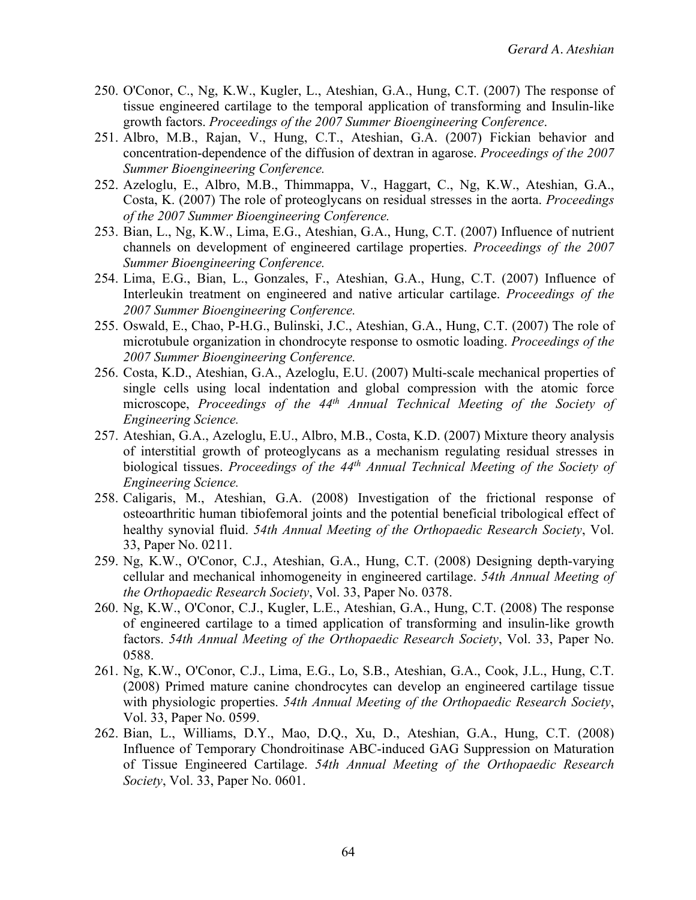250. O'Conor, C., Ng, K.W., Kugler, L., Ateshian, G.A., Hung, C.T. (2007) The response of tissue engineered cartilage to the temporal application of transforming and Insulin-like growth factors. *Proceedings of the 2007 Summer Bioengineering Conference*.
251. Albro, M.B., Rajan, V., Hung, C.T., Ateshian, G.A. (2007) Fickian behavior and concentration-dependence of the diffusion of dextran in agarose. *Proceedings of the 2007 Summer Bioengineering Conference.*
252. Azeloglu, E., Albro, M.B., Thimmappa, V., Haggart, C., Ng, K.W., Ateshian, G.A., Costa, K. (2007) The role of proteoglycans on residual stresses in the aorta. *Proceedings of the 2007 Summer Bioengineering Conference.*
253. Bian, L., Ng, K.W., Lima, E.G., Ateshian, G.A., Hung, C.T. (2007) Influence of nutrient channels on development of engineered cartilage properties. *Proceedings of the 2007 Summer Bioengineering Conference.*
254. Lima, E.G., Bian, L., Gonzales, F., Ateshian, G.A., Hung, C.T. (2007) Influence of Interleukin treatment on engineered and native articular cartilage. *Proceedings of the 2007 Summer Bioengineering Conference.*
255. Oswald, E., Chao, P-H.G., Bulinski, J.C., Ateshian, G.A., Hung, C.T. (2007) The role of microtubule organization in chondrocyte response to osmotic loading. *Proceedings of the 2007 Summer Bioengineering Conference.*
256. Costa, K.D., Ateshian, G.A., Azeloglu, E.U. (2007) Multi-scale mechanical properties of single cells using local indentation and global compression with the atomic force microscope, *Proceedings of the 44th Annual Technical Meeting of the Society of Engineering Science.*
257. Ateshian, G.A., Azeloglu, E.U., Albro, M.B., Costa, K.D. (2007) Mixture theory analysis of interstitial growth of proteoglycans as a mechanism regulating residual stresses in biological tissues. *Proceedings of the 44th Annual Technical Meeting of the Society of Engineering Science.*
258. Caligaris, M., Ateshian, G.A. (2008) Investigation of the frictional response of osteoarthritic human tibiofemoral joints and the potential beneficial tribological effect of healthy synovial fluid. *54th Annual Meeting of the Orthopaedic Research Society*, Vol. 33, Paper No. 0211.
259. Ng, K.W., O'Conor, C.J., Ateshian, G.A., Hung, C.T. (2008) Designing depth-varying cellular and mechanical inhomogeneity in engineered cartilage. *54th Annual Meeting of the Orthopaedic Research Society*, Vol. 33, Paper No. 0378.
260. Ng, K.W., O'Conor, C.J., Kugler, L.E., Ateshian, G.A., Hung, C.T. (2008) The response of engineered cartilage to a timed application of transforming and insulin-like growth factors. *54th Annual Meeting of the Orthopaedic Research Society*, Vol. 33, Paper No. 0588.
261. Ng, K.W., O'Conor, C.J., Lima, E.G., Lo, S.B., Ateshian, G.A., Cook, J.L., Hung, C.T. (2008) Primed mature canine chondrocytes can develop an engineered cartilage tissue with physiologic properties. *54th Annual Meeting of the Orthopaedic Research Society*, Vol. 33, Paper No. 0599.
262. Bian, L., Williams, D.Y., Mao, D.Q., Xu, D., Ateshian, G.A., Hung, C.T. (2008) Influence of Temporary Chondroitinase ABC-induced GAG Suppression on Maturation of Tissue Engineered Cartilage. *54th Annual Meeting of the Orthopaedic Research Society*, Vol. 33, Paper No. 0601.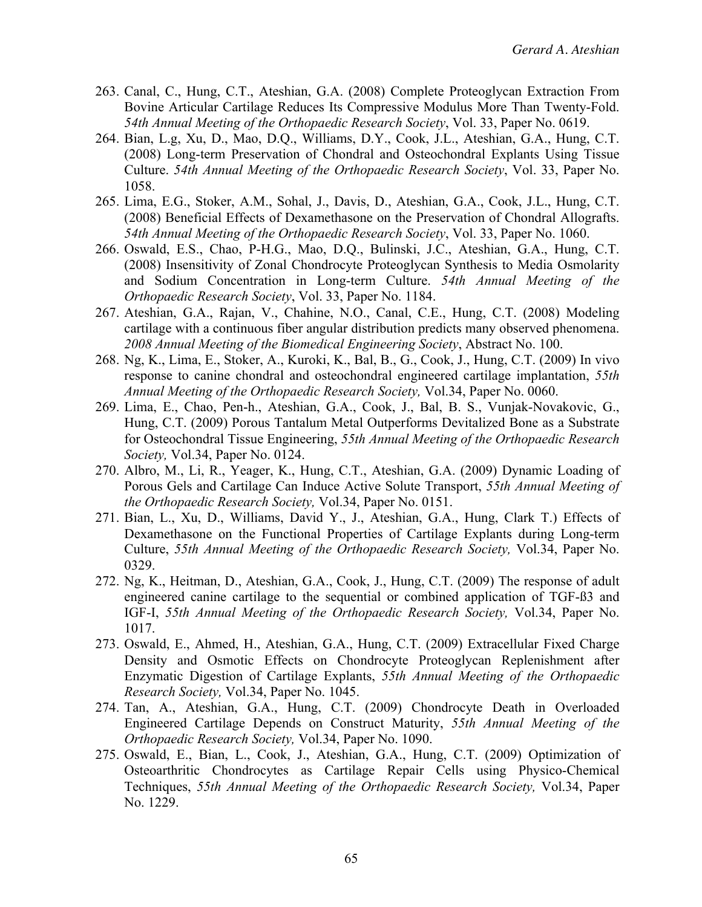263. Canal, C., Hung, C.T., Ateshian, G.A. (2008) Complete Proteoglycan Extraction From Bovine Articular Cartilage Reduces Its Compressive Modulus More Than Twenty-Fold. *54th Annual Meeting of the Orthopaedic Research Society*, Vol. 33, Paper No. 0619.
264. Bian, L.g, Xu, D., Mao, D.Q., Williams, D.Y., Cook, J.L., Ateshian, G.A., Hung, C.T. (2008) Long-term Preservation of Chondral and Osteochondral Explants Using Tissue Culture. *54th Annual Meeting of the Orthopaedic Research Society*, Vol. 33, Paper No. 1058.
265. Lima, E.G., Stoker, A.M., Sohal, J., Davis, D., Ateshian, G.A., Cook, J.L., Hung, C.T. (2008) Beneficial Effects of Dexamethasone on the Preservation of Chondral Allografts. *54th Annual Meeting of the Orthopaedic Research Society*, Vol. 33, Paper No. 1060.
266. Oswald, E.S., Chao, P-H.G., Mao, D.Q., Bulinski, J.C., Ateshian, G.A., Hung, C.T. (2008) Insensitivity of Zonal Chondrocyte Proteoglycan Synthesis to Media Osmolarity and Sodium Concentration in Long-term Culture. *54th Annual Meeting of the Orthopaedic Research Society*, Vol. 33, Paper No. 1184.
267. Ateshian, G.A., Rajan, V., Chahine, N.O., Canal, C.E., Hung, C.T. (2008) Modeling cartilage with a continuous fiber angular distribution predicts many observed phenomena. *2008 Annual Meeting of the Biomedical Engineering Society*, Abstract No. 100.
268. Ng, K., Lima, E., Stoker, A., Kuroki, K., Bal, B., G., Cook, J., Hung, C.T. (2009) In vivo response to canine chondral and osteochondral engineered cartilage implantation, *55th Annual Meeting of the Orthopaedic Research Society,* Vol.34, Paper No. 0060.
269. Lima, E., Chao, Pen-h., Ateshian, G.A., Cook, J., Bal, B. S., Vunjak-Novakovic, G., Hung, C.T. (2009) Porous Tantalum Metal Outperforms Devitalized Bone as a Substrate for Osteochondral Tissue Engineering, *55th Annual Meeting of the Orthopaedic Research Society,* Vol.34, Paper No. 0124.
270. Albro, M., Li, R., Yeager, K., Hung, C.T., Ateshian, G.A. (2009) Dynamic Loading of Porous Gels and Cartilage Can Induce Active Solute Transport, *55th Annual Meeting of the Orthopaedic Research Society,* Vol.34, Paper No. 0151.
271. Bian, L., Xu, D., Williams, David Y., J., Ateshian, G.A., Hung, Clark T.) Effects of Dexamethasone on the Functional Properties of Cartilage Explants during Long-term Culture, *55th Annual Meeting of the Orthopaedic Research Society,* Vol.34, Paper No. 0329.
272. Ng, K., Heitman, D., Ateshian, G.A., Cook, J., Hung, C.T. (2009) The response of adult engineered canine cartilage to the sequential or combined application of TGF-ß3 and IGF-I, *55th Annual Meeting of the Orthopaedic Research Society,* Vol.34, Paper No. 1017.
273. Oswald, E., Ahmed, H., Ateshian, G.A., Hung, C.T. (2009) Extracellular Fixed Charge Density and Osmotic Effects on Chondrocyte Proteoglycan Replenishment after Enzymatic Digestion of Cartilage Explants, *55th Annual Meeting of the Orthopaedic Research Society,* Vol.34, Paper No. 1045.
274. Tan, A., Ateshian, G.A., Hung, C.T. (2009) Chondrocyte Death in Overloaded Engineered Cartilage Depends on Construct Maturity, *55th Annual Meeting of the Orthopaedic Research Society,* Vol.34, Paper No. 1090.
275. Oswald, E., Bian, L., Cook, J., Ateshian, G.A., Hung, C.T. (2009) Optimization of Osteoarthritic Chondrocytes as Cartilage Repair Cells using Physico-Chemical Techniques, *55th Annual Meeting of the Orthopaedic Research Society,* Vol.34, Paper No. 1229.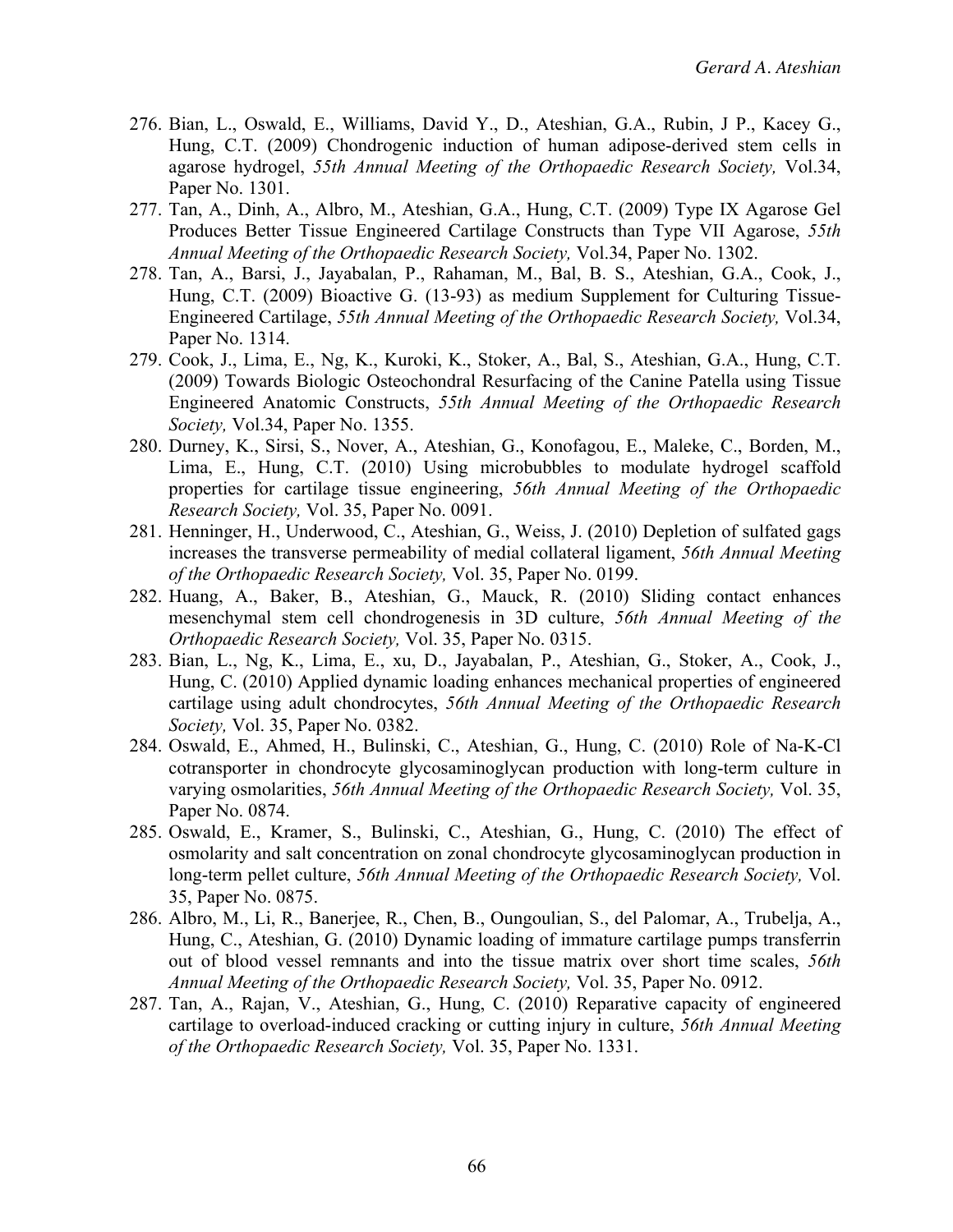276. Bian, L., Oswald, E., Williams, David Y., D., Ateshian, G.A., Rubin, J P., Kacey G., Hung, C.T. (2009) Chondrogenic induction of human adipose-derived stem cells in agarose hydrogel, *55th Annual Meeting of the Orthopaedic Research Society,* Vol.34, Paper No. 1301.
277. Tan, A., Dinh, A., Albro, M., Ateshian, G.A., Hung, C.T. (2009) Type IX Agarose Gel Produces Better Tissue Engineered Cartilage Constructs than Type VII Agarose, *55th Annual Meeting of the Orthopaedic Research Society,* Vol.34, Paper No. 1302.
278. Tan, A., Barsi, J., Jayabalan, P., Rahaman, M., Bal, B. S., Ateshian, G.A., Cook, J., Hung, C.T. (2009) Bioactive G. (13-93) as medium Supplement for Culturing Tissue-Engineered Cartilage, *55th Annual Meeting of the Orthopaedic Research Society,* Vol.34, Paper No. 1314.
279. Cook, J., Lima, E., Ng, K., Kuroki, K., Stoker, A., Bal, S., Ateshian, G.A., Hung, C.T. (2009) Towards Biologic Osteochondral Resurfacing of the Canine Patella using Tissue Engineered Anatomic Constructs, *55th Annual Meeting of the Orthopaedic Research Society,* Vol.34, Paper No. 1355.
280. Durney, K., Sirsi, S., Nover, A., Ateshian, G., Konofagou, E., Maleke, C., Borden, M., Lima, E., Hung, C.T. (2010) Using microbubbles to modulate hydrogel scaffold properties for cartilage tissue engineering, *56th Annual Meeting of the Orthopaedic Research Society,* Vol. 35, Paper No. 0091.
281. Henninger, H., Underwood, C., Ateshian, G., Weiss, J. (2010) Depletion of sulfated gags increases the transverse permeability of medial collateral ligament, *56th Annual Meeting of the Orthopaedic Research Society,* Vol. 35, Paper No. 0199.
282. Huang, A., Baker, B., Ateshian, G., Mauck, R. (2010) Sliding contact enhances mesenchymal stem cell chondrogenesis in 3D culture, *56th Annual Meeting of the Orthopaedic Research Society,* Vol. 35, Paper No. 0315.
283. Bian, L., Ng, K., Lima, E., xu, D., Jayabalan, P., Ateshian, G., Stoker, A., Cook, J., Hung, C. (2010) Applied dynamic loading enhances mechanical properties of engineered cartilage using adult chondrocytes, *56th Annual Meeting of the Orthopaedic Research Society,* Vol. 35, Paper No. 0382.
284. Oswald, E., Ahmed, H., Bulinski, C., Ateshian, G., Hung, C. (2010) Role of Na-K-Cl cotransporter in chondrocyte glycosaminoglycan production with long-term culture in varying osmolarities, *56th Annual Meeting of the Orthopaedic Research Society,* Vol. 35, Paper No. 0874.
285. Oswald, E., Kramer, S., Bulinski, C., Ateshian, G., Hung, C. (2010) The effect of osmolarity and salt concentration on zonal chondrocyte glycosaminoglycan production in long-term pellet culture, *56th Annual Meeting of the Orthopaedic Research Society,* Vol. 35, Paper No. 0875.
286. Albro, M., Li, R., Banerjee, R., Chen, B., Oungoulian, S., del Palomar, A., Trubelja, A., Hung, C., Ateshian, G. (2010) Dynamic loading of immature cartilage pumps transferrin out of blood vessel remnants and into the tissue matrix over short time scales, *56th Annual Meeting of the Orthopaedic Research Society,* Vol. 35, Paper No. 0912.
287. Tan, A., Rajan, V., Ateshian, G., Hung, C. (2010) Reparative capacity of engineered cartilage to overload-induced cracking or cutting injury in culture, *56th Annual Meeting of the Orthopaedic Research Society,* Vol. 35, Paper No. 1331.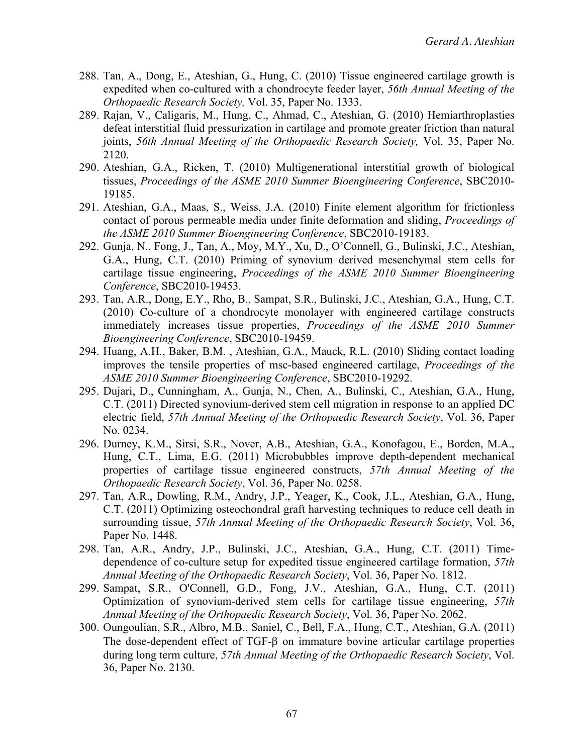288. Tan, A., Dong, E., Ateshian, G., Hung, C. (2010) Tissue engineered cartilage growth is expedited when co-cultured with a chondrocyte feeder layer, *56th Annual Meeting of the Orthopaedic Research Society,* Vol. 35, Paper No. 1333.
289. Rajan, V., Caligaris, M., Hung, C., Ahmad, C., Ateshian, G. (2010) Hemiarthroplasties defeat interstitial fluid pressurization in cartilage and promote greater friction than natural joints, *56th Annual Meeting of the Orthopaedic Research Society,* Vol. 35, Paper No. 2120.
290. Ateshian, G.A., Ricken, T. (2010) Multigenerational interstitial growth of biological tissues, *Proceedings of the ASME 2010 Summer Bioengineering Conference*, SBC2010-19185.
291. Ateshian, G.A., Maas, S., Weiss, J.A. (2010) Finite element algorithm for frictionless contact of porous permeable media under finite deformation and sliding, *Proceedings of the ASME 2010 Summer Bioengineering Conference*, SBC2010-19183.
292. Gunja, N., Fong, J., Tan, A., Moy, M.Y., Xu, D., O'Connell, G., Bulinski, J.C., Ateshian, G.A., Hung, C.T. (2010) Priming of synovium derived mesenchymal stem cells for cartilage tissue engineering, *Proceedings of the ASME 2010 Summer Bioengineering Conference*, SBC2010-19453.
293. Tan, A.R., Dong, E.Y., Rho, B., Sampat, S.R., Bulinski, J.C., Ateshian, G.A., Hung, C.T. (2010) Co-culture of a chondrocyte monolayer with engineered cartilage constructs immediately increases tissue properties, *Proceedings of the ASME 2010 Summer Bioengineering Conference*, SBC2010-19459.
294. Huang, A.H., Baker, B.M. , Ateshian, G.A., Mauck, R.L. (2010) Sliding contact loading improves the tensile properties of msc-based engineered cartilage, *Proceedings of the ASME 2010 Summer Bioengineering Conference*, SBC2010-19292.
295. Dujari, D., Cunningham, A., Gunja, N., Chen, A., Bulinski, C., Ateshian, G.A., Hung, C.T. (2011) Directed synovium-derived stem cell migration in response to an applied DC electric field, *57th Annual Meeting of the Orthopaedic Research Society*, Vol. 36, Paper No. 0234.
296. Durney, K.M., Sirsi, S.R., Nover, A.B., Ateshian, G.A., Konofagou, E., Borden, M.A., Hung, C.T., Lima, E.G. (2011) Microbubbles improve depth-dependent mechanical properties of cartilage tissue engineered constructs, *57th Annual Meeting of the Orthopaedic Research Society*, Vol. 36, Paper No. 0258.
297. Tan, A.R., Dowling, R.M., Andry, J.P., Yeager, K., Cook, J.L., Ateshian, G.A., Hung, C.T. (2011) Optimizing osteochondral graft harvesting techniques to reduce cell death in surrounding tissue, *57th Annual Meeting of the Orthopaedic Research Society*, Vol. 36, Paper No. 1448.
298. Tan, A.R., Andry, J.P., Bulinski, J.C., Ateshian, G.A., Hung, C.T. (2011) Time-dependence of co-culture setup for expedited tissue engineered cartilage formation, *57th Annual Meeting of the Orthopaedic Research Society*, Vol. 36, Paper No. 1812.
299. Sampat, S.R., O'Connell, G.D., Fong, J.V., Ateshian, G.A., Hung, C.T. (2011) Optimization of synovium-derived stem cells for cartilage tissue engineering, *57th Annual Meeting of the Orthopaedic Research Society*, Vol. 36, Paper No. 2062.
300. Oungoulian, S.R., Albro, M.B., Saniel, C., Bell, F.A., Hung, C.T., Ateshian, G.A. (2011) The dose-dependent effect of TGF-β on immature bovine articular cartilage properties during long term culture, *57th Annual Meeting of the Orthopaedic Research Society*, Vol. 36, Paper No. 2130.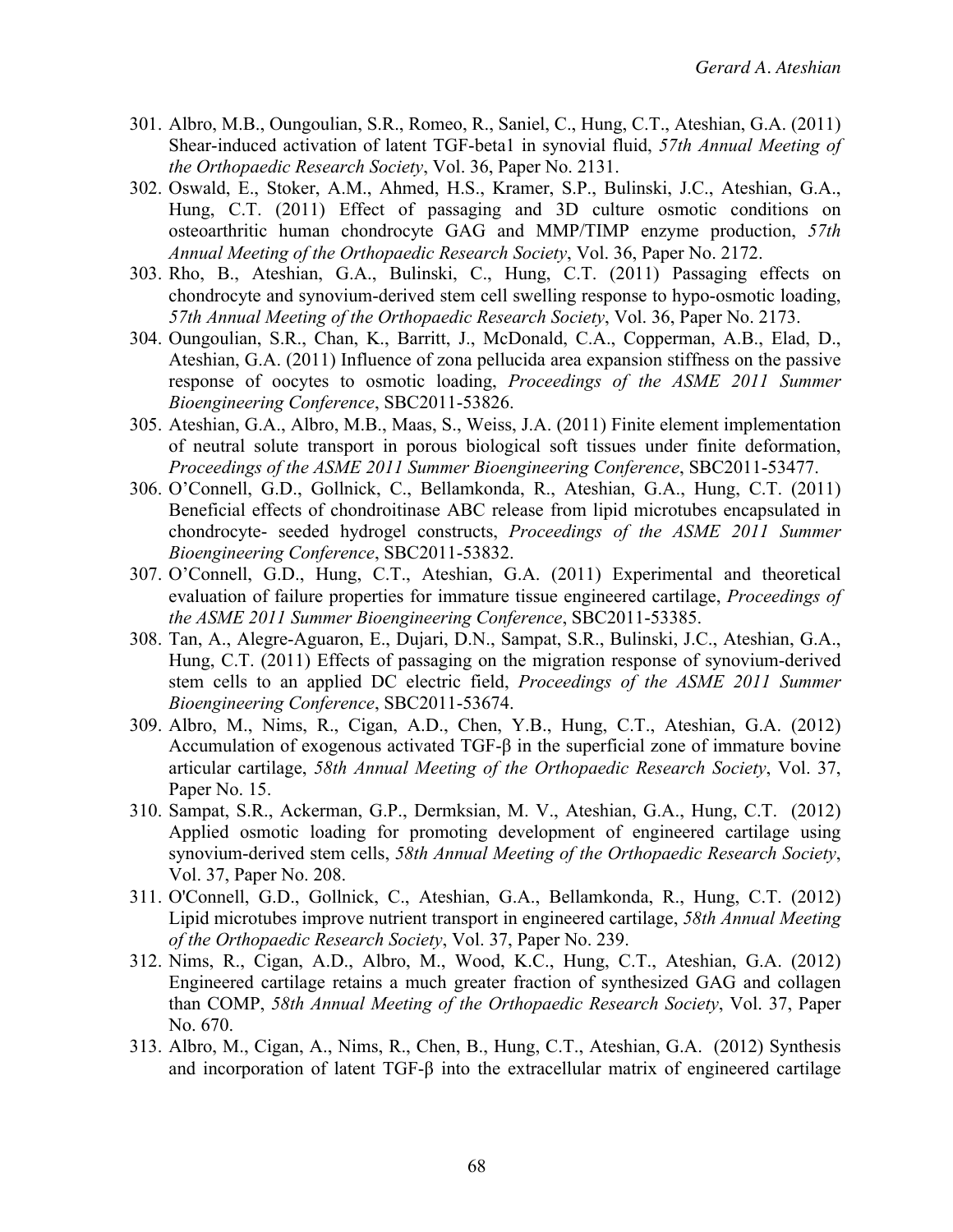301. Albro, M.B., Oungoulian, S.R., Romeo, R., Saniel, C., Hung, C.T., Ateshian, G.A. (2011) Shear-induced activation of latent TGF-beta1 in synovial fluid, *57th Annual Meeting of the Orthopaedic Research Society*, Vol. 36, Paper No. 2131.
302. Oswald, E., Stoker, A.M., Ahmed, H.S., Kramer, S.P., Bulinski, J.C., Ateshian, G.A., Hung, C.T. (2011) Effect of passaging and 3D culture osmotic conditions on osteoarthritic human chondrocyte GAG and MMP/TIMP enzyme production, *57th Annual Meeting of the Orthopaedic Research Society*, Vol. 36, Paper No. 2172.
303. Rho, B., Ateshian, G.A., Bulinski, C., Hung, C.T. (2011) Passaging effects on chondrocyte and synovium-derived stem cell swelling response to hypo-osmotic loading, *57th Annual Meeting of the Orthopaedic Research Society*, Vol. 36, Paper No. 2173.
304. Oungoulian, S.R., Chan, K., Barritt, J., McDonald, C.A., Copperman, A.B., Elad, D., Ateshian, G.A. (2011) Influence of zona pellucida area expansion stiffness on the passive response of oocytes to osmotic loading, *Proceedings of the ASME 2011 Summer Bioengineering Conference*, SBC2011-53826.
305. Ateshian, G.A., Albro, M.B., Maas, S., Weiss, J.A. (2011) Finite element implementation of neutral solute transport in porous biological soft tissues under finite deformation, *Proceedings of the ASME 2011 Summer Bioengineering Conference*, SBC2011-53477.
306. O'Connell, G.D., Gollnick, C., Bellamkonda, R., Ateshian, G.A., Hung, C.T. (2011) Beneficial effects of chondroitinase ABC release from lipid microtubes encapsulated in chondrocyte- seeded hydrogel constructs, *Proceedings of the ASME 2011 Summer Bioengineering Conference*, SBC2011-53832.
307. O'Connell, G.D., Hung, C.T., Ateshian, G.A. (2011) Experimental and theoretical evaluation of failure properties for immature tissue engineered cartilage, *Proceedings of the ASME 2011 Summer Bioengineering Conference*, SBC2011-53385.
308. Tan, A., Alegre-Aguaron, E., Dujari, D.N., Sampat, S.R., Bulinski, J.C., Ateshian, G.A., Hung, C.T. (2011) Effects of passaging on the migration response of synovium-derived stem cells to an applied DC electric field, *Proceedings of the ASME 2011 Summer Bioengineering Conference*, SBC2011-53674.
309. Albro, M., Nims, R., Cigan, A.D., Chen, Y.B., Hung, C.T., Ateshian, G.A. (2012) Accumulation of exogenous activated TGF-β in the superficial zone of immature bovine articular cartilage, *58th Annual Meeting of the Orthopaedic Research Society*, Vol. 37, Paper No. 15.
310. Sampat, S.R., Ackerman, G.P., Dermksian, M. V., Ateshian, G.A., Hung, C.T. (2012) Applied osmotic loading for promoting development of engineered cartilage using synovium-derived stem cells, *58th Annual Meeting of the Orthopaedic Research Society*, Vol. 37, Paper No. 208.
311. O'Connell, G.D., Gollnick, C., Ateshian, G.A., Bellamkonda, R., Hung, C.T. (2012) Lipid microtubes improve nutrient transport in engineered cartilage, *58th Annual Meeting of the Orthopaedic Research Society*, Vol. 37, Paper No. 239.
312. Nims, R., Cigan, A.D., Albro, M., Wood, K.C., Hung, C.T., Ateshian, G.A. (2012) Engineered cartilage retains a much greater fraction of synthesized GAG and collagen than COMP, *58th Annual Meeting of the Orthopaedic Research Society*, Vol. 37, Paper No. 670.
313. Albro, M., Cigan, A., Nims, R., Chen, B., Hung, C.T., Ateshian, G.A. (2012) Synthesis and incorporation of latent TGF-β into the extracellular matrix of engineered cartilage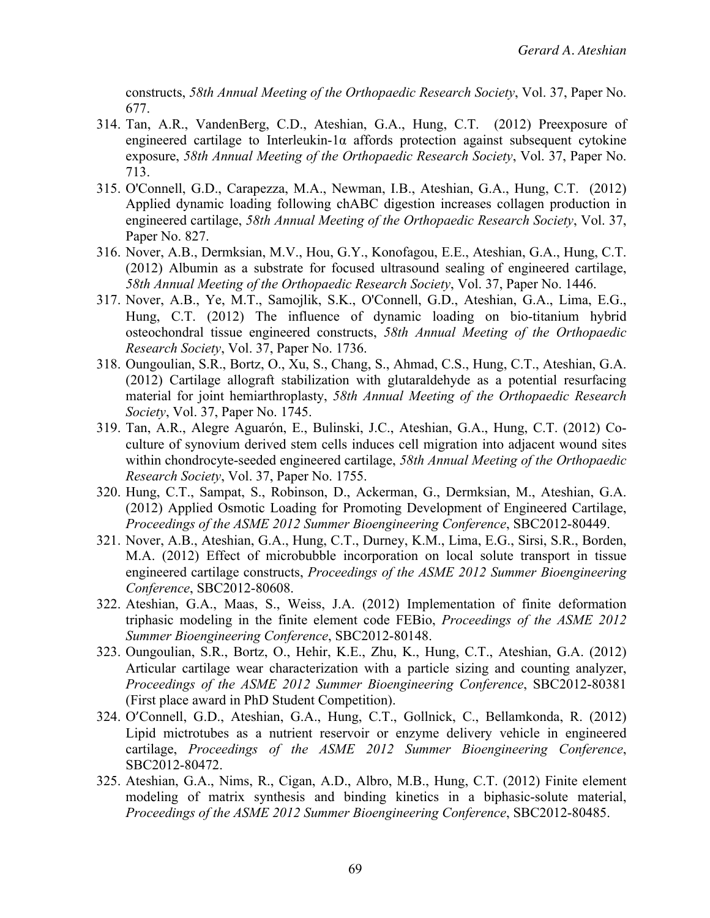constructs, *58th Annual Meeting of the Orthopaedic Research Society*, Vol. 37, Paper No. 677.

314. Tan, A.R., VandenBerg, C.D., Ateshian, G.A., Hung, C.T. (2012) Preexposure of engineered cartilage to Interleukin-1α affords protection against subsequent cytokine exposure, *58th Annual Meeting of the Orthopaedic Research Society*, Vol. 37, Paper No. 713.
315. O'Connell, G.D., Carapezza, M.A., Newman, I.B., Ateshian, G.A., Hung, C.T. (2012) Applied dynamic loading following chABC digestion increases collagen production in engineered cartilage, *58th Annual Meeting of the Orthopaedic Research Society*, Vol. 37, Paper No. 827.
316. Nover, A.B., Dermksian, M.V., Hou, G.Y., Konofagou, E.E., Ateshian, G.A., Hung, C.T. (2012) Albumin as a substrate for focused ultrasound sealing of engineered cartilage, *58th Annual Meeting of the Orthopaedic Research Society*, Vol. 37, Paper No. 1446.
317. Nover, A.B., Ye, M.T., Samojlik, S.K., O'Connell, G.D., Ateshian, G.A., Lima, E.G., Hung, C.T. (2012) The influence of dynamic loading on bio-titanium hybrid osteochondral tissue engineered constructs, *58th Annual Meeting of the Orthopaedic Research Society*, Vol. 37, Paper No. 1736.
318. Oungoulian, S.R., Bortz, O., Xu, S., Chang, S., Ahmad, C.S., Hung, C.T., Ateshian, G.A. (2012) Cartilage allograft stabilization with glutaraldehyde as a potential resurfacing material for joint hemiarthroplasty, *58th Annual Meeting of the Orthopaedic Research Society*, Vol. 37, Paper No. 1745.
319. Tan, A.R., Alegre Aguarón, E., Bulinski, J.C., Ateshian, G.A., Hung, C.T. (2012) Co-culture of synovium derived stem cells induces cell migration into adjacent wound sites within chondrocyte-seeded engineered cartilage, *58th Annual Meeting of the Orthopaedic Research Society*, Vol. 37, Paper No. 1755.
320. Hung, C.T., Sampat, S., Robinson, D., Ackerman, G., Dermksian, M., Ateshian, G.A. (2012) Applied Osmotic Loading for Promoting Development of Engineered Cartilage, *Proceedings of the ASME 2012 Summer Bioengineering Conference*, SBC2012-80449.
321. Nover, A.B., Ateshian, G.A., Hung, C.T., Durney, K.M., Lima, E.G., Sirsi, S.R., Borden, M.A. (2012) Effect of microbubble incorporation on local solute transport in tissue engineered cartilage constructs, *Proceedings of the ASME 2012 Summer Bioengineering Conference*, SBC2012-80608.
322. Ateshian, G.A., Maas, S., Weiss, J.A. (2012) Implementation of finite deformation triphasic modeling in the finite element code FEBio, *Proceedings of the ASME 2012 Summer Bioengineering Conference*, SBC2012-80148.
323. Oungoulian, S.R., Bortz, O., Hehir, K.E., Zhu, K., Hung, C.T., Ateshian, G.A. (2012) Articular cartilage wear characterization with a particle sizing and counting analyzer, *Proceedings of the ASME 2012 Summer Bioengineering Conference*, SBC2012-80381 (First place award in PhD Student Competition).
324. O′Connell, G.D., Ateshian, G.A., Hung, C.T., Gollnick, C., Bellamkonda, R. (2012) Lipid mictrotubes as a nutrient reservoir or enzyme delivery vehicle in engineered cartilage, *Proceedings of the ASME 2012 Summer Bioengineering Conference*, SBC2012-80472.
325. Ateshian, G.A., Nims, R., Cigan, A.D., Albro, M.B., Hung, C.T. (2012) Finite element modeling of matrix synthesis and binding kinetics in a biphasic-solute material, *Proceedings of the ASME 2012 Summer Bioengineering Conference*, SBC2012-80485.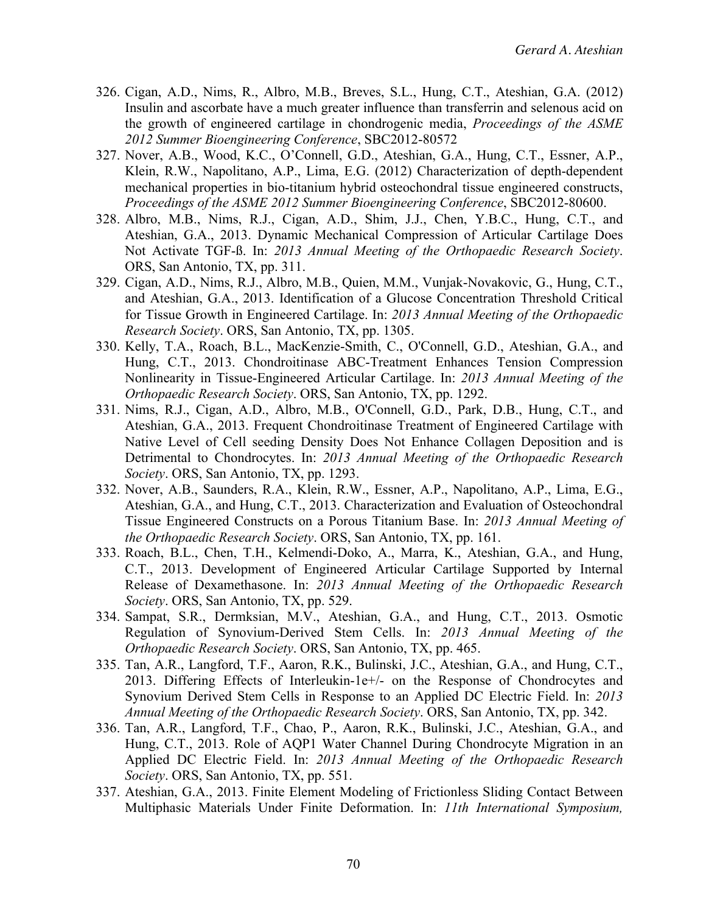326. Cigan, A.D., Nims, R., Albro, M.B., Breves, S.L., Hung, C.T., Ateshian, G.A. (2012) Insulin and ascorbate have a much greater influence than transferrin and selenous acid on the growth of engineered cartilage in chondrogenic media, *Proceedings of the ASME 2012 Summer Bioengineering Conference*, SBC2012-80572
327. Nover, A.B., Wood, K.C., O'Connell, G.D., Ateshian, G.A., Hung, C.T., Essner, A.P., Klein, R.W., Napolitano, A.P., Lima, E.G. (2012) Characterization of depth-dependent mechanical properties in bio-titanium hybrid osteochondral tissue engineered constructs, *Proceedings of the ASME 2012 Summer Bioengineering Conference*, SBC2012-80600.
328. Albro, M.B., Nims, R.J., Cigan, A.D., Shim, J.J., Chen, Y.B.C., Hung, C.T., and Ateshian, G.A., 2013. Dynamic Mechanical Compression of Articular Cartilage Does Not Activate TGF-ß. In: *2013 Annual Meeting of the Orthopaedic Research Society*. ORS, San Antonio, TX, pp. 311.
329. Cigan, A.D., Nims, R.J., Albro, M.B., Quien, M.M., Vunjak-Novakovic, G., Hung, C.T., and Ateshian, G.A., 2013. Identification of a Glucose Concentration Threshold Critical for Tissue Growth in Engineered Cartilage. In: *2013 Annual Meeting of the Orthopaedic Research Society*. ORS, San Antonio, TX, pp. 1305.
330. Kelly, T.A., Roach, B.L., MacKenzie-Smith, C., O'Connell, G.D., Ateshian, G.A., and Hung, C.T., 2013. Chondroitinase ABC-Treatment Enhances Tension Compression Nonlinearity in Tissue-Engineered Articular Cartilage. In: *2013 Annual Meeting of the Orthopaedic Research Society*. ORS, San Antonio, TX, pp. 1292.
331. Nims, R.J., Cigan, A.D., Albro, M.B., O'Connell, G.D., Park, D.B., Hung, C.T., and Ateshian, G.A., 2013. Frequent Chondroitinase Treatment of Engineered Cartilage with Native Level of Cell seeding Density Does Not Enhance Collagen Deposition and is Detrimental to Chondrocytes. In: *2013 Annual Meeting of the Orthopaedic Research Society*. ORS, San Antonio, TX, pp. 1293.
332. Nover, A.B., Saunders, R.A., Klein, R.W., Essner, A.P., Napolitano, A.P., Lima, E.G., Ateshian, G.A., and Hung, C.T., 2013. Characterization and Evaluation of Osteochondral Tissue Engineered Constructs on a Porous Titanium Base. In: *2013 Annual Meeting of the Orthopaedic Research Society*. ORS, San Antonio, TX, pp. 161.
333. Roach, B.L., Chen, T.H., Kelmendi-Doko, A., Marra, K., Ateshian, G.A., and Hung, C.T., 2013. Development of Engineered Articular Cartilage Supported by Internal Release of Dexamethasone. In: *2013 Annual Meeting of the Orthopaedic Research Society*. ORS, San Antonio, TX, pp. 529.
334. Sampat, S.R., Dermksian, M.V., Ateshian, G.A., and Hung, C.T., 2013. Osmotic Regulation of Synovium-Derived Stem Cells. In: *2013 Annual Meeting of the Orthopaedic Research Society*. ORS, San Antonio, TX, pp. 465.
335. Tan, A.R., Langford, T.F., Aaron, R.K., Bulinski, J.C., Ateshian, G.A., and Hung, C.T., 2013. Differing Effects of Interleukin-1e+/- on the Response of Chondrocytes and Synovium Derived Stem Cells in Response to an Applied DC Electric Field. In: *2013 Annual Meeting of the Orthopaedic Research Society*. ORS, San Antonio, TX, pp. 342.
336. Tan, A.R., Langford, T.F., Chao, P., Aaron, R.K., Bulinski, J.C., Ateshian, G.A., and Hung, C.T., 2013. Role of AQP1 Water Channel During Chondrocyte Migration in an Applied DC Electric Field. In: *2013 Annual Meeting of the Orthopaedic Research Society*. ORS, San Antonio, TX, pp. 551.
337. Ateshian, G.A., 2013. Finite Element Modeling of Frictionless Sliding Contact Between Multiphasic Materials Under Finite Deformation. In: *11th International Symposium,*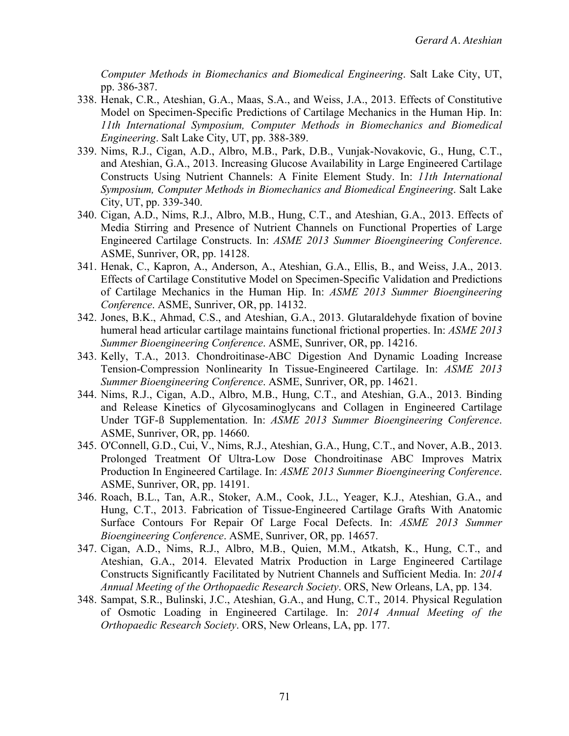*Computer Methods in Biomechanics and Biomedical Engineering*. Salt Lake City, UT, pp. 386-387.

338. Henak, C.R., Ateshian, G.A., Maas, S.A., and Weiss, J.A., 2013. Effects of Constitutive Model on Specimen-Specific Predictions of Cartilage Mechanics in the Human Hip. In: *11th International Symposium, Computer Methods in Biomechanics and Biomedical Engineering*. Salt Lake City, UT, pp. 388-389.
339. Nims, R.J., Cigan, A.D., Albro, M.B., Park, D.B., Vunjak-Novakovic, G., Hung, C.T., and Ateshian, G.A., 2013. Increasing Glucose Availability in Large Engineered Cartilage Constructs Using Nutrient Channels: A Finite Element Study. In: *11th International Symposium, Computer Methods in Biomechanics and Biomedical Engineering*. Salt Lake City, UT, pp. 339-340.
340. Cigan, A.D., Nims, R.J., Albro, M.B., Hung, C.T., and Ateshian, G.A., 2013. Effects of Media Stirring and Presence of Nutrient Channels on Functional Properties of Large Engineered Cartilage Constructs. In: *ASME 2013 Summer Bioengineering Conference*. ASME, Sunriver, OR, pp. 14128.
341. Henak, C., Kapron, A., Anderson, A., Ateshian, G.A., Ellis, B., and Weiss, J.A., 2013. Effects of Cartilage Constitutive Model on Specimen-Specific Validation and Predictions of Cartilage Mechanics in the Human Hip. In: *ASME 2013 Summer Bioengineering Conference*. ASME, Sunriver, OR, pp. 14132.
342. Jones, B.K., Ahmad, C.S., and Ateshian, G.A., 2013. Glutaraldehyde fixation of bovine humeral head articular cartilage maintains functional frictional properties. In: *ASME 2013 Summer Bioengineering Conference*. ASME, Sunriver, OR, pp. 14216.
343. Kelly, T.A., 2013. Chondroitinase-ABC Digestion And Dynamic Loading Increase Tension-Compression Nonlinearity In Tissue-Engineered Cartilage. In: *ASME 2013 Summer Bioengineering Conference*. ASME, Sunriver, OR, pp. 14621.
344. Nims, R.J., Cigan, A.D., Albro, M.B., Hung, C.T., and Ateshian, G.A., 2013. Binding and Release Kinetics of Glycosaminoglycans and Collagen in Engineered Cartilage Under TGF-ß Supplementation. In: *ASME 2013 Summer Bioengineering Conference*. ASME, Sunriver, OR, pp. 14660.
345. O'Connell, G.D., Cui, V., Nims, R.J., Ateshian, G.A., Hung, C.T., and Nover, A.B., 2013. Prolonged Treatment Of Ultra-Low Dose Chondroitinase ABC Improves Matrix Production In Engineered Cartilage. In: *ASME 2013 Summer Bioengineering Conference*. ASME, Sunriver, OR, pp. 14191.
346. Roach, B.L., Tan, A.R., Stoker, A.M., Cook, J.L., Yeager, K.J., Ateshian, G.A., and Hung, C.T., 2013. Fabrication of Tissue-Engineered Cartilage Grafts With Anatomic Surface Contours For Repair Of Large Focal Defects. In: *ASME 2013 Summer Bioengineering Conference*. ASME, Sunriver, OR, pp. 14657.
347. Cigan, A.D., Nims, R.J., Albro, M.B., Quien, M.M., Atkatsh, K., Hung, C.T., and Ateshian, G.A., 2014. Elevated Matrix Production in Large Engineered Cartilage Constructs Significantly Facilitated by Nutrient Channels and Sufficient Media. In: *2014 Annual Meeting of the Orthopaedic Research Society*. ORS, New Orleans, LA, pp. 134.
348. Sampat, S.R., Bulinski, J.C., Ateshian, G.A., and Hung, C.T., 2014. Physical Regulation of Osmotic Loading in Engineered Cartilage. In: *2014 Annual Meeting of the Orthopaedic Research Society*. ORS, New Orleans, LA, pp. 177.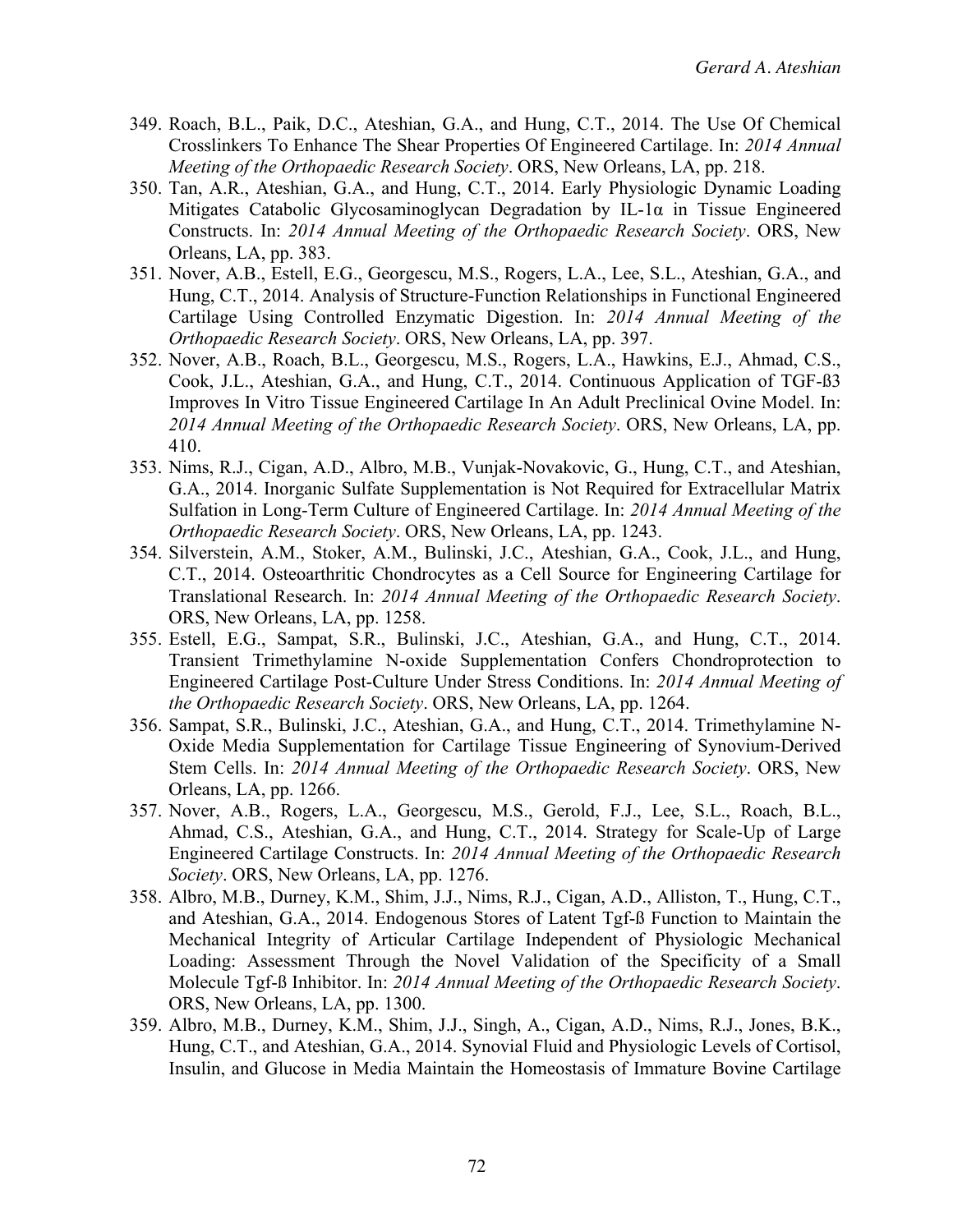349. Roach, B.L., Paik, D.C., Ateshian, G.A., and Hung, C.T., 2014. The Use Of Chemical Crosslinkers To Enhance The Shear Properties Of Engineered Cartilage. In: *2014 Annual Meeting of the Orthopaedic Research Society*. ORS, New Orleans, LA, pp. 218.
350. Tan, A.R., Ateshian, G.A., and Hung, C.T., 2014. Early Physiologic Dynamic Loading Mitigates Catabolic Glycosaminoglycan Degradation by IL-1α in Tissue Engineered Constructs. In: *2014 Annual Meeting of the Orthopaedic Research Society*. ORS, New Orleans, LA, pp. 383.
351. Nover, A.B., Estell, E.G., Georgescu, M.S., Rogers, L.A., Lee, S.L., Ateshian, G.A., and Hung, C.T., 2014. Analysis of Structure-Function Relationships in Functional Engineered Cartilage Using Controlled Enzymatic Digestion. In: *2014 Annual Meeting of the Orthopaedic Research Society*. ORS, New Orleans, LA, pp. 397.
352. Nover, A.B., Roach, B.L., Georgescu, M.S., Rogers, L.A., Hawkins, E.J., Ahmad, C.S., Cook, J.L., Ateshian, G.A., and Hung, C.T., 2014. Continuous Application of TGF-ß3 Improves In Vitro Tissue Engineered Cartilage In An Adult Preclinical Ovine Model. In: *2014 Annual Meeting of the Orthopaedic Research Society*. ORS, New Orleans, LA, pp. 410.
353. Nims, R.J., Cigan, A.D., Albro, M.B., Vunjak-Novakovic, G., Hung, C.T., and Ateshian, G.A., 2014. Inorganic Sulfate Supplementation is Not Required for Extracellular Matrix Sulfation in Long-Term Culture of Engineered Cartilage. In: *2014 Annual Meeting of the Orthopaedic Research Society*. ORS, New Orleans, LA, pp. 1243.
354. Silverstein, A.M., Stoker, A.M., Bulinski, J.C., Ateshian, G.A., Cook, J.L., and Hung, C.T., 2014. Osteoarthritic Chondrocytes as a Cell Source for Engineering Cartilage for Translational Research. In: *2014 Annual Meeting of the Orthopaedic Research Society*. ORS, New Orleans, LA, pp. 1258.
355. Estell, E.G., Sampat, S.R., Bulinski, J.C., Ateshian, G.A., and Hung, C.T., 2014. Transient Trimethylamine N-oxide Supplementation Confers Chondroprotection to Engineered Cartilage Post-Culture Under Stress Conditions. In: *2014 Annual Meeting of the Orthopaedic Research Society*. ORS, New Orleans, LA, pp. 1264.
356. Sampat, S.R., Bulinski, J.C., Ateshian, G.A., and Hung, C.T., 2014. Trimethylamine N-Oxide Media Supplementation for Cartilage Tissue Engineering of Synovium-Derived Stem Cells. In: *2014 Annual Meeting of the Orthopaedic Research Society*. ORS, New Orleans, LA, pp. 1266.
357. Nover, A.B., Rogers, L.A., Georgescu, M.S., Gerold, F.J., Lee, S.L., Roach, B.L., Ahmad, C.S., Ateshian, G.A., and Hung, C.T., 2014. Strategy for Scale-Up of Large Engineered Cartilage Constructs. In: *2014 Annual Meeting of the Orthopaedic Research Society*. ORS, New Orleans, LA, pp. 1276.
358. Albro, M.B., Durney, K.M., Shim, J.J., Nims, R.J., Cigan, A.D., Alliston, T., Hung, C.T., and Ateshian, G.A., 2014. Endogenous Stores of Latent Tgf-ß Function to Maintain the Mechanical Integrity of Articular Cartilage Independent of Physiologic Mechanical Loading: Assessment Through the Novel Validation of the Specificity of a Small Molecule Tgf-ß Inhibitor. In: *2014 Annual Meeting of the Orthopaedic Research Society*. ORS, New Orleans, LA, pp. 1300.
359. Albro, M.B., Durney, K.M., Shim, J.J., Singh, A., Cigan, A.D., Nims, R.J., Jones, B.K., Hung, C.T., and Ateshian, G.A., 2014. Synovial Fluid and Physiologic Levels of Cortisol, Insulin, and Glucose in Media Maintain the Homeostasis of Immature Bovine Cartilage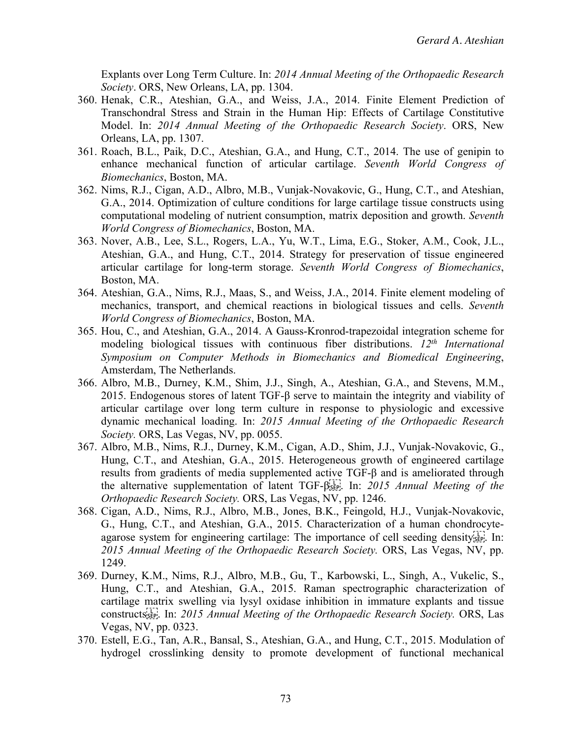Explants over Long Term Culture. In: *2014 Annual Meeting of the Orthopaedic Research Society*. ORS, New Orleans, LA, pp. 1304.

360. Henak, C.R., Ateshian, G.A., and Weiss, J.A., 2014. Finite Element Prediction of Transchondral Stress and Strain in the Human Hip: Effects of Cartilage Constitutive Model. In: *2014 Annual Meeting of the Orthopaedic Research Society*. ORS, New Orleans, LA, pp. 1307.
361. Roach, B.L., Paik, D.C., Ateshian, G.A., and Hung, C.T., 2014. The use of genipin to enhance mechanical function of articular cartilage. *Seventh World Congress of Biomechanics*, Boston, MA.
362. Nims, R.J., Cigan, A.D., Albro, M.B., Vunjak-Novakovic, G., Hung, C.T., and Ateshian, G.A., 2014. Optimization of culture conditions for large cartilage tissue constructs using computational modeling of nutrient consumption, matrix deposition and growth. *Seventh World Congress of Biomechanics*, Boston, MA.
363. Nover, A.B., Lee, S.L., Rogers, L.A., Yu, W.T., Lima, E.G., Stoker, A.M., Cook, J.L., Ateshian, G.A., and Hung, C.T., 2014. Strategy for preservation of tissue engineered articular cartilage for long-term storage. *Seventh World Congress of Biomechanics*, Boston, MA.
364. Ateshian, G.A., Nims, R.J., Maas, S., and Weiss, J.A., 2014. Finite element modeling of mechanics, transport, and chemical reactions in biological tissues and cells. *Seventh World Congress of Biomechanics*, Boston, MA.
365. Hou, C., and Ateshian, G.A., 2014. A Gauss-Kronrod-trapezoidal integration scheme for modeling biological tissues with continuous fiber distributions. *12th International Symposium on Computer Methods in Biomechanics and Biomedical Engineering*, Amsterdam, The Netherlands.
366. Albro, M.B., Durney, K.M., Shim, J.J., Singh, A., Ateshian, G.A., and Stevens, M.M., 2015. Endogenous stores of latent TGF-β serve to maintain the integrity and viability of articular cartilage over long term culture in response to physiologic and excessive dynamic mechanical loading. In: *2015 Annual Meeting of the Orthopaedic Research Society.* ORS, Las Vegas, NV, pp. 0055.
367. Albro, M.B., Nims, R.J., Durney, K.M., Cigan, A.D., Shim, J.J., Vunjak-Novakovic, G., Hung, C.T., and Ateshian, G.A., 2015. Heterogeneous growth of engineered cartilage results from gradients of media supplemented active TGF-β and is ameliorated through the alternative supplementation of latent TGF-β. In: *2015 Annual Meeting of the Orthopaedic Research Society.* ORS, Las Vegas, NV, pp. 1246.
368. Cigan, A.D., Nims, R.J., Albro, M.B., Jones, B.K., Feingold, H.J., Vunjak-Novakovic, G., Hung, C.T., and Ateshian, G.A., 2015. Characterization of a human chondrocyte-agarose system for engineering cartilage: The importance of cell seeding density. In: *2015 Annual Meeting of the Orthopaedic Research Society.* ORS, Las Vegas, NV, pp. 1249.
369. Durney, K.M., Nims, R.J., Albro, M.B., Gu, T., Karbowski, L., Singh, A., Vukelic, S., Hung, C.T., and Ateshian, G.A., 2015. Raman spectrographic characterization of cartilage matrix swelling via lysyl oxidase inhibition in immature explants and tissue constructs. In: *2015 Annual Meeting of the Orthopaedic Research Society.* ORS, Las Vegas, NV, pp. 0323.
370. Estell, E.G., Tan, A.R., Bansal, S., Ateshian, G.A., and Hung, C.T., 2015. Modulation of hydrogel crosslinking density to promote development of functional mechanical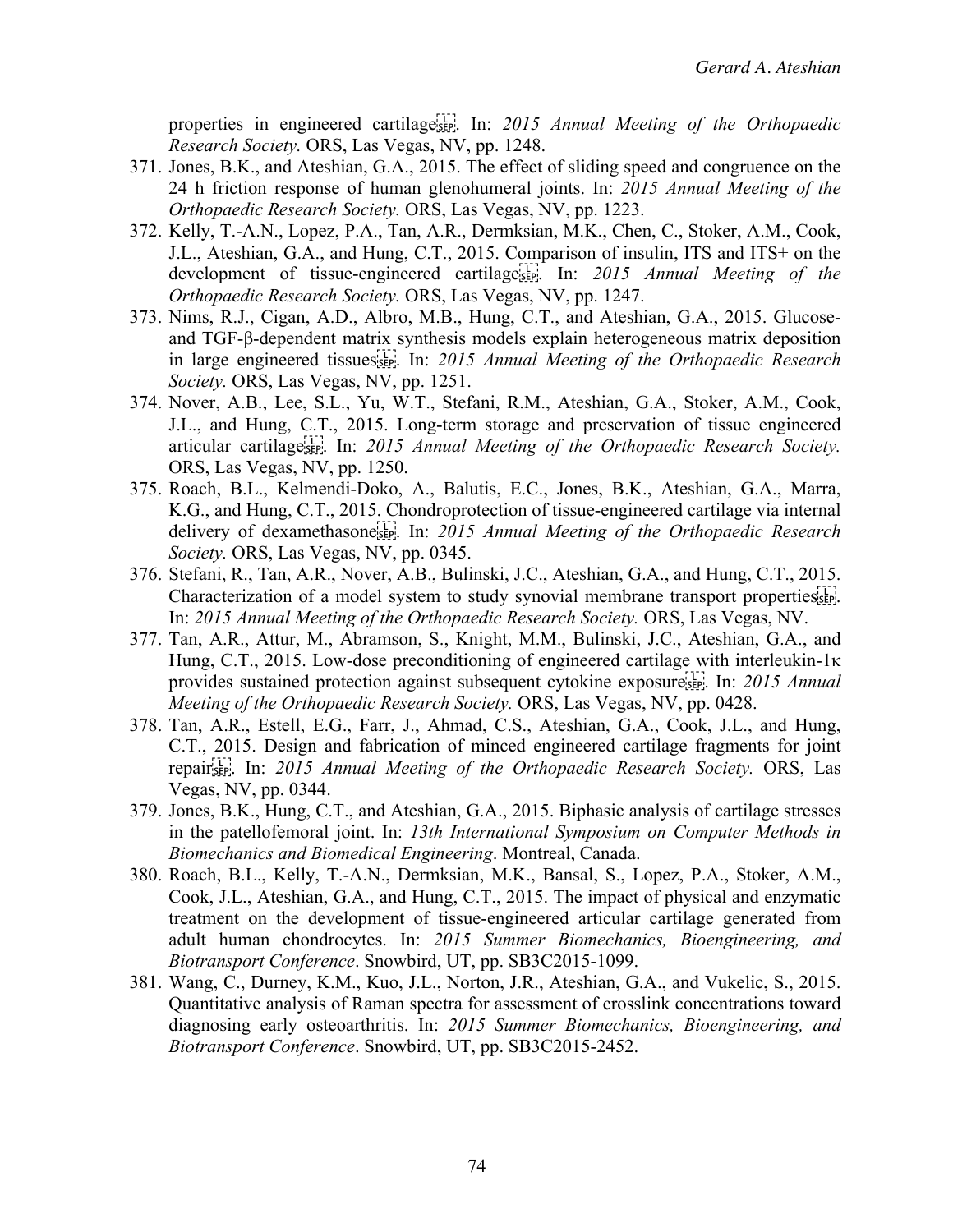properties in engineered cartilage. In: *2015 Annual Meeting of the Orthopaedic Research Society.* ORS, Las Vegas, NV, pp. 1248.

371. Jones, B.K., and Ateshian, G.A., 2015. The effect of sliding speed and congruence on the 24 h friction response of human glenohumeral joints. In: *2015 Annual Meeting of the Orthopaedic Research Society.* ORS, Las Vegas, NV, pp. 1223.
372. Kelly, T.-A.N., Lopez, P.A., Tan, A.R., Dermksian, M.K., Chen, C., Stoker, A.M., Cook, J.L., Ateshian, G.A., and Hung, C.T., 2015. Comparison of insulin, ITS and ITS+ on the development of tissue-engineered cartilage. In: *2015 Annual Meeting of the Orthopaedic Research Society.* ORS, Las Vegas, NV, pp. 1247.
373. Nims, R.J., Cigan, A.D., Albro, M.B., Hung, C.T., and Ateshian, G.A., 2015. Glucose- and TGF-β-dependent matrix synthesis models explain heterogeneous matrix deposition in large engineered tissues. In: *2015 Annual Meeting of the Orthopaedic Research Society.* ORS, Las Vegas, NV, pp. 1251.
374. Nover, A.B., Lee, S.L., Yu, W.T., Stefani, R.M., Ateshian, G.A., Stoker, A.M., Cook, J.L., and Hung, C.T., 2015. Long-term storage and preservation of tissue engineered articular cartilage. In: *2015 Annual Meeting of the Orthopaedic Research Society.* ORS, Las Vegas, NV, pp. 1250.
375. Roach, B.L., Kelmendi-Doko, A., Balutis, E.C., Jones, B.K., Ateshian, G.A., Marra, K.G., and Hung, C.T., 2015. Chondroprotection of tissue-engineered cartilage via internal delivery of dexamethasone. In: *2015 Annual Meeting of the Orthopaedic Research Society.* ORS, Las Vegas, NV, pp. 0345.
376. Stefani, R., Tan, A.R., Nover, A.B., Bulinski, J.C., Ateshian, G.A., and Hung, C.T., 2015. Characterization of a model system to study synovial membrane transport properties. In: *2015 Annual Meeting of the Orthopaedic Research Society.* ORS, Las Vegas, NV.
377. Tan, A.R., Attur, M., Abramson, S., Knight, M.M., Bulinski, J.C., Ateshian, G.A., and Hung, C.T., 2015. Low-dose preconditioning of engineered cartilage with interleukin-1κ provides sustained protection against subsequent cytokine exposure. In: *2015 Annual Meeting of the Orthopaedic Research Society.* ORS, Las Vegas, NV, pp. 0428.
378. Tan, A.R., Estell, E.G., Farr, J., Ahmad, C.S., Ateshian, G.A., Cook, J.L., and Hung, C.T., 2015. Design and fabrication of minced engineered cartilage fragments for joint repair. In: *2015 Annual Meeting of the Orthopaedic Research Society.* ORS, Las Vegas, NV, pp. 0344.
379. Jones, B.K., Hung, C.T., and Ateshian, G.A., 2015. Biphasic analysis of cartilage stresses in the patellofemoral joint. In: *13th International Symposium on Computer Methods in Biomechanics and Biomedical Engineering*. Montreal, Canada.
380. Roach, B.L., Kelly, T.-A.N., Dermksian, M.K., Bansal, S., Lopez, P.A., Stoker, A.M., Cook, J.L., Ateshian, G.A., and Hung, C.T., 2015. The impact of physical and enzymatic treatment on the development of tissue-engineered articular cartilage generated from adult human chondrocytes. In: *2015 Summer Biomechanics, Bioengineering, and Biotransport Conference*. Snowbird, UT, pp. SB3C2015-1099.
381. Wang, C., Durney, K.M., Kuo, J.L., Norton, J.R., Ateshian, G.A., and Vukelic, S., 2015. Quantitative analysis of Raman spectra for assessment of crosslink concentrations toward diagnosing early osteoarthritis. In: *2015 Summer Biomechanics, Bioengineering, and Biotransport Conference*. Snowbird, UT, pp. SB3C2015-2452.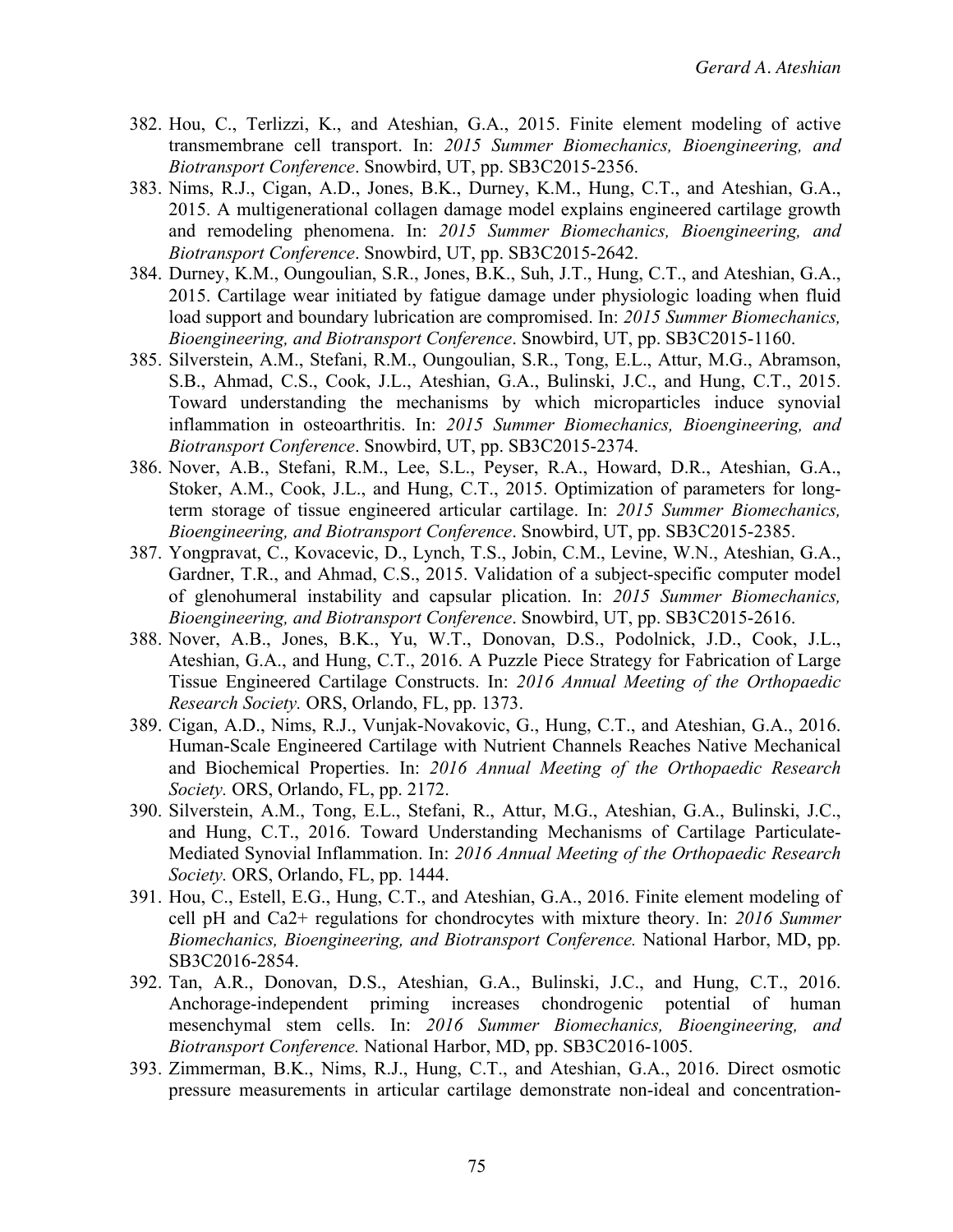382. Hou, C., Terlizzi, K., and Ateshian, G.A., 2015. Finite element modeling of active transmembrane cell transport. In: *2015 Summer Biomechanics, Bioengineering, and Biotransport Conference*. Snowbird, UT, pp. SB3C2015-2356.
383. Nims, R.J., Cigan, A.D., Jones, B.K., Durney, K.M., Hung, C.T., and Ateshian, G.A., 2015. A multigenerational collagen damage model explains engineered cartilage growth and remodeling phenomena. In: *2015 Summer Biomechanics, Bioengineering, and Biotransport Conference*. Snowbird, UT, pp. SB3C2015-2642.
384. Durney, K.M., Oungoulian, S.R., Jones, B.K., Suh, J.T., Hung, C.T., and Ateshian, G.A., 2015. Cartilage wear initiated by fatigue damage under physiologic loading when fluid load support and boundary lubrication are compromised. In: *2015 Summer Biomechanics, Bioengineering, and Biotransport Conference*. Snowbird, UT, pp. SB3C2015-1160.
385. Silverstein, A.M., Stefani, R.M., Oungoulian, S.R., Tong, E.L., Attur, M.G., Abramson, S.B., Ahmad, C.S., Cook, J.L., Ateshian, G.A., Bulinski, J.C., and Hung, C.T., 2015. Toward understanding the mechanisms by which microparticles induce synovial inflammation in osteoarthritis. In: *2015 Summer Biomechanics, Bioengineering, and Biotransport Conference*. Snowbird, UT, pp. SB3C2015-2374.
386. Nover, A.B., Stefani, R.M., Lee, S.L., Peyser, R.A., Howard, D.R., Ateshian, G.A., Stoker, A.M., Cook, J.L., and Hung, C.T., 2015. Optimization of parameters for long-term storage of tissue engineered articular cartilage. In: *2015 Summer Biomechanics, Bioengineering, and Biotransport Conference*. Snowbird, UT, pp. SB3C2015-2385.
387. Yongpravat, C., Kovacevic, D., Lynch, T.S., Jobin, C.M., Levine, W.N., Ateshian, G.A., Gardner, T.R., and Ahmad, C.S., 2015. Validation of a subject-specific computer model of glenohumeral instability and capsular plication. In: *2015 Summer Biomechanics, Bioengineering, and Biotransport Conference*. Snowbird, UT, pp. SB3C2015-2616.
388. Nover, A.B., Jones, B.K., Yu, W.T., Donovan, D.S., Podolnick, J.D., Cook, J.L., Ateshian, G.A., and Hung, C.T., 2016. A Puzzle Piece Strategy for Fabrication of Large Tissue Engineered Cartilage Constructs. In: *2016 Annual Meeting of the Orthopaedic Research Society.* ORS, Orlando, FL, pp. 1373.
389. Cigan, A.D., Nims, R.J., Vunjak-Novakovic, G., Hung, C.T., and Ateshian, G.A., 2016. Human-Scale Engineered Cartilage with Nutrient Channels Reaches Native Mechanical and Biochemical Properties. In: *2016 Annual Meeting of the Orthopaedic Research Society.* ORS, Orlando, FL, pp. 2172.
390. Silverstein, A.M., Tong, E.L., Stefani, R., Attur, M.G., Ateshian, G.A., Bulinski, J.C., and Hung, C.T., 2016. Toward Understanding Mechanisms of Cartilage Particulate-Mediated Synovial Inflammation. In: *2016 Annual Meeting of the Orthopaedic Research Society.* ORS, Orlando, FL, pp. 1444.
391. Hou, C., Estell, E.G., Hung, C.T., and Ateshian, G.A., 2016. Finite element modeling of cell pH and $Ca^{2+}$ regulations for chondrocytes with mixture theory. In: *2016 Summer Biomechanics, Bioengineering, and Biotransport Conference.* National Harbor, MD, pp. SB3C2016-2854.
392. Tan, A.R., Donovan, D.S., Ateshian, G.A., Bulinski, J.C., and Hung, C.T., 2016. Anchorage-independent priming increases chondrogenic potential of human mesenchymal stem cells. In: *2016 Summer Biomechanics, Bioengineering, and Biotransport Conference.* National Harbor, MD, pp. SB3C2016-1005.
393. Zimmerman, B.K., Nims, R.J., Hung, C.T., and Ateshian, G.A., 2016. Direct osmotic pressure measurements in articular cartilage demonstrate non-ideal and concentration-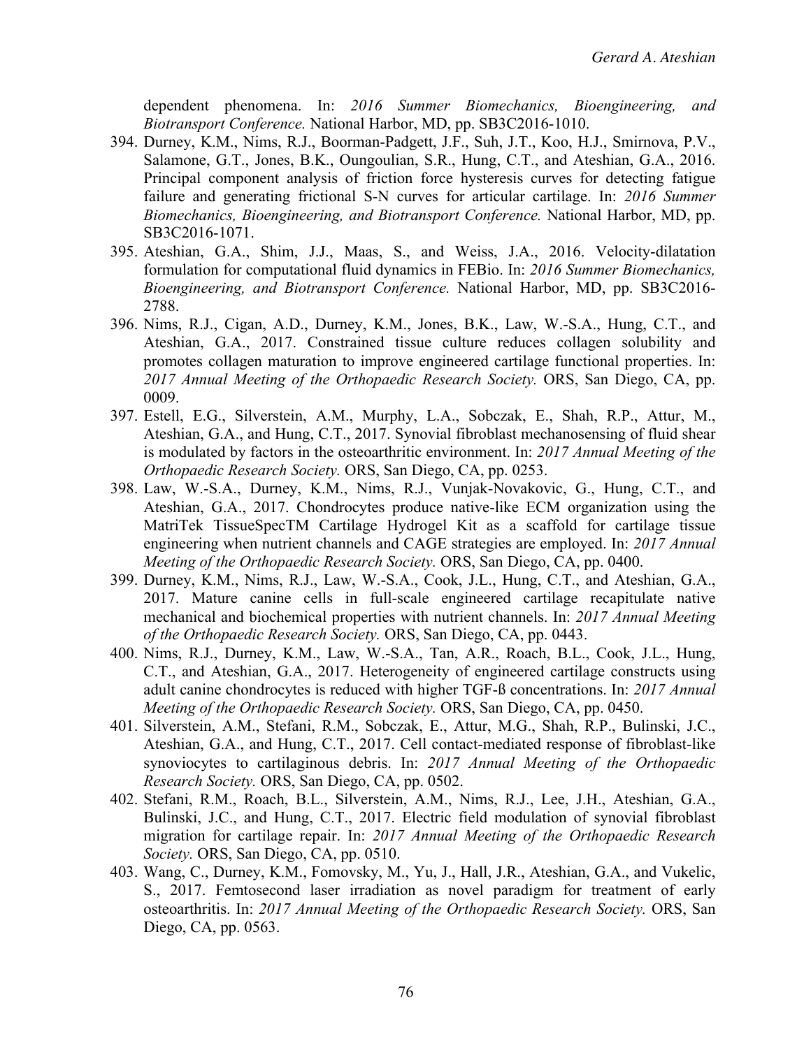dependent phenomena. In: *2016 Summer Biomechanics, Bioengineering, and Biotransport Conference.* National Harbor, MD, pp. SB3C2016-1010.

394. Durney, K.M., Nims, R.J., Boorman-Padgett, J.F., Suh, J.T., Koo, H.J., Smirnova, P.V., Salamone, G.T., Jones, B.K., Oungoulian, S.R., Hung, C.T., and Ateshian, G.A., 2016. Principal component analysis of friction force hysteresis curves for detecting fatigue failure and generating frictional S-N curves for articular cartilage. In: *2016 Summer Biomechanics, Bioengineering, and Biotransport Conference.* National Harbor, MD, pp. SB3C2016-1071.
395. Ateshian, G.A., Shim, J.J., Maas, S., and Weiss, J.A., 2016. Velocity-dilatation formulation for computational fluid dynamics in FEBio. In: *2016 Summer Biomechanics, Bioengineering, and Biotransport Conference.* National Harbor, MD, pp. SB3C2016-2788.
396. Nims, R.J., Cigan, A.D., Durney, K.M., Jones, B.K., Law, W.-S.A., Hung, C.T., and Ateshian, G.A., 2017. Constrained tissue culture reduces collagen solubility and promotes collagen maturation to improve engineered cartilage functional properties. In: *2017 Annual Meeting of the Orthopaedic Research Society.* ORS, San Diego, CA, pp. 0009.
397. Estell, E.G., Silverstein, A.M., Murphy, L.A., Sobczak, E., Shah, R.P., Attur, M., Ateshian, G.A., and Hung, C.T., 2017. Synovial fibroblast mechanosensing of fluid shear is modulated by factors in the osteoarthritic environment. In: *2017 Annual Meeting of the Orthopaedic Research Society.* ORS, San Diego, CA, pp. 0253.
398. Law, W.-S.A., Durney, K.M., Nims, R.J., Vunjak-Novakovic, G., Hung, C.T., and Ateshian, G.A., 2017. Chondrocytes produce native-like ECM organization using the MatriTek TissueSpecTM Cartilage Hydrogel Kit as a scaffold for cartilage tissue engineering when nutrient channels and CAGE strategies are employed. In: *2017 Annual Meeting of the Orthopaedic Research Society.* ORS, San Diego, CA, pp. 0400.
399. Durney, K.M., Nims, R.J., Law, W.-S.A., Cook, J.L., Hung, C.T., and Ateshian, G.A., 2017. Mature canine cells in full-scale engineered cartilage recapitulate native mechanical and biochemical properties with nutrient channels. In: *2017 Annual Meeting of the Orthopaedic Research Society.* ORS, San Diego, CA, pp. 0443.
400. Nims, R.J., Durney, K.M., Law, W.-S.A., Tan, A.R., Roach, B.L., Cook, J.L., Hung, C.T., and Ateshian, G.A., 2017. Heterogeneity of engineered cartilage constructs using adult canine chondrocytes is reduced with higher TGF-ß concentrations. In: *2017 Annual Meeting of the Orthopaedic Research Society.* ORS, San Diego, CA, pp. 0450.
401. Silverstein, A.M., Stefani, R.M., Sobczak, E., Attur, M.G., Shah, R.P., Bulinski, J.C., Ateshian, G.A., and Hung, C.T., 2017. Cell contact-mediated response of fibroblast-like synoviocytes to cartilaginous debris. In: *2017 Annual Meeting of the Orthopaedic Research Society.* ORS, San Diego, CA, pp. 0502.
402. Stefani, R.M., Roach, B.L., Silverstein, A.M., Nims, R.J., Lee, J.H., Ateshian, G.A., Bulinski, J.C., and Hung, C.T., 2017. Electric field modulation of synovial fibroblast migration for cartilage repair. In: *2017 Annual Meeting of the Orthopaedic Research Society.* ORS, San Diego, CA, pp. 0510.
403. Wang, C., Durney, K.M., Fomovsky, M., Yu, J., Hall, J.R., Ateshian, G.A., and Vukelic, S., 2017. Femtosecond laser irradiation as novel paradigm for treatment of early osteoarthritis. In: *2017 Annual Meeting of the Orthopaedic Research Society.* ORS, San Diego, CA, pp. 0563.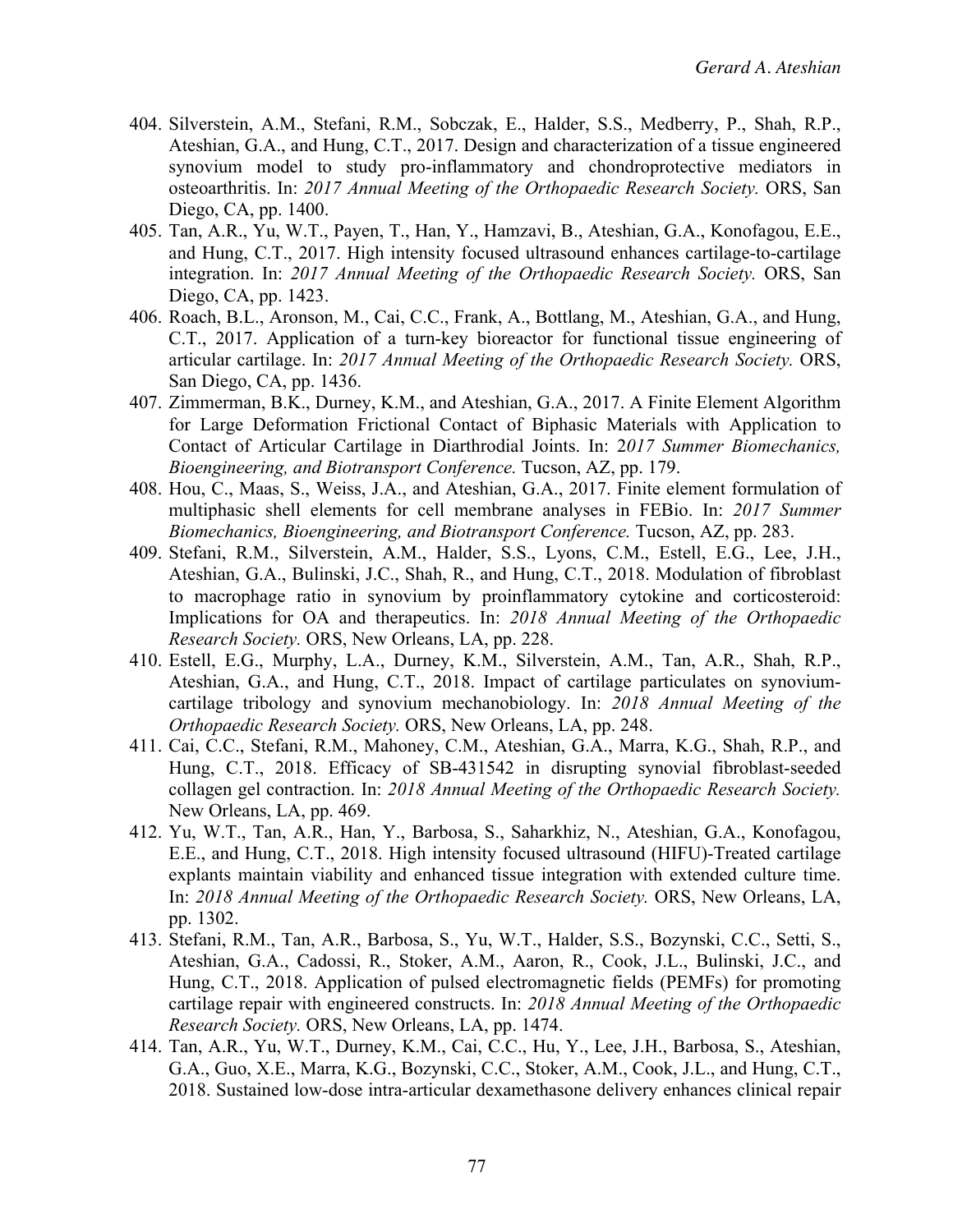404. Silverstein, A.M., Stefani, R.M., Sobczak, E., Halder, S.S., Medberry, P., Shah, R.P., Ateshian, G.A., and Hung, C.T., 2017. Design and characterization of a tissue engineered synovium model to study pro-inflammatory and chondroprotective mediators in osteoarthritis. In: *2017 Annual Meeting of the Orthopaedic Research Society.* ORS, San Diego, CA, pp. 1400.
405. Tan, A.R., Yu, W.T., Payen, T., Han, Y., Hamzavi, B., Ateshian, G.A., Konofagou, E.E., and Hung, C.T., 2017. High intensity focused ultrasound enhances cartilage-to-cartilage integration. In: *2017 Annual Meeting of the Orthopaedic Research Society.* ORS, San Diego, CA, pp. 1423.
406. Roach, B.L., Aronson, M., Cai, C.C., Frank, A., Bottlang, M., Ateshian, G.A., and Hung, C.T., 2017. Application of a turn-key bioreactor for functional tissue engineering of articular cartilage. In: *2017 Annual Meeting of the Orthopaedic Research Society.* ORS, San Diego, CA, pp. 1436.
407. Zimmerman, B.K., Durney, K.M., and Ateshian, G.A., 2017. A Finite Element Algorithm for Large Deformation Frictional Contact of Biphasic Materials with Application to Contact of Articular Cartilage in Diarthrodial Joints. In: *2017 Summer Biomechanics, Bioengineering, and Biotransport Conference.* Tucson, AZ, pp. 179.
408. Hou, C., Maas, S., Weiss, J.A., and Ateshian, G.A., 2017. Finite element formulation of multiphasic shell elements for cell membrane analyses in FEBio. In: *2017 Summer Biomechanics, Bioengineering, and Biotransport Conference.* Tucson, AZ, pp. 283.
409. Stefani, R.M., Silverstein, A.M., Halder, S.S., Lyons, C.M., Estell, E.G., Lee, J.H., Ateshian, G.A., Bulinski, J.C., Shah, R., and Hung, C.T., 2018. Modulation of fibroblast to macrophage ratio in synovium by proinflammatory cytokine and corticosteroid: Implications for OA and therapeutics. In: *2018 Annual Meeting of the Orthopaedic Research Society.* ORS, New Orleans, LA, pp. 228.
410. Estell, E.G., Murphy, L.A., Durney, K.M., Silverstein, A.M., Tan, A.R., Shah, R.P., Ateshian, G.A., and Hung, C.T., 2018. Impact of cartilage particulates on synovium-cartilage tribology and synovium mechanobiology. In: *2018 Annual Meeting of the Orthopaedic Research Society.* ORS, New Orleans, LA, pp. 248.
411. Cai, C.C., Stefani, R.M., Mahoney, C.M., Ateshian, G.A., Marra, K.G., Shah, R.P., and Hung, C.T., 2018. Efficacy of SB-431542 in disrupting synovial fibroblast-seeded collagen gel contraction. In: *2018 Annual Meeting of the Orthopaedic Research Society.* New Orleans, LA, pp. 469.
412. Yu, W.T., Tan, A.R., Han, Y., Barbosa, S., Saharkhiz, N., Ateshian, G.A., Konofagou, E.E., and Hung, C.T., 2018. High intensity focused ultrasound (HIFU)-Treated cartilage explants maintain viability and enhanced tissue integration with extended culture time. In: *2018 Annual Meeting of the Orthopaedic Research Society.* ORS, New Orleans, LA, pp. 1302.
413. Stefani, R.M., Tan, A.R., Barbosa, S., Yu, W.T., Halder, S.S., Bozynski, C.C., Setti, S., Ateshian, G.A., Cadossi, R., Stoker, A.M., Aaron, R., Cook, J.L., Bulinski, J.C., and Hung, C.T., 2018. Application of pulsed electromagnetic fields (PEMFs) for promoting cartilage repair with engineered constructs. In: *2018 Annual Meeting of the Orthopaedic Research Society.* ORS, New Orleans, LA, pp. 1474.
414. Tan, A.R., Yu, W.T., Durney, K.M., Cai, C.C., Hu, Y., Lee, J.H., Barbosa, S., Ateshian, G.A., Guo, X.E., Marra, K.G., Bozynski, C.C., Stoker, A.M., Cook, J.L., and Hung, C.T., 2018. Sustained low-dose intra-articular dexamethasone delivery enhances clinical repair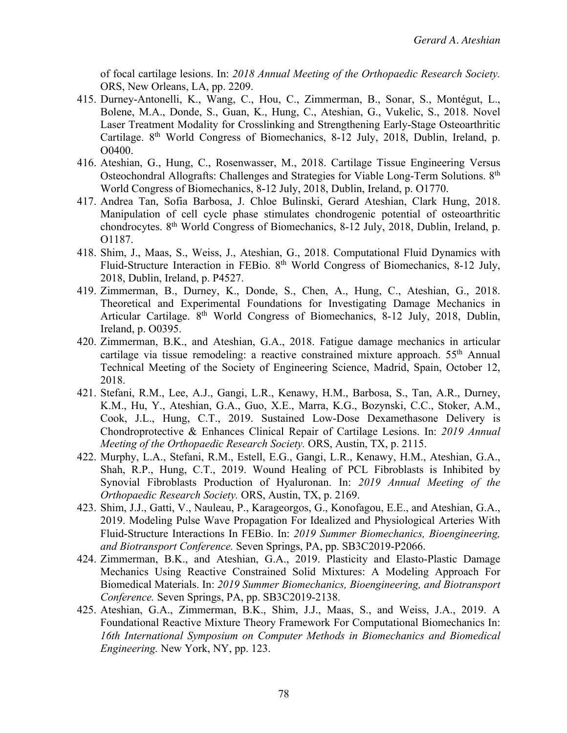of focal cartilage lesions. In: *2018 Annual Meeting of the Orthopaedic Research Society.* ORS, New Orleans, LA, pp. 2209.

415. Durney-Antonelli, K., Wang, C., Hou, C., Zimmerman, B., Sonar, S., Montégut, L., Bolene, M.A., Donde, S., Guan, K., Hung, C., Ateshian, G., Vukelic, S., 2018. Novel Laser Treatment Modality for Crosslinking and Strengthening Early-Stage Osteoarthritic Cartilage. 8th World Congress of Biomechanics, 8-12 July, 2018, Dublin, Ireland, p. O0400.
416. Ateshian, G., Hung, C., Rosenwasser, M., 2018. Cartilage Tissue Engineering Versus Osteochondral Allografts: Challenges and Strategies for Viable Long-Term Solutions. 8th World Congress of Biomechanics, 8-12 July, 2018, Dublin, Ireland, p. O1770.
417. Andrea Tan, Sofia Barbosa, J. Chloe Bulinski, Gerard Ateshian, Clark Hung, 2018. Manipulation of cell cycle phase stimulates chondrogenic potential of osteoarthritic chondrocytes. 8th World Congress of Biomechanics, 8-12 July, 2018, Dublin, Ireland, p. O1187.
418. Shim, J., Maas, S., Weiss, J., Ateshian, G., 2018. Computational Fluid Dynamics with Fluid-Structure Interaction in FEBio. 8th World Congress of Biomechanics, 8-12 July, 2018, Dublin, Ireland, p. P4527.
419. Zimmerman, B., Durney, K., Donde, S., Chen, A., Hung, C., Ateshian, G., 2018. Theoretical and Experimental Foundations for Investigating Damage Mechanics in Articular Cartilage. 8th World Congress of Biomechanics, 8-12 July, 2018, Dublin, Ireland, p. O0395.
420. Zimmerman, B.K., and Ateshian, G.A., 2018. Fatigue damage mechanics in articular cartilage via tissue remodeling: a reactive constrained mixture approach. 55th Annual Technical Meeting of the Society of Engineering Science, Madrid, Spain, October 12, 2018.
421. Stefani, R.M., Lee, A.J., Gangi, L.R., Kenawy, H.M., Barbosa, S., Tan, A.R., Durney, K.M., Hu, Y., Ateshian, G.A., Guo, X.E., Marra, K.G., Bozynski, C.C., Stoker, A.M., Cook, J.L., Hung, C.T., 2019. Sustained Low-Dose Dexamethasone Delivery is Chondroprotective & Enhances Clinical Repair of Cartilage Lesions. In: *2019 Annual Meeting of the Orthopaedic Research Society.* ORS, Austin, TX, p. 2115.
422. Murphy, L.A., Stefani, R.M., Estell, E.G., Gangi, L.R., Kenawy, H.M., Ateshian, G.A., Shah, R.P., Hung, C.T., 2019. Wound Healing of PCL Fibroblasts is Inhibited by Synovial Fibroblasts Production of Hyaluronan. In: *2019 Annual Meeting of the Orthopaedic Research Society.* ORS, Austin, TX, p. 2169.
423. Shim, J.J., Gatti, V., Nauleau, P., Karageorgos, G., Konofagou, E.E., and Ateshian, G.A., 2019. Modeling Pulse Wave Propagation For Idealized and Physiological Arteries With Fluid-Structure Interactions In FEBio. In: *2019 Summer Biomechanics, Bioengineering, and Biotransport Conference.* Seven Springs, PA, pp. SB3C2019-P2066.
424. Zimmerman, B.K., and Ateshian, G.A., 2019. Plasticity and Elasto-Plastic Damage Mechanics Using Reactive Constrained Solid Mixtures: A Modeling Approach For Biomedical Materials. In: *2019 Summer Biomechanics, Bioengineering, and Biotransport Conference.* Seven Springs, PA, pp. SB3C2019-2138.
425. Ateshian, G.A., Zimmerman, B.K., Shim, J.J., Maas, S., and Weiss, J.A., 2019. A Foundational Reactive Mixture Theory Framework For Computational Biomechanics In: *16th International Symposium on Computer Methods in Biomechanics and Biomedical Engineering.* New York, NY, pp. 123.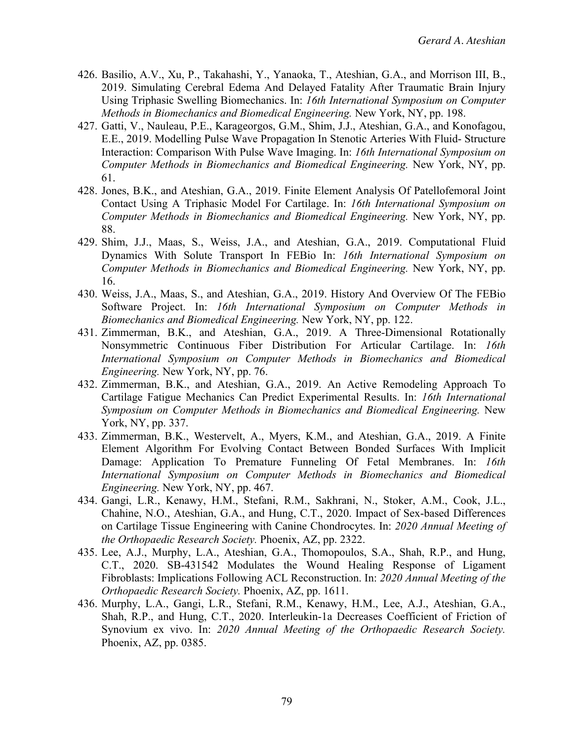426. Basilio, A.V., Xu, P., Takahashi, Y., Yanaoka, T., Ateshian, G.A., and Morrison III, B., 2019. Simulating Cerebral Edema And Delayed Fatality After Traumatic Brain Injury Using Triphasic Swelling Biomechanics. In: *16th International Symposium on Computer Methods in Biomechanics and Biomedical Engineering.* New York, NY, pp. 198.
427. Gatti, V., Nauleau, P.E., Karageorgos, G.M., Shim, J.J., Ateshian, G.A., and Konofagou, E.E., 2019. Modelling Pulse Wave Propagation In Stenotic Arteries With Fluid- Structure Interaction: Comparison With Pulse Wave Imaging. In: *16th International Symposium on Computer Methods in Biomechanics and Biomedical Engineering.* New York, NY, pp. 61.
428. Jones, B.K., and Ateshian, G.A., 2019. Finite Element Analysis Of Patellofemoral Joint Contact Using A Triphasic Model For Cartilage. In: *16th International Symposium on Computer Methods in Biomechanics and Biomedical Engineering.* New York, NY, pp. 88.
429. Shim, J.J., Maas, S., Weiss, J.A., and Ateshian, G.A., 2019. Computational Fluid Dynamics With Solute Transport In FEBio In: *16th International Symposium on Computer Methods in Biomechanics and Biomedical Engineering.* New York, NY, pp. 16.
430. Weiss, J.A., Maas, S., and Ateshian, G.A., 2019. History And Overview Of The FEBio Software Project. In: *16th International Symposium on Computer Methods in Biomechanics and Biomedical Engineering.* New York, NY, pp. 122.
431. Zimmerman, B.K., and Ateshian, G.A., 2019. A Three-Dimensional Rotationally Nonsymmetric Continuous Fiber Distribution For Articular Cartilage. In: *16th International Symposium on Computer Methods in Biomechanics and Biomedical Engineering.* New York, NY, pp. 76.
432. Zimmerman, B.K., and Ateshian, G.A., 2019. An Active Remodeling Approach To Cartilage Fatigue Mechanics Can Predict Experimental Results. In: *16th International Symposium on Computer Methods in Biomechanics and Biomedical Engineering.* New York, NY, pp. 337.
433. Zimmerman, B.K., Westervelt, A., Myers, K.M., and Ateshian, G.A., 2019. A Finite Element Algorithm For Evolving Contact Between Bonded Surfaces With Implicit Damage: Application To Premature Funneling Of Fetal Membranes. In: *16th International Symposium on Computer Methods in Biomechanics and Biomedical Engineering.* New York, NY, pp. 467.
434. Gangi, L.R., Kenawy, H.M., Stefani, R.M., Sakhrani, N., Stoker, A.M., Cook, J.L., Chahine, N.O., Ateshian, G.A., and Hung, C.T., 2020. Impact of Sex-based Differences on Cartilage Tissue Engineering with Canine Chondrocytes. In: *2020 Annual Meeting of the Orthopaedic Research Society.* Phoenix, AZ, pp. 2322.
435. Lee, A.J., Murphy, L.A., Ateshian, G.A., Thomopoulos, S.A., Shah, R.P., and Hung, C.T., 2020. SB-431542 Modulates the Wound Healing Response of Ligament Fibroblasts: Implications Following ACL Reconstruction. In: *2020 Annual Meeting of the Orthopaedic Research Society.* Phoenix, AZ, pp. 1611.
436. Murphy, L.A., Gangi, L.R., Stefani, R.M., Kenawy, H.M., Lee, A.J., Ateshian, G.A., Shah, R.P., and Hung, C.T., 2020. Interleukin-1a Decreases Coefficient of Friction of Synovium ex vivo. In: *2020 Annual Meeting of the Orthopaedic Research Society.* Phoenix, AZ, pp. 0385.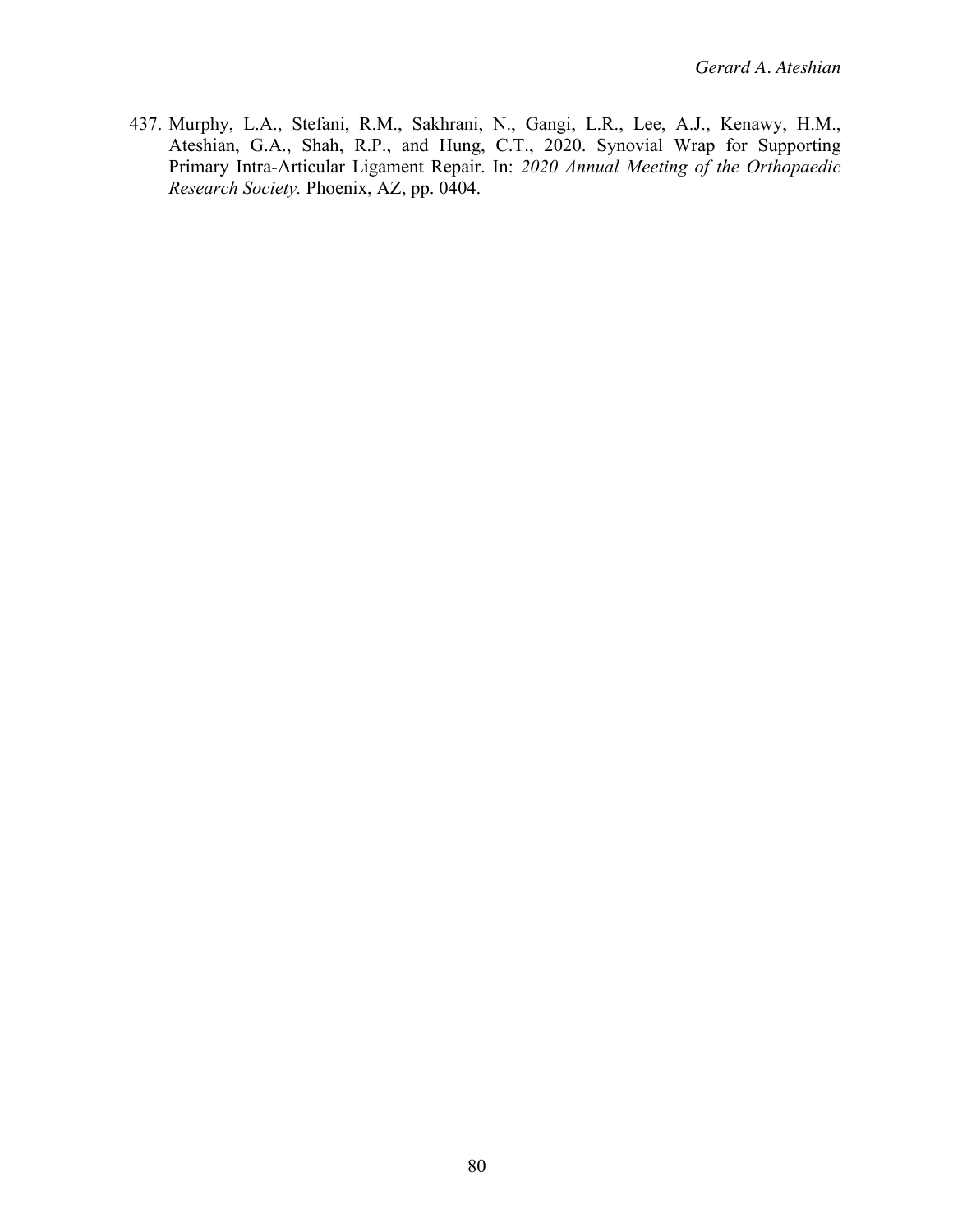437. Murphy, L.A., Stefani, R.M., Sakhrani, N., Gangi, L.R., Lee, A.J., Kenawy, H.M., Ateshian, G.A., Shah, R.P., and Hung, C.T., 2020. Synovial Wrap for Supporting Primary Intra-Articular Ligament Repair. In: *2020 Annual Meeting of the Orthopaedic Research Society.* Phoenix, AZ, pp. 0404.